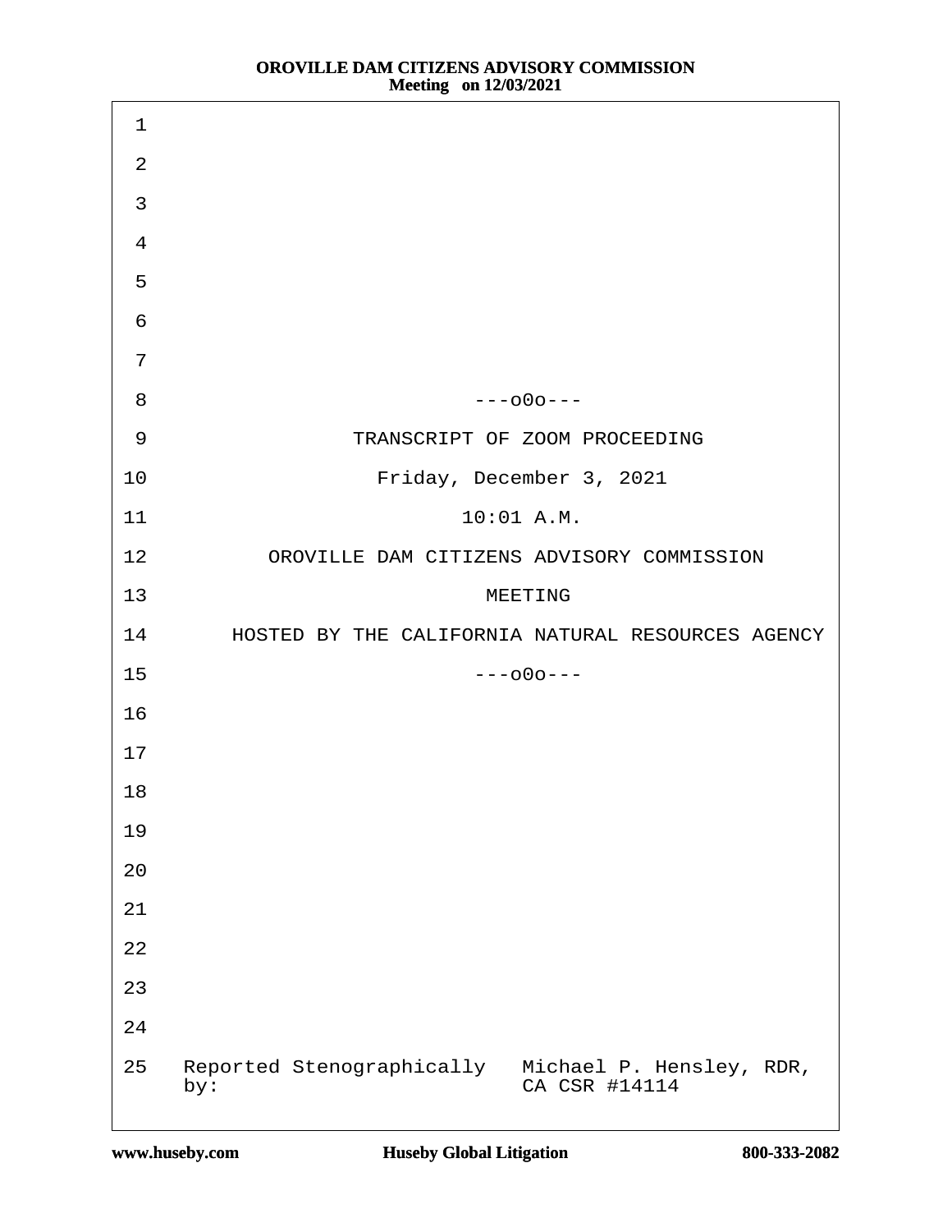---o0o---

TRANSCRIPT OF ZOOM PROCEEDING

Friday, December 3, 2021

10:01 A.M.

OROVILLE DAM CITIZENS ADVISORY COMMISSION

MEETING

HOSTED BY THE CALIFORNIA NATURAL RESOURCES AGENCY

---o0o---

Reported Stenographically by: Michael P. Hensley, RDR, CA CSR #14114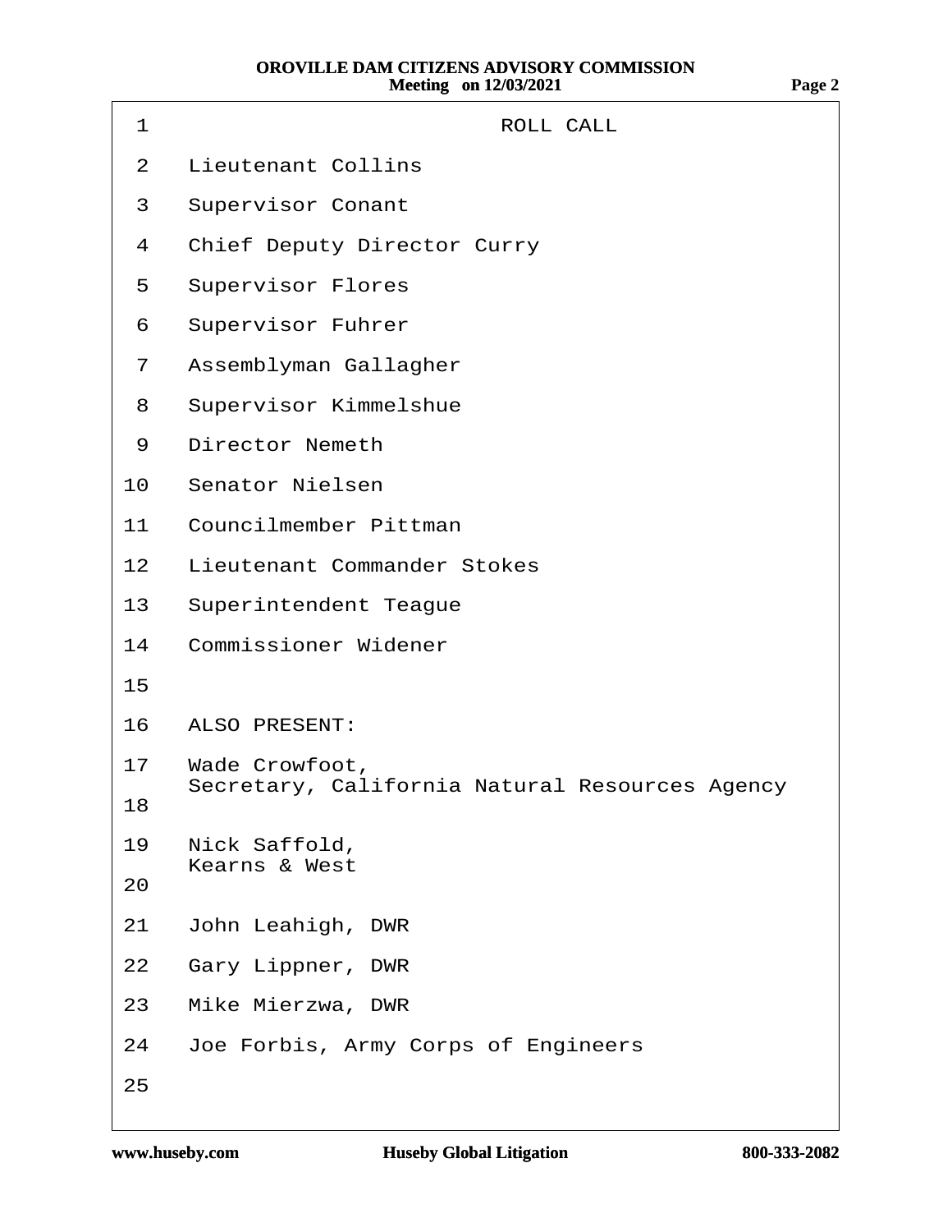## ROLL CALL

Lieutenant Collins
Supervisor Conant
Chief Deputy Director Curry
Supervisor Flores
Supervisor Fuhrer
Assemblyman Gallagher
Supervisor Kimmelshue
Director Nemeth
Senator Nielsen
Councilmember Pittman
Lieutenant Commander Stokes
Superintendent Teague
Commissioner Widener

ALSO PRESENT:

Wade Crowfoot,
Secretary, California Natural Resources Agency

Nick Saffold,
Kearns & West

John Leahigh, DWR
Gary Lippner, DWR
Mike Mierzwa, DWR
Joe Forbis, Army Corps of Engineers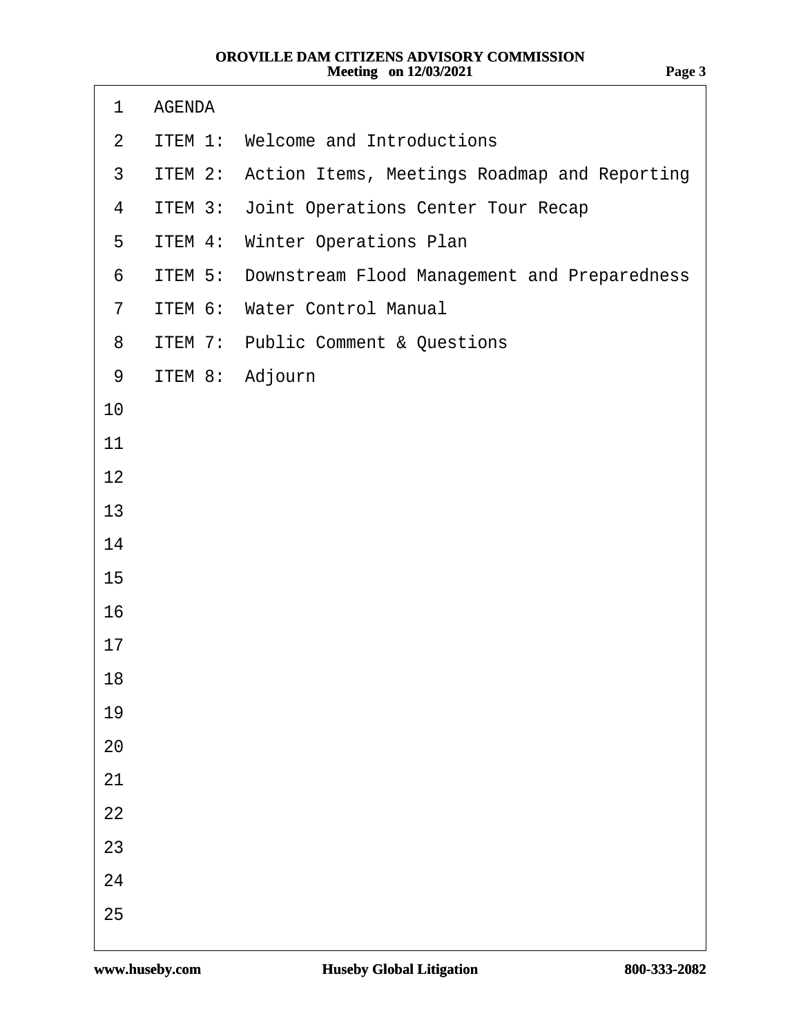# AGENDA

- ITEM 1: Welcome and Introductions
- ITEM 2: Action Items, Meetings Roadmap and Reporting
- ITEM 3: Joint Operations Center Tour Recap
- ITEM 4: Winter Operations Plan
- ITEM 5: Downstream Flood Management and Preparedness
- ITEM 6: Water Control Manual
- ITEM 7: Public Comment & Questions
- ITEM 8: Adjourn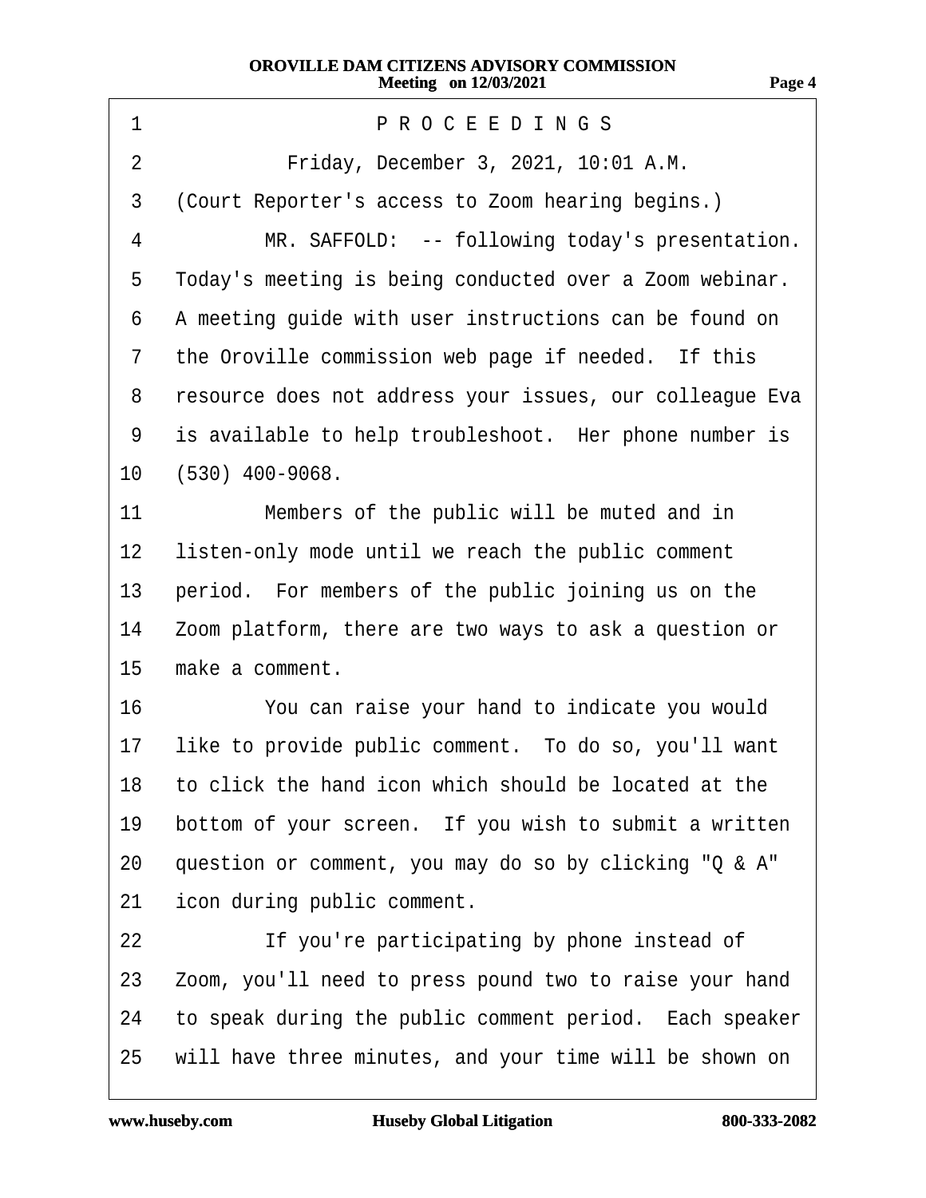PROCEEDINGS

Friday, December 3, 2021, 10:01 A.M.

(Court Reporter's access to Zoom hearing begins.)

MR. SAFFOLD: -- following today's presentation. Today's meeting is being conducted over a Zoom webinar. A meeting guide with user instructions can be found on the Oroville commission web page if needed. If this resource does not address your issues, our colleague Eva is available to help troubleshoot. Her phone number is (530) 400-9068.

Members of the public will be muted and in listen-only mode until we reach the public comment period. For members of the public joining us on the Zoom platform, there are two ways to ask a question or make a comment.

You can raise your hand to indicate you would like to provide public comment. To do so, you'll want to click the hand icon which should be located at the bottom of your screen. If you wish to submit a written question or comment, you may do so by clicking "Q & A" icon during public comment.

If you're participating by phone instead of Zoom, you'll need to press pound two to raise your hand to speak during the public comment period. Each speaker will have three minutes, and your time will be shown on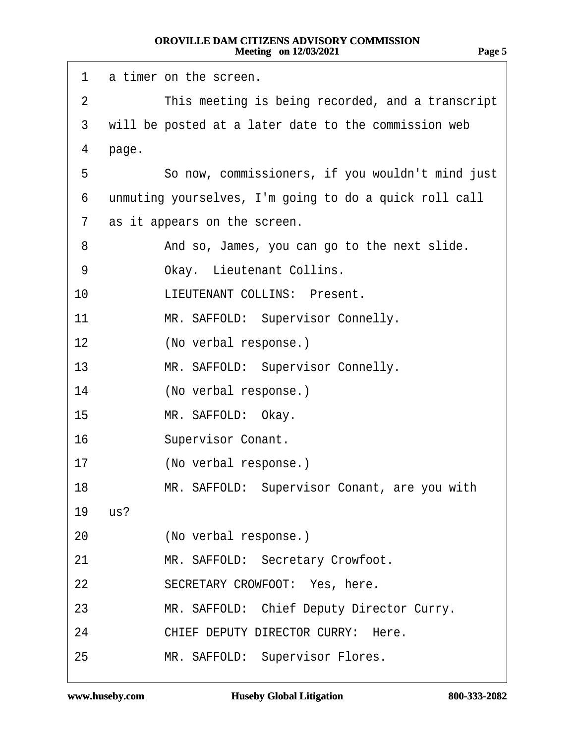1 a timer on the screen.

2 This meeting is being recorded, and a transcript

3 will be posted at a later date to the commission web

4 page.

5 So now, commissioners, if you wouldn't mind just

6 unmuting yourselves, I'm going to do a quick roll call

7 as it appears on the screen.

8 And so, James, you can go to the next slide.

9 Okay. Lieutenant Collins.

10 LIEUTENANT COLLINS: Present.

11 MR. SAFFOLD: Supervisor Connelly.

12 (No verbal response.)

13 MR. SAFFOLD: Supervisor Connelly.

14 (No verbal response.)

15 MR. SAFFOLD: Okay.

16 Supervisor Conant.

17 (No verbal response.)

18 MR. SAFFOLD: Supervisor Conant, are you with

19 us?

20 (No verbal response.)

21 MR. SAFFOLD: Secretary Crowfoot.

22 SECRETARY CROWFOOT: Yes, here.

23 MR. SAFFOLD: Chief Deputy Director Curry.

24 CHIEF DEPUTY DIRECTOR CURRY: Here.

25 MR. SAFFOLD: Supervisor Flores.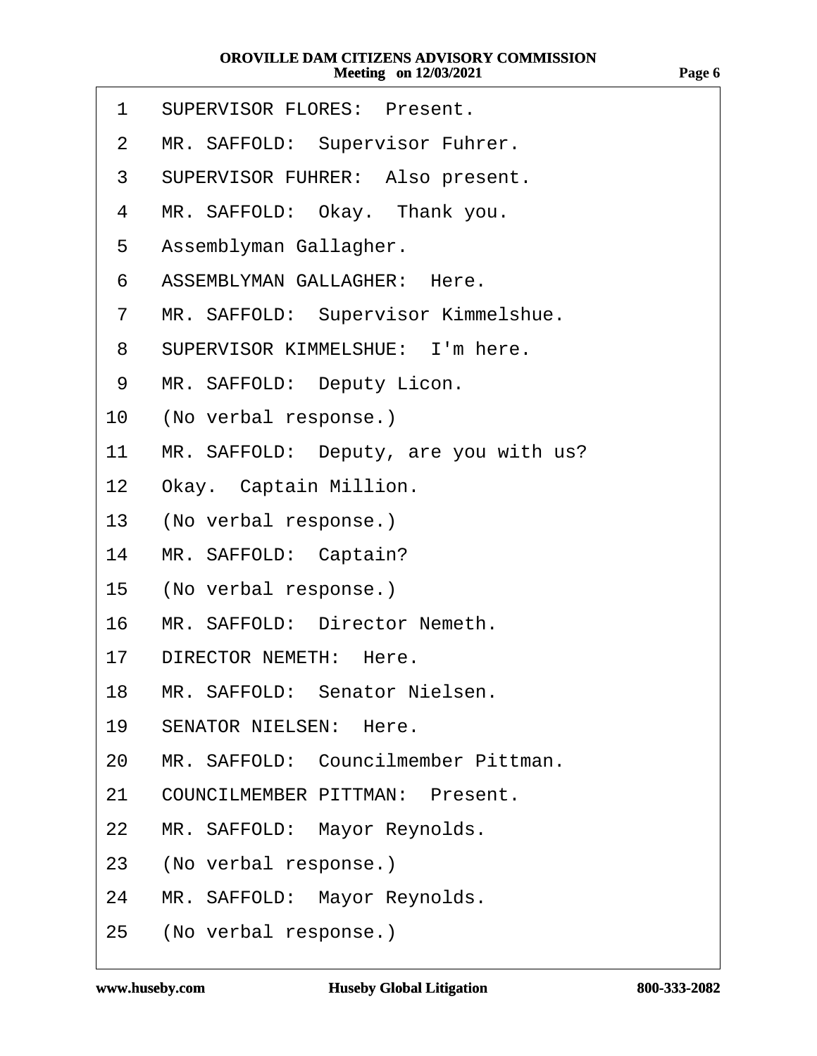1 SUPERVISOR FLORES: Present.

2 MR. SAFFOLD: Supervisor Fuhrer.

3 SUPERVISOR FUHRER: Also present.

4 MR. SAFFOLD: Okay. Thank you.

5 Assemblyman Gallagher.

6 ASSEMBLYMAN GALLAGHER: Here.

7 MR. SAFFOLD: Supervisor Kimmelshue.

8 SUPERVISOR KIMMELSHUE: I'm here.

9 MR. SAFFOLD: Deputy Licon.

10 (No verbal response.)

11 MR. SAFFOLD: Deputy, are you with us?

12 Okay. Captain Million.

13 (No verbal response.)

14 MR. SAFFOLD: Captain?

15 (No verbal response.)

16 MR. SAFFOLD: Director Nemeth.

17 DIRECTOR NEMETH: Here.

18 MR. SAFFOLD: Senator Nielsen.

19 SENATOR NIELSEN: Here.

20 MR. SAFFOLD: Councilmember Pittman.

21 COUNCILMEMBER PITTMAN: Present.

22 MR. SAFFOLD: Mayor Reynolds.

23 (No verbal response.)

24 MR. SAFFOLD: Mayor Reynolds.

25 (No verbal response.)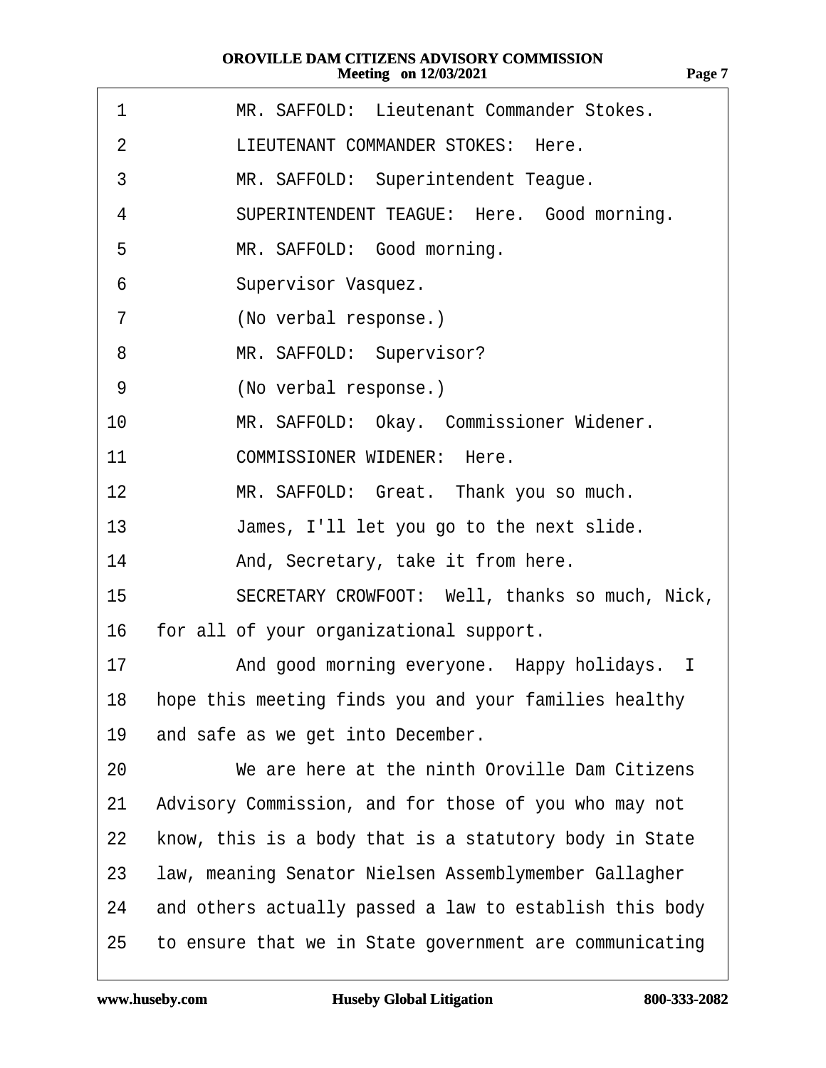1 MR. SAFFOLD: Lieutenant Commander Stokes.

2 LIEUTENANT COMMANDER STOKES: Here.

3 MR. SAFFOLD: Superintendent Teague.

4 SUPERINTENDENT TEAGUE: Here. Good morning.

5 MR. SAFFOLD: Good morning.

6 Supervisor Vasquez.

7 (No verbal response.)

8 MR. SAFFOLD: Supervisor?

9 (No verbal response.)

10 MR. SAFFOLD: Okay. Commissioner Widener.

11 COMMISSIONER WIDENER: Here.

12 MR. SAFFOLD: Great. Thank you so much.

13 James, I'll let you go to the next slide.

14 And, Secretary, take it from here.

15 SECRETARY CROWFOOT: Well, thanks so much, Nick,

16 for all of your organizational support.

17 And good morning everyone. Happy holidays. I

18 hope this meeting finds you and your families healthy

19 and safe as we get into December.

20 We are here at the ninth Oroville Dam Citizens

21 Advisory Commission, and for those of you who may not

22 know, this is a body that is a statutory body in State

23 law, meaning Senator Nielsen Assemblymember Gallagher

24 and others actually passed a law to establish this body

25 to ensure that we in State government are communicating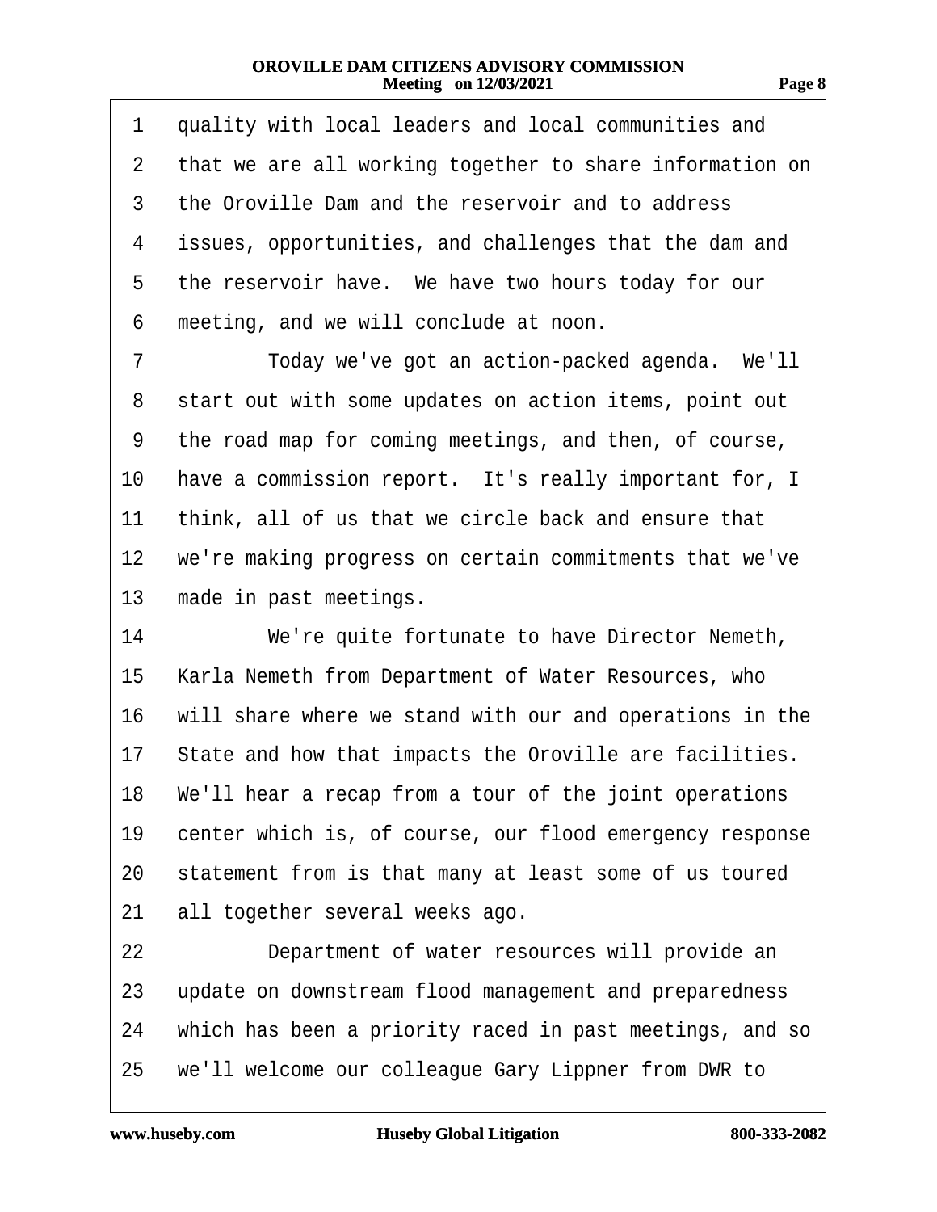1 quality with local leaders and local communities and
2 that we are all working together to share information on
3 the Oroville Dam and the reservoir and to address
4 issues, opportunities, and challenges that the dam and
5 the reservoir have. We have two hours today for our
6 meeting, and we will conclude at noon.
7 Today we've got an action-packed agenda. We'll
8 start out with some updates on action items, point out
9 the road map for coming meetings, and then, of course,
10 have a commission report. It's really important for, I
11 think, all of us that we circle back and ensure that
12 we're making progress on certain commitments that we've
13 made in past meetings.
14 We're quite fortunate to have Director Nemeth,
15 Karla Nemeth from Department of Water Resources, who
16 will share where we stand with our and operations in the
17 State and how that impacts the Oroville are facilities.
18 We'll hear a recap from a tour of the joint operations
19 center which is, of course, our flood emergency response
20 statement from is that many at least some of us toured
21 all together several weeks ago.
22 Department of water resources will provide an
23 update on downstream flood management and preparedness
24 which has been a priority raced in past meetings, and so
25 we'll welcome our colleague Gary Lippner from DWR to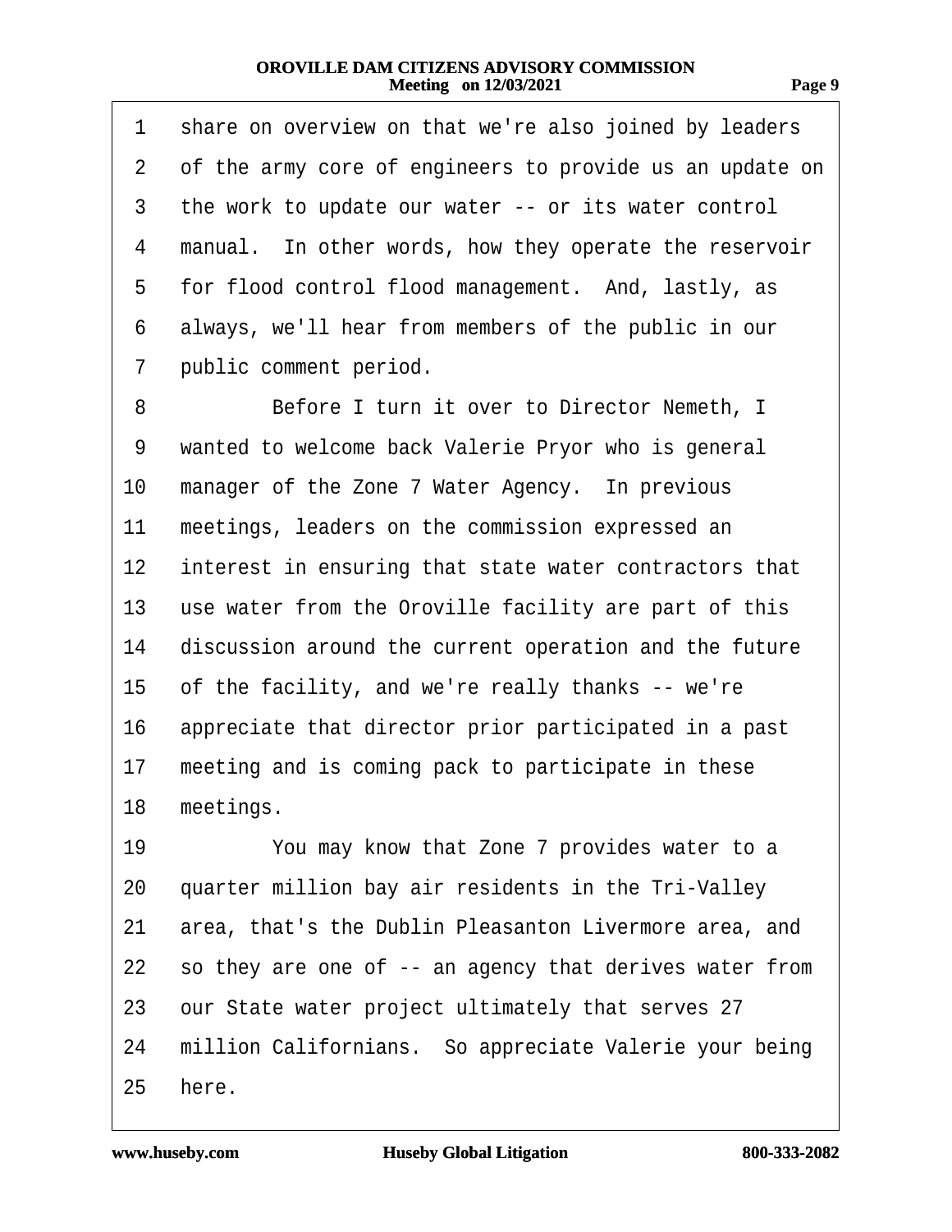1 share on overview on that we're also joined by leaders
2 of the army core of engineers to provide us an update on
3 the work to update our water -- or its water control
4 manual. In other words, how they operate the reservoir
5 for flood control flood management. And, lastly, as
6 always, we'll hear from members of the public in our
7 public comment period.

8 Before I turn it over to Director Nemeth, I
9 wanted to welcome back Valerie Pryor who is general
10 manager of the Zone 7 Water Agency. In previous
11 meetings, leaders on the commission expressed an
12 interest in ensuring that state water contractors that
13 use water from the Oroville facility are part of this
14 discussion around the current operation and the future
15 of the facility, and we're really thanks -- we're
16 appreciate that director prior participated in a past
17 meeting and is coming pack to participate in these
18 meetings.

19 You may know that Zone 7 provides water to a
20 quarter million bay air residents in the Tri-Valley
21 area, that's the Dublin Pleasanton Livermore area, and
22 so they are one of -- an agency that derives water from
23 our State water project ultimately that serves 27
24 million Californians. So appreciate Valerie your being
25 here.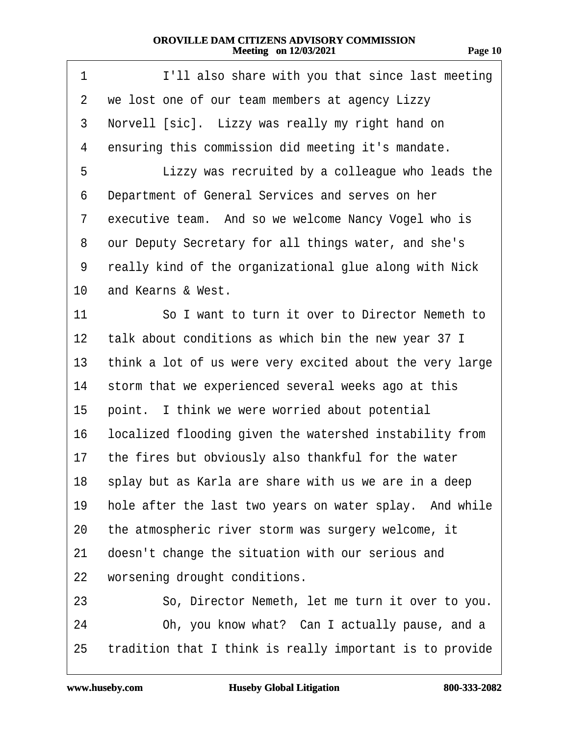1 I'll also share with you that since last meeting
2 we lost one of our team members at agency Lizzy
3 Norvell [sic]. Lizzy was really my right hand on
4 ensuring this commission did meeting it's mandate.
5 Lizzy was recruited by a colleague who leads the
6 Department of General Services and serves on her
7 executive team. And so we welcome Nancy Vogel who is
8 our Deputy Secretary for all things water, and she's
9 really kind of the organizational glue along with Nick
10 and Kearns & West.
11 So I want to turn it over to Director Nemeth to
12 talk about conditions as which bin the new year 37 I
13 think a lot of us were very excited about the very large
14 storm that we experienced several weeks ago at this
15 point. I think we were worried about potential
16 localized flooding given the watershed instability from
17 the fires but obviously also thankful for the water
18 splay but as Karla are share with us we are in a deep
19 hole after the last two years on water splay. And while
20 the atmospheric river storm was surgery welcome, it
21 doesn't change the situation with our serious and
22 worsening drought conditions.
23 So, Director Nemeth, let me turn it over to you.
24 Oh, you know what? Can I actually pause, and a
25 tradition that I think is really important is to provide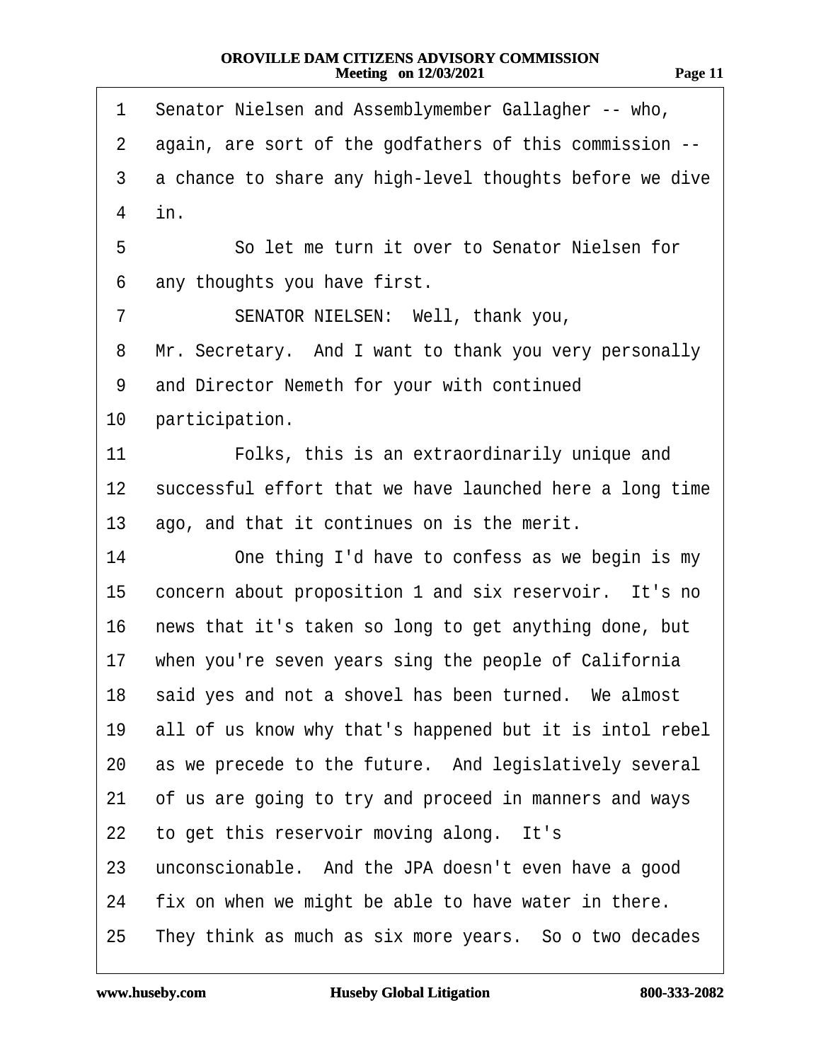1 Senator Nielsen and Assemblymember Gallagher -- who,
2 again, are sort of the godfathers of this commission --
3 a chance to share any high-level thoughts before we dive
4 in.
5 So let me turn it over to Senator Nielsen for
6 any thoughts you have first.
7 SENATOR NIELSEN: Well, thank you,
8 Mr. Secretary. And I want to thank you very personally
9 and Director Nemeth for your with continued
10 participation.
11 Folks, this is an extraordinarily unique and
12 successful effort that we have launched here a long time
13 ago, and that it continues on is the merit.
14 One thing I'd have to confess as we begin is my
15 concern about proposition 1 and six reservoir. It's no
16 news that it's taken so long to get anything done, but
17 when you're seven years sing the people of California
18 said yes and not a shovel has been turned. We almost
19 all of us know why that's happened but it is intol rebel
20 as we precede to the future. And legislatively several
21 of us are going to try and proceed in manners and ways
22 to get this reservoir moving along. It's
23 unconscionable. And the JPA doesn't even have a good
24 fix on when we might be able to have water in there.
25 They think as much as six more years. So o two decades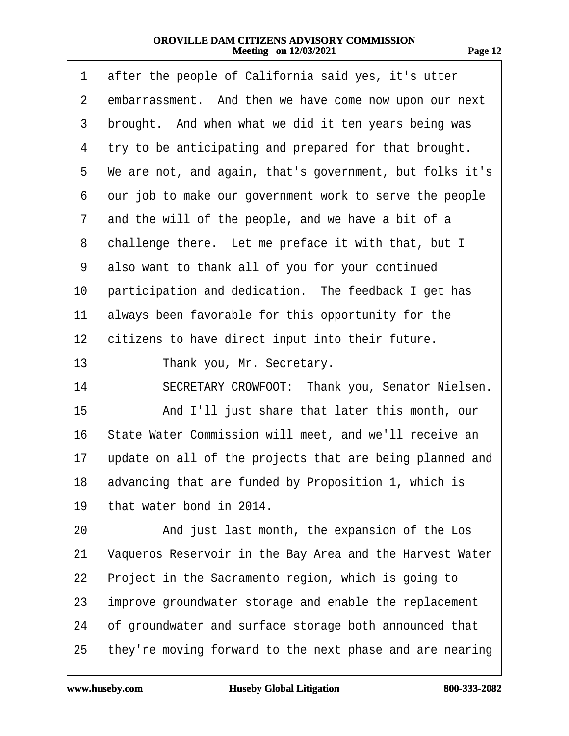after the people of California said yes, it's utter embarrassment. And then we have come now upon our next brought. And when what we did it ten years being was try to be anticipating and prepared for that brought. We are not, and again, that's government, but folks it's our job to make our government work to serve the people and the will of the people, and we have a bit of a challenge there. Let me preface it with that, but I also want to thank all of you for your continued participation and dedication. The feedback I get has always been favorable for this opportunity for the citizens to have direct input into their future.

Thank you, Mr. Secretary.

SECRETARY CROWFOOT: Thank you, Senator Nielsen.

And I'll just share that later this month, our State Water Commission will meet, and we'll receive an update on all of the projects that are being planned and advancing that are funded by Proposition 1, which is that water bond in 2014.

And just last month, the expansion of the Los Vaqueros Reservoir in the Bay Area and the Harvest Water Project in the Sacramento region, which is going to improve groundwater storage and enable the replacement of groundwater and surface storage both announced that they're moving forward to the next phase and are nearing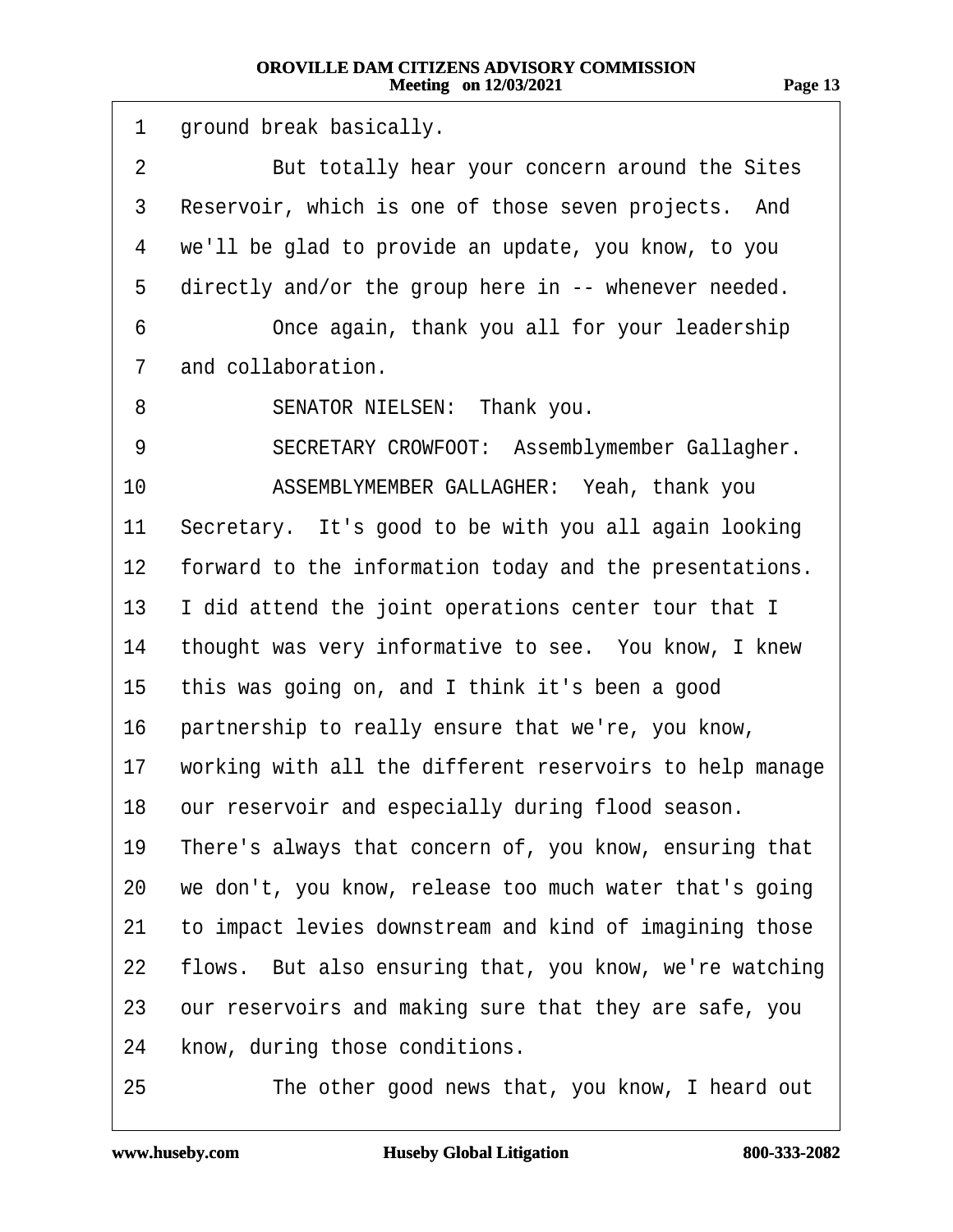ground break basically.

But totally hear your concern around the Sites Reservoir, which is one of those seven projects. And we'll be glad to provide an update, you know, to you directly and/or the group here in -- whenever needed.

Once again, thank you all for your leadership and collaboration.

SENATOR NIELSEN: Thank you.

SECRETARY CROWFOOT: Assemblymember Gallagher.

ASSEMBLYMEMBER GALLAGHER: Yeah, thank you Secretary. It's good to be with you all again looking forward to the information today and the presentations. I did attend the joint operations center tour that I thought was very informative to see. You know, I knew this was going on, and I think it's been a good partnership to really ensure that we're, you know, working with all the different reservoirs to help manage our reservoir and especially during flood season. There's always that concern of, you know, ensuring that we don't, you know, release too much water that's going to impact levies downstream and kind of imagining those flows. But also ensuring that, you know, we're watching our reservoirs and making sure that they are safe, you know, during those conditions.

The other good news that, you know, I heard out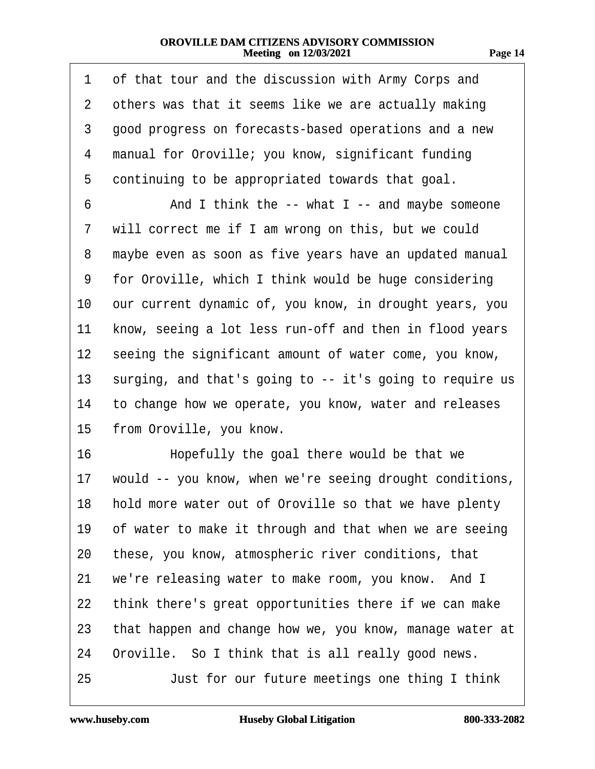1 of that tour and the discussion with Army Corps and
2 others was that it seems like we are actually making
3 good progress on forecasts-based operations and a new
4 manual for Oroville; you know, significant funding
5 continuing to be appropriated towards that goal.

6 And I think the -- what I -- and maybe someone
7 will correct me if I am wrong on this, but we could
8 maybe even as soon as five years have an updated manual
9 for Oroville, which I think would be huge considering
10 our current dynamic of, you know, in drought years, you
11 know, seeing a lot less run-off and then in flood years
12 seeing the significant amount of water come, you know,
13 surging, and that's going to -- it's going to require us
14 to change how we operate, you know, water and releases
15 from Oroville, you know.

16 Hopefully the goal there would be that we
17 would -- you know, when we're seeing drought conditions,
18 hold more water out of Oroville so that we have plenty
19 of water to make it through and that when we are seeing
20 these, you know, atmospheric river conditions, that
21 we're releasing water to make room, you know. And I
22 think there's great opportunities there if we can make
23 that happen and change how we, you know, manage water at
24 Oroville. So I think that is all really good news.

25 Just for our future meetings one thing I think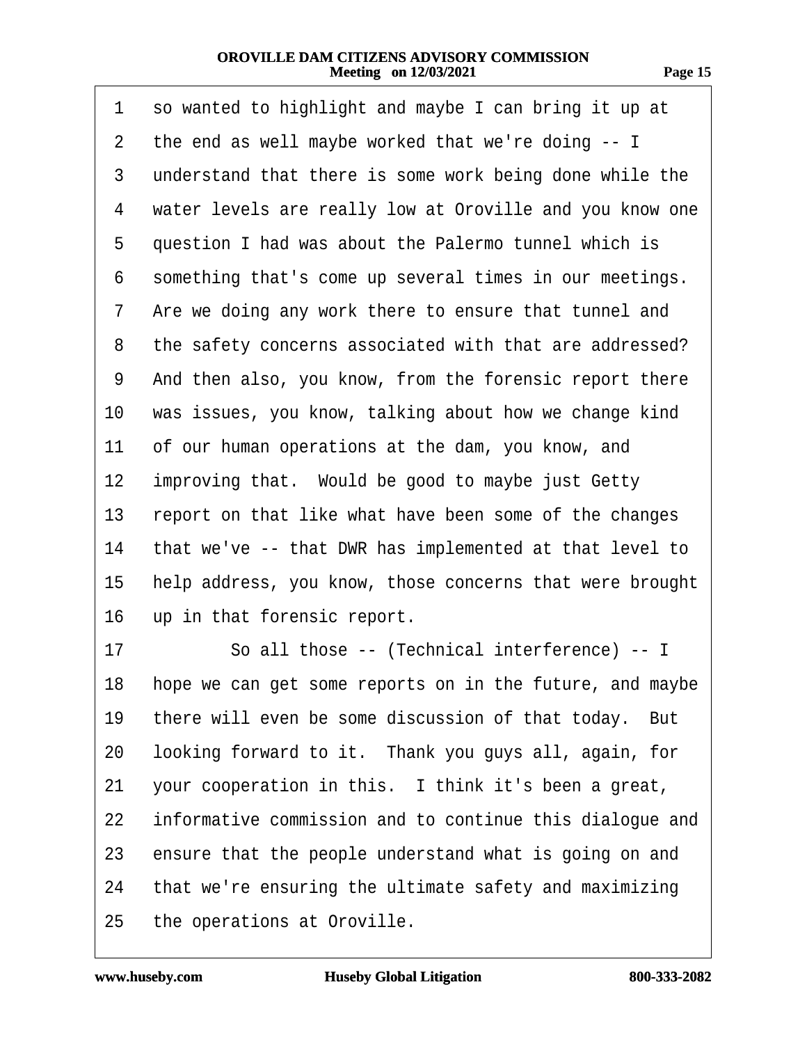1 so wanted to highlight and maybe I can bring it up at
2 the end as well maybe worked that we're doing -- I
3 understand that there is some work being done while the
4 water levels are really low at Oroville and you know one
5 question I had was about the Palermo tunnel which is
6 something that's come up several times in our meetings.
7 Are we doing any work there to ensure that tunnel and
8 the safety concerns associated with that are addressed?
9 And then also, you know, from the forensic report there
10 was issues, you know, talking about how we change kind
11 of our human operations at the dam, you know, and
12 improving that. Would be good to maybe just Getty
13 report on that like what have been some of the changes
14 that we've -- that DWR has implemented at that level to
15 help address, you know, those concerns that were brought
16 up in that forensic report.
17 So all those -- (Technical interference) -- I
18 hope we can get some reports on in the future, and maybe
19 there will even be some discussion of that today. But
20 looking forward to it. Thank you guys all, again, for
21 your cooperation in this. I think it's been a great,
22 informative commission and to continue this dialogue and
23 ensure that the people understand what is going on and
24 that we're ensuring the ultimate safety and maximizing
25 the operations at Oroville.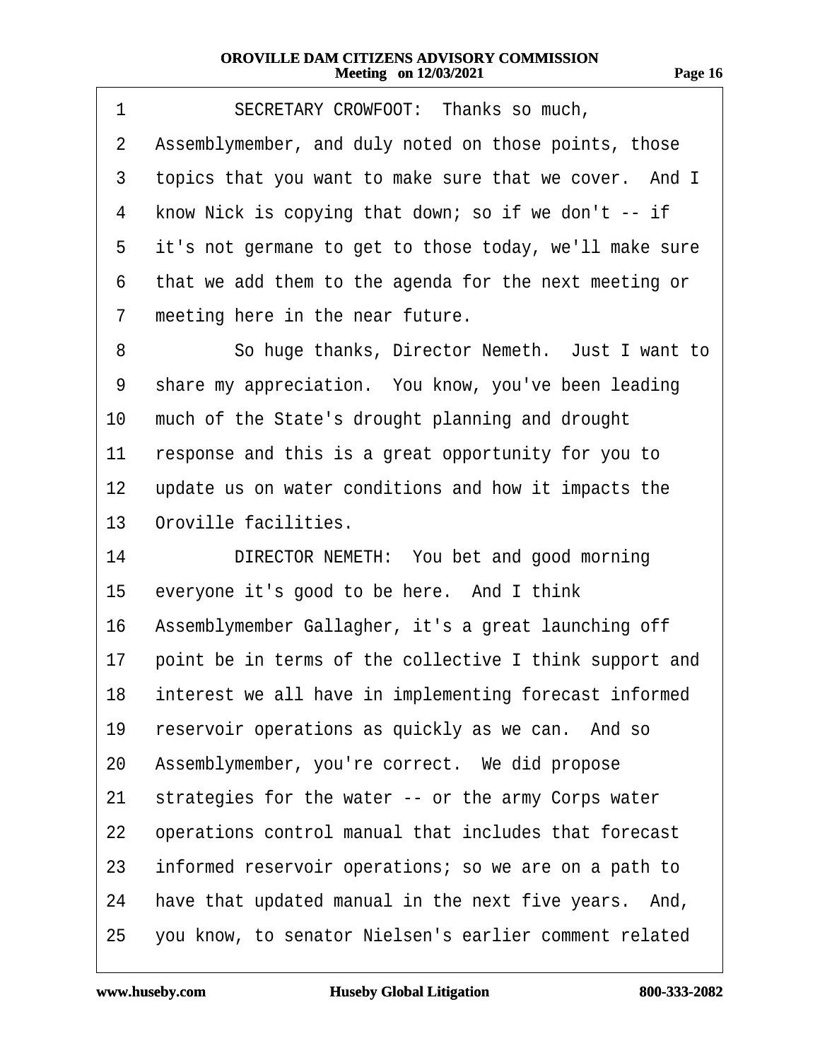1 SECRETARY CROWFOOT: Thanks so much,
2 Assemblymember, and duly noted on those points, those
3 topics that you want to make sure that we cover. And I
4 know Nick is copying that down; so if we don't -- if
5 it's not germane to get to those today, we'll make sure
6 that we add them to the agenda for the next meeting or
7 meeting here in the near future.
8 So huge thanks, Director Nemeth. Just I want to
9 share my appreciation. You know, you've been leading
10 much of the State's drought planning and drought
11 response and this is a great opportunity for you to
12 update us on water conditions and how it impacts the
13 Oroville facilities.
14 DIRECTOR NEMETH: You bet and good morning
15 everyone it's good to be here. And I think
16 Assemblymember Gallagher, it's a great launching off
17 point be in terms of the collective I think support and
18 interest we all have in implementing forecast informed
19 reservoir operations as quickly as we can. And so
20 Assemblymember, you're correct. We did propose
21 strategies for the water -- or the army Corps water
22 operations control manual that includes that forecast
23 informed reservoir operations; so we are on a path to
24 have that updated manual in the next five years. And,
25 you know, to senator Nielsen's earlier comment related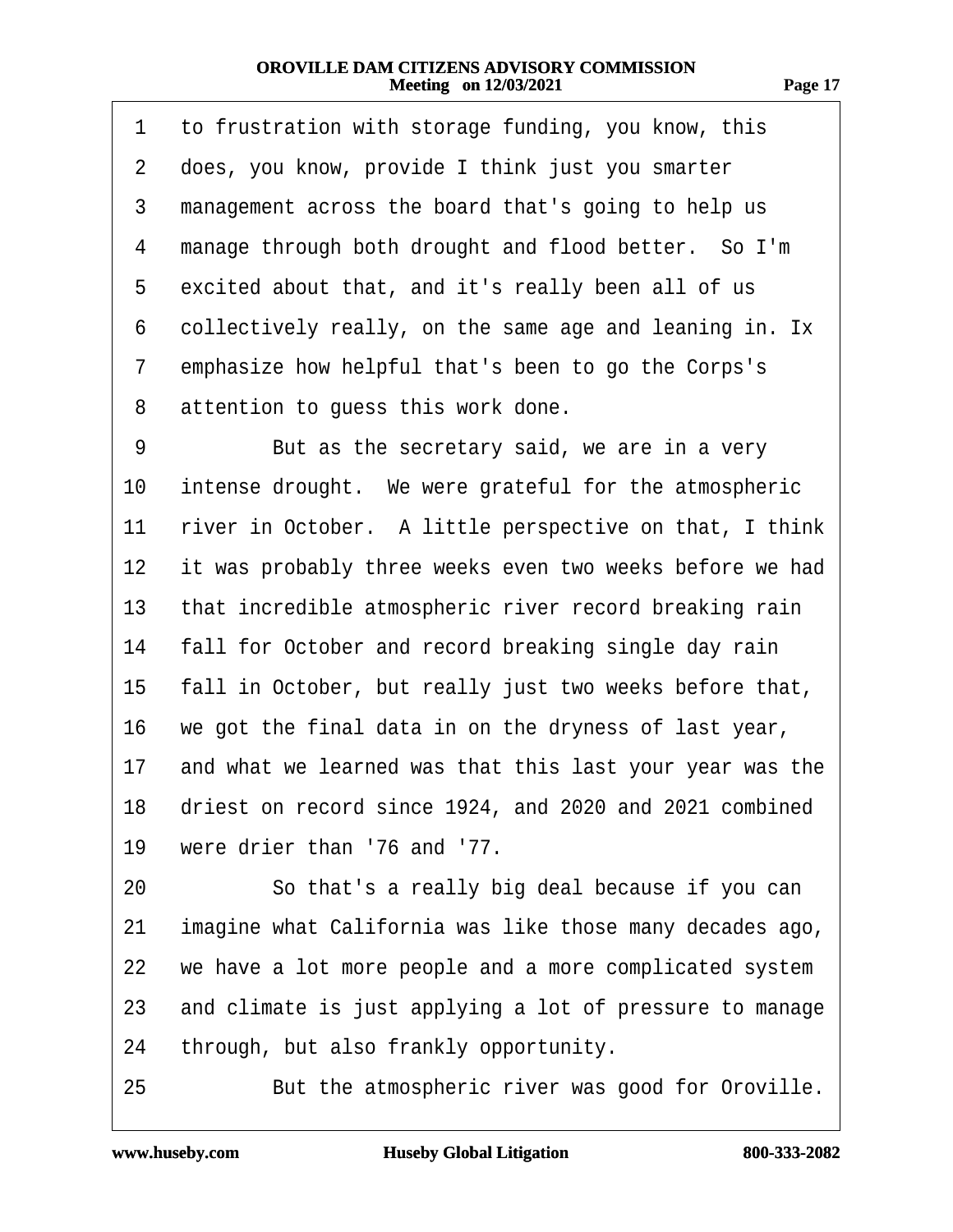1 to frustration with storage funding, you know, this
2 does, you know, provide I think just you smarter
3 management across the board that's going to help us
4 manage through both drought and flood better. So I'm
5 excited about that, and it's really been all of us
6 collectively really, on the same age and leaning in. Ix
7 emphasize how helpful that's been to go the Corps's
8 attention to guess this work done.
9 But as the secretary said, we are in a very
10 intense drought. We were grateful for the atmospheric
11 river in October. A little perspective on that, I think
12 it was probably three weeks even two weeks before we had
13 that incredible atmospheric river record breaking rain
14 fall for October and record breaking single day rain
15 fall in October, but really just two weeks before that,
16 we got the final data in on the dryness of last year,
17 and what we learned was that this last your year was the
18 driest on record since 1924, and 2020 and 2021 combined
19 were drier than '76 and '77.
20 So that's a really big deal because if you can
21 imagine what California was like those many decades ago,
22 we have a lot more people and a more complicated system
23 and climate is just applying a lot of pressure to manage
24 through, but also frankly opportunity.
25 But the atmospheric river was good for Oroville.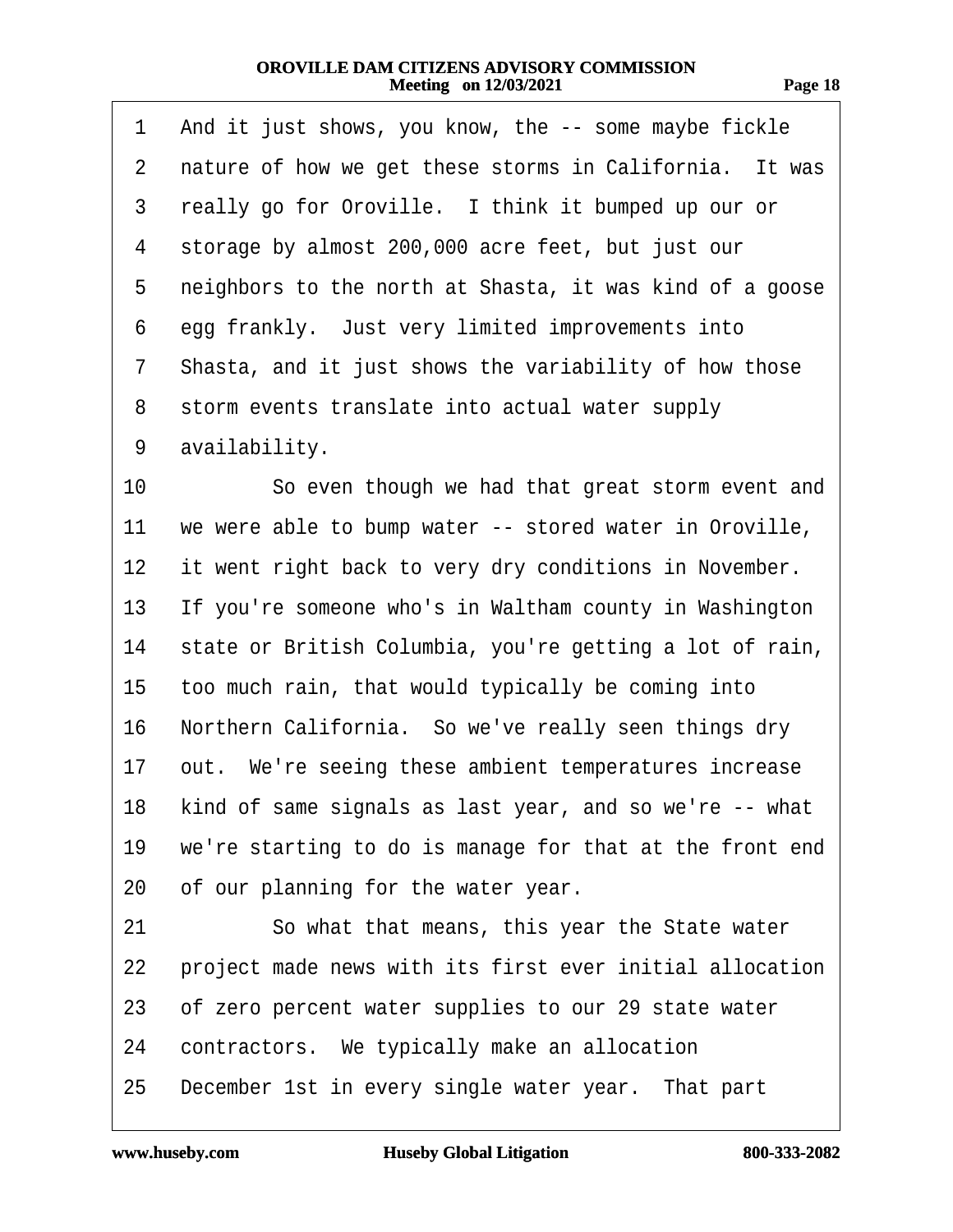1 And it just shows, you know, the -- some maybe fickle
2 nature of how we get these storms in California. It was
3 really go for Oroville. I think it bumped up our or
4 storage by almost 200,000 acre feet, but just our
5 neighbors to the north at Shasta, it was kind of a goose
6 egg frankly. Just very limited improvements into
7 Shasta, and it just shows the variability of how those
8 storm events translate into actual water supply
9 availability.
10 So even though we had that great storm event and
11 we were able to bump water -- stored water in Oroville,
12 it went right back to very dry conditions in November.
13 If you're someone who's in Waltham county in Washington
14 state or British Columbia, you're getting a lot of rain,
15 too much rain, that would typically be coming into
16 Northern California. So we've really seen things dry
17 out. We're seeing these ambient temperatures increase
18 kind of same signals as last year, and so we're -- what
19 we're starting to do is manage for that at the front end
20 of our planning for the water year.
21 So what that means, this year the State water
22 project made news with its first ever initial allocation
23 of zero percent water supplies to our 29 state water
24 contractors. We typically make an allocation
25 December 1st in every single water year. That part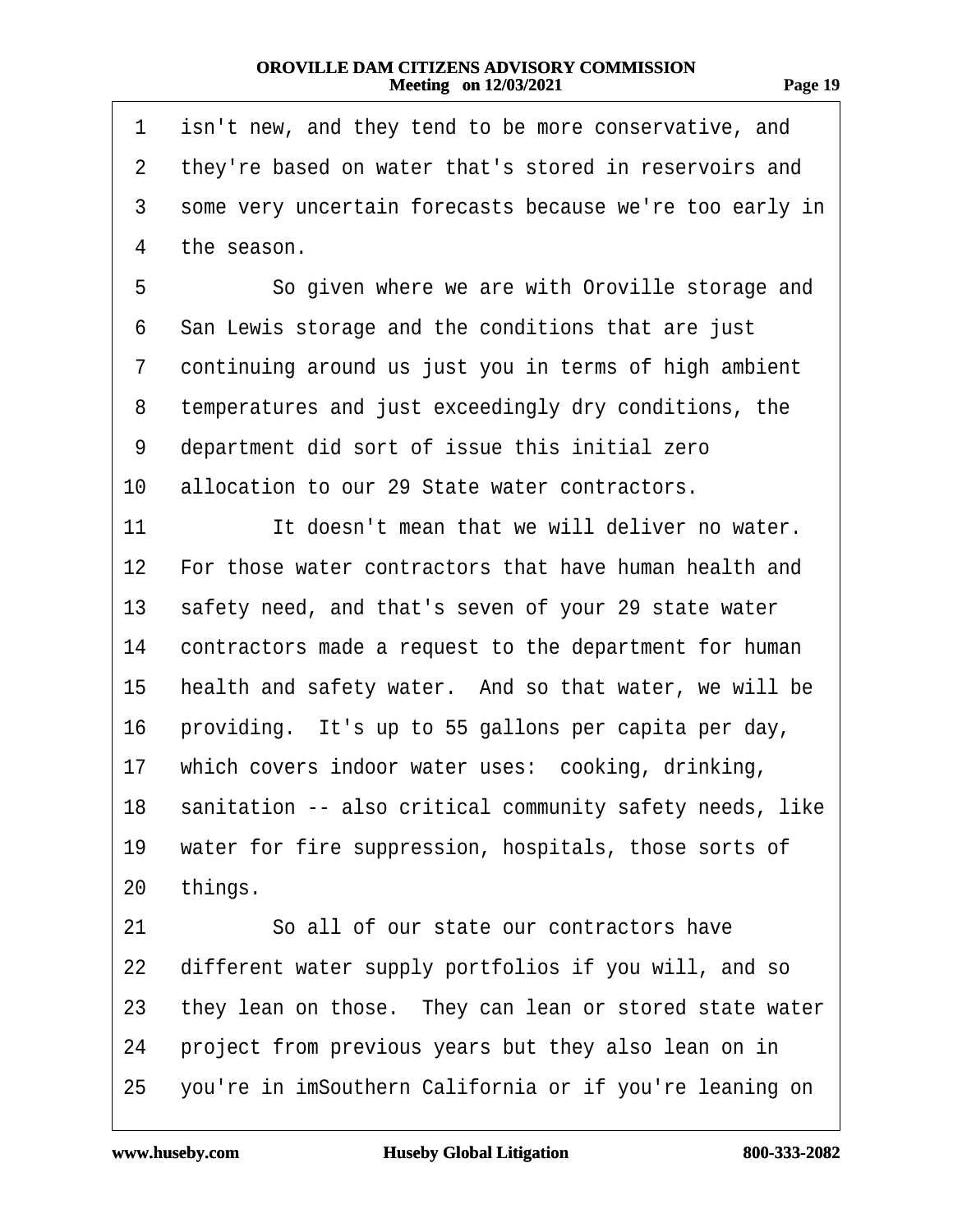1 isn't new, and they tend to be more conservative, and
2 they're based on water that's stored in reservoirs and
3 some very uncertain forecasts because we're too early in
4 the season.

5 So given where we are with Oroville storage and
6 San Lewis storage and the conditions that are just
7 continuing around us just you in terms of high ambient
8 temperatures and just exceedingly dry conditions, the
9 department did sort of issue this initial zero
10 allocation to our 29 State water contractors.

11 It doesn't mean that we will deliver no water.
12 For those water contractors that have human health and
13 safety need, and that's seven of your 29 state water
14 contractors made a request to the department for human
15 health and safety water. And so that water, we will be
16 providing. It's up to 55 gallons per capita per day,
17 which covers indoor water uses: cooking, drinking,
18 sanitation -- also critical community safety needs, like
19 water for fire suppression, hospitals, those sorts of
20 things.

21 So all of our state our contractors have
22 different water supply portfolios if you will, and so
23 they lean on those. They can lean or stored state water
24 project from previous years but they also lean on in
25 you're in imSouthern California or if you're leaning on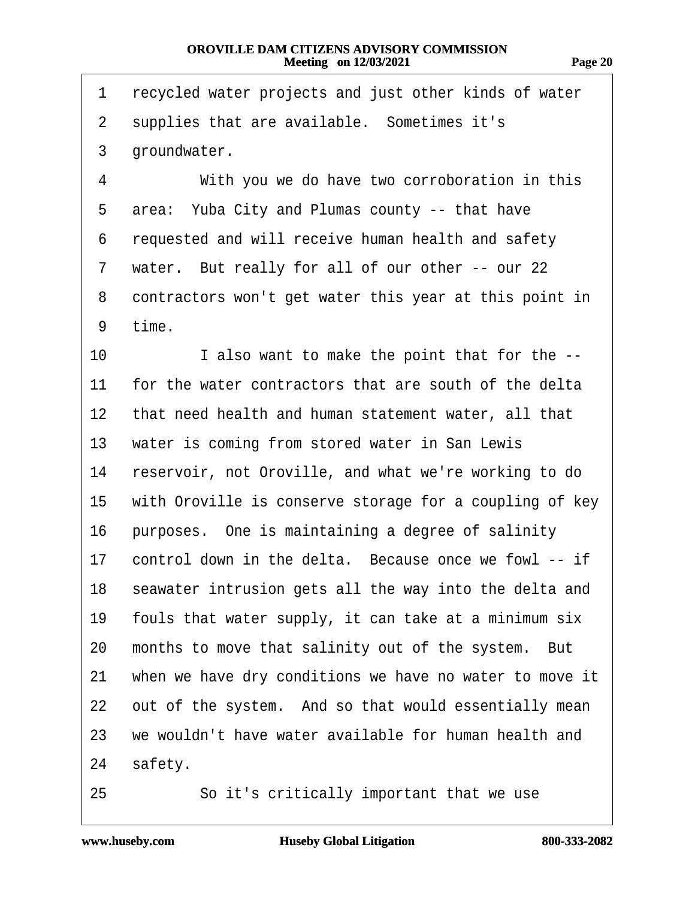1 recycled water projects and just other kinds of water
2 supplies that are available. Sometimes it's
3 groundwater.
4 With you we do have two corroboration in this
5 area: Yuba City and Plumas county -- that have
6 requested and will receive human health and safety
7 water. But really for all of our other -- our 22
8 contractors won't get water this year at this point in
9 time.
10 I also want to make the point that for the --
11 for the water contractors that are south of the delta
12 that need health and human statement water, all that
13 water is coming from stored water in San Lewis
14 reservoir, not Oroville, and what we're working to do
15 with Oroville is conserve storage for a coupling of key
16 purposes. One is maintaining a degree of salinity
17 control down in the delta. Because once we fowl -- if
18 seawater intrusion gets all the way into the delta and
19 fouls that water supply, it can take at a minimum six
20 months to move that salinity out of the system. But
21 when we have dry conditions we have no water to move it
22 out of the system. And so that would essentially mean
23 we wouldn't have water available for human health and
24 safety.
25 So it's critically important that we use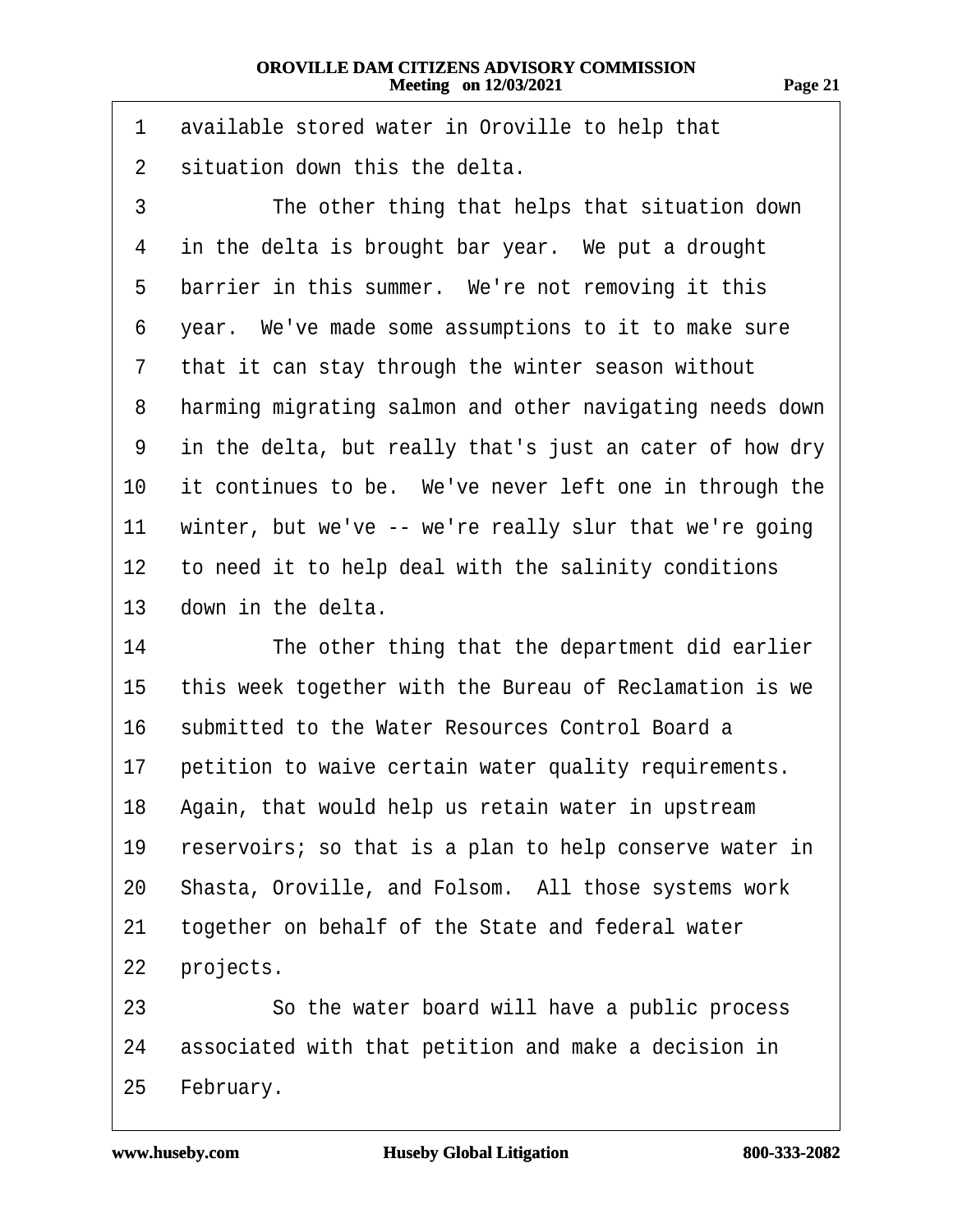available stored water in Oroville to help that situation down this the delta.

The other thing that helps that situation down in the delta is brought bar year. We put a drought barrier in this summer. We're not removing it this year. We've made some assumptions to it to make sure that it can stay through the winter season without harming migrating salmon and other navigating needs down in the delta, but really that's just an cater of how dry it continues to be. We've never left one in through the winter, but we've -- we're really slur that we're going to need it to help deal with the salinity conditions down in the delta.

The other thing that the department did earlier this week together with the Bureau of Reclamation is we submitted to the Water Resources Control Board a petition to waive certain water quality requirements. Again, that would help us retain water in upstream reservoirs; so that is a plan to help conserve water in Shasta, Oroville, and Folsom. All those systems work together on behalf of the State and federal water projects.

So the water board will have a public process associated with that petition and make a decision in February.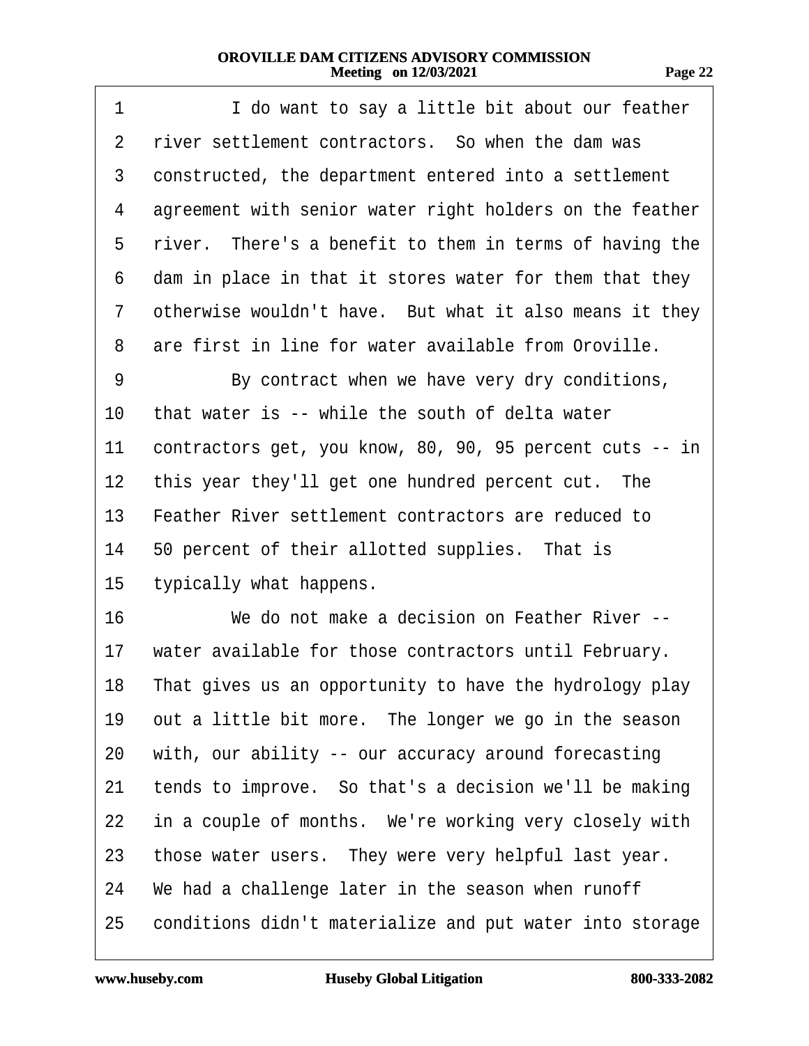1 I do want to say a little bit about our feather
2 river settlement contractors. So when the dam was
3 constructed, the department entered into a settlement
4 agreement with senior water right holders on the feather
5 river. There's a benefit to them in terms of having the
6 dam in place in that it stores water for them that they
7 otherwise wouldn't have. But what it also means it they
8 are first in line for water available from Oroville.
9 By contract when we have very dry conditions,
10 that water is -- while the south of delta water
11 contractors get, you know, 80, 90, 95 percent cuts -- in
12 this year they'll get one hundred percent cut. The
13 Feather River settlement contractors are reduced to
14 50 percent of their allotted supplies. That is
15 typically what happens.
16 We do not make a decision on Feather River --
17 water available for those contractors until February.
18 That gives us an opportunity to have the hydrology play
19 out a little bit more. The longer we go in the season
20 with, our ability -- our accuracy around forecasting
21 tends to improve. So that's a decision we'll be making
22 in a couple of months. We're working very closely with
23 those water users. They were very helpful last year.
24 We had a challenge later in the season when runoff
25 conditions didn't materialize and put water into storage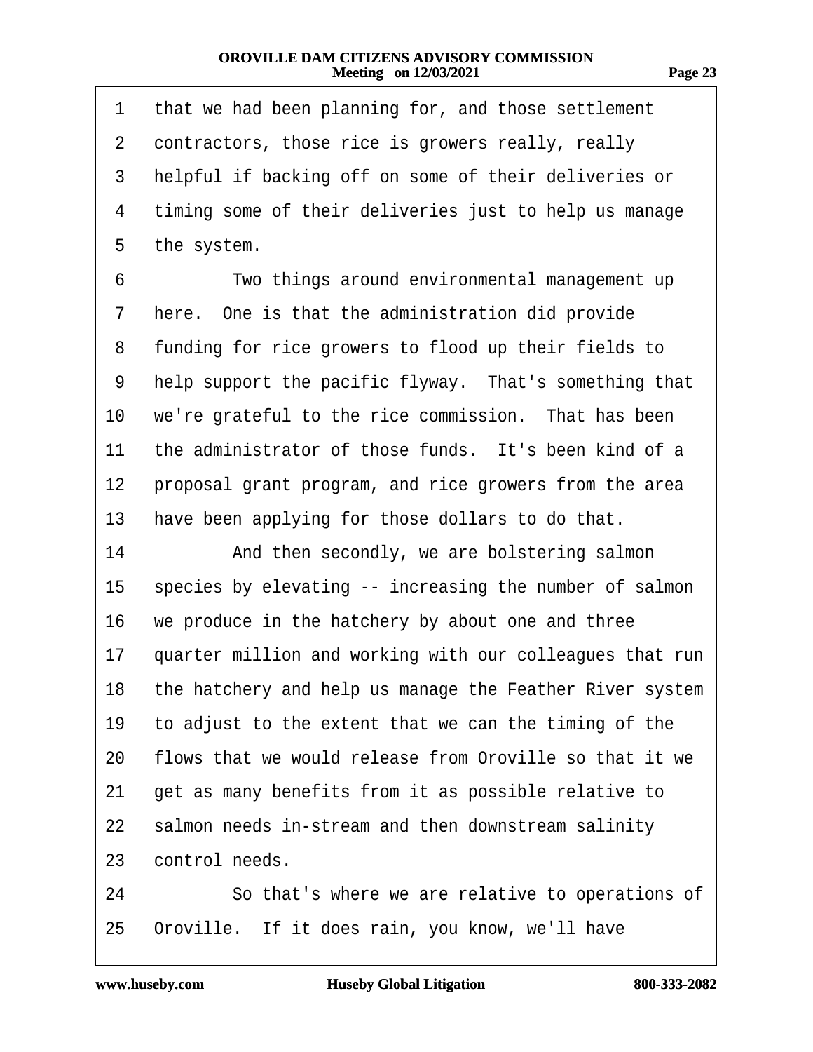1 that we had been planning for, and those settlement
2 contractors, those rice is growers really, really
3 helpful if backing off on some of their deliveries or
4 timing some of their deliveries just to help us manage
5 the system.
6 Two things around environmental management up
7 here. One is that the administration did provide
8 funding for rice growers to flood up their fields to
9 help support the pacific flyway. That's something that
10 we're grateful to the rice commission. That has been
11 the administrator of those funds. It's been kind of a
12 proposal grant program, and rice growers from the area
13 have been applying for those dollars to do that.
14 And then secondly, we are bolstering salmon
15 species by elevating -- increasing the number of salmon
16 we produce in the hatchery by about one and three
17 quarter million and working with our colleagues that run
18 the hatchery and help us manage the Feather River system
19 to adjust to the extent that we can the timing of the
20 flows that we would release from Oroville so that it we
21 get as many benefits from it as possible relative to
22 salmon needs in-stream and then downstream salinity
23 control needs.
24 So that's where we are relative to operations of
25 Oroville. If it does rain, you know, we'll have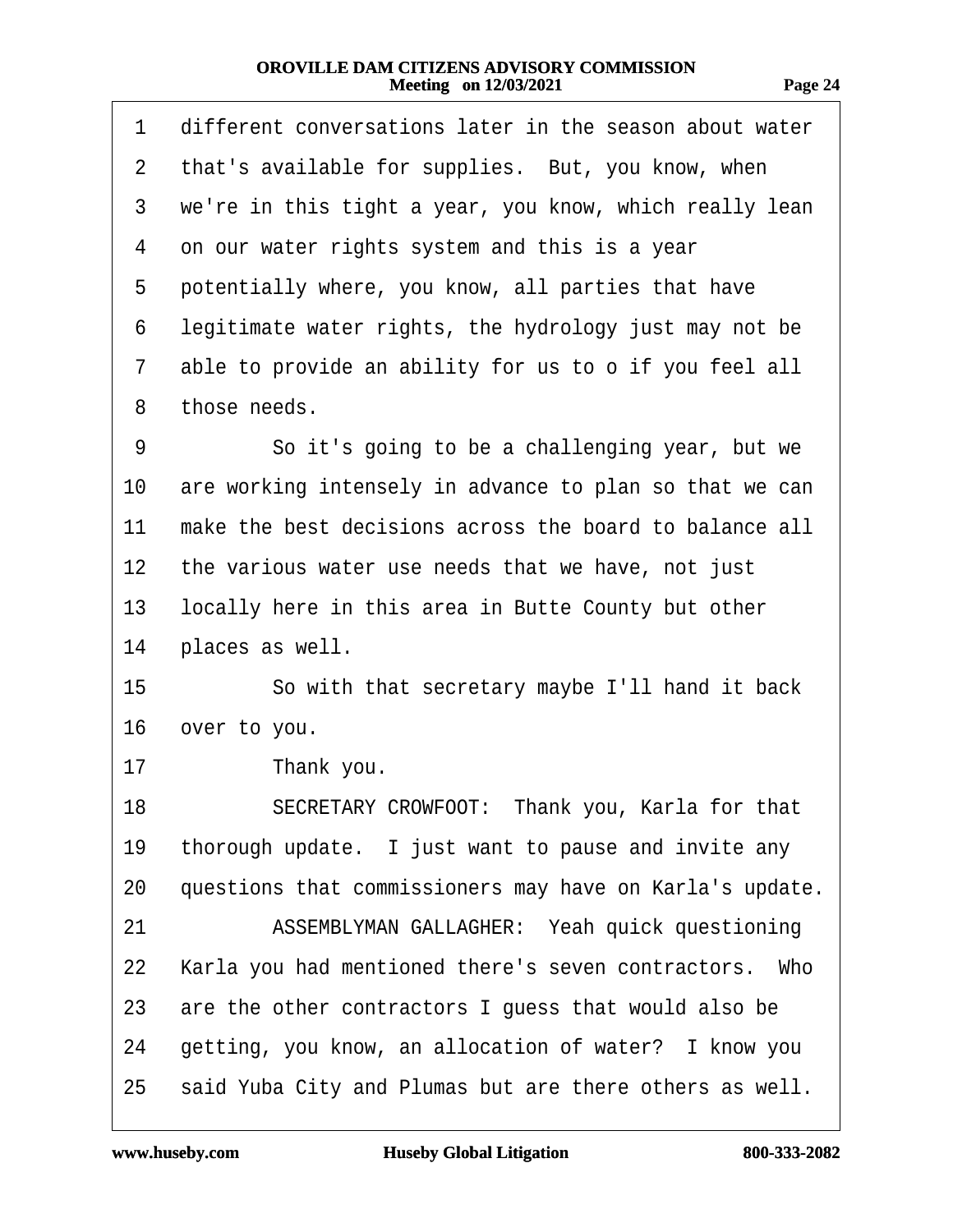1 different conversations later in the season about water
2 that's available for supplies. But, you know, when
3 we're in this tight a year, you know, which really lean
4 on our water rights system and this is a year
5 potentially where, you know, all parties that have
6 legitimate water rights, the hydrology just may not be
7 able to provide an ability for us to o if you feel all
8 those needs.

9 So it's going to be a challenging year, but we
10 are working intensely in advance to plan so that we can
11 make the best decisions across the board to balance all
12 the various water use needs that we have, not just
13 locally here in this area in Butte County but other
14 places as well.

15 So with that secretary maybe I'll hand it back
16 over to you.

17 Thank you.

18 SECRETARY CROWFOOT: Thank you, Karla for that
19 thorough update. I just want to pause and invite any
20 questions that commissioners may have on Karla's update.

21 ASSEMBLYMAN GALLAGHER: Yeah quick questioning
22 Karla you had mentioned there's seven contractors. Who
23 are the other contractors I guess that would also be
24 getting, you know, an allocation of water? I know you
25 said Yuba City and Plumas but are there others as well.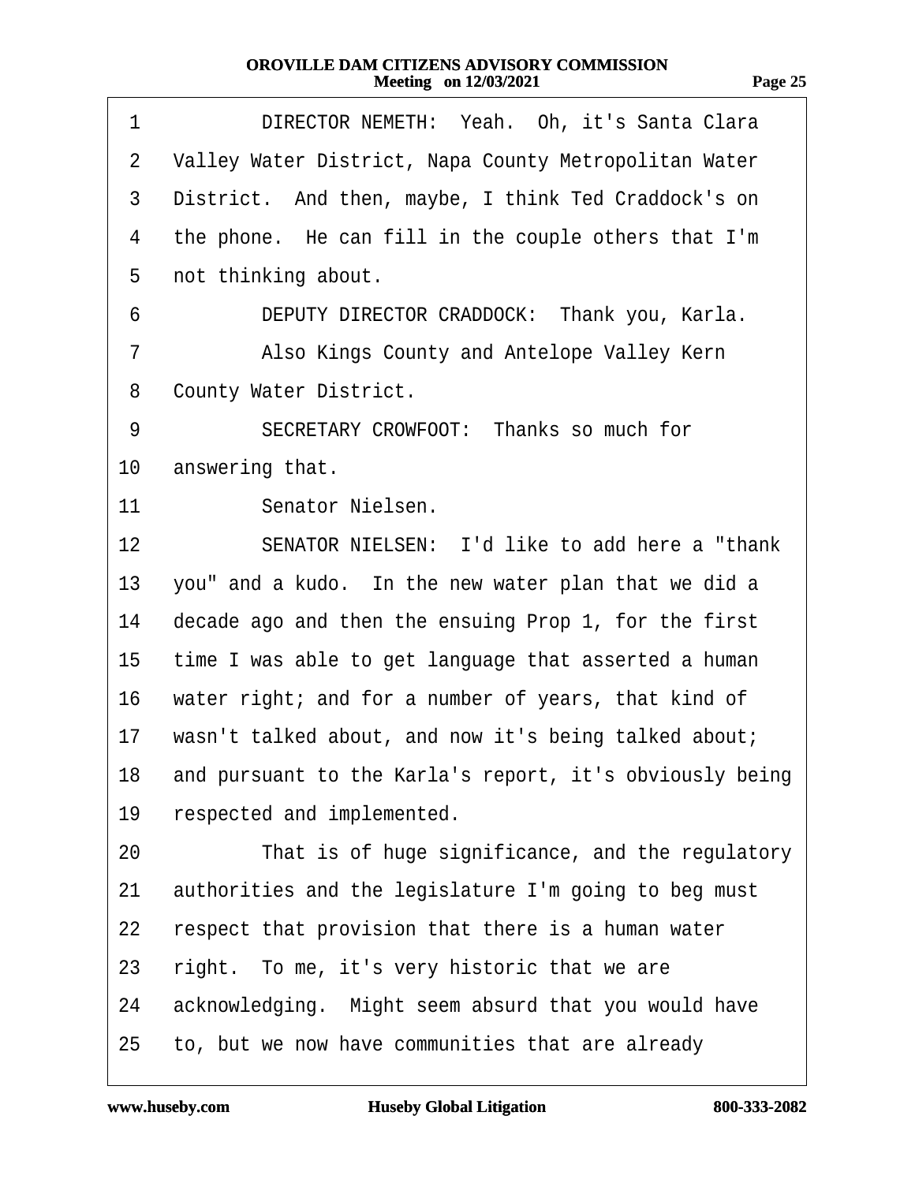DIRECTOR NEMETH: Yeah. Oh, it's Santa Clara Valley Water District, Napa County Metropolitan Water District. And then, maybe, I think Ted Craddock's on the phone. He can fill in the couple others that I'm not thinking about.

DEPUTY DIRECTOR CRADDOCK: Thank you, Karla.

Also Kings County and Antelope Valley Kern County Water District.

SECRETARY CROWFOOT: Thanks so much for answering that.

Senator Nielsen.

SENATOR NIELSEN: I'd like to add here a "thank you" and a kudo. In the new water plan that we did a decade ago and then the ensuing Prop 1, for the first time I was able to get language that asserted a human water right; and for a number of years, that kind of wasn't talked about, and now it's being talked about; and pursuant to the Karla's report, it's obviously being respected and implemented.

That is of huge significance, and the regulatory authorities and the legislature I'm going to beg must respect that provision that there is a human water right. To me, it's very historic that we are acknowledging. Might seem absurd that you would have to, but we now have communities that are already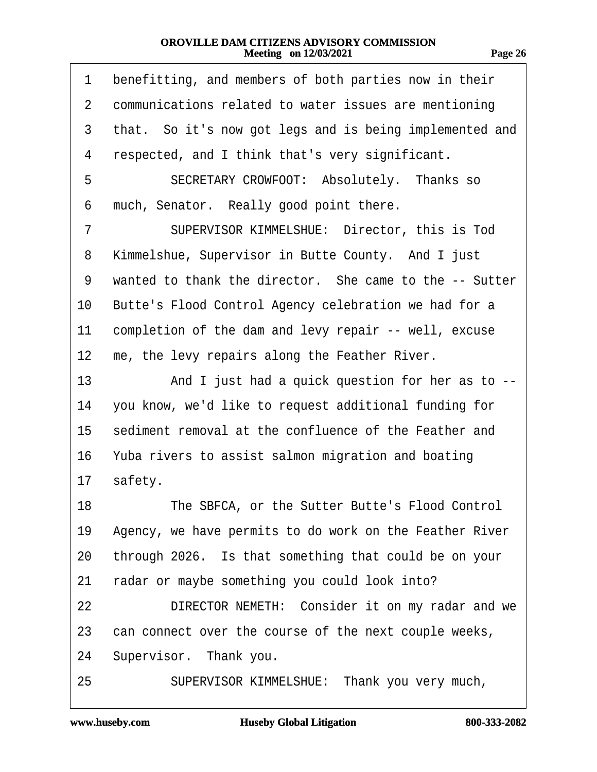1 benefitting, and members of both parties now in their
2 communications related to water issues are mentioning
3 that. So it's now got legs and is being implemented and
4 respected, and I think that's very significant.
5 SECRETARY CROWFOOT: Absolutely. Thanks so
6 much, Senator. Really good point there.
7 SUPERVISOR KIMMELSHUE: Director, this is Tod
8 Kimmelshue, Supervisor in Butte County. And I just
9 wanted to thank the director. She came to the -- Sutter
10 Butte's Flood Control Agency celebration we had for a
11 completion of the dam and levy repair -- well, excuse
12 me, the levy repairs along the Feather River.
13 And I just had a quick question for her as to --
14 you know, we'd like to request additional funding for
15 sediment removal at the confluence of the Feather and
16 Yuba rivers to assist salmon migration and boating
17 safety.
18 The SBFCA, or the Sutter Butte's Flood Control
19 Agency, we have permits to do work on the Feather River
20 through 2026. Is that something that could be on your
21 radar or maybe something you could look into?
22 DIRECTOR NEMETH: Consider it on my radar and we
23 can connect over the course of the next couple weeks,
24 Supervisor. Thank you.
25 SUPERVISOR KIMMELSHUE: Thank you very much,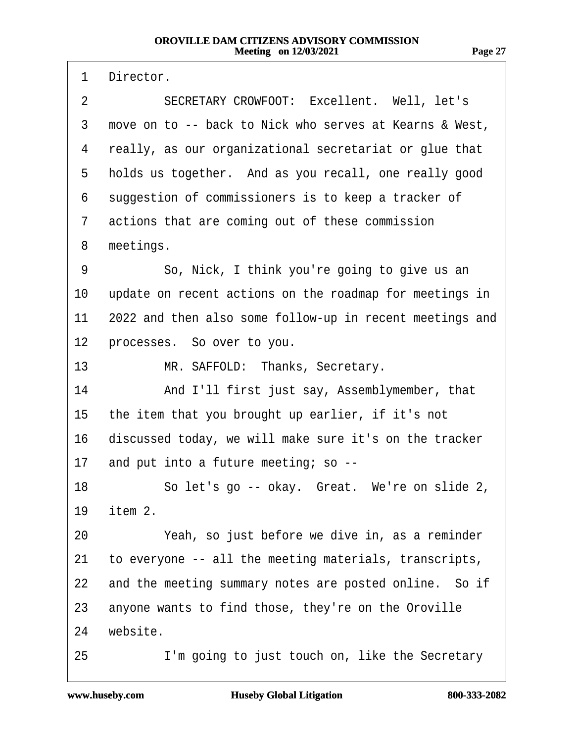1 Director.

2 SECRETARY CROWFOOT: Excellent. Well, let's

3 move on to -- back to Nick who serves at Kearns & West,

4 really, as our organizational secretariat or glue that

5 holds us together. And as you recall, one really good

6 suggestion of commissioners is to keep a tracker of

7 actions that are coming out of these commission

8 meetings.

9 So, Nick, I think you're going to give us an

10 update on recent actions on the roadmap for meetings in

11 2022 and then also some follow-up in recent meetings and

12 processes. So over to you.

13 MR. SAFFOLD: Thanks, Secretary.

14 And I'll first just say, Assemblymember, that

15 the item that you brought up earlier, if it's not

16 discussed today, we will make sure it's on the tracker

17 and put into a future meeting; so --

18 So let's go -- okay. Great. We're on slide 2,

19 item 2.

20 Yeah, so just before we dive in, as a reminder

21 to everyone -- all the meeting materials, transcripts,

22 and the meeting summary notes are posted online. So if

23 anyone wants to find those, they're on the Oroville

24 website.

25 I'm going to just touch on, like the Secretary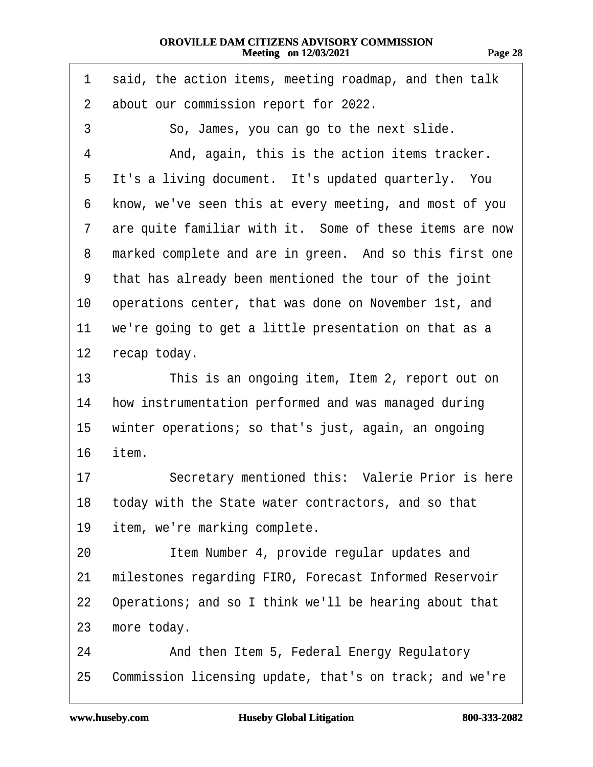1 said, the action items, meeting roadmap, and then talk
2 about our commission report for 2022.
3 So, James, you can go to the next slide.
4 And, again, this is the action items tracker.
5 It's a living document. It's updated quarterly. You
6 know, we've seen this at every meeting, and most of you
7 are quite familiar with it. Some of these items are now
8 marked complete and are in green. And so this first one
9 that has already been mentioned the tour of the joint
10 operations center, that was done on November 1st, and
11 we're going to get a little presentation on that as a
12 recap today.
13 This is an ongoing item, Item 2, report out on
14 how instrumentation performed and was managed during
15 winter operations; so that's just, again, an ongoing
16 item.
17 Secretary mentioned this: Valerie Prior is here
18 today with the State water contractors, and so that
19 item, we're marking complete.
20 Item Number 4, provide regular updates and
21 milestones regarding FIRO, Forecast Informed Reservoir
22 Operations; and so I think we'll be hearing about that
23 more today.
24 And then Item 5, Federal Energy Regulatory
25 Commission licensing update, that's on track; and we're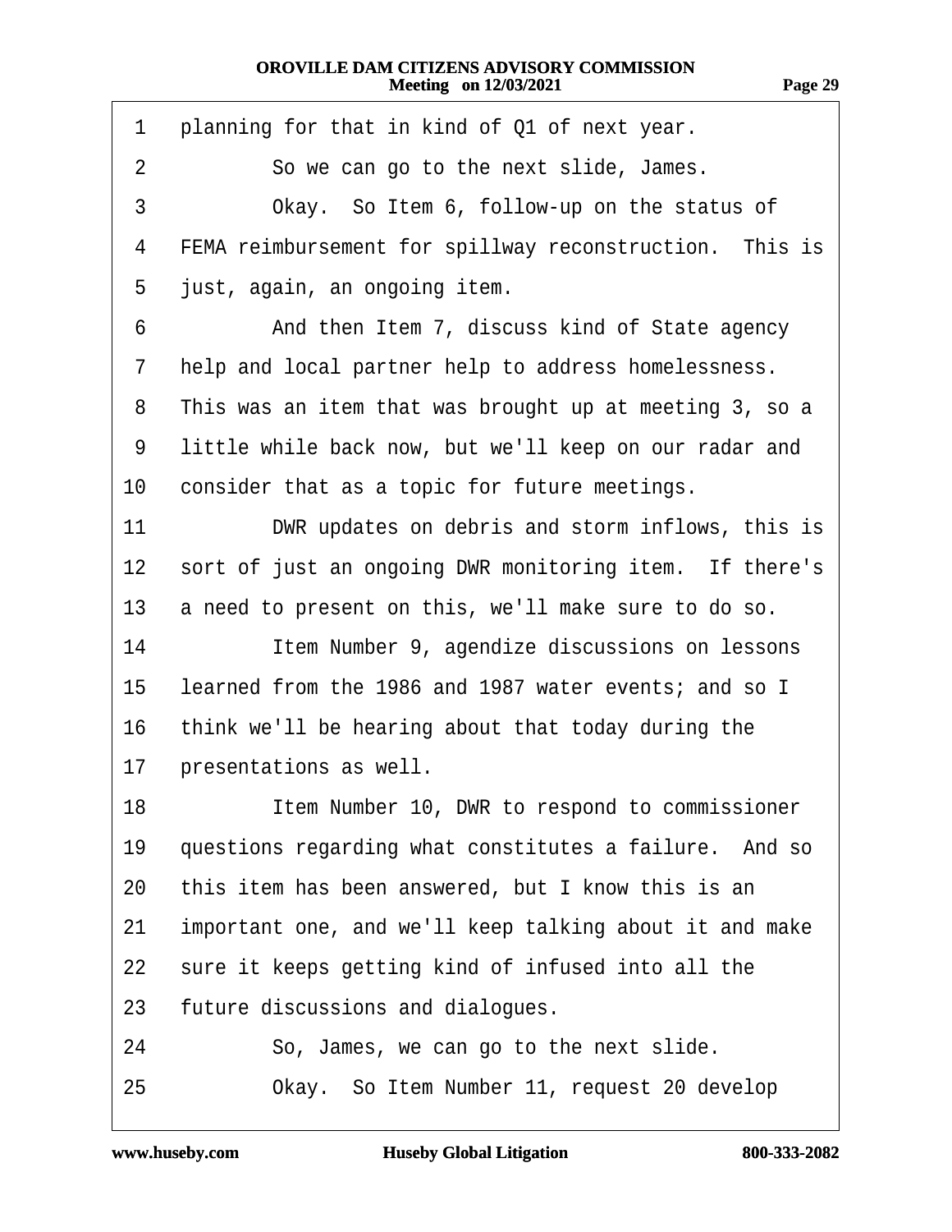1 planning for that in kind of Q1 of next year.

2 So we can go to the next slide, James.

3 Okay. So Item 6, follow-up on the status of

4 FEMA reimbursement for spillway reconstruction. This is

5 just, again, an ongoing item.

6 And then Item 7, discuss kind of State agency

7 help and local partner help to address homelessness.

8 This was an item that was brought up at meeting 3, so a

9 little while back now, but we'll keep on our radar and

10 consider that as a topic for future meetings.

11 DWR updates on debris and storm inflows, this is

12 sort of just an ongoing DWR monitoring item. If there's

13 a need to present on this, we'll make sure to do so.

14 Item Number 9, agendize discussions on lessons

15 learned from the 1986 and 1987 water events; and so I

16 think we'll be hearing about that today during the

17 presentations as well.

18 Item Number 10, DWR to respond to commissioner

19 questions regarding what constitutes a failure. And so

20 this item has been answered, but I know this is an

21 important one, and we'll keep talking about it and make

22 sure it keeps getting kind of infused into all the

23 future discussions and dialogues.

24 So, James, we can go to the next slide.

25 Okay. So Item Number 11, request 20 develop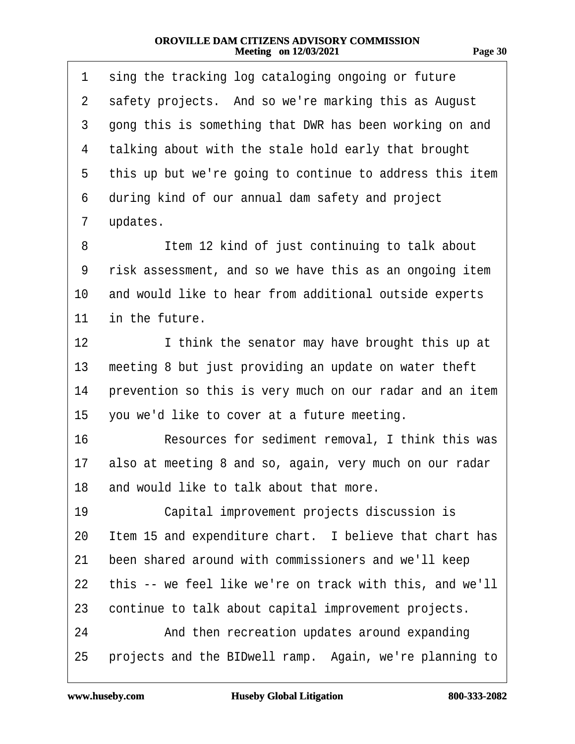1 sing the tracking log cataloging ongoing or future
2 safety projects. And so we're marking this as August
3 gong this is something that DWR has been working on and
4 talking about with the stale hold early that brought
5 this up but we're going to continue to address this item
6 during kind of our annual dam safety and project
7 updates.
8 Item 12 kind of just continuing to talk about
9 risk assessment, and so we have this as an ongoing item
10 and would like to hear from additional outside experts
11 in the future.
12 I think the senator may have brought this up at
13 meeting 8 but just providing an update on water theft
14 prevention so this is very much on our radar and an item
15 you we'd like to cover at a future meeting.
16 Resources for sediment removal, I think this was
17 also at meeting 8 and so, again, very much on our radar
18 and would like to talk about that more.
19 Capital improvement projects discussion is
20 Item 15 and expenditure chart. I believe that chart has
21 been shared around with commissioners and we'll keep
22 this -- we feel like we're on track with this, and we'll
23 continue to talk about capital improvement projects.
24 And then recreation updates around expanding
25 projects and the BIDwell ramp. Again, we're planning to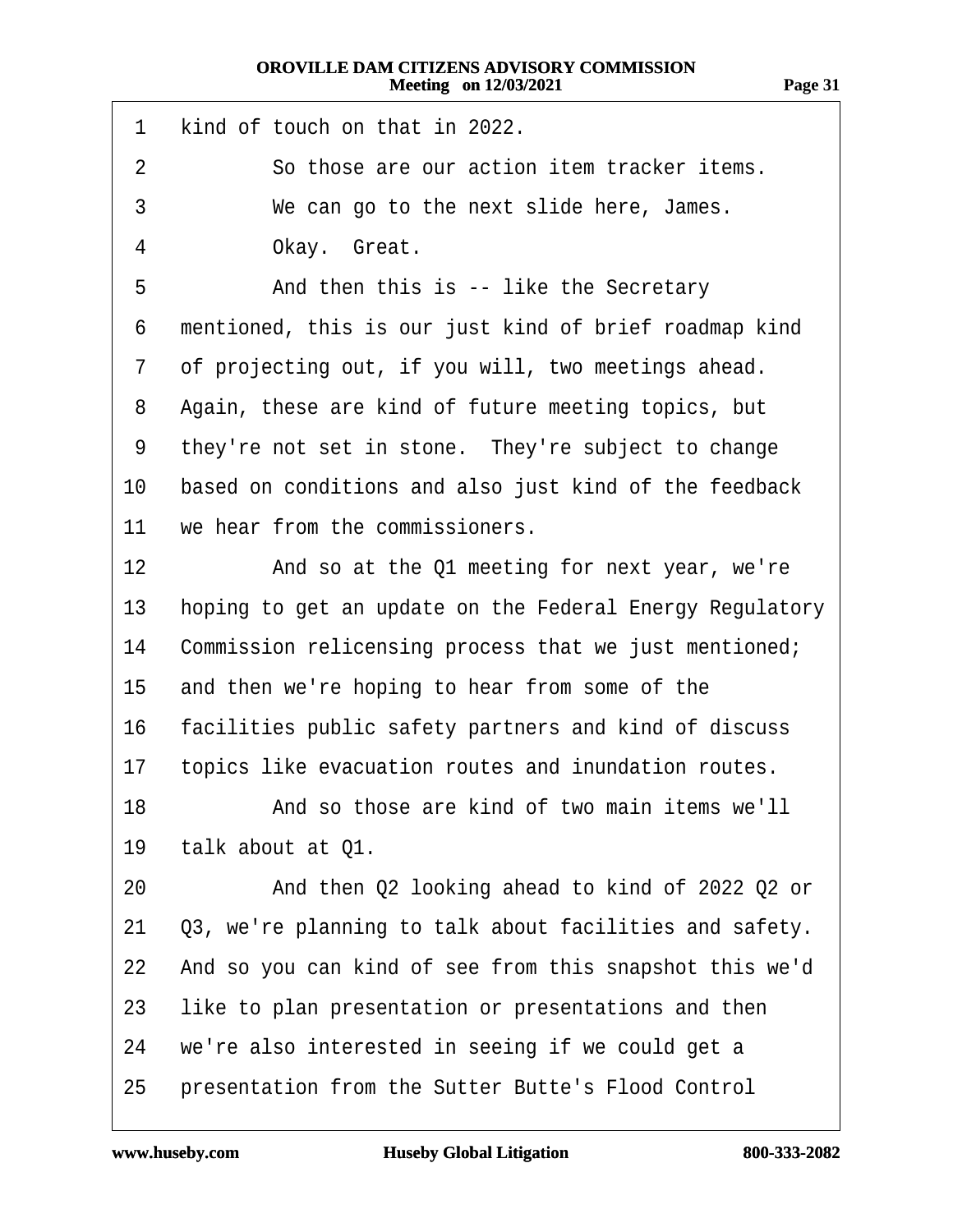1 kind of touch on that in 2022.

2 So those are our action item tracker items.

3 We can go to the next slide here, James.

4 Okay. Great.

5 And then this is -- like the Secretary

6 mentioned, this is our just kind of brief roadmap kind

7 of projecting out, if you will, two meetings ahead.

8 Again, these are kind of future meeting topics, but

9 they're not set in stone. They're subject to change

10 based on conditions and also just kind of the feedback

11 we hear from the commissioners.

12 And so at the Q1 meeting for next year, we're

13 hoping to get an update on the Federal Energy Regulatory

14 Commission relicensing process that we just mentioned;

15 and then we're hoping to hear from some of the

16 facilities public safety partners and kind of discuss

17 topics like evacuation routes and inundation routes.

18 And so those are kind of two main items we'll

19 talk about at Q1.

20 And then Q2 looking ahead to kind of 2022 Q2 or

21 Q3, we're planning to talk about facilities and safety.

22 And so you can kind of see from this snapshot this we'd

23 like to plan presentation or presentations and then

24 we're also interested in seeing if we could get a

25 presentation from the Sutter Butte's Flood Control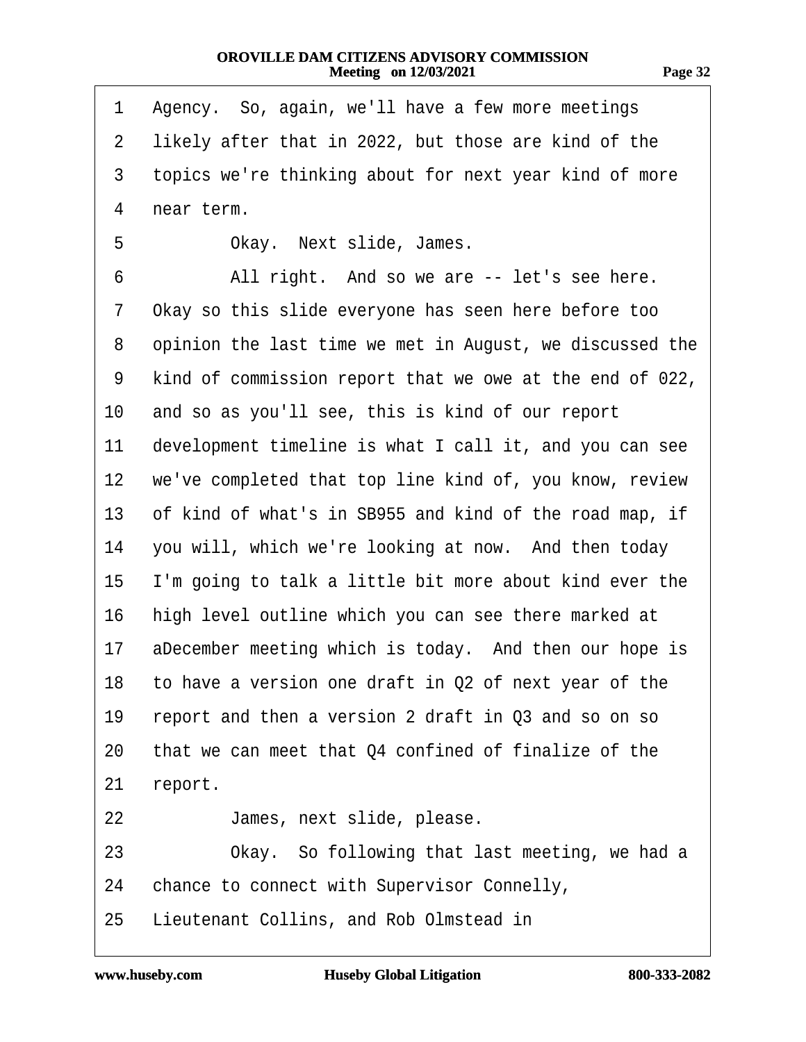1 Agency. So, again, we'll have a few more meetings
2 likely after that in 2022, but those are kind of the
3 topics we're thinking about for next year kind of more
4 near term.
5 Okay. Next slide, James.
6 All right. And so we are -- let's see here.
7 Okay so this slide everyone has seen here before too
8 opinion the last time we met in August, we discussed the
9 kind of commission report that we owe at the end of 022,
10 and so as you'll see, this is kind of our report
11 development timeline is what I call it, and you can see
12 we've completed that top line kind of, you know, review
13 of kind of what's in SB955 and kind of the road map, if
14 you will, which we're looking at now. And then today
15 I'm going to talk a little bit more about kind ever the
16 high level outline which you can see there marked at
17 aDecember meeting which is today. And then our hope is
18 to have a version one draft in Q2 of next year of the
19 report and then a version 2 draft in Q3 and so on so
20 that we can meet that Q4 confined of finalize of the
21 report.
22 James, next slide, please.
23 Okay. So following that last meeting, we had a
24 chance to connect with Supervisor Connelly,
25 Lieutenant Collins, and Rob Olmstead in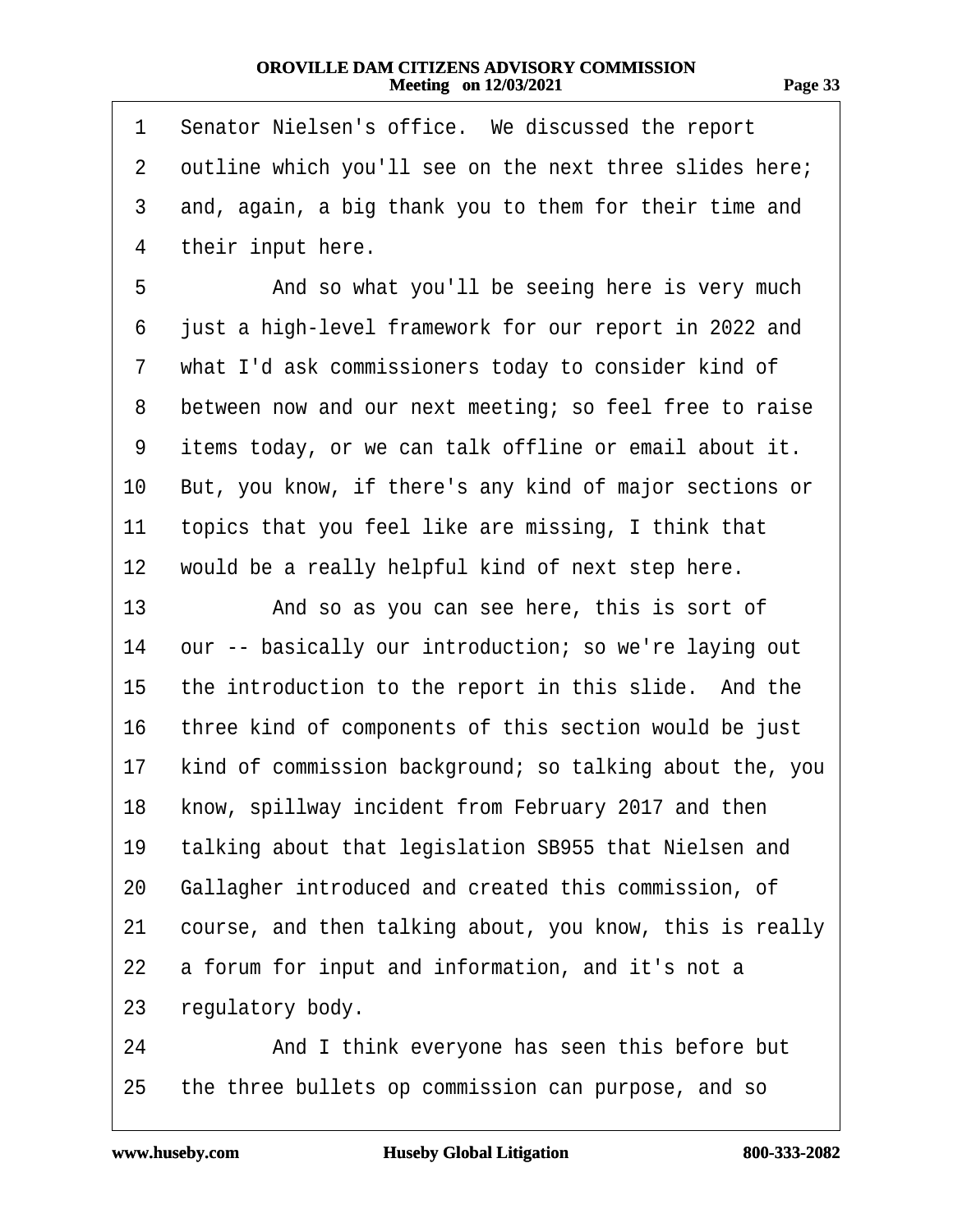1 Senator Nielsen's office. We discussed the report
2 outline which you'll see on the next three slides here;
3 and, again, a big thank you to them for their time and
4 their input here.
5 And so what you'll be seeing here is very much
6 just a high-level framework for our report in 2022 and
7 what I'd ask commissioners today to consider kind of
8 between now and our next meeting; so feel free to raise
9 items today, or we can talk offline or email about it.
10 But, you know, if there's any kind of major sections or
11 topics that you feel like are missing, I think that
12 would be a really helpful kind of next step here.
13 And so as you can see here, this is sort of
14 our -- basically our introduction; so we're laying out
15 the introduction to the report in this slide. And the
16 three kind of components of this section would be just
17 kind of commission background; so talking about the, you
18 know, spillway incident from February 2017 and then
19 talking about that legislation SB955 that Nielsen and
20 Gallagher introduced and created this commission, of
21 course, and then talking about, you know, this is really
22 a forum for input and information, and it's not a
23 regulatory body.
24 And I think everyone has seen this before but
25 the three bullets op commission can purpose, and so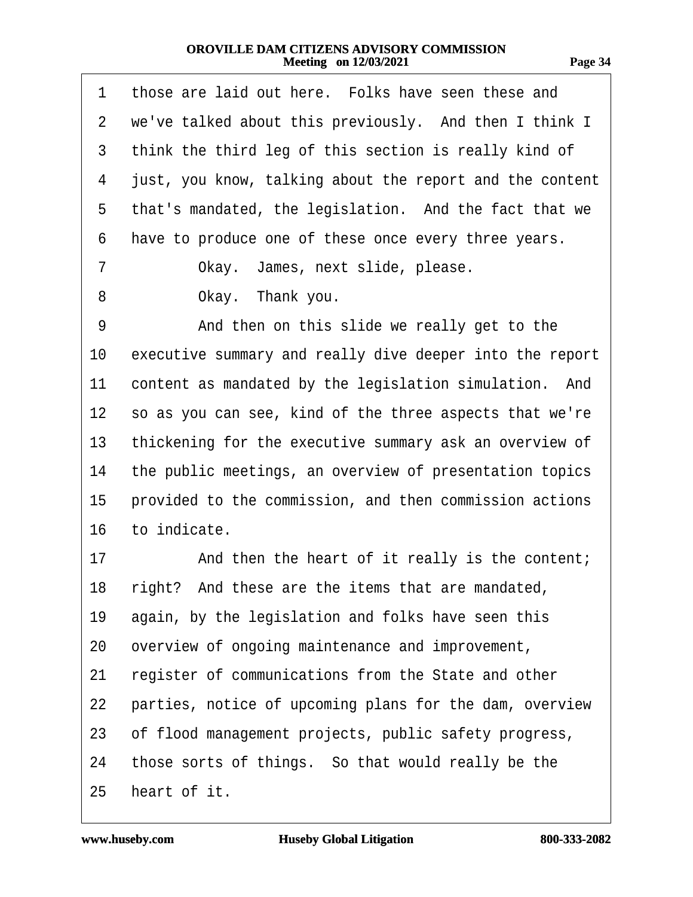1 those are laid out here. Folks have seen these and
2 we've talked about this previously. And then I think I
3 think the third leg of this section is really kind of
4 just, you know, talking about the report and the content
5 that's mandated, the legislation. And the fact that we
6 have to produce one of these once every three years.
7 Okay. James, next slide, please.
8 Okay. Thank you.
9 And then on this slide we really get to the
10 executive summary and really dive deeper into the report
11 content as mandated by the legislation simulation. And
12 so as you can see, kind of the three aspects that we're
13 thickening for the executive summary ask an overview of
14 the public meetings, an overview of presentation topics
15 provided to the commission, and then commission actions
16 to indicate.
17 And then the heart of it really is the content;
18 right? And these are the items that are mandated,
19 again, by the legislation and folks have seen this
20 overview of ongoing maintenance and improvement,
21 register of communications from the State and other
22 parties, notice of upcoming plans for the dam, overview
23 of flood management projects, public safety progress,
24 those sorts of things. So that would really be the
25 heart of it.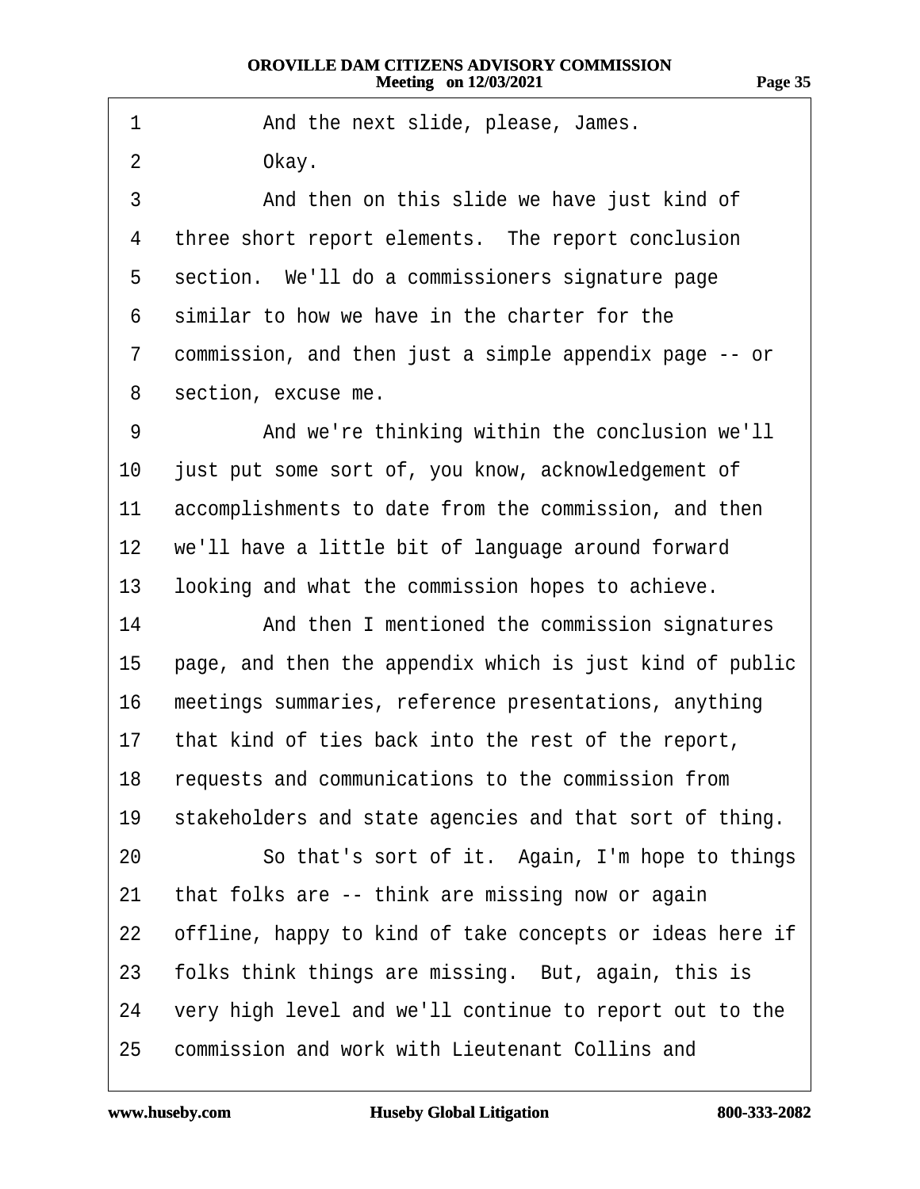1 And the next slide, please, James.

2 Okay.

3 And then on this slide we have just kind of

4 three short report elements. The report conclusion

5 section. We'll do a commissioners signature page

6 similar to how we have in the charter for the

7 commission, and then just a simple appendix page -- or

8 section, excuse me.

9 And we're thinking within the conclusion we'll

10 just put some sort of, you know, acknowledgement of

11 accomplishments to date from the commission, and then

12 we'll have a little bit of language around forward

13 looking and what the commission hopes to achieve.

14 And then I mentioned the commission signatures

15 page, and then the appendix which is just kind of public

16 meetings summaries, reference presentations, anything

17 that kind of ties back into the rest of the report,

18 requests and communications to the commission from

19 stakeholders and state agencies and that sort of thing.

20 So that's sort of it. Again, I'm hope to things

21 that folks are -- think are missing now or again

22 offline, happy to kind of take concepts or ideas here if

23 folks think things are missing. But, again, this is

24 very high level and we'll continue to report out to the

25 commission and work with Lieutenant Collins and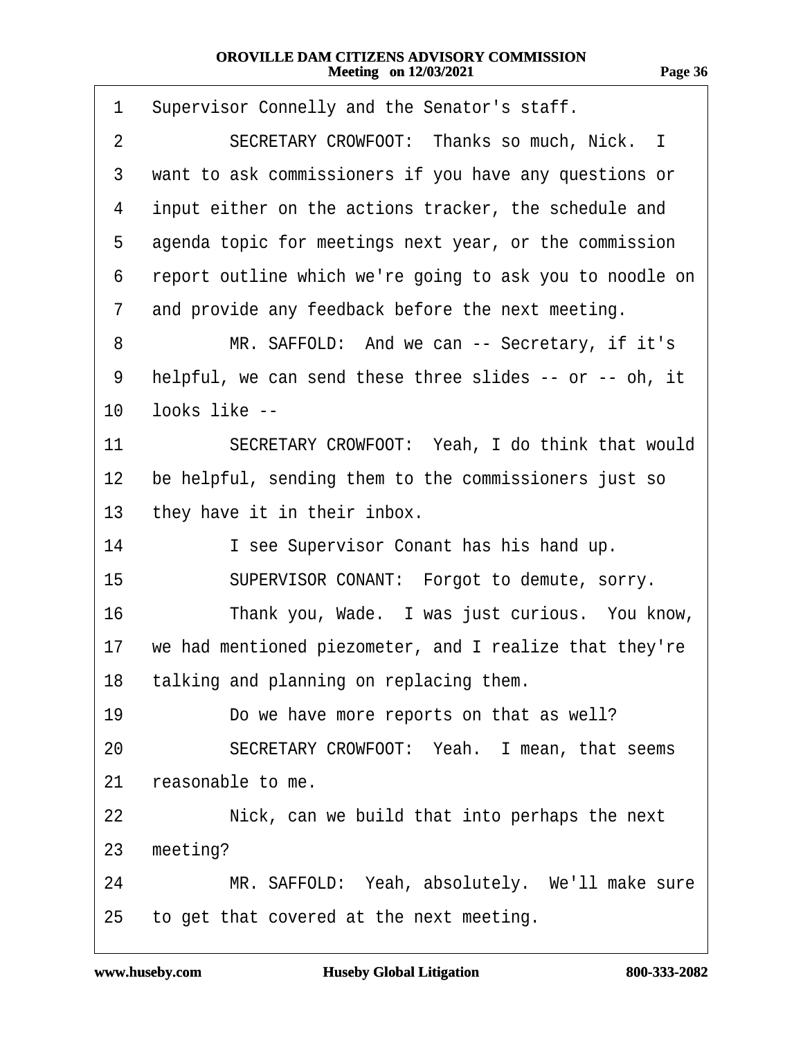1 Supervisor Connelly and the Senator's staff.

2 SECRETARY CROWFOOT: Thanks so much, Nick. I

3 want to ask commissioners if you have any questions or

4 input either on the actions tracker, the schedule and

5 agenda topic for meetings next year, or the commission

6 report outline which we're going to ask you to noodle on

7 and provide any feedback before the next meeting.

8 MR. SAFFOLD: And we can -- Secretary, if it's

9 helpful, we can send these three slides -- or -- oh, it

10 looks like --

11 SECRETARY CROWFOOT: Yeah, I do think that would

12 be helpful, sending them to the commissioners just so

13 they have it in their inbox.

14 I see Supervisor Conant has his hand up.

15 SUPERVISOR CONANT: Forgot to demute, sorry.

16 Thank you, Wade. I was just curious. You know,

17 we had mentioned piezometer, and I realize that they're

18 talking and planning on replacing them.

19 Do we have more reports on that as well?

20 SECRETARY CROWFOOT: Yeah. I mean, that seems

21 reasonable to me.

22 Nick, can we build that into perhaps the next

23 meeting?

24 MR. SAFFOLD: Yeah, absolutely. We'll make sure

25 to get that covered at the next meeting.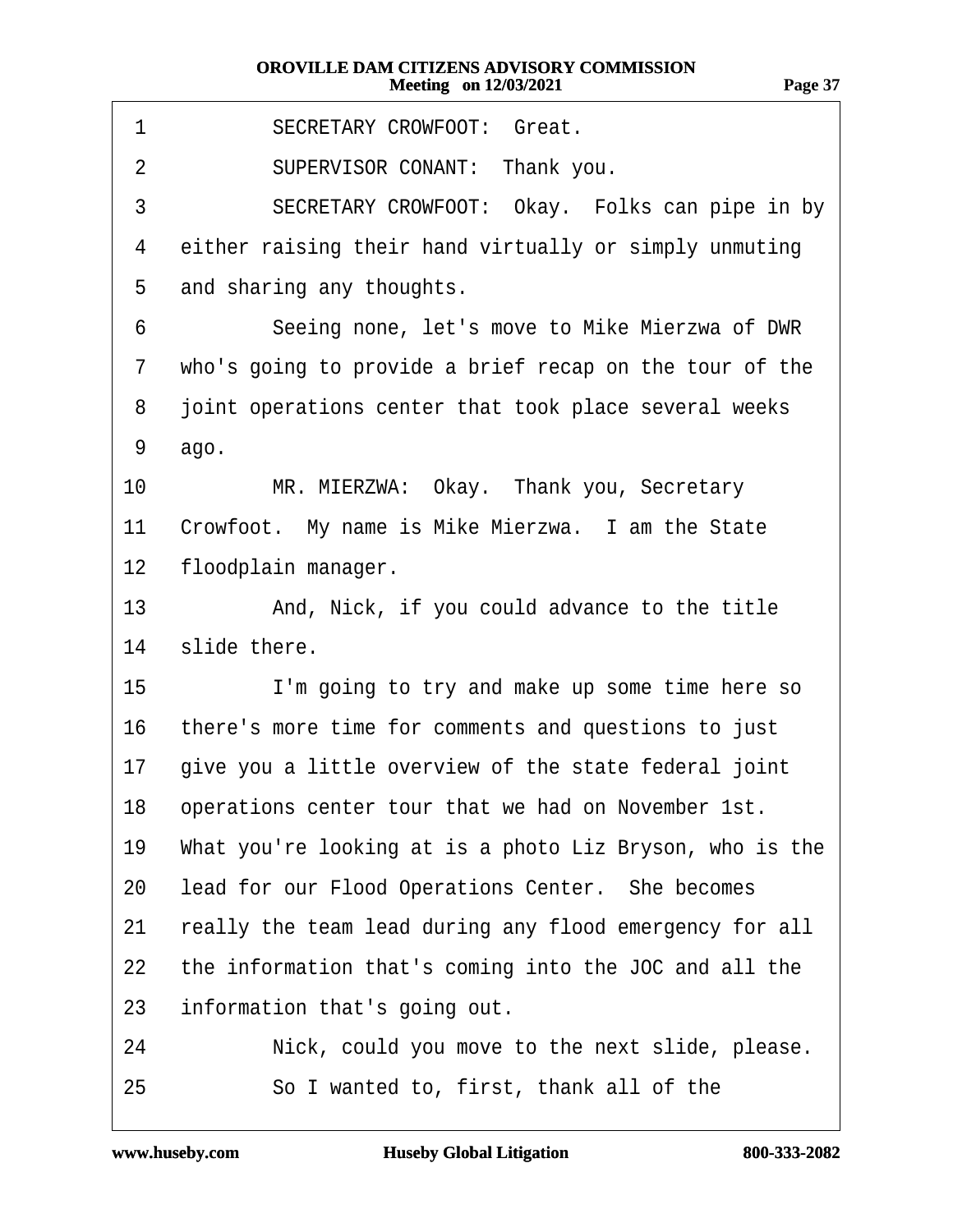1 SECRETARY CROWFOOT: Great.
2 SUPERVISOR CONANT: Thank you.
3 SECRETARY CROWFOOT: Okay. Folks can pipe in by
4 either raising their hand virtually or simply unmuting
5 and sharing any thoughts.
6 Seeing none, let's move to Mike Mierzwa of DWR
7 who's going to provide a brief recap on the tour of the
8 joint operations center that took place several weeks
9 ago.
10 MR. MIERZWA: Okay. Thank you, Secretary
11 Crowfoot. My name is Mike Mierzwa. I am the State
12 floodplain manager.
13 And, Nick, if you could advance to the title
14 slide there.
15 I'm going to try and make up some time here so
16 there's more time for comments and questions to just
17 give you a little overview of the state federal joint
18 operations center tour that we had on November 1st.
19 What you're looking at is a photo Liz Bryson, who is the
20 lead for our Flood Operations Center. She becomes
21 really the team lead during any flood emergency for all
22 the information that's coming into the JOC and all the
23 information that's going out.
24 Nick, could you move to the next slide, please.
25 So I wanted to, first, thank all of the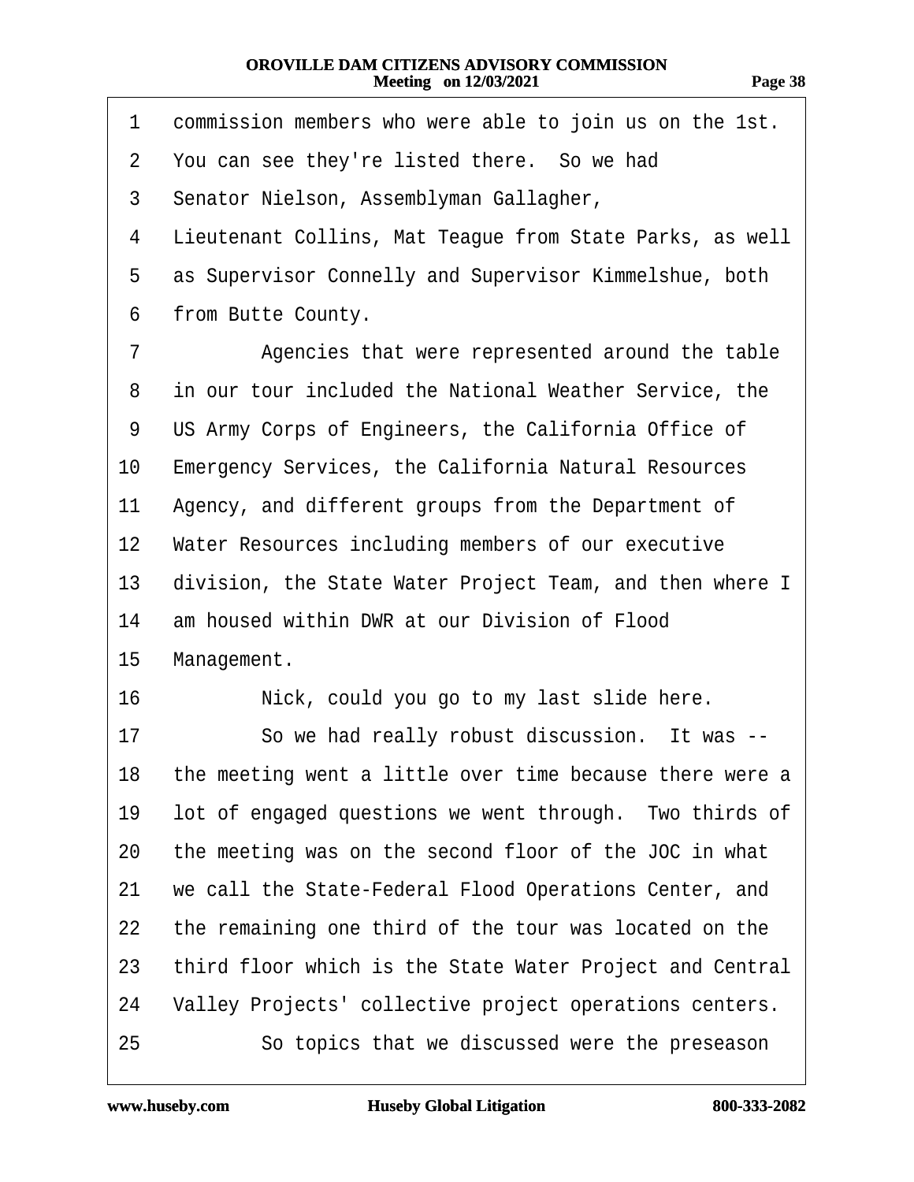1 commission members who were able to join us on the 1st.
2 You can see they're listed there. So we had
3 Senator Nielson, Assemblyman Gallagher,
4 Lieutenant Collins, Mat Teague from State Parks, as well
5 as Supervisor Connelly and Supervisor Kimmelshue, both
6 from Butte County.
7 Agencies that were represented around the table
8 in our tour included the National Weather Service, the
9 US Army Corps of Engineers, the California Office of
10 Emergency Services, the California Natural Resources
11 Agency, and different groups from the Department of
12 Water Resources including members of our executive
13 division, the State Water Project Team, and then where I
14 am housed within DWR at our Division of Flood
15 Management.
16 Nick, could you go to my last slide here.
17 So we had really robust discussion. It was --
18 the meeting went a little over time because there were a
19 lot of engaged questions we went through. Two thirds of
20 the meeting was on the second floor of the JOC in what
21 we call the State-Federal Flood Operations Center, and
22 the remaining one third of the tour was located on the
23 third floor which is the State Water Project and Central
24 Valley Projects' collective project operations centers.
25 So topics that we discussed were the preseason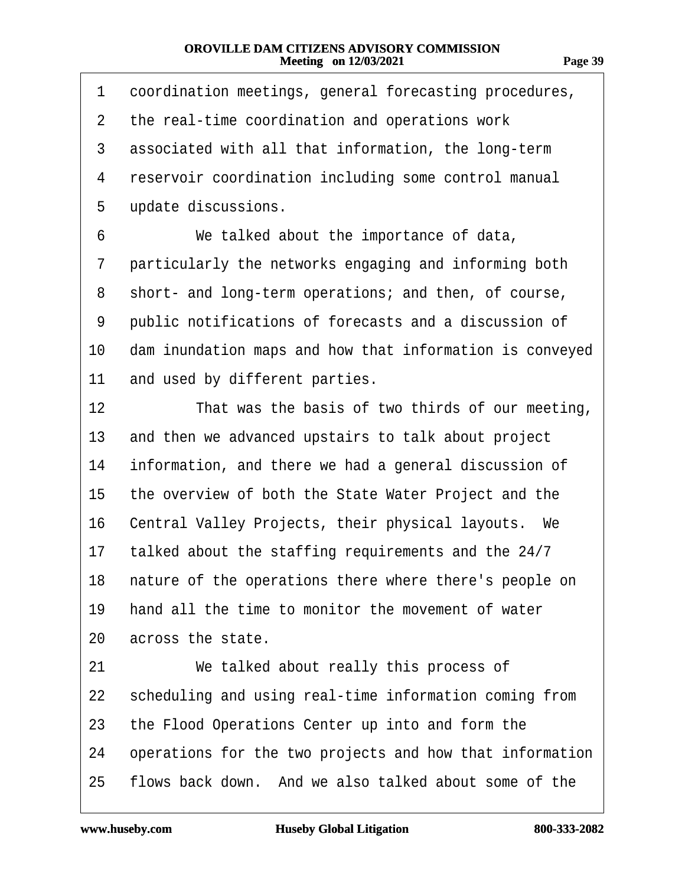coordination meetings, general forecasting procedures, the real-time coordination and operations work associated with all that information, the long-term reservoir coordination including some control manual update discussions.

We talked about the importance of data, particularly the networks engaging and informing both short- and long-term operations; and then, of course, public notifications of forecasts and a discussion of dam inundation maps and how that information is conveyed and used by different parties.

That was the basis of two thirds of our meeting, and then we advanced upstairs to talk about project information, and there we had a general discussion of the overview of both the State Water Project and the Central Valley Projects, their physical layouts. We talked about the staffing requirements and the 24/7 nature of the operations there where there's people on hand all the time to monitor the movement of water across the state.

We talked about really this process of scheduling and using real-time information coming from the Flood Operations Center up into and form the operations for the two projects and how that information flows back down. And we also talked about some of the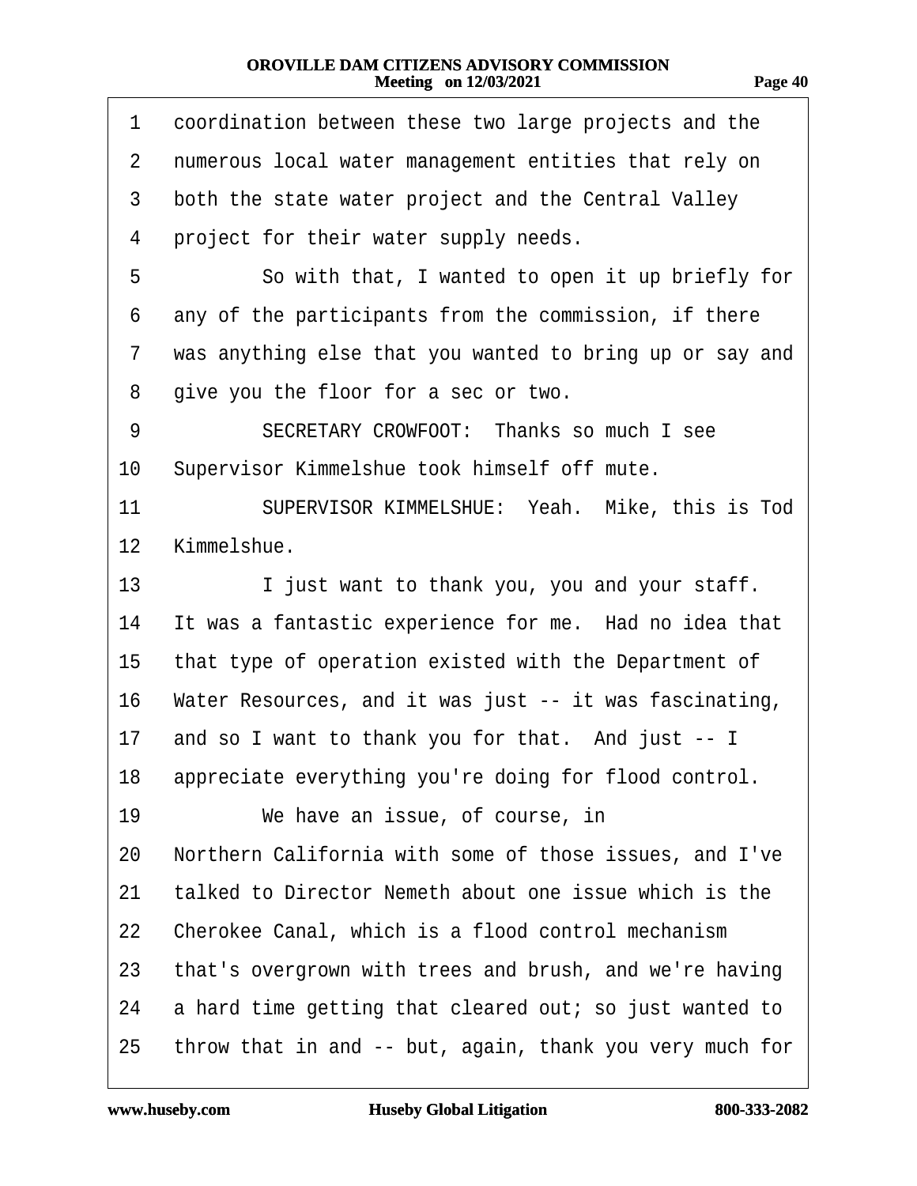1 coordination between these two large projects and the
2 numerous local water management entities that rely on
3 both the state water project and the Central Valley
4 project for their water supply needs.
5 So with that, I wanted to open it up briefly for
6 any of the participants from the commission, if there
7 was anything else that you wanted to bring up or say and
8 give you the floor for a sec or two.
9 SECRETARY CROWFOOT: Thanks so much I see
10 Supervisor Kimmelshue took himself off mute.
11 SUPERVISOR KIMMELSHUE: Yeah. Mike, this is Tod
12 Kimmelshue.
13 I just want to thank you, you and your staff.
14 It was a fantastic experience for me. Had no idea that
15 that type of operation existed with the Department of
16 Water Resources, and it was just -- it was fascinating,
17 and so I want to thank you for that. And just -- I
18 appreciate everything you're doing for flood control.
19 We have an issue, of course, in
20 Northern California with some of those issues, and I've
21 talked to Director Nemeth about one issue which is the
22 Cherokee Canal, which is a flood control mechanism
23 that's overgrown with trees and brush, and we're having
24 a hard time getting that cleared out; so just wanted to
25 throw that in and -- but, again, thank you very much for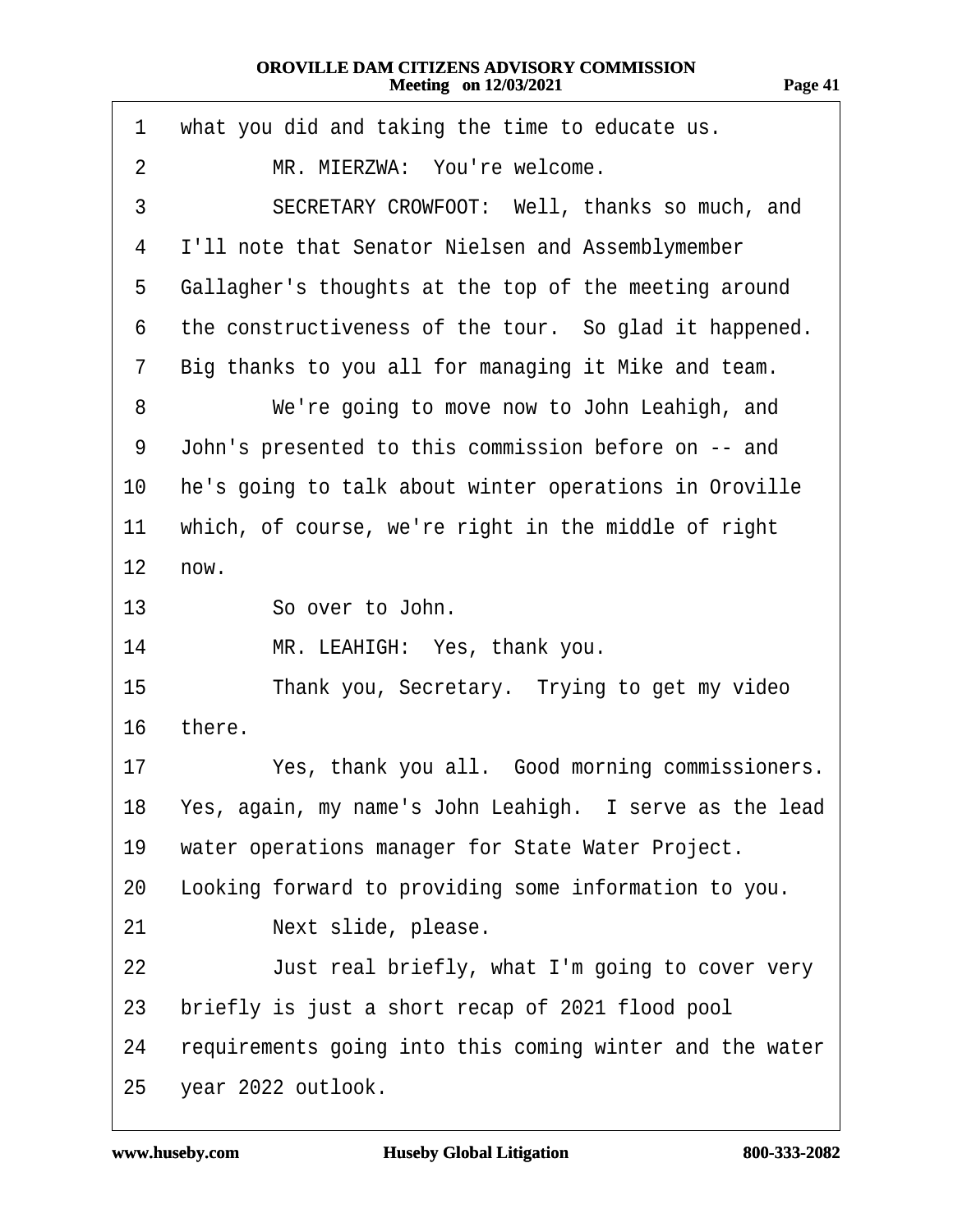1 what you did and taking the time to educate us.

2 MR. MIERZWA: You're welcome.

3 SECRETARY CROWFOOT: Well, thanks so much, and

4 I'll note that Senator Nielsen and Assemblymember

5 Gallagher's thoughts at the top of the meeting around

6 the constructiveness of the tour. So glad it happened.

7 Big thanks to you all for managing it Mike and team.

8 We're going to move now to John Leahigh, and

9 John's presented to this commission before on -- and

10 he's going to talk about winter operations in Oroville

11 which, of course, we're right in the middle of right

12 now.

13 So over to John.

14 MR. LEAHIGH: Yes, thank you.

15 Thank you, Secretary. Trying to get my video

16 there.

17 Yes, thank you all. Good morning commissioners.

18 Yes, again, my name's John Leahigh. I serve as the lead

19 water operations manager for State Water Project.

20 Looking forward to providing some information to you.

21 Next slide, please.

22 Just real briefly, what I'm going to cover very

23 briefly is just a short recap of 2021 flood pool

24 requirements going into this coming winter and the water

25 year 2022 outlook.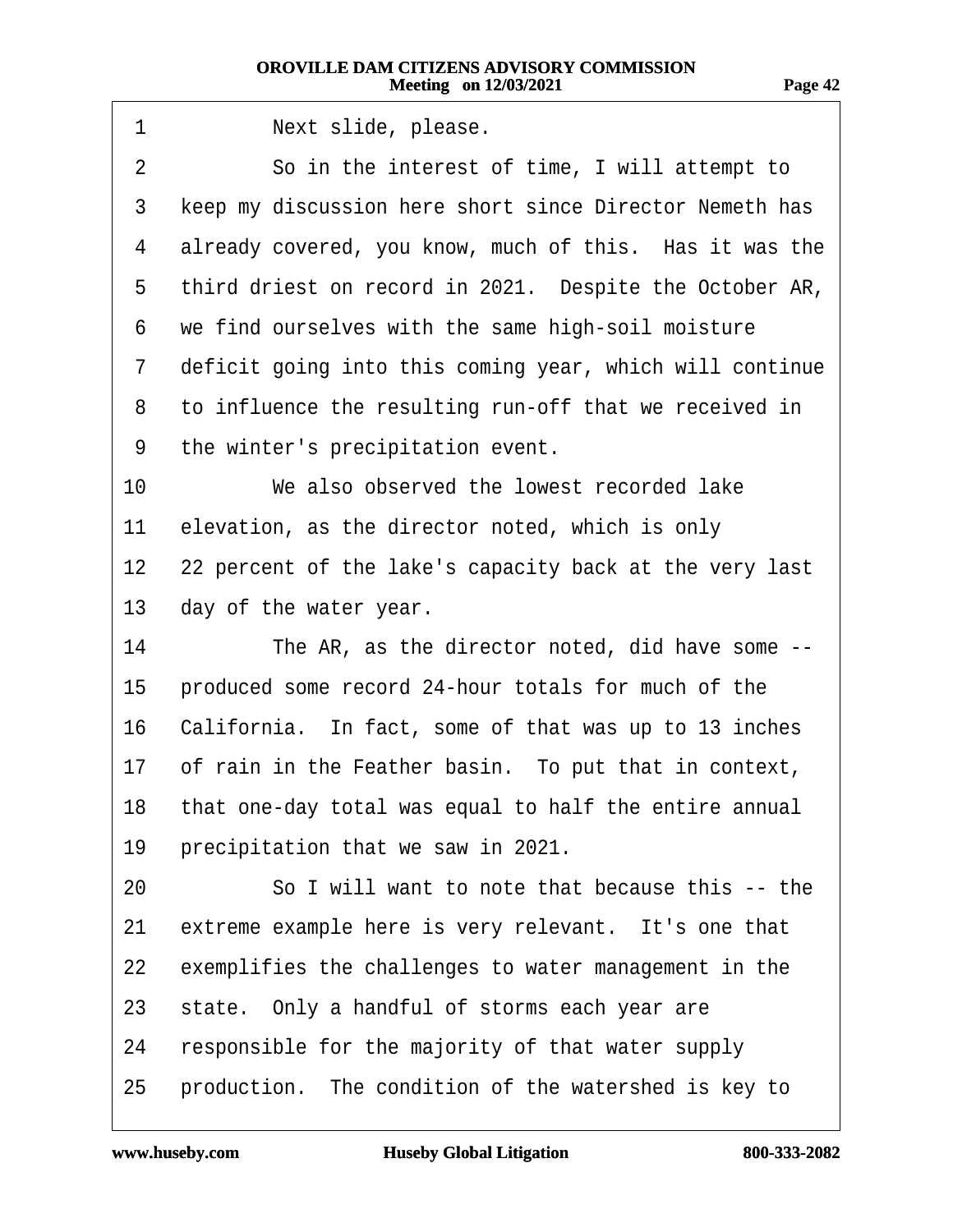1 Next slide, please.

2 So in the interest of time, I will attempt to
3 keep my discussion here short since Director Nemeth has
4 already covered, you know, much of this. Has it was the
5 third driest on record in 2021. Despite the October AR,
6 we find ourselves with the same high-soil moisture
7 deficit going into this coming year, which will continue
8 to influence the resulting run-off that we received in
9 the winter's precipitation event.

10 We also observed the lowest recorded lake
11 elevation, as the director noted, which is only
12 22 percent of the lake's capacity back at the very last
13 day of the water year.

14 The AR, as the director noted, did have some --
15 produced some record 24-hour totals for much of the
16 California. In fact, some of that was up to 13 inches
17 of rain in the Feather basin. To put that in context,
18 that one-day total was equal to half the entire annual
19 precipitation that we saw in 2021.

20 So I will want to note that because this -- the
21 extreme example here is very relevant. It's one that
22 exemplifies the challenges to water management in the
23 state. Only a handful of storms each year are
24 responsible for the majority of that water supply
25 production. The condition of the watershed is key to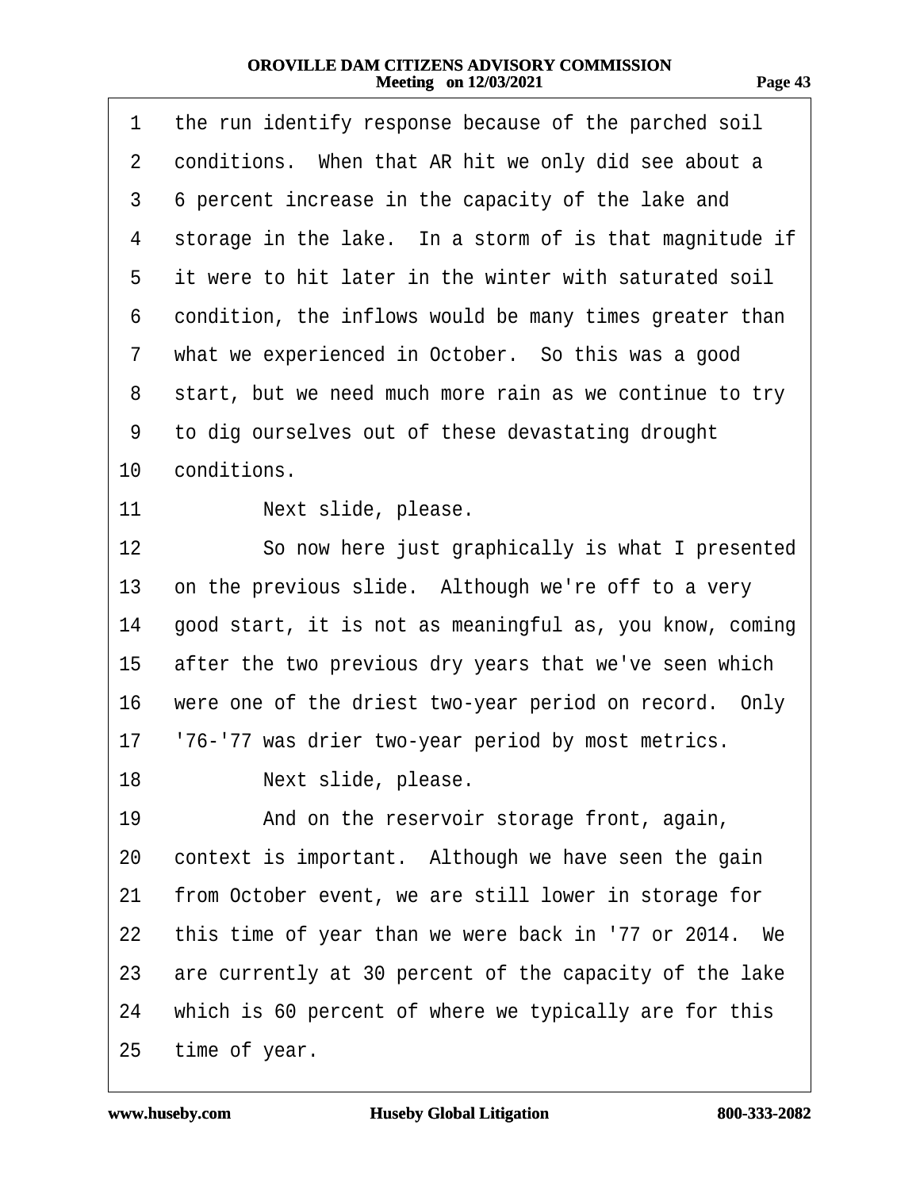1 the run identify response because of the parched soil
2 conditions. When that AR hit we only did see about a
3 6 percent increase in the capacity of the lake and
4 storage in the lake. In a storm of is that magnitude if
5 it were to hit later in the winter with saturated soil
6 condition, the inflows would be many times greater than
7 what we experienced in October. So this was a good
8 start, but we need much more rain as we continue to try
9 to dig ourselves out of these devastating drought
10 conditions.

11 Next slide, please.

12 So now here just graphically is what I presented
13 on the previous slide. Although we're off to a very
14 good start, it is not as meaningful as, you know, coming
15 after the two previous dry years that we've seen which
16 were one of the driest two-year period on record. Only
17 '76-'77 was drier two-year period by most metrics.

18 Next slide, please.

19 And on the reservoir storage front, again,
20 context is important. Although we have seen the gain
21 from October event, we are still lower in storage for
22 this time of year than we were back in '77 or 2014. We
23 are currently at 30 percent of the capacity of the lake
24 which is 60 percent of where we typically are for this
25 time of year.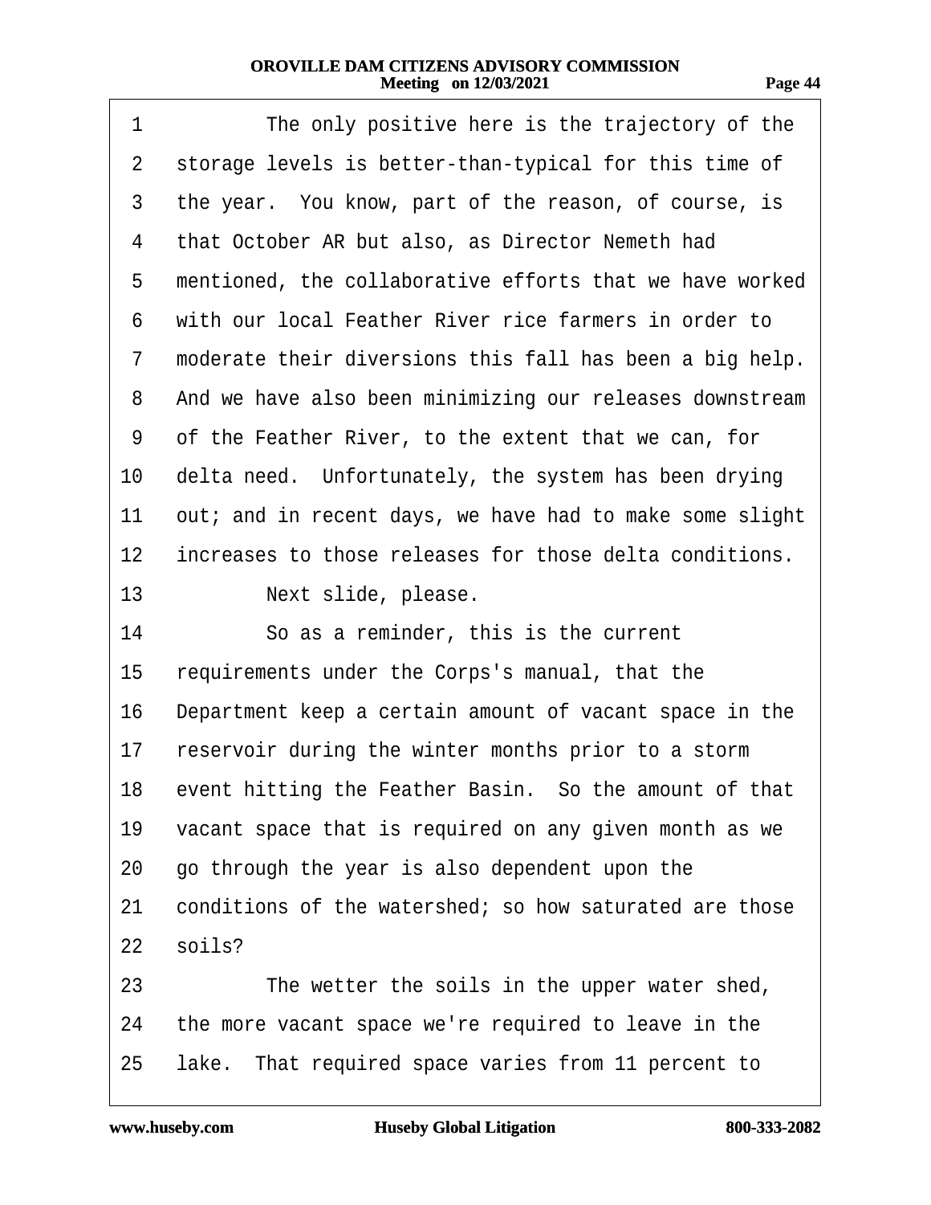1 The only positive here is the trajectory of the
2 storage levels is better-than-typical for this time of
3 the year. You know, part of the reason, of course, is
4 that October AR but also, as Director Nemeth had
5 mentioned, the collaborative efforts that we have worked
6 with our local Feather River rice farmers in order to
7 moderate their diversions this fall has been a big help.
8 And we have also been minimizing our releases downstream
9 of the Feather River, to the extent that we can, for
10 delta need. Unfortunately, the system has been drying
11 out; and in recent days, we have had to make some slight
12 increases to those releases for those delta conditions.
13 Next slide, please.
14 So as a reminder, this is the current
15 requirements under the Corps's manual, that the
16 Department keep a certain amount of vacant space in the
17 reservoir during the winter months prior to a storm
18 event hitting the Feather Basin. So the amount of that
19 vacant space that is required on any given month as we
20 go through the year is also dependent upon the
21 conditions of the watershed; so how saturated are those
22 soils?
23 The wetter the soils in the upper water shed,
24 the more vacant space we're required to leave in the
25 lake. That required space varies from 11 percent to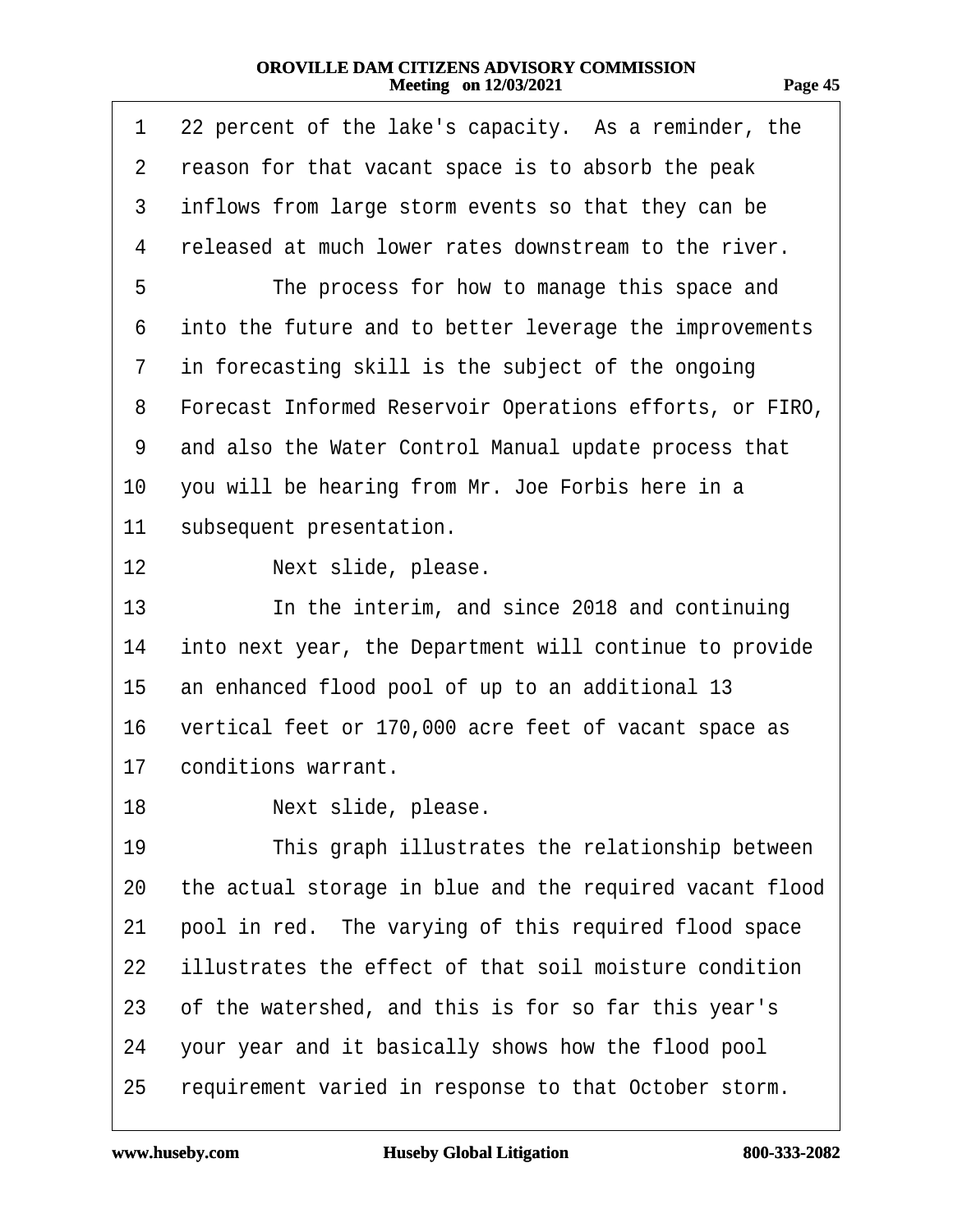1 22 percent of the lake's capacity. As a reminder, the
2 reason for that vacant space is to absorb the peak
3 inflows from large storm events so that they can be
4 released at much lower rates downstream to the river.
5 The process for how to manage this space and
6 into the future and to better leverage the improvements
7 in forecasting skill is the subject of the ongoing
8 Forecast Informed Reservoir Operations efforts, or FIRO,
9 and also the Water Control Manual update process that
10 you will be hearing from Mr. Joe Forbis here in a
11 subsequent presentation.
12 Next slide, please.
13 In the interim, and since 2018 and continuing
14 into next year, the Department will continue to provide
15 an enhanced flood pool of up to an additional 13
16 vertical feet or 170,000 acre feet of vacant space as
17 conditions warrant.
18 Next slide, please.
19 This graph illustrates the relationship between
20 the actual storage in blue and the required vacant flood
21 pool in red. The varying of this required flood space
22 illustrates the effect of that soil moisture condition
23 of the watershed, and this is for so far this year's
24 your year and it basically shows how the flood pool
25 requirement varied in response to that October storm.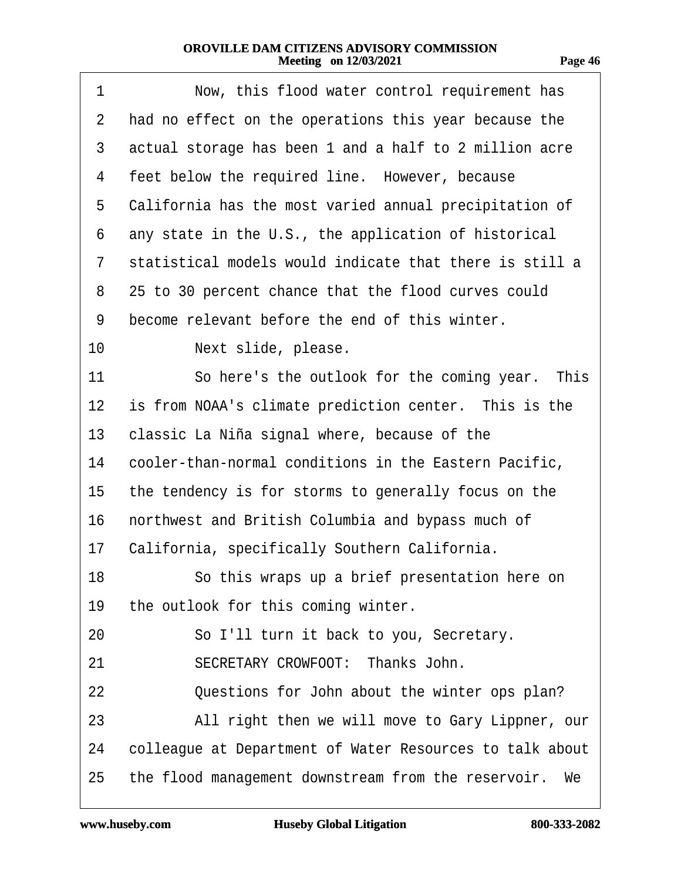1 Now, this flood water control requirement has
2 had no effect on the operations this year because the
3 actual storage has been 1 and a half to 2 million acre
4 feet below the required line. However, because
5 California has the most varied annual precipitation of
6 any state in the U.S., the application of historical
7 statistical models would indicate that there is still a
8 25 to 30 percent chance that the flood curves could
9 become relevant before the end of this winter.
10 Next slide, please.
11 So here's the outlook for the coming year. This
12 is from NOAA's climate prediction center. This is the
13 classic La Niña signal where, because of the
14 cooler-than-normal conditions in the Eastern Pacific,
15 the tendency is for storms to generally focus on the
16 northwest and British Columbia and bypass much of
17 California, specifically Southern California.
18 So this wraps up a brief presentation here on
19 the outlook for this coming winter.
20 So I'll turn it back to you, Secretary.
21 SECRETARY CROWFOOT: Thanks John.
22 Questions for John about the winter ops plan?
23 All right then we will move to Gary Lippner, our
24 colleague at Department of Water Resources to talk about
25 the flood management downstream from the reservoir. We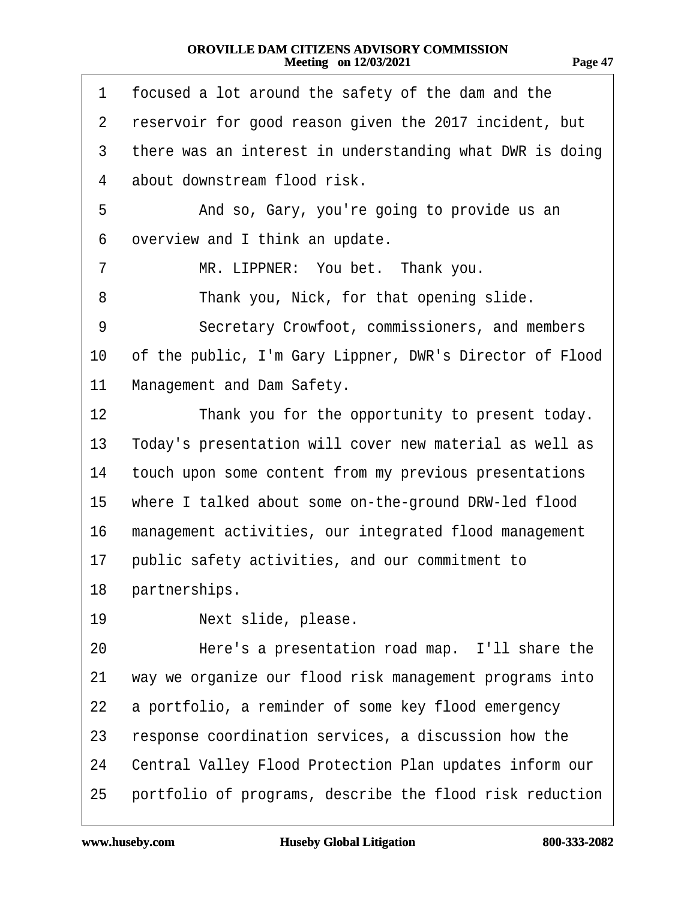1 focused a lot around the safety of the dam and the
2 reservoir for good reason given the 2017 incident, but
3 there was an interest in understanding what DWR is doing
4 about downstream flood risk.
5 And so, Gary, you're going to provide us an
6 overview and I think an update.
7 MR. LIPPNER: You bet. Thank you.
8 Thank you, Nick, for that opening slide.
9 Secretary Crowfoot, commissioners, and members
10 of the public, I'm Gary Lippner, DWR's Director of Flood
11 Management and Dam Safety.
12 Thank you for the opportunity to present today.
13 Today's presentation will cover new material as well as
14 touch upon some content from my previous presentations
15 where I talked about some on-the-ground DRW-led flood
16 management activities, our integrated flood management
17 public safety activities, and our commitment to
18 partnerships.
19 Next slide, please.
20 Here's a presentation road map. I'll share the
21 way we organize our flood risk management programs into
22 a portfolio, a reminder of some key flood emergency
23 response coordination services, a discussion how the
24 Central Valley Flood Protection Plan updates inform our
25 portfolio of programs, describe the flood risk reduction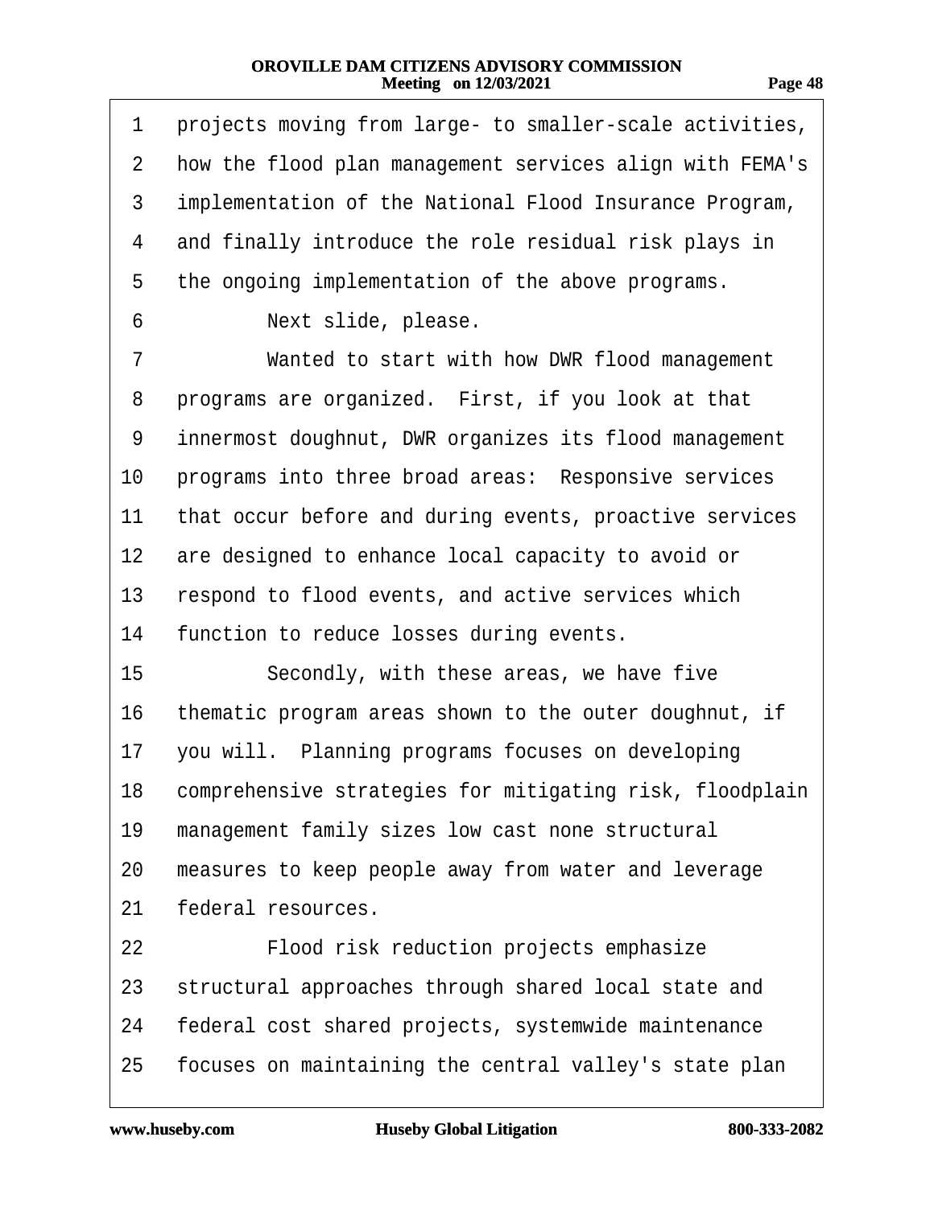1 projects moving from large- to smaller-scale activities,
2 how the flood plan management services align with FEMA's
3 implementation of the National Flood Insurance Program,
4 and finally introduce the role residual risk plays in
5 the ongoing implementation of the above programs.
6 Next slide, please.
7 Wanted to start with how DWR flood management
8 programs are organized. First, if you look at that
9 innermost doughnut, DWR organizes its flood management
10 programs into three broad areas: Responsive services
11 that occur before and during events, proactive services
12 are designed to enhance local capacity to avoid or
13 respond to flood events, and active services which
14 function to reduce losses during events.
15 Secondly, with these areas, we have five
16 thematic program areas shown to the outer doughnut, if
17 you will. Planning programs focuses on developing
18 comprehensive strategies for mitigating risk, floodplain
19 management family sizes low cast none structural
20 measures to keep people away from water and leverage
21 federal resources.
22 Flood risk reduction projects emphasize
23 structural approaches through shared local state and
24 federal cost shared projects, systemwide maintenance
25 focuses on maintaining the central valley's state plan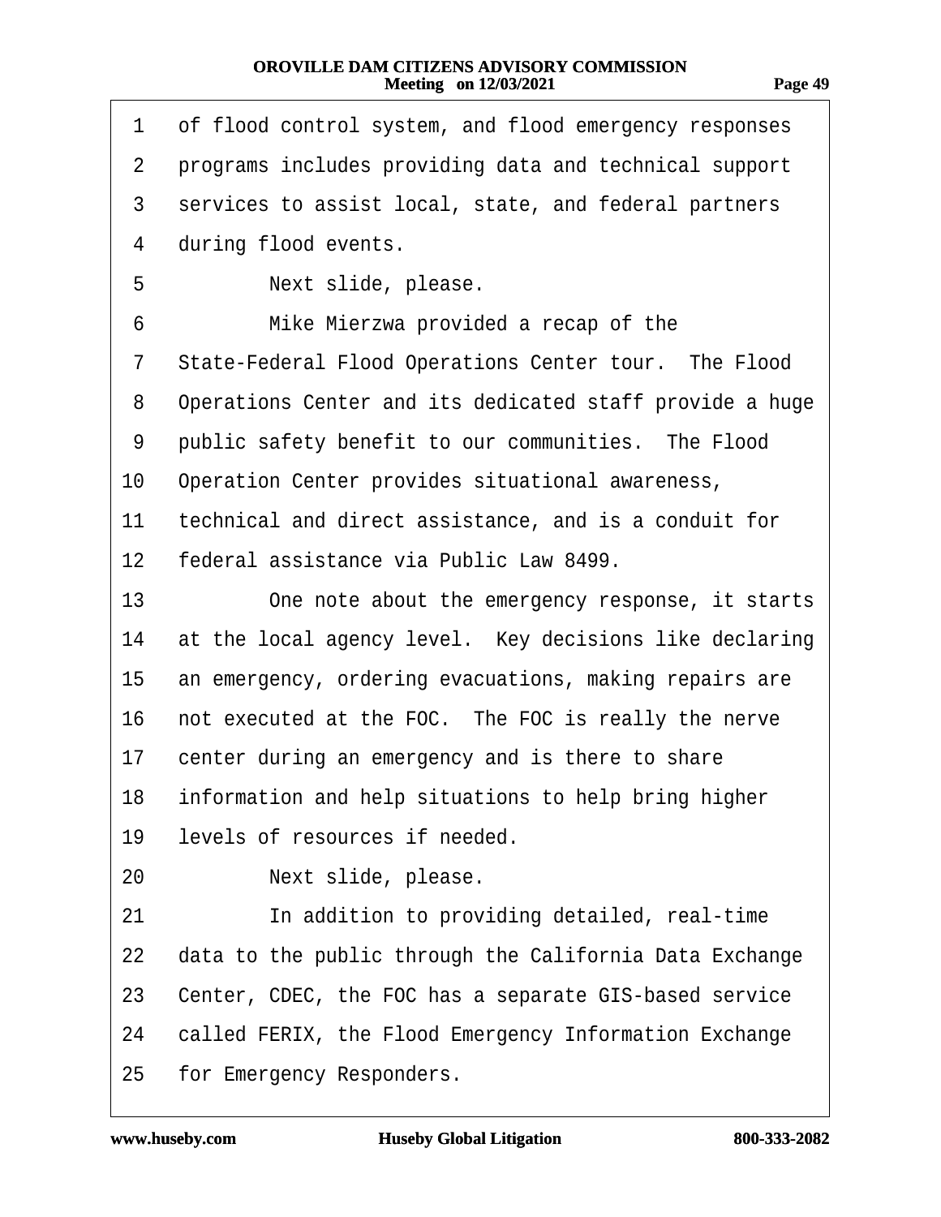1 of flood control system, and flood emergency responses
2 programs includes providing data and technical support
3 services to assist local, state, and federal partners
4 during flood events.

5 Next slide, please.

6 Mike Mierzwa provided a recap of the
7 State-Federal Flood Operations Center tour. The Flood
8 Operations Center and its dedicated staff provide a huge
9 public safety benefit to our communities. The Flood
10 Operation Center provides situational awareness,
11 technical and direct assistance, and is a conduit for
12 federal assistance via Public Law 8499.

13 One note about the emergency response, it starts
14 at the local agency level. Key decisions like declaring
15 an emergency, ordering evacuations, making repairs are
16 not executed at the FOC. The FOC is really the nerve
17 center during an emergency and is there to share
18 information and help situations to help bring higher
19 levels of resources if needed.

20 Next slide, please.

21 In addition to providing detailed, real-time
22 data to the public through the California Data Exchange
23 Center, CDEC, the FOC has a separate GIS-based service
24 called FERIX, the Flood Emergency Information Exchange
25 for Emergency Responders.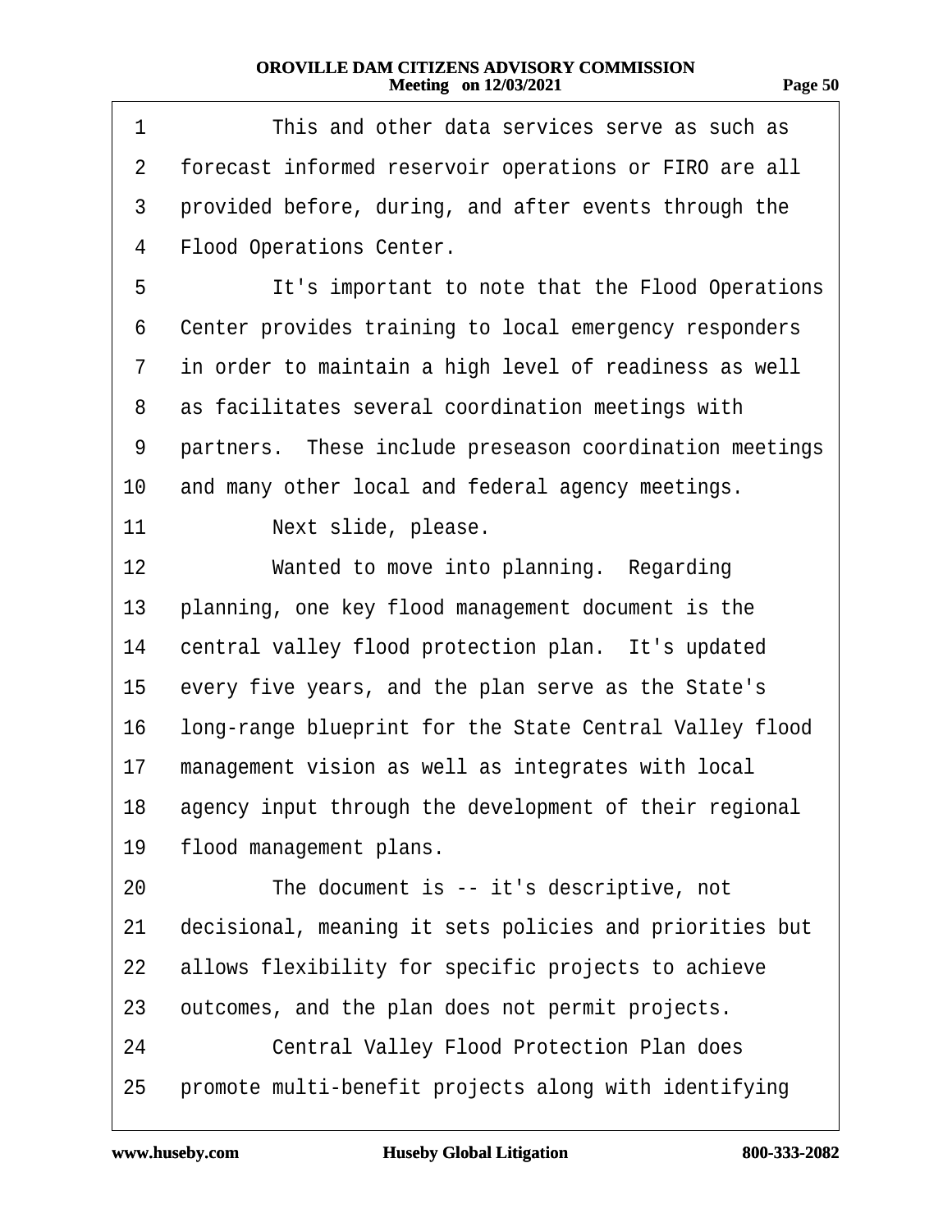This and other data services serve as such as forecast informed reservoir operations or FIRO are all provided before, during, and after events through the Flood Operations Center.

It's important to note that the Flood Operations Center provides training to local emergency responders in order to maintain a high level of readiness as well as facilitates several coordination meetings with partners. These include preseason coordination meetings and many other local and federal agency meetings.

Next slide, please.

Wanted to move into planning. Regarding planning, one key flood management document is the central valley flood protection plan. It's updated every five years, and the plan serve as the State's long-range blueprint for the State Central Valley flood management vision as well as integrates with local agency input through the development of their regional flood management plans.

The document is -- it's descriptive, not decisional, meaning it sets policies and priorities but allows flexibility for specific projects to achieve outcomes, and the plan does not permit projects.

Central Valley Flood Protection Plan does promote multi-benefit projects along with identifying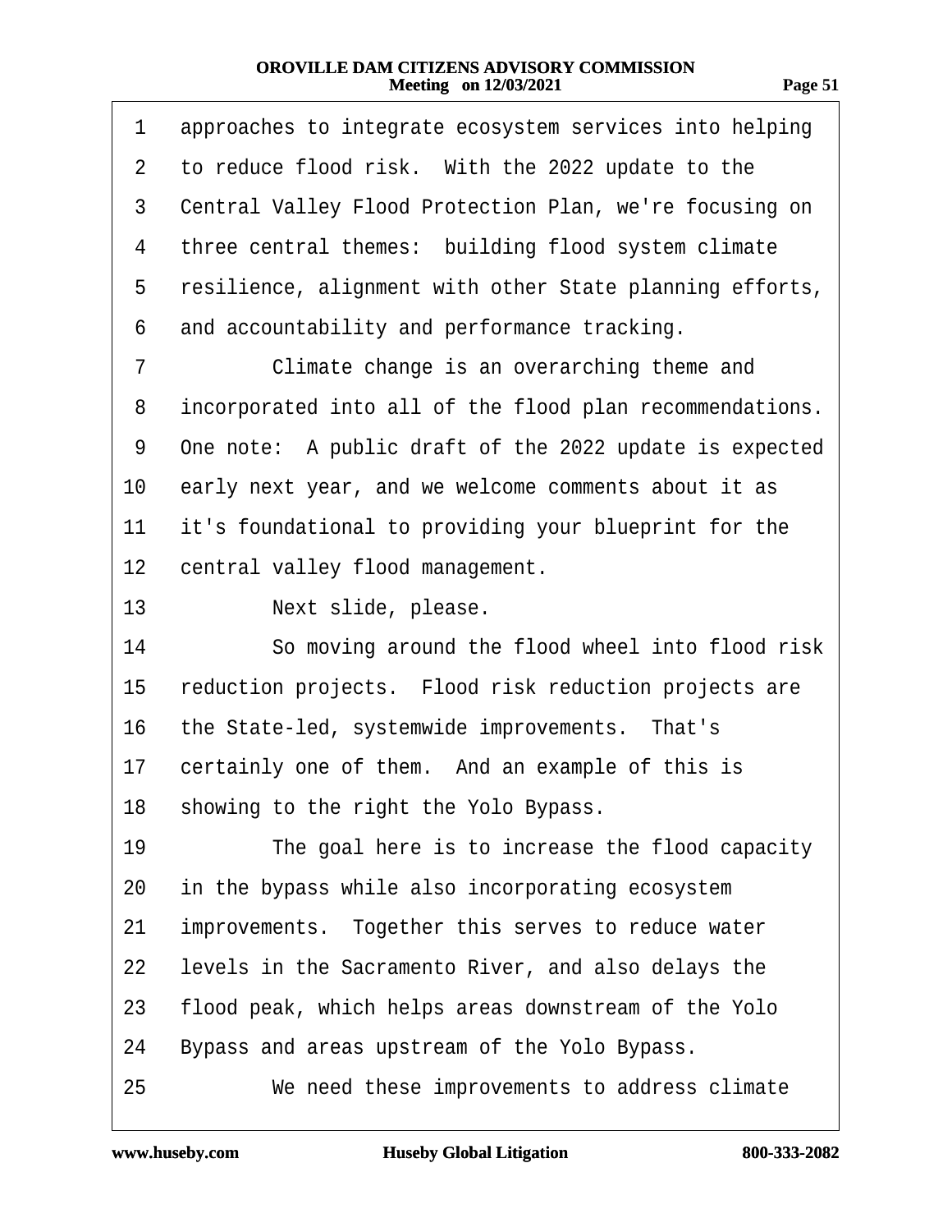1 approaches to integrate ecosystem services into helping
2 to reduce flood risk. With the 2022 update to the
3 Central Valley Flood Protection Plan, we're focusing on
4 three central themes: building flood system climate
5 resilience, alignment with other State planning efforts,
6 and accountability and performance tracking.
7 Climate change is an overarching theme and
8 incorporated into all of the flood plan recommendations.
9 One note: A public draft of the 2022 update is expected
10 early next year, and we welcome comments about it as
11 it's foundational to providing your blueprint for the
12 central valley flood management.
13 Next slide, please.
14 So moving around the flood wheel into flood risk
15 reduction projects. Flood risk reduction projects are
16 the State-led, systemwide improvements. That's
17 certainly one of them. And an example of this is
18 showing to the right the Yolo Bypass.
19 The goal here is to increase the flood capacity
20 in the bypass while also incorporating ecosystem
21 improvements. Together this serves to reduce water
22 levels in the Sacramento River, and also delays the
23 flood peak, which helps areas downstream of the Yolo
24 Bypass and areas upstream of the Yolo Bypass.
25 We need these improvements to address climate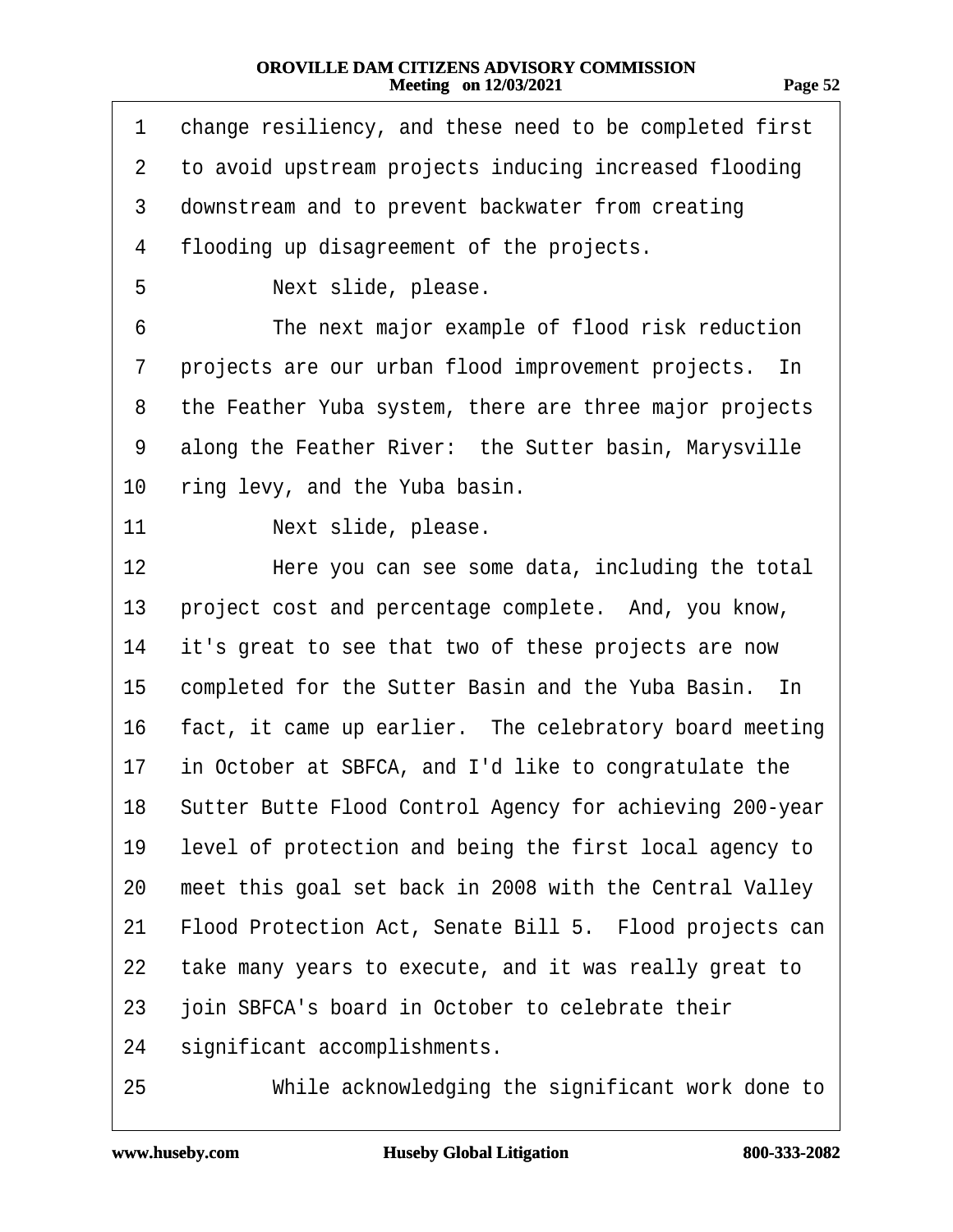1 change resiliency, and these need to be completed first
2 to avoid upstream projects inducing increased flooding
3 downstream and to prevent backwater from creating
4 flooding up disagreement of the projects.
5 Next slide, please.
6 The next major example of flood risk reduction
7 projects are our urban flood improvement projects. In
8 the Feather Yuba system, there are three major projects
9 along the Feather River: the Sutter basin, Marysville
10 ring levy, and the Yuba basin.
11 Next slide, please.
12 Here you can see some data, including the total
13 project cost and percentage complete. And, you know,
14 it's great to see that two of these projects are now
15 completed for the Sutter Basin and the Yuba Basin. In
16 fact, it came up earlier. The celebratory board meeting
17 in October at SBFCA, and I'd like to congratulate the
18 Sutter Butte Flood Control Agency for achieving 200-year
19 level of protection and being the first local agency to
20 meet this goal set back in 2008 with the Central Valley
21 Flood Protection Act, Senate Bill 5. Flood projects can
22 take many years to execute, and it was really great to
23 join SBFCA's board in October to celebrate their
24 significant accomplishments.
25 While acknowledging the significant work done to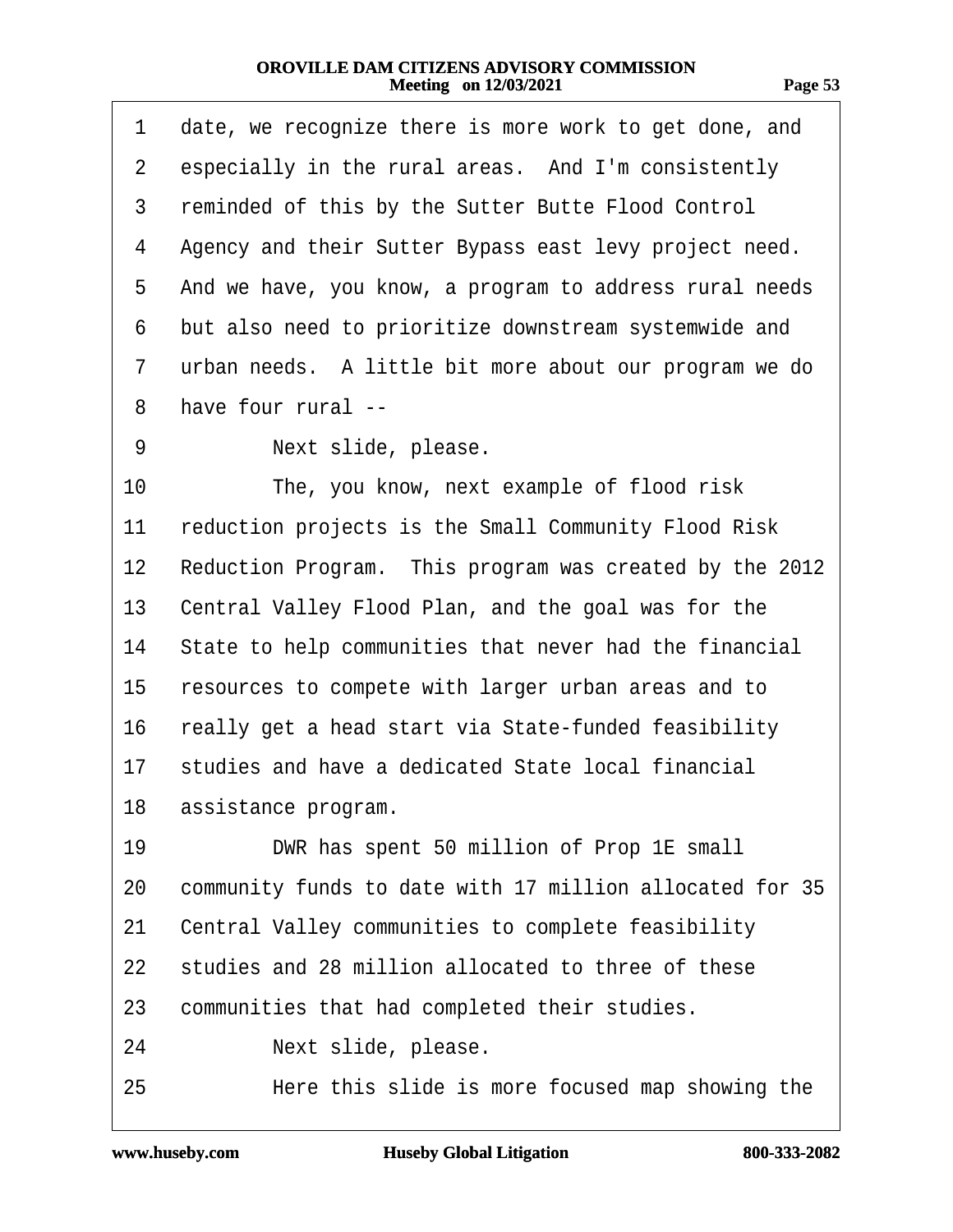1 date, we recognize there is more work to get done, and
2 especially in the rural areas. And I'm consistently
3 reminded of this by the Sutter Butte Flood Control
4 Agency and their Sutter Bypass east levy project need.
5 And we have, you know, a program to address rural needs
6 but also need to prioritize downstream systemwide and
7 urban needs. A little bit more about our program we do
8 have four rural --
9 Next slide, please.
10 The, you know, next example of flood risk
11 reduction projects is the Small Community Flood Risk
12 Reduction Program. This program was created by the 2012
13 Central Valley Flood Plan, and the goal was for the
14 State to help communities that never had the financial
15 resources to compete with larger urban areas and to
16 really get a head start via State-funded feasibility
17 studies and have a dedicated State local financial
18 assistance program.
19 DWR has spent 50 million of Prop 1E small
20 community funds to date with 17 million allocated for 35
21 Central Valley communities to complete feasibility
22 studies and 28 million allocated to three of these
23 communities that had completed their studies.
24 Next slide, please.
25 Here this slide is more focused map showing the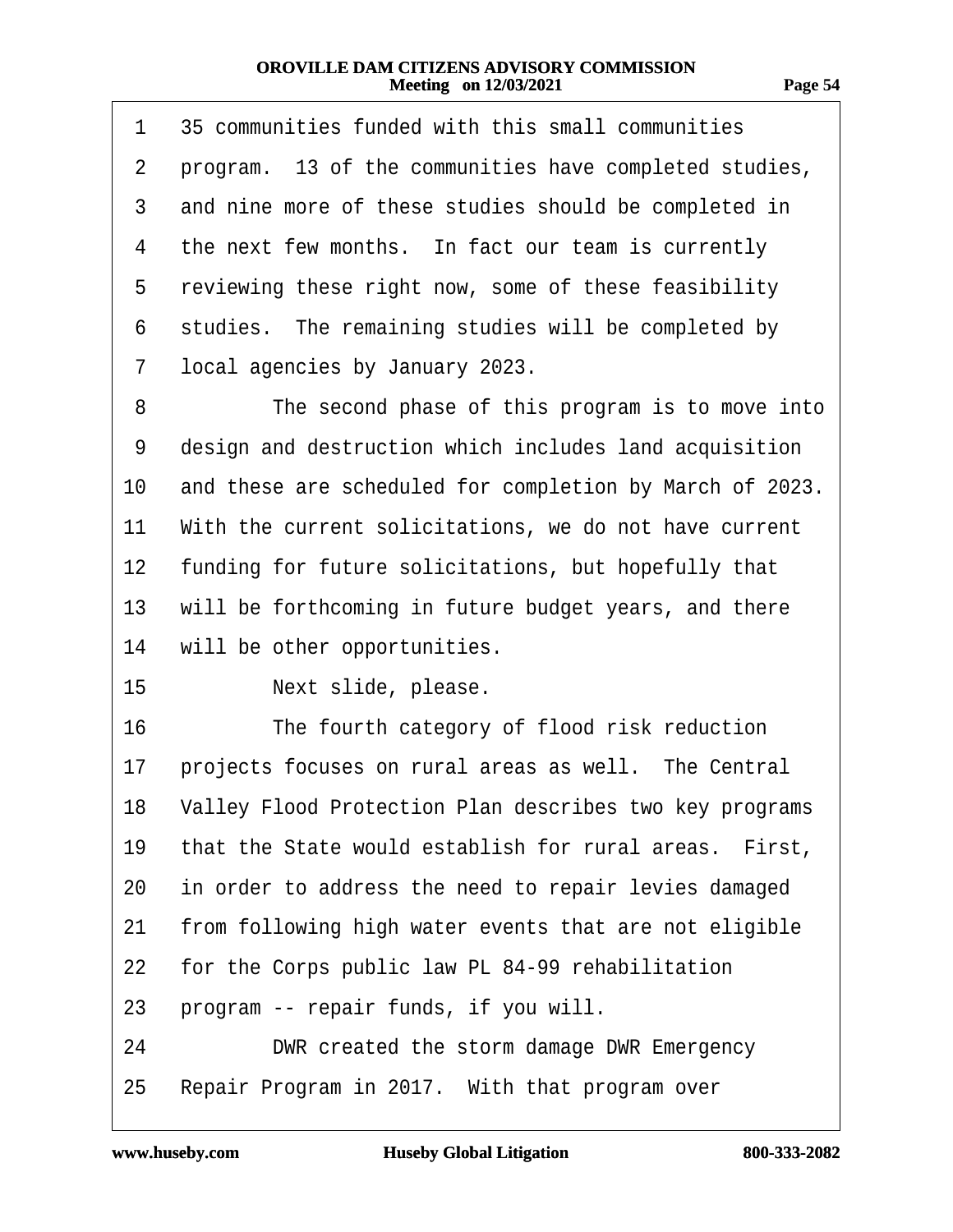35 communities funded with this small communities program. 13 of the communities have completed studies, and nine more of these studies should be completed in the next few months. In fact our team is currently reviewing these right now, some of these feasibility studies. The remaining studies will be completed by local agencies by January 2023.

The second phase of this program is to move into design and destruction which includes land acquisition and these are scheduled for completion by March of 2023. With the current solicitations, we do not have current funding for future solicitations, but hopefully that will be forthcoming in future budget years, and there will be other opportunities.

Next slide, please.

The fourth category of flood risk reduction projects focuses on rural areas as well. The Central Valley Flood Protection Plan describes two key programs that the State would establish for rural areas. First, in order to address the need to repair levies damaged from following high water events that are not eligible for the Corps public law PL 84-99 rehabilitation program -- repair funds, if you will.

DWR created the storm damage DWR Emergency Repair Program in 2017. With that program over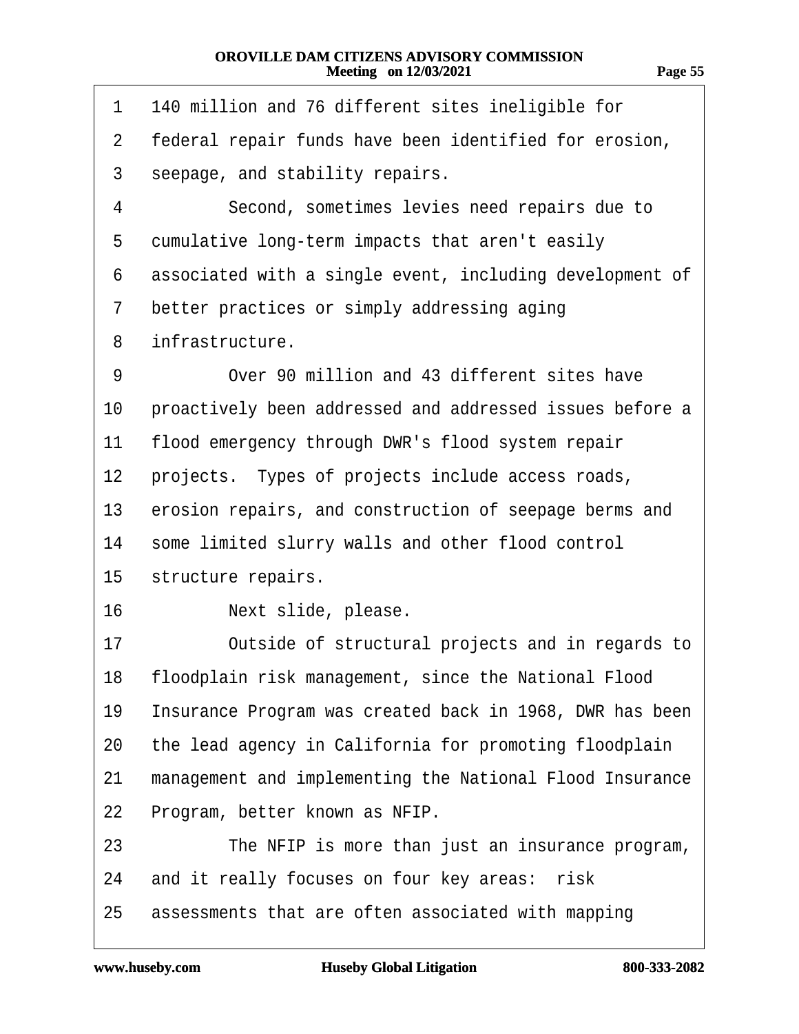140 million and 76 different sites ineligible for federal repair funds have been identified for erosion, seepage, and stability repairs.

Second, sometimes levies need repairs due to cumulative long-term impacts that aren't easily associated with a single event, including development of better practices or simply addressing aging infrastructure.

Over 90 million and 43 different sites have proactively been addressed and addressed issues before a flood emergency through DWR's flood system repair projects. Types of projects include access roads, erosion repairs, and construction of seepage berms and some limited slurry walls and other flood control structure repairs.

Next slide, please.

Outside of structural projects and in regards to floodplain risk management, since the National Flood Insurance Program was created back in 1968, DWR has been the lead agency in California for promoting floodplain management and implementing the National Flood Insurance Program, better known as NFIP.

The NFIP is more than just an insurance program, and it really focuses on four key areas: risk assessments that are often associated with mapping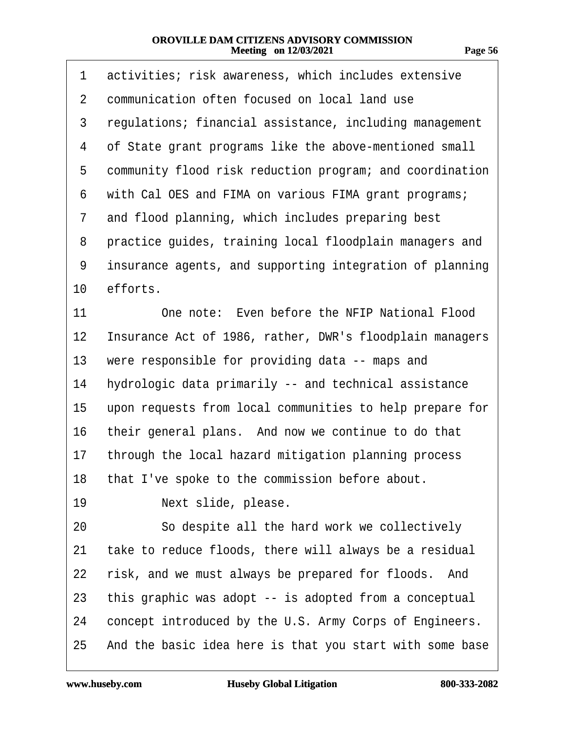activities; risk awareness, which includes extensive communication often focused on local land use regulations; financial assistance, including management of State grant programs like the above-mentioned small community flood risk reduction program; and coordination with Cal OES and FIMA on various FIMA grant programs; and flood planning, which includes preparing best practice guides, training local floodplain managers and insurance agents, and supporting integration of planning efforts.

One note: Even before the NFIP National Flood Insurance Act of 1986, rather, DWR's floodplain managers were responsible for providing data -- maps and hydrologic data primarily -- and technical assistance upon requests from local communities to help prepare for their general plans. And now we continue to do that through the local hazard mitigation planning process that I've spoke to the commission before about.

Next slide, please.

So despite all the hard work we collectively take to reduce floods, there will always be a residual risk, and we must always be prepared for floods. And this graphic was adopt -- is adopted from a conceptual concept introduced by the U.S. Army Corps of Engineers. And the basic idea here is that you start with some base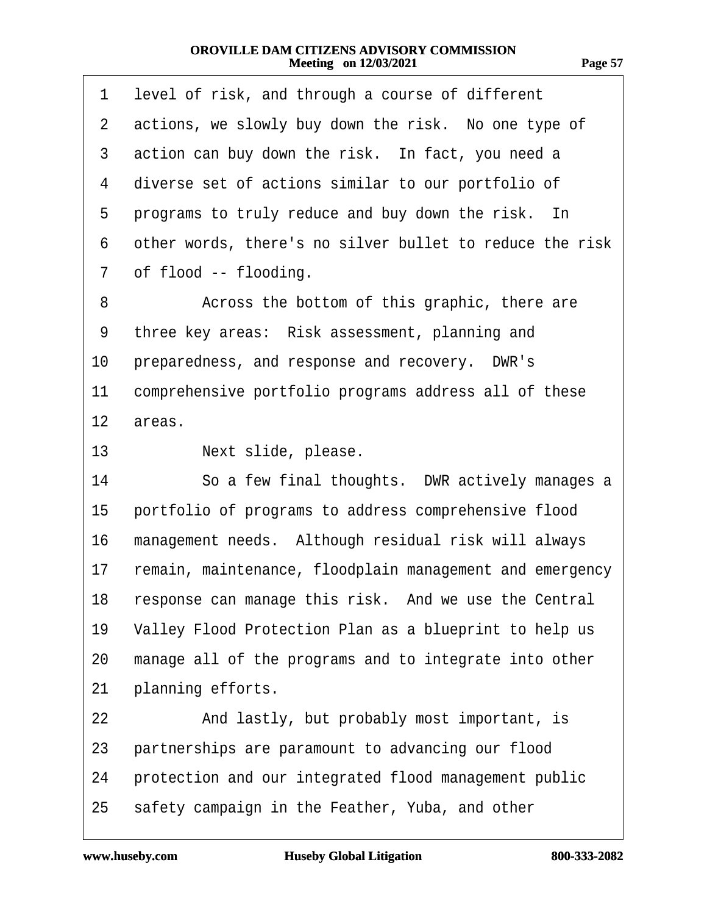1 level of risk, and through a course of different
2 actions, we slowly buy down the risk. No one type of
3 action can buy down the risk. In fact, you need a
4 diverse set of actions similar to our portfolio of
5 programs to truly reduce and buy down the risk. In
6 other words, there's no silver bullet to reduce the risk
7 of flood -- flooding.
8 Across the bottom of this graphic, there are
9 three key areas: Risk assessment, planning and
10 preparedness, and response and recovery. DWR's
11 comprehensive portfolio programs address all of these
12 areas.
13 Next slide, please.
14 So a few final thoughts. DWR actively manages a
15 portfolio of programs to address comprehensive flood
16 management needs. Although residual risk will always
17 remain, maintenance, floodplain management and emergency
18 response can manage this risk. And we use the Central
19 Valley Flood Protection Plan as a blueprint to help us
20 manage all of the programs and to integrate into other
21 planning efforts.
22 And lastly, but probably most important, is
23 partnerships are paramount to advancing our flood
24 protection and our integrated flood management public
25 safety campaign in the Feather, Yuba, and other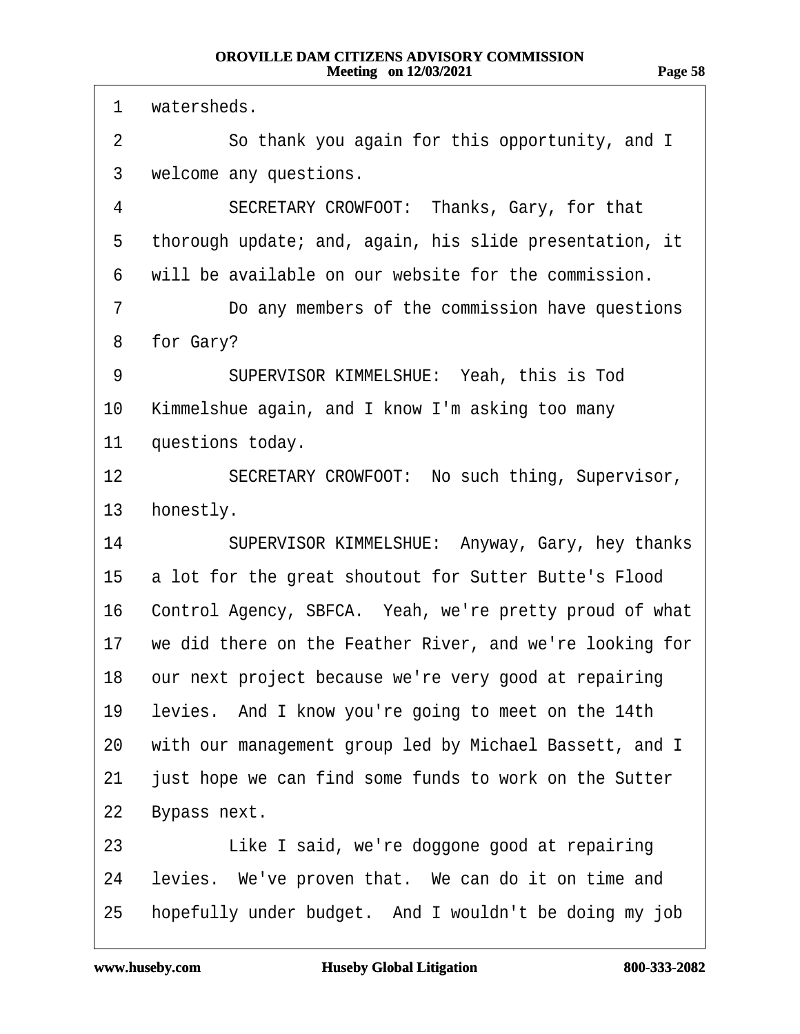1 watersheds.

2 So thank you again for this opportunity, and I

3 welcome any questions.

4 SECRETARY CROWFOOT: Thanks, Gary, for that

5 thorough update; and, again, his slide presentation, it

6 will be available on our website for the commission.

7 Do any members of the commission have questions

8 for Gary?

9 SUPERVISOR KIMMELSHUE: Yeah, this is Tod

10 Kimmelshue again, and I know I'm asking too many

11 questions today.

12 SECRETARY CROWFOOT: No such thing, Supervisor,

13 honestly.

14 SUPERVISOR KIMMELSHUE: Anyway, Gary, hey thanks

15 a lot for the great shoutout for Sutter Butte's Flood

16 Control Agency, SBFCA. Yeah, we're pretty proud of what

17 we did there on the Feather River, and we're looking for

18 our next project because we're very good at repairing

19 levies. And I know you're going to meet on the 14th

20 with our management group led by Michael Bassett, and I

21 just hope we can find some funds to work on the Sutter

22 Bypass next.

23 Like I said, we're doggone good at repairing

24 levies. We've proven that. We can do it on time and

25 hopefully under budget. And I wouldn't be doing my job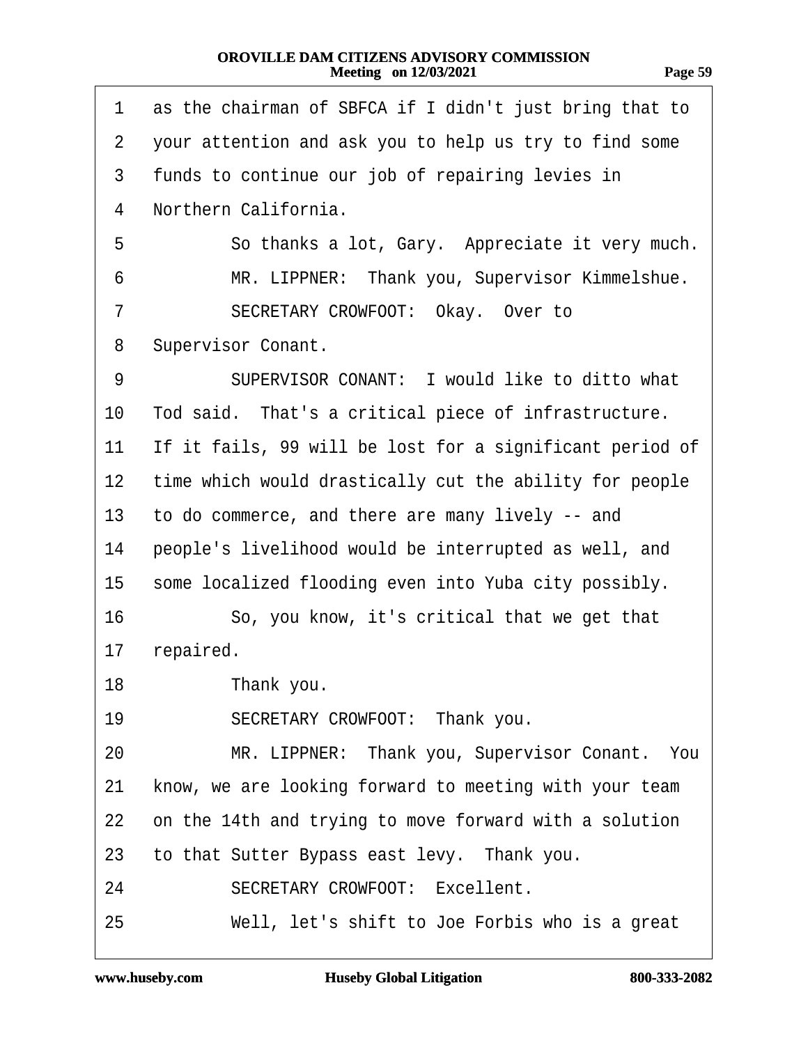1 as the chairman of SBFCA if I didn't just bring that to
2 your attention and ask you to help us try to find some
3 funds to continue our job of repairing levies in
4 Northern California.

5 So thanks a lot, Gary. Appreciate it very much.

6 MR. LIPPNER: Thank you, Supervisor Kimmelshue.

7 SECRETARY CROWFOOT: Okay. Over to
8 Supervisor Conant.

9 SUPERVISOR CONANT: I would like to ditto what
10 Tod said. That's a critical piece of infrastructure.
11 If it fails, 99 will be lost for a significant period of
12 time which would drastically cut the ability for people
13 to do commerce, and there are many lively -- and
14 people's livelihood would be interrupted as well, and
15 some localized flooding even into Yuba city possibly.

16 So, you know, it's critical that we get that
17 repaired.

18 Thank you.

19 SECRETARY CROWFOOT: Thank you.

20 MR. LIPPNER: Thank you, Supervisor Conant. You
21 know, we are looking forward to meeting with your team
22 on the 14th and trying to move forward with a solution
23 to that Sutter Bypass east levy. Thank you.

24 SECRETARY CROWFOOT: Excellent.

25 Well, let's shift to Joe Forbis who is a great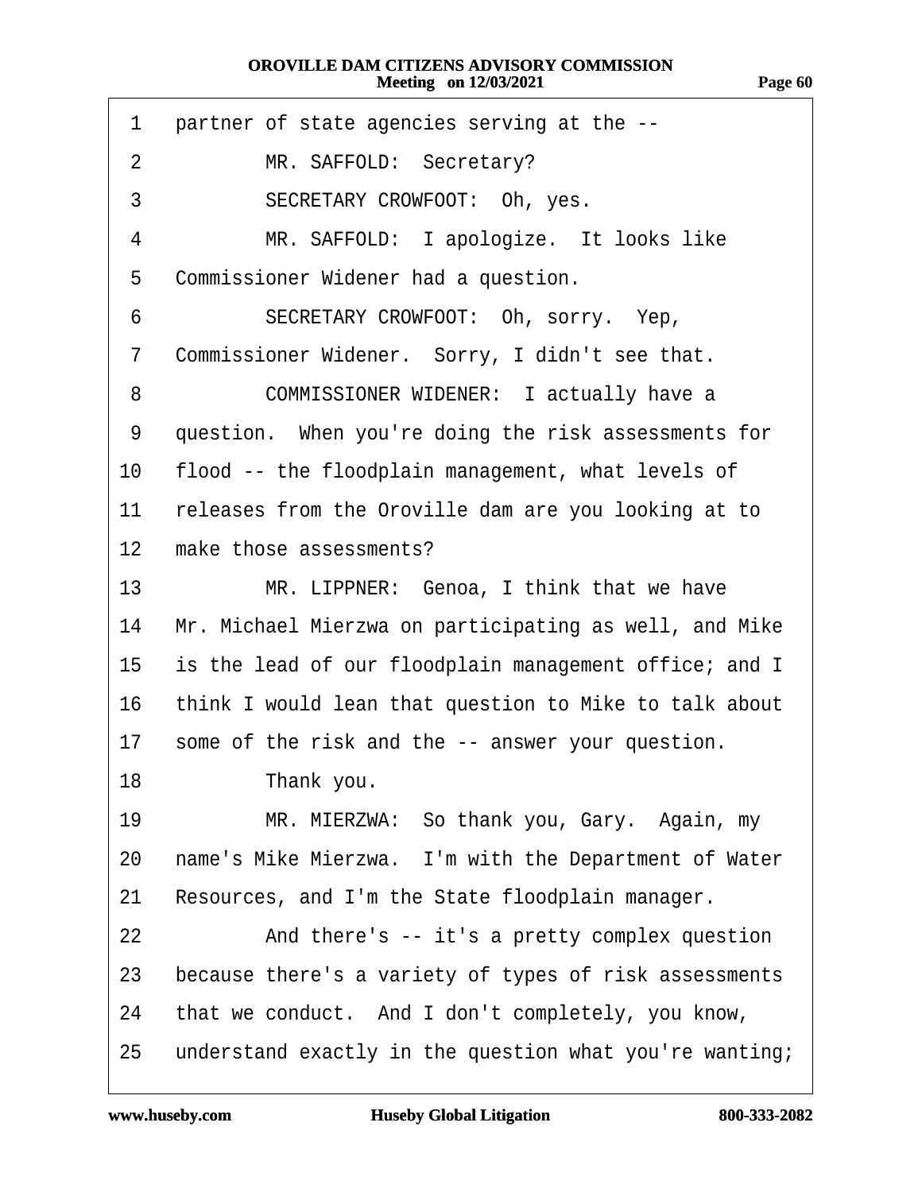1 partner of state agencies serving at the --

2 MR. SAFFOLD: Secretary?

3 SECRETARY CROWFOOT: Oh, yes.

4 MR. SAFFOLD: I apologize. It looks like

5 Commissioner Widener had a question.

6 SECRETARY CROWFOOT: Oh, sorry. Yep,

7 Commissioner Widener. Sorry, I didn't see that.

8 COMMISSIONER WIDENER: I actually have a

9 question. When you're doing the risk assessments for

10 flood -- the floodplain management, what levels of

11 releases from the Oroville dam are you looking at to

12 make those assessments?

13 MR. LIPPNER: Genoa, I think that we have

14 Mr. Michael Mierzwa on participating as well, and Mike

15 is the lead of our floodplain management office; and I

16 think I would lean that question to Mike to talk about

17 some of the risk and the -- answer your question.

18 Thank you.

19 MR. MIERZWA: So thank you, Gary. Again, my

20 name's Mike Mierzwa. I'm with the Department of Water

21 Resources, and I'm the State floodplain manager.

22 And there's -- it's a pretty complex question

23 because there's a variety of types of risk assessments

24 that we conduct. And I don't completely, you know,

25 understand exactly in the question what you're wanting;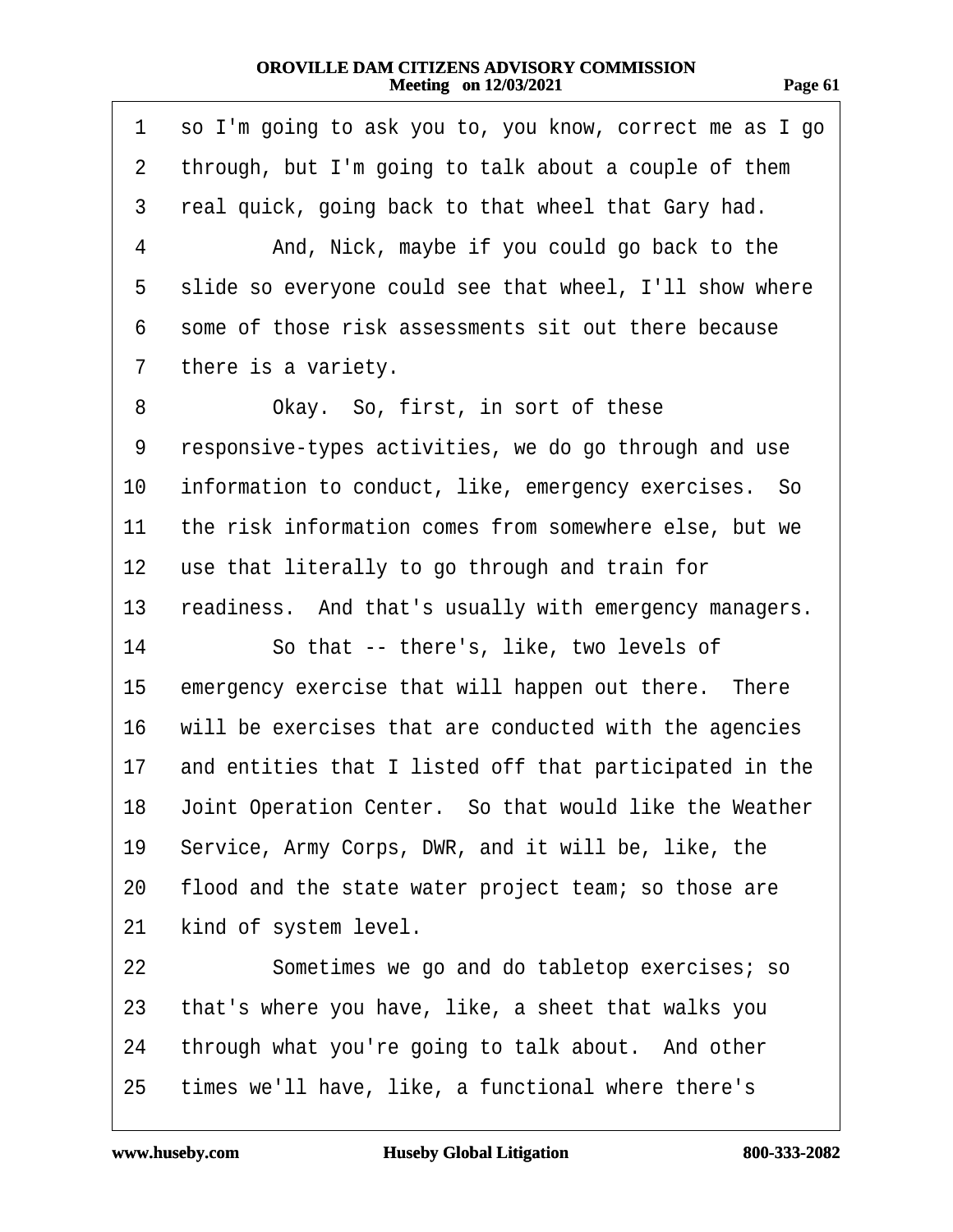1 so I'm going to ask you to, you know, correct me as I go
2 through, but I'm going to talk about a couple of them
3 real quick, going back to that wheel that Gary had.
4 And, Nick, maybe if you could go back to the
5 slide so everyone could see that wheel, I'll show where
6 some of those risk assessments sit out there because
7 there is a variety.
8 Okay. So, first, in sort of these
9 responsive-types activities, we do go through and use
10 information to conduct, like, emergency exercises. So
11 the risk information comes from somewhere else, but we
12 use that literally to go through and train for
13 readiness. And that's usually with emergency managers.
14 So that -- there's, like, two levels of
15 emergency exercise that will happen out there. There
16 will be exercises that are conducted with the agencies
17 and entities that I listed off that participated in the
18 Joint Operation Center. So that would like the Weather
19 Service, Army Corps, DWR, and it will be, like, the
20 flood and the state water project team; so those are
21 kind of system level.
22 Sometimes we go and do tabletop exercises; so
23 that's where you have, like, a sheet that walks you
24 through what you're going to talk about. And other
25 times we'll have, like, a functional where there's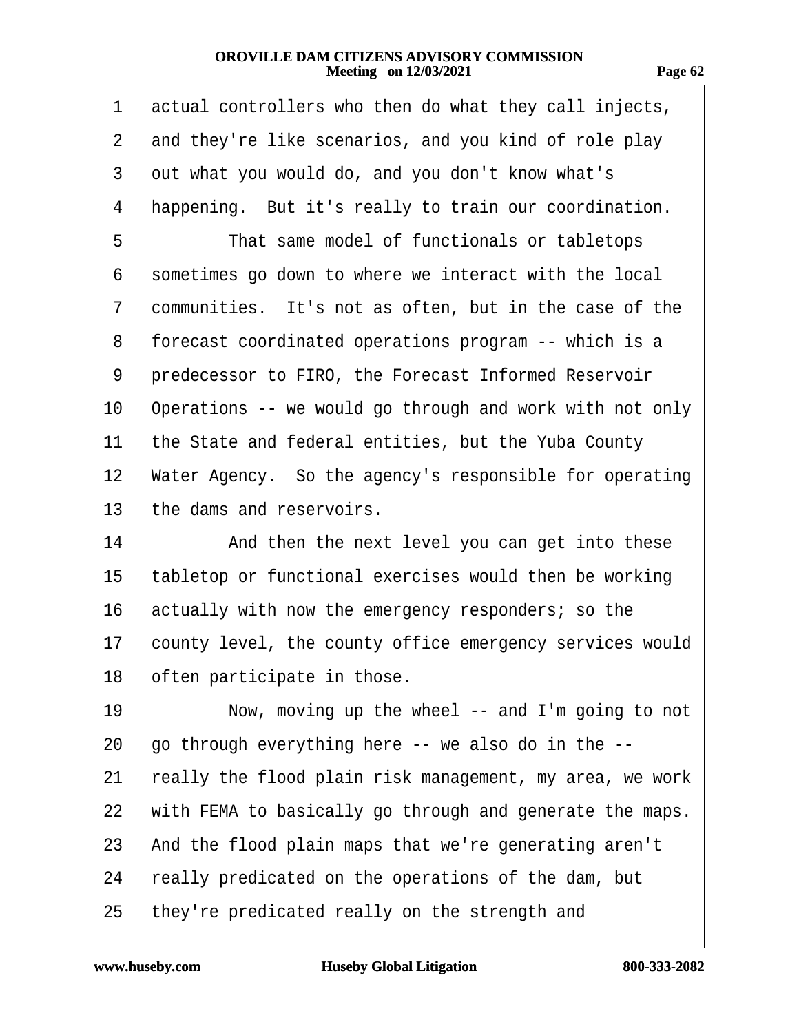actual controllers who then do what they call injects, and they're like scenarios, and you kind of role play out what you would do, and you don't know what's happening.  But it's really to train our coordination.

That same model of functionals or tabletops sometimes go down to where we interact with the local communities.  It's not as often, but in the case of the forecast coordinated operations program -- which is a predecessor to FIRO, the Forecast Informed Reservoir Operations -- we would go through and work with not only the State and federal entities, but the Yuba County Water Agency.  So the agency's responsible for operating the dams and reservoirs.

And then the next level you can get into these tabletop or functional exercises would then be working actually with now the emergency responders; so the county level, the county office emergency services would often participate in those.

Now, moving up the wheel -- and I'm going to not go through everything here -- we also do in the -- really the flood plain risk management, my area, we work with FEMA to basically go through and generate the maps. And the flood plain maps that we're generating aren't really predicated on the operations of the dam, but they're predicated really on the strength and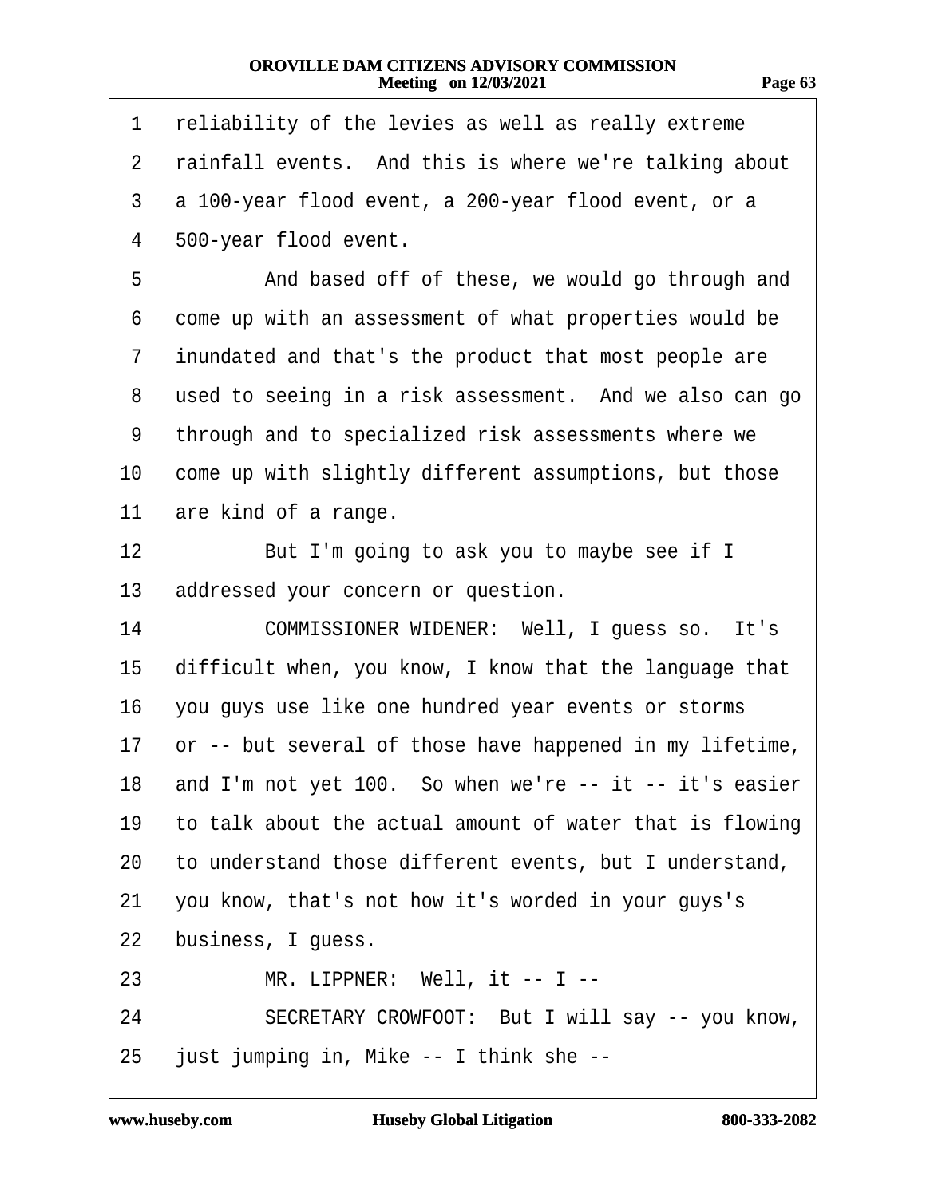1 reliability of the levies as well as really extreme
2 rainfall events. And this is where we're talking about
3 a 100-year flood event, a 200-year flood event, or a
4 500-year flood event.
5 And based off of these, we would go through and
6 come up with an assessment of what properties would be
7 inundated and that's the product that most people are
8 used to seeing in a risk assessment. And we also can go
9 through and to specialized risk assessments where we
10 come up with slightly different assumptions, but those
11 are kind of a range.
12 But I'm going to ask you to maybe see if I
13 addressed your concern or question.
14 COMMISSIONER WIDENER: Well, I guess so. It's
15 difficult when, you know, I know that the language that
16 you guys use like one hundred year events or storms
17 or -- but several of those have happened in my lifetime,
18 and I'm not yet 100. So when we're -- it -- it's easier
19 to talk about the actual amount of water that is flowing
20 to understand those different events, but I understand,
21 you know, that's not how it's worded in your guys's
22 business, I guess.
23 MR. LIPPNER: Well, it -- I --
24 SECRETARY CROWFOOT: But I will say -- you know,
25 just jumping in, Mike -- I think she --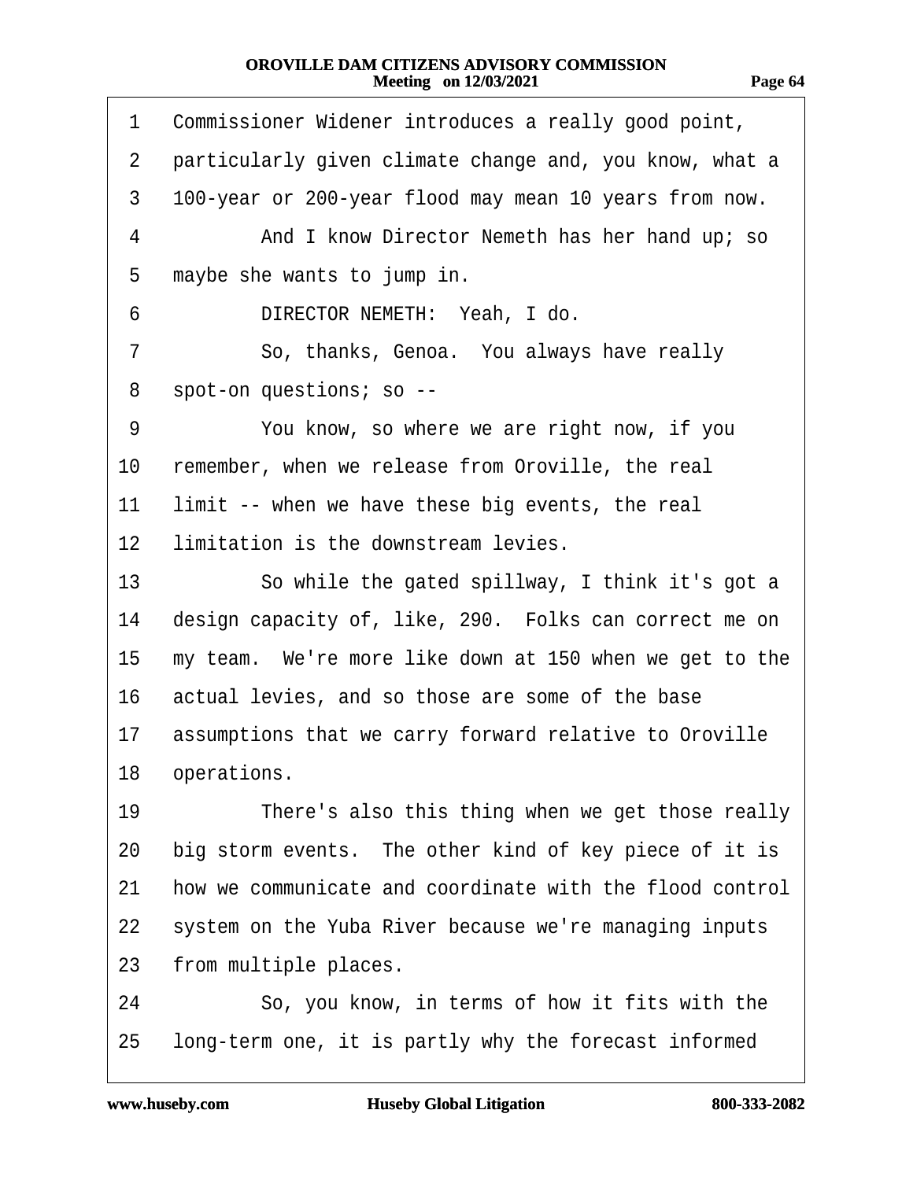1 Commissioner Widener introduces a really good point,
2 particularly given climate change and, you know, what a
3 100-year or 200-year flood may mean 10 years from now.
4 And I know Director Nemeth has her hand up; so
5 maybe she wants to jump in.
6 DIRECTOR NEMETH: Yeah, I do.
7 So, thanks, Genoa. You always have really
8 spot-on questions; so --
9 You know, so where we are right now, if you
10 remember, when we release from Oroville, the real
11 limit -- when we have these big events, the real
12 limitation is the downstream levies.
13 So while the gated spillway, I think it's got a
14 design capacity of, like, 290. Folks can correct me on
15 my team. We're more like down at 150 when we get to the
16 actual levies, and so those are some of the base
17 assumptions that we carry forward relative to Oroville
18 operations.
19 There's also this thing when we get those really
20 big storm events. The other kind of key piece of it is
21 how we communicate and coordinate with the flood control
22 system on the Yuba River because we're managing inputs
23 from multiple places.
24 So, you know, in terms of how it fits with the
25 long-term one, it is partly why the forecast informed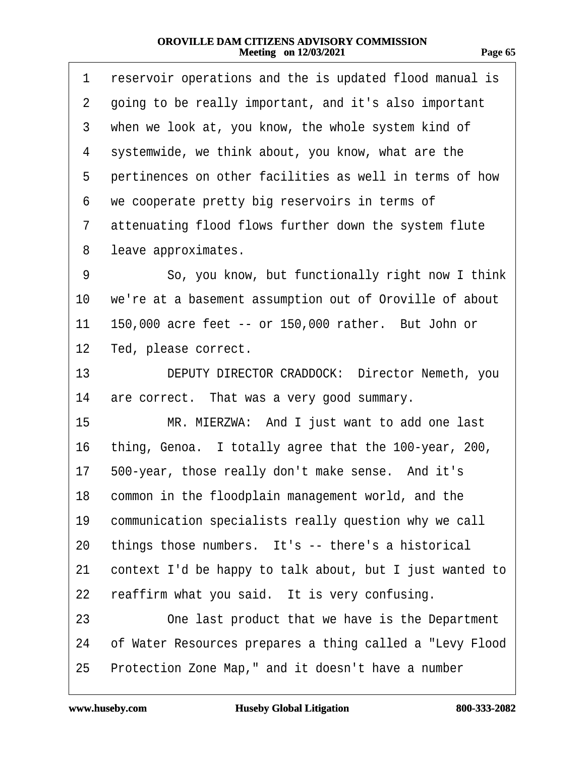1 reservoir operations and the is updated flood manual is
2 going to be really important, and it's also important
3 when we look at, you know, the whole system kind of
4 systemwide, we think about, you know, what are the
5 pertinences on other facilities as well in terms of how
6 we cooperate pretty big reservoirs in terms of
7 attenuating flood flows further down the system flute
8 leave approximates.

9 So, you know, but functionally right now I think
10 we're at a basement assumption out of Oroville of about
11 150,000 acre feet -- or 150,000 rather. But John or
12 Ted, please correct.

13 DEPUTY DIRECTOR CRADDOCK: Director Nemeth, you
14 are correct. That was a very good summary.

15 MR. MIERZWA: And I just want to add one last
16 thing, Genoa. I totally agree that the 100-year, 200,
17 500-year, those really don't make sense. And it's
18 common in the floodplain management world, and the
19 communication specialists really question why we call
20 things those numbers. It's -- there's a historical
21 context I'd be happy to talk about, but I just wanted to
22 reaffirm what you said. It is very confusing.

23 One last product that we have is the Department
24 of Water Resources prepares a thing called a "Levy Flood
25 Protection Zone Map," and it doesn't have a number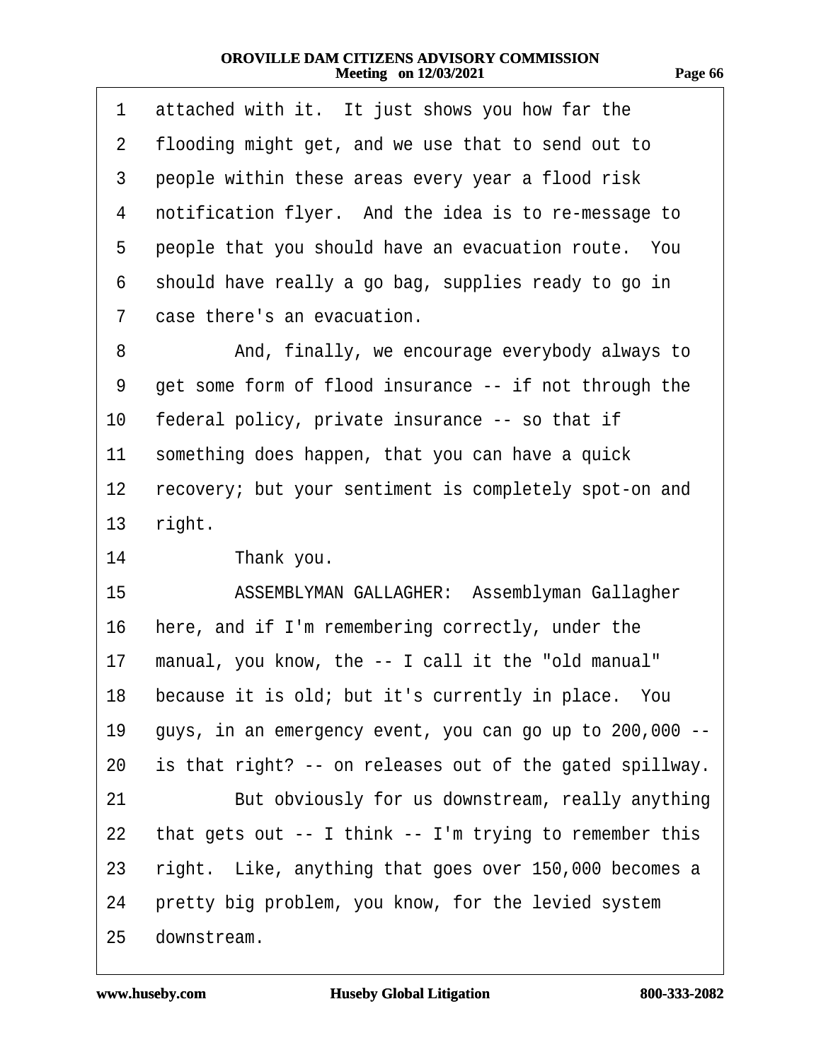attached with it. It just shows you how far the flooding might get, and we use that to send out to people within these areas every year a flood risk notification flyer. And the idea is to re-message to people that you should have an evacuation route. You should have really a go bag, supplies ready to go in case there's an evacuation.

And, finally, we encourage everybody always to get some form of flood insurance -- if not through the federal policy, private insurance -- so that if something does happen, that you can have a quick recovery; but your sentiment is completely spot-on and right.

Thank you.

ASSEMBLYMAN GALLAGHER: Assemblyman Gallagher here, and if I'm remembering correctly, under the manual, you know, the -- I call it the "old manual" because it is old; but it's currently in place. You guys, in an emergency event, you can go up to 200,000 -- is that right? -- on releases out of the gated spillway.

But obviously for us downstream, really anything that gets out -- I think -- I'm trying to remember this right. Like, anything that goes over 150,000 becomes a pretty big problem, you know, for the levied system downstream.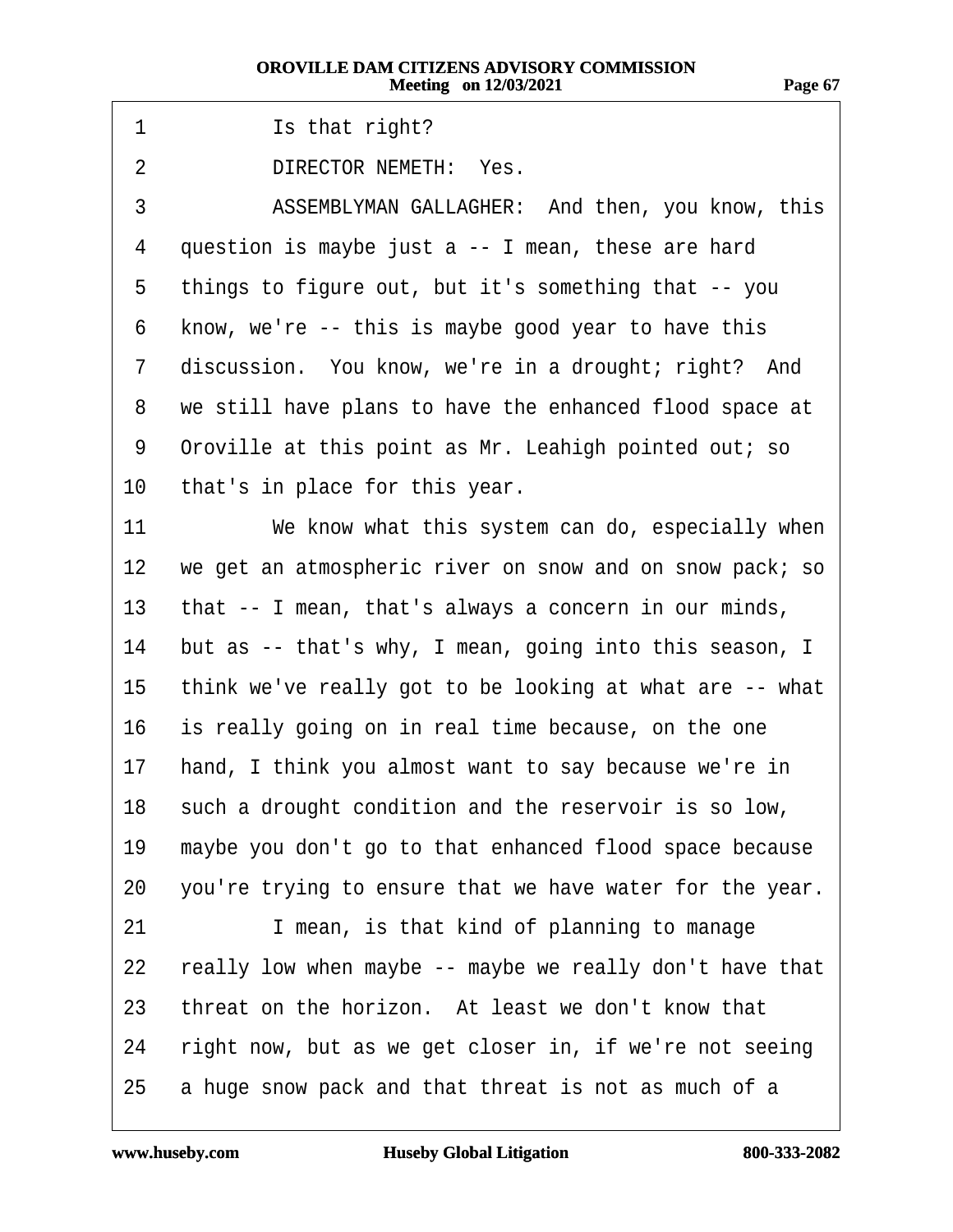1 Is that right?

2 DIRECTOR NEMETH: Yes.

3 ASSEMBLYMAN GALLAGHER: And then, you know, this

4 question is maybe just a -- I mean, these are hard

5 things to figure out, but it's something that -- you

6 know, we're -- this is maybe good year to have this

7 discussion. You know, we're in a drought; right? And

8 we still have plans to have the enhanced flood space at

9 Oroville at this point as Mr. Leahigh pointed out; so

10 that's in place for this year.

11 We know what this system can do, especially when

12 we get an atmospheric river on snow and on snow pack; so

13 that -- I mean, that's always a concern in our minds,

14 but as -- that's why, I mean, going into this season, I

15 think we've really got to be looking at what are -- what

16 is really going on in real time because, on the one

17 hand, I think you almost want to say because we're in

18 such a drought condition and the reservoir is so low,

19 maybe you don't go to that enhanced flood space because

20 you're trying to ensure that we have water for the year.

21 I mean, is that kind of planning to manage

22 really low when maybe -- maybe we really don't have that

23 threat on the horizon. At least we don't know that

24 right now, but as we get closer in, if we're not seeing

25 a huge snow pack and that threat is not as much of a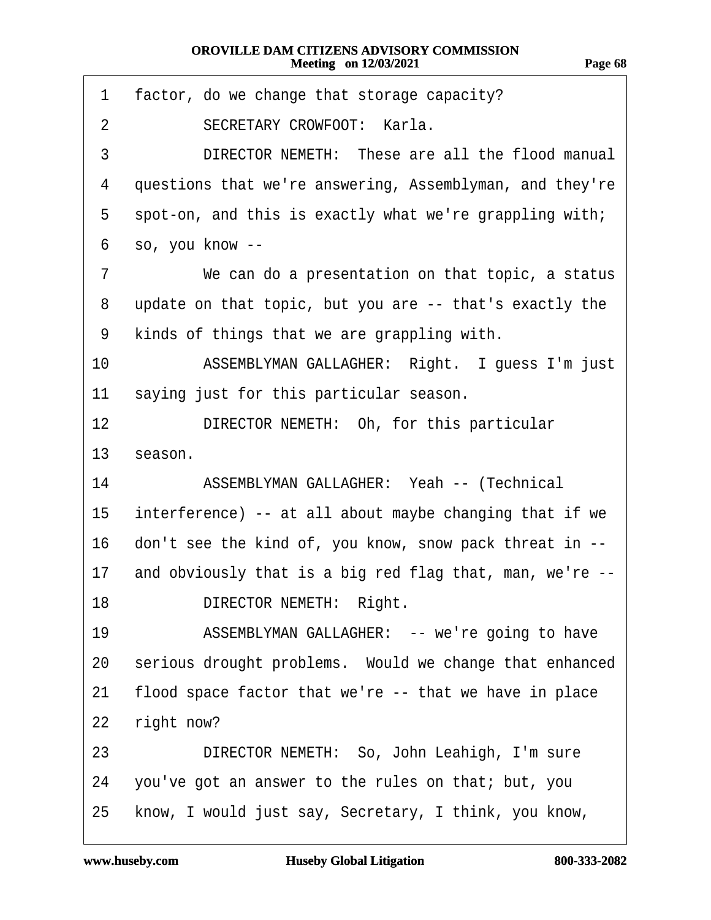1 factor, do we change that storage capacity?

2 SECRETARY CROWFOOT: Karla.

3 DIRECTOR NEMETH: These are all the flood manual

4 questions that we're answering, Assemblyman, and they're

5 spot-on, and this is exactly what we're grappling with;

6 so, you know --

7 We can do a presentation on that topic, a status

8 update on that topic, but you are -- that's exactly the

9 kinds of things that we are grappling with.

10 ASSEMBLYMAN GALLAGHER: Right. I guess I'm just

11 saying just for this particular season.

12 DIRECTOR NEMETH: Oh, for this particular

13 season.

14 ASSEMBLYMAN GALLAGHER: Yeah -- (Technical

15 interference) -- at all about maybe changing that if we

16 don't see the kind of, you know, snow pack threat in --

17 and obviously that is a big red flag that, man, we're --

18 DIRECTOR NEMETH: Right.

19 ASSEMBLYMAN GALLAGHER: -- we're going to have

20 serious drought problems. Would we change that enhanced

21 flood space factor that we're -- that we have in place

22 right now?

23 DIRECTOR NEMETH: So, John Leahigh, I'm sure

24 you've got an answer to the rules on that; but, you

25 know, I would just say, Secretary, I think, you know,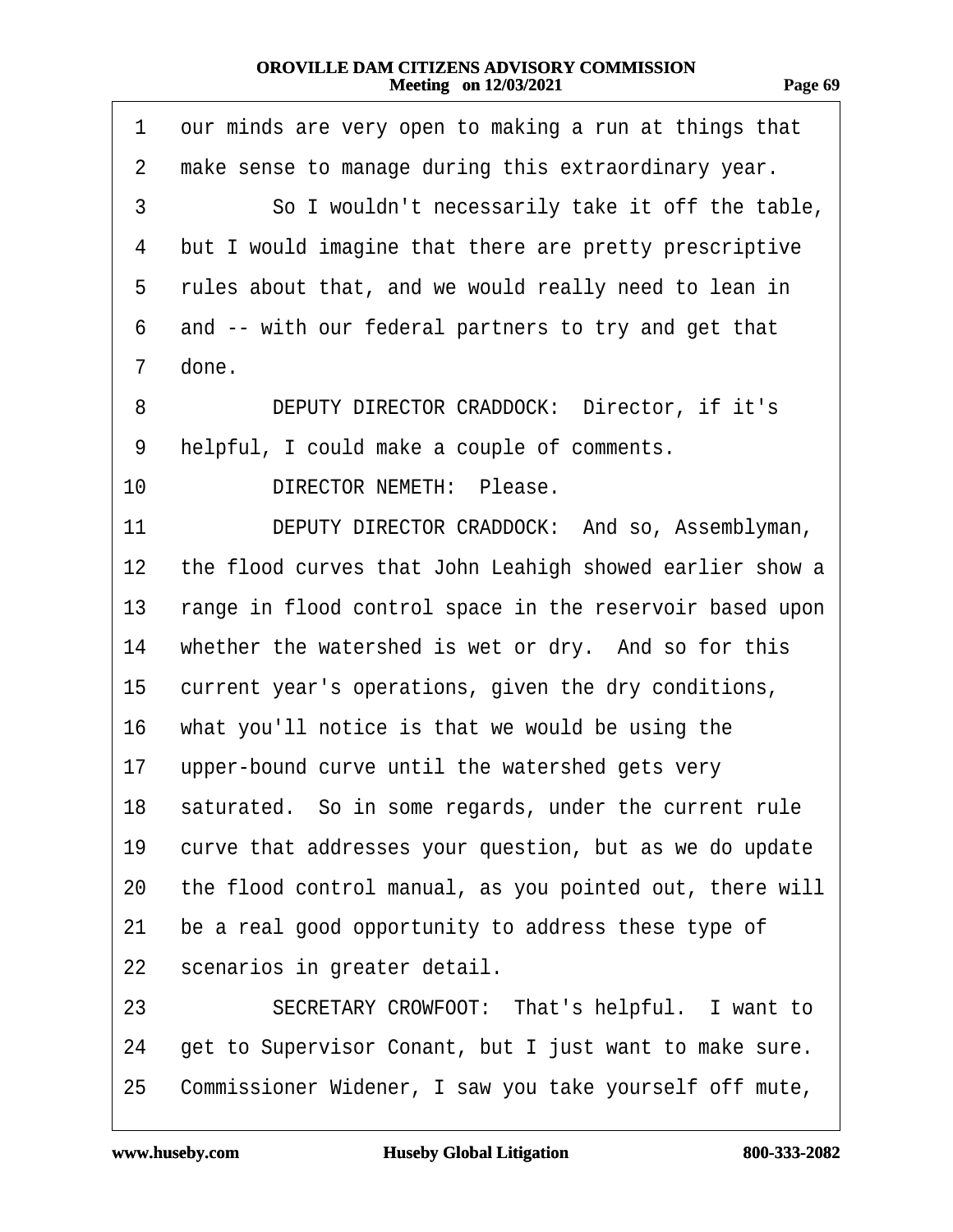1 our minds are very open to making a run at things that
2 make sense to manage during this extraordinary year.
3 So I wouldn't necessarily take it off the table,
4 but I would imagine that there are pretty prescriptive
5 rules about that, and we would really need to lean in
6 and -- with our federal partners to try and get that
7 done.
8 DEPUTY DIRECTOR CRADDOCK: Director, if it's
9 helpful, I could make a couple of comments.
10 DIRECTOR NEMETH: Please.
11 DEPUTY DIRECTOR CRADDOCK: And so, Assemblyman,
12 the flood curves that John Leahigh showed earlier show a
13 range in flood control space in the reservoir based upon
14 whether the watershed is wet or dry. And so for this
15 current year's operations, given the dry conditions,
16 what you'll notice is that we would be using the
17 upper-bound curve until the watershed gets very
18 saturated. So in some regards, under the current rule
19 curve that addresses your question, but as we do update
20 the flood control manual, as you pointed out, there will
21 be a real good opportunity to address these type of
22 scenarios in greater detail.
23 SECRETARY CROWFOOT: That's helpful. I want to
24 get to Supervisor Conant, but I just want to make sure.
25 Commissioner Widener, I saw you take yourself off mute,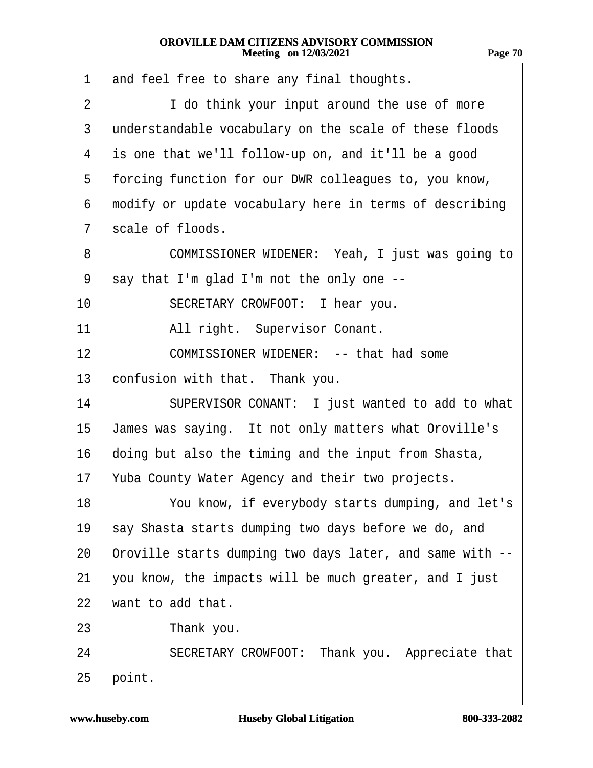1 and feel free to share any final thoughts.

2 I do think your input around the use of more

3 understandable vocabulary on the scale of these floods

4 is one that we'll follow-up on, and it'll be a good

5 forcing function for our DWR colleagues to, you know,

6 modify or update vocabulary here in terms of describing

7 scale of floods.

8 COMMISSIONER WIDENER: Yeah, I just was going to

9 say that I'm glad I'm not the only one --

10 SECRETARY CROWFOOT: I hear you.

11 All right. Supervisor Conant.

12 COMMISSIONER WIDENER: -- that had some

13 confusion with that. Thank you.

14 SUPERVISOR CONANT: I just wanted to add to what

15 James was saying. It not only matters what Oroville's

16 doing but also the timing and the input from Shasta,

17 Yuba County Water Agency and their two projects.

18 You know, if everybody starts dumping, and let's

19 say Shasta starts dumping two days before we do, and

20 Oroville starts dumping two days later, and same with --

21 you know, the impacts will be much greater, and I just

22 want to add that.

23 Thank you.

24 SECRETARY CROWFOOT: Thank you. Appreciate that

25 point.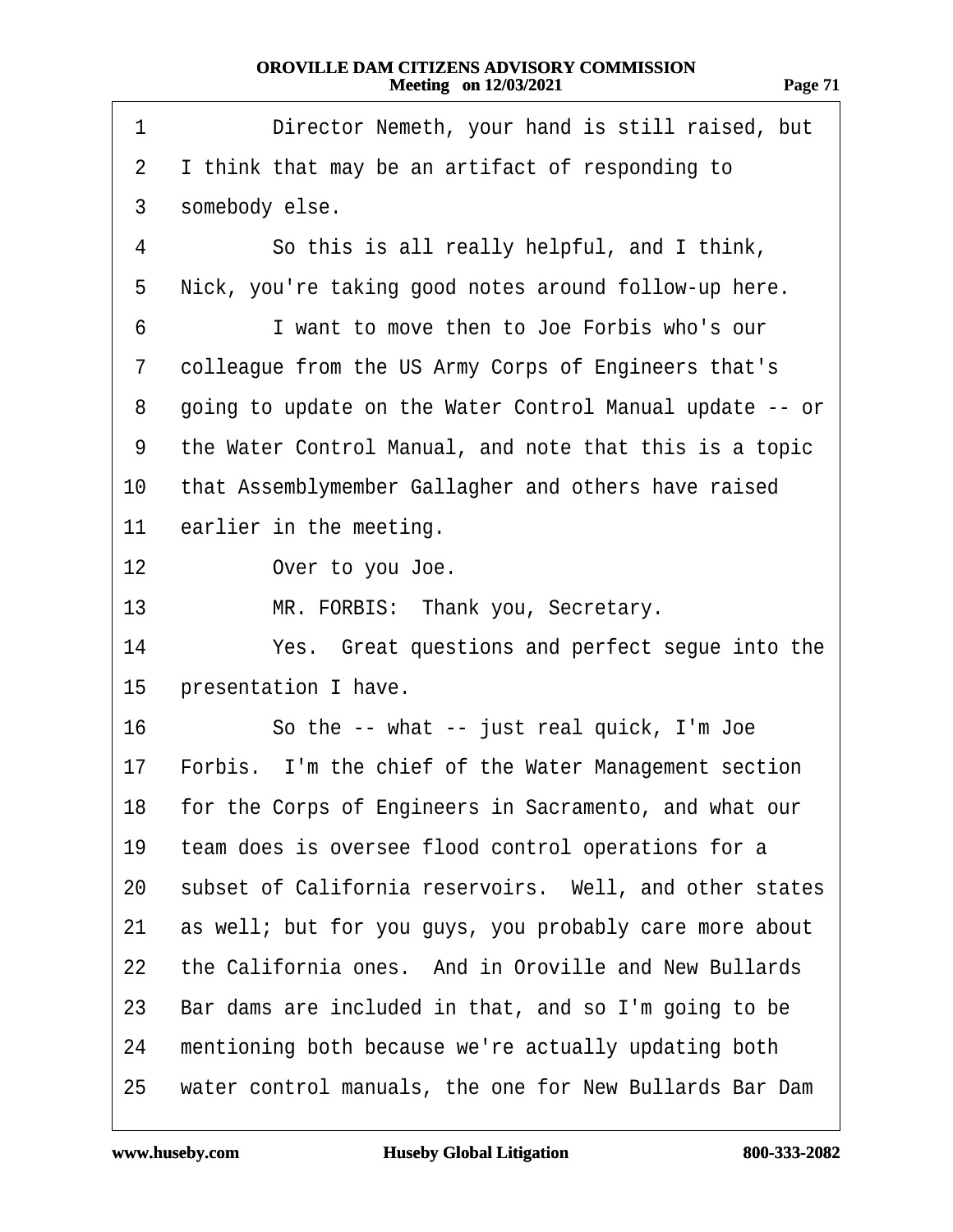1 Director Nemeth, your hand is still raised, but
2 I think that may be an artifact of responding to
3 somebody else.
4 So this is all really helpful, and I think,
5 Nick, you're taking good notes around follow-up here.
6 I want to move then to Joe Forbis who's our
7 colleague from the US Army Corps of Engineers that's
8 going to update on the Water Control Manual update -- or
9 the Water Control Manual, and note that this is a topic
10 that Assemblymember Gallagher and others have raised
11 earlier in the meeting.
12 Over to you Joe.
13 MR. FORBIS: Thank you, Secretary.
14 Yes. Great questions and perfect segue into the
15 presentation I have.
16 So the -- what -- just real quick, I'm Joe
17 Forbis. I'm the chief of the Water Management section
18 for the Corps of Engineers in Sacramento, and what our
19 team does is oversee flood control operations for a
20 subset of California reservoirs. Well, and other states
21 as well; but for you guys, you probably care more about
22 the California ones. And in Oroville and New Bullards
23 Bar dams are included in that, and so I'm going to be
24 mentioning both because we're actually updating both
25 water control manuals, the one for New Bullards Bar Dam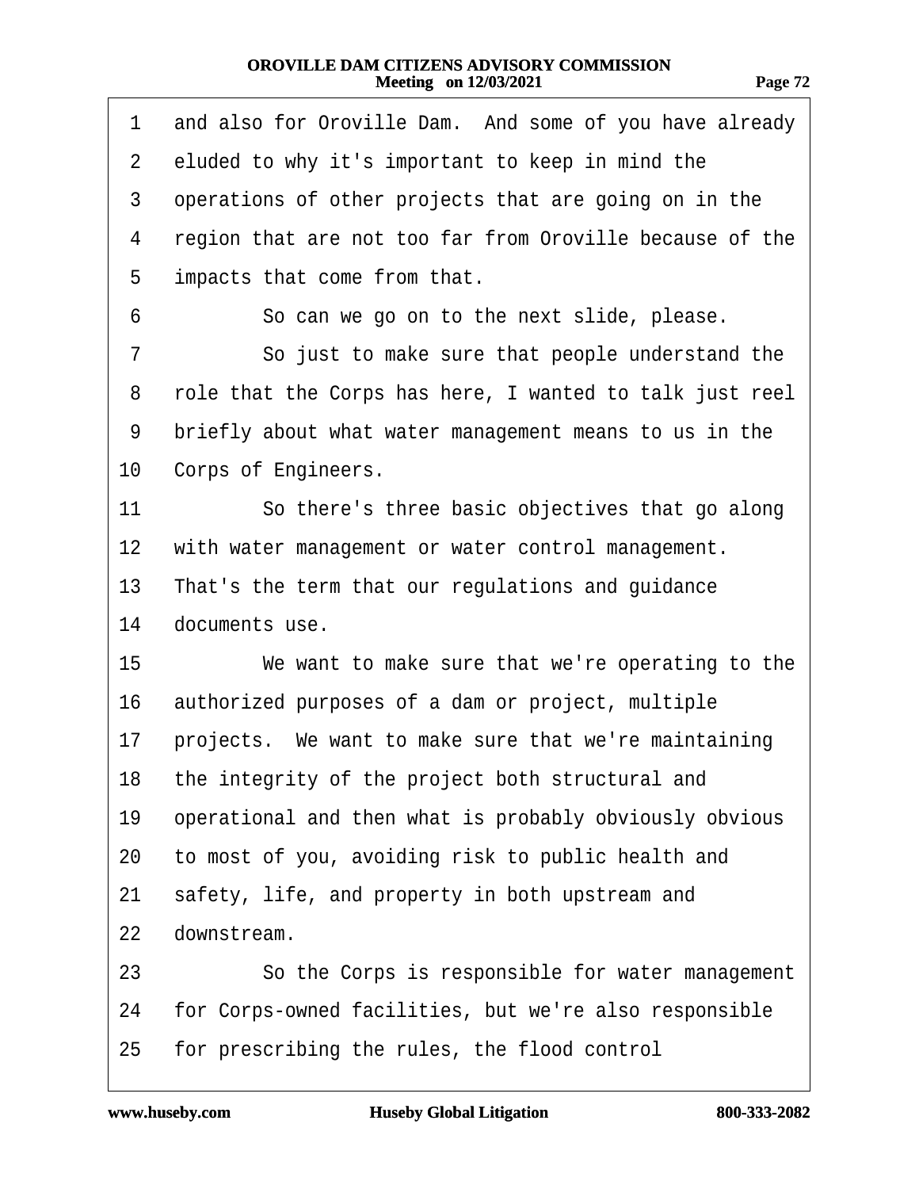1 and also for Oroville Dam. And some of you have already
2 eluded to why it's important to keep in mind the
3 operations of other projects that are going on in the
4 region that are not too far from Oroville because of the
5 impacts that come from that.
6 So can we go on to the next slide, please.
7 So just to make sure that people understand the
8 role that the Corps has here, I wanted to talk just reel
9 briefly about what water management means to us in the
10 Corps of Engineers.
11 So there's three basic objectives that go along
12 with water management or water control management.
13 That's the term that our regulations and guidance
14 documents use.
15 We want to make sure that we're operating to the
16 authorized purposes of a dam or project, multiple
17 projects. We want to make sure that we're maintaining
18 the integrity of the project both structural and
19 operational and then what is probably obviously obvious
20 to most of you, avoiding risk to public health and
21 safety, life, and property in both upstream and
22 downstream.
23 So the Corps is responsible for water management
24 for Corps-owned facilities, but we're also responsible
25 for prescribing the rules, the flood control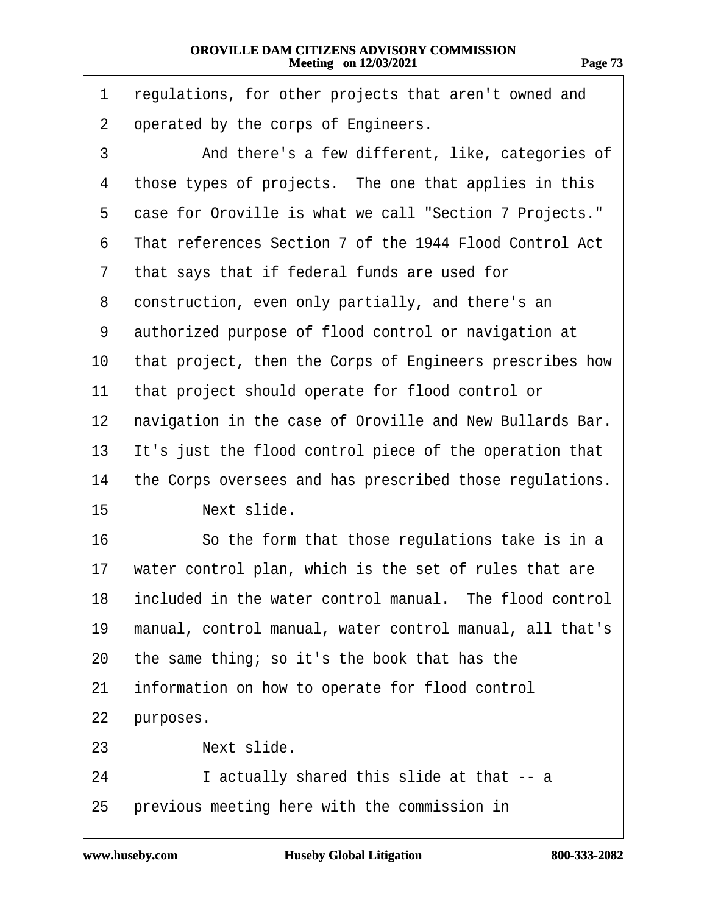1 regulations, for other projects that aren't owned and
2 operated by the corps of Engineers.
3 And there's a few different, like, categories of
4 those types of projects. The one that applies in this
5 case for Oroville is what we call "Section 7 Projects."
6 That references Section 7 of the 1944 Flood Control Act
7 that says that if federal funds are used for
8 construction, even only partially, and there's an
9 authorized purpose of flood control or navigation at
10 that project, then the Corps of Engineers prescribes how
11 that project should operate for flood control or
12 navigation in the case of Oroville and New Bullards Bar.
13 It's just the flood control piece of the operation that
14 the Corps oversees and has prescribed those regulations.
15 Next slide.
16 So the form that those regulations take is in a
17 water control plan, which is the set of rules that are
18 included in the water control manual. The flood control
19 manual, control manual, water control manual, all that's
20 the same thing; so it's the book that has the
21 information on how to operate for flood control
22 purposes.
23 Next slide.
24 I actually shared this slide at that -- a
25 previous meeting here with the commission in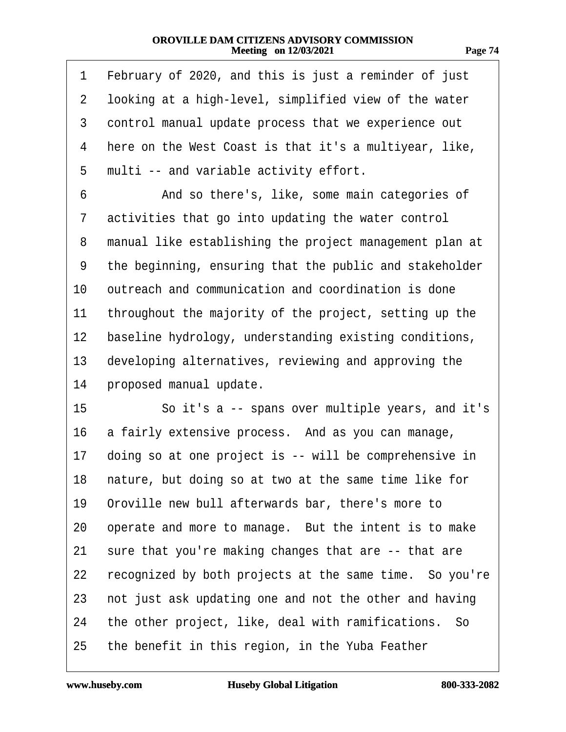1 February of 2020, and this is just a reminder of just
2 looking at a high-level, simplified view of the water
3 control manual update process that we experience out
4 here on the West Coast is that it's a multiyear, like,
5 multi -- and variable activity effort.
6 And so there's, like, some main categories of
7 activities that go into updating the water control
8 manual like establishing the project management plan at
9 the beginning, ensuring that the public and stakeholder
10 outreach and communication and coordination is done
11 throughout the majority of the project, setting up the
12 baseline hydrology, understanding existing conditions,
13 developing alternatives, reviewing and approving the
14 proposed manual update.
15 So it's a -- spans over multiple years, and it's
16 a fairly extensive process. And as you can manage,
17 doing so at one project is -- will be comprehensive in
18 nature, but doing so at two at the same time like for
19 Oroville new bull afterwards bar, there's more to
20 operate and more to manage. But the intent is to make
21 sure that you're making changes that are -- that are
22 recognized by both projects at the same time. So you're
23 not just ask updating one and not the other and having
24 the other project, like, deal with ramifications. So
25 the benefit in this region, in the Yuba Feather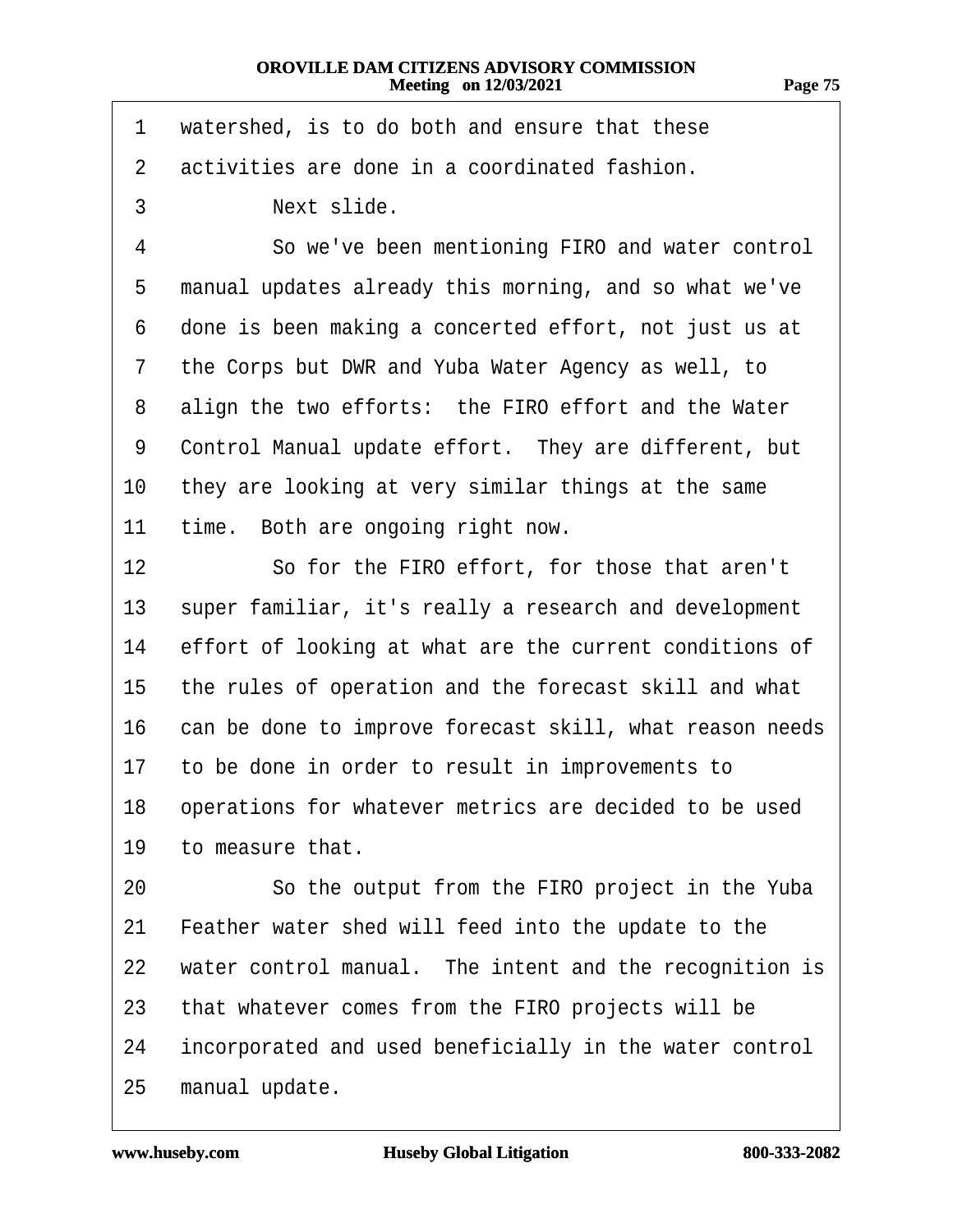1 watershed, is to do both and ensure that these
2 activities are done in a coordinated fashion.
3 Next slide.
4 So we've been mentioning FIRO and water control
5 manual updates already this morning, and so what we've
6 done is been making a concerted effort, not just us at
7 the Corps but DWR and Yuba Water Agency as well, to
8 align the two efforts: the FIRO effort and the Water
9 Control Manual update effort. They are different, but
10 they are looking at very similar things at the same
11 time. Both are ongoing right now.
12 So for the FIRO effort, for those that aren't
13 super familiar, it's really a research and development
14 effort of looking at what are the current conditions of
15 the rules of operation and the forecast skill and what
16 can be done to improve forecast skill, what reason needs
17 to be done in order to result in improvements to
18 operations for whatever metrics are decided to be used
19 to measure that.
20 So the output from the FIRO project in the Yuba
21 Feather water shed will feed into the update to the
22 water control manual. The intent and the recognition is
23 that whatever comes from the FIRO projects will be
24 incorporated and used beneficially in the water control
25 manual update.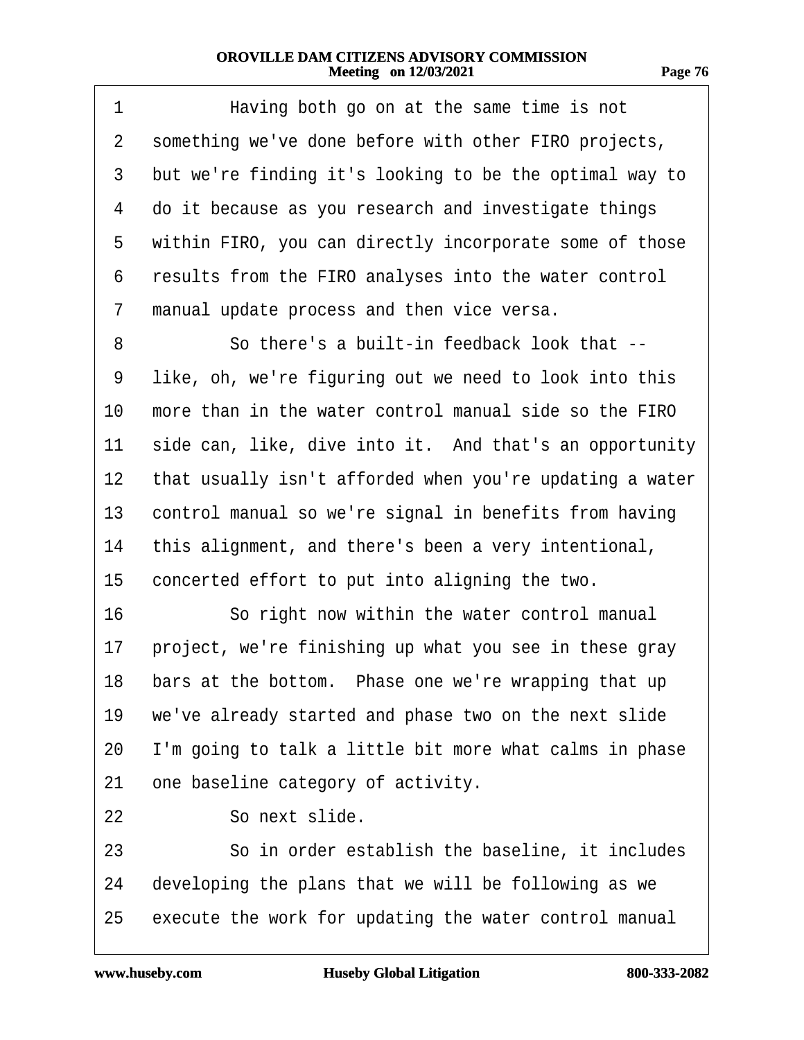1 Having both go on at the same time is not
2 something we've done before with other FIRO projects,
3 but we're finding it's looking to be the optimal way to
4 do it because as you research and investigate things
5 within FIRO, you can directly incorporate some of those
6 results from the FIRO analyses into the water control
7 manual update process and then vice versa.
8 So there's a built-in feedback look that --
9 like, oh, we're figuring out we need to look into this
10 more than in the water control manual side so the FIRO
11 side can, like, dive into it. And that's an opportunity
12 that usually isn't afforded when you're updating a water
13 control manual so we're signal in benefits from having
14 this alignment, and there's been a very intentional,
15 concerted effort to put into aligning the two.
16 So right now within the water control manual
17 project, we're finishing up what you see in these gray
18 bars at the bottom. Phase one we're wrapping that up
19 we've already started and phase two on the next slide
20 I'm going to talk a little bit more what calms in phase
21 one baseline category of activity.
22 So next slide.
23 So in order establish the baseline, it includes
24 developing the plans that we will be following as we
25 execute the work for updating the water control manual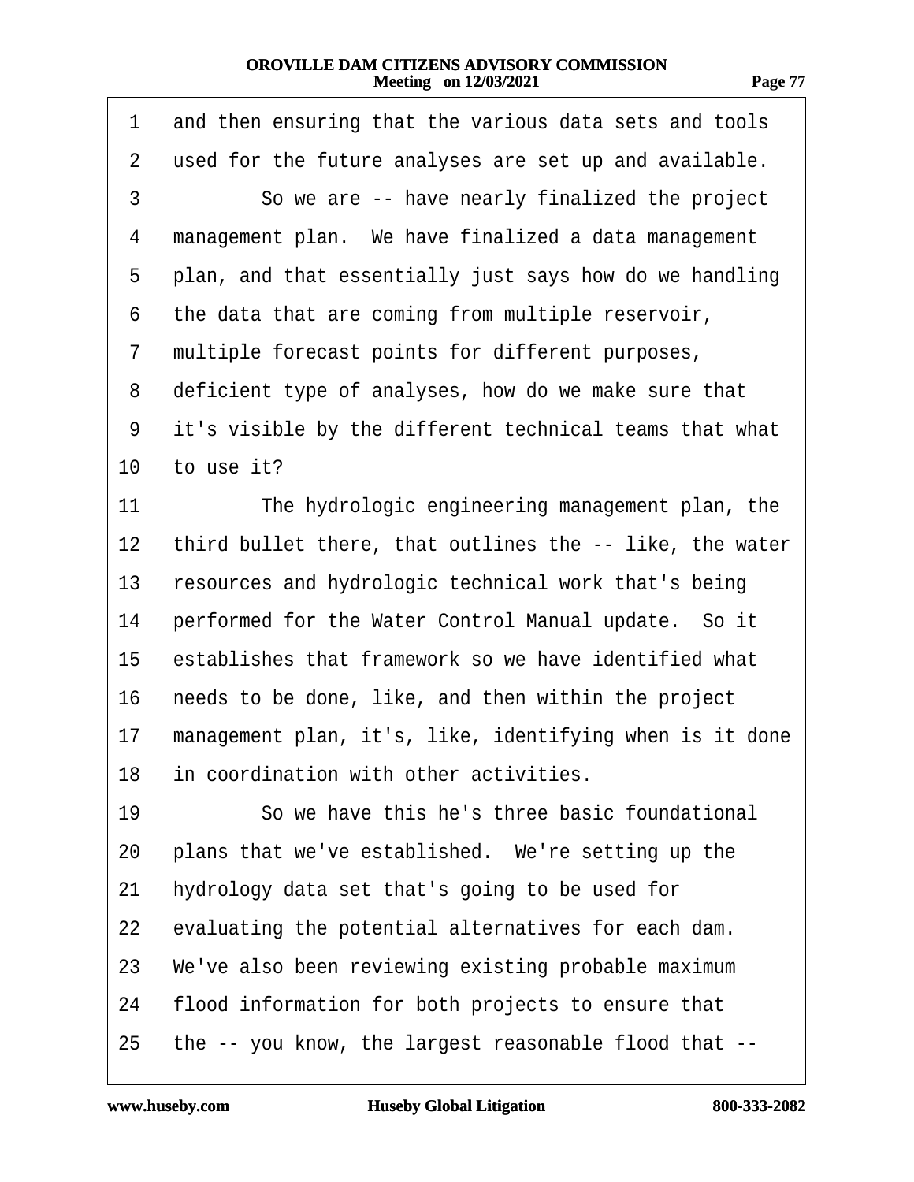1 and then ensuring that the various data sets and tools
2 used for the future analyses are set up and available.
3 So we are -- have nearly finalized the project
4 management plan. We have finalized a data management
5 plan, and that essentially just says how do we handling
6 the data that are coming from multiple reservoir,
7 multiple forecast points for different purposes,
8 deficient type of analyses, how do we make sure that
9 it's visible by the different technical teams that what
10 to use it?
11 The hydrologic engineering management plan, the
12 third bullet there, that outlines the -- like, the water
13 resources and hydrologic technical work that's being
14 performed for the Water Control Manual update. So it
15 establishes that framework so we have identified what
16 needs to be done, like, and then within the project
17 management plan, it's, like, identifying when is it done
18 in coordination with other activities.
19 So we have this he's three basic foundational
20 plans that we've established. We're setting up the
21 hydrology data set that's going to be used for
22 evaluating the potential alternatives for each dam.
23 We've also been reviewing existing probable maximum
24 flood information for both projects to ensure that
25 the -- you know, the largest reasonable flood that --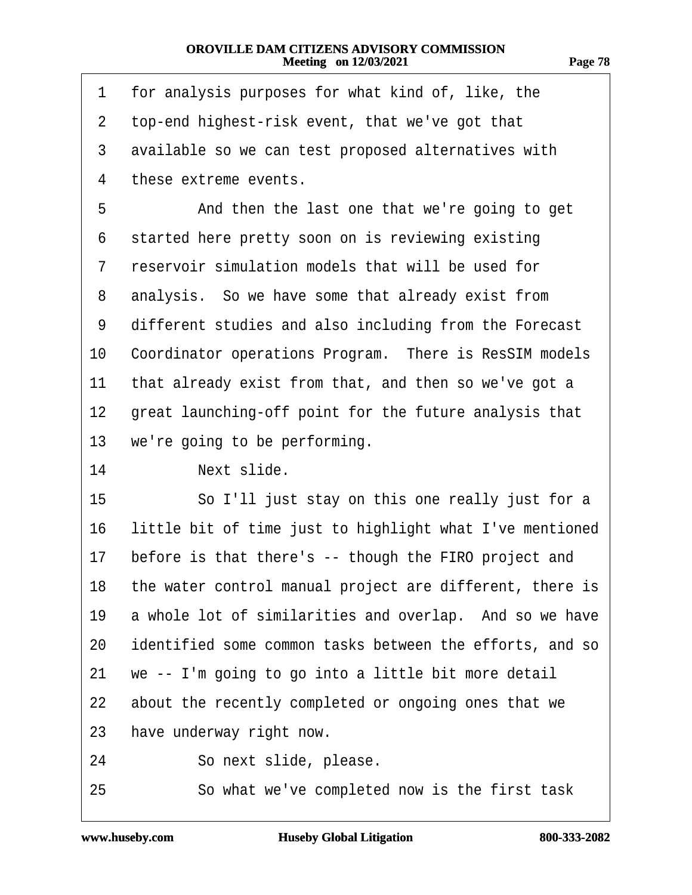1 for analysis purposes for what kind of, like, the
2 top-end highest-risk event, that we've got that
3 available so we can test proposed alternatives with
4 these extreme events.
5 And then the last one that we're going to get
6 started here pretty soon on is reviewing existing
7 reservoir simulation models that will be used for
8 analysis. So we have some that already exist from
9 different studies and also including from the Forecast
10 Coordinator operations Program. There is ResSIM models
11 that already exist from that, and then so we've got a
12 great launching-off point for the future analysis that
13 we're going to be performing.
14 Next slide.
15 So I'll just stay on this one really just for a
16 little bit of time just to highlight what I've mentioned
17 before is that there's -- though the FIRO project and
18 the water control manual project are different, there is
19 a whole lot of similarities and overlap. And so we have
20 identified some common tasks between the efforts, and so
21 we -- I'm going to go into a little bit more detail
22 about the recently completed or ongoing ones that we
23 have underway right now.
24 So next slide, please.
25 So what we've completed now is the first task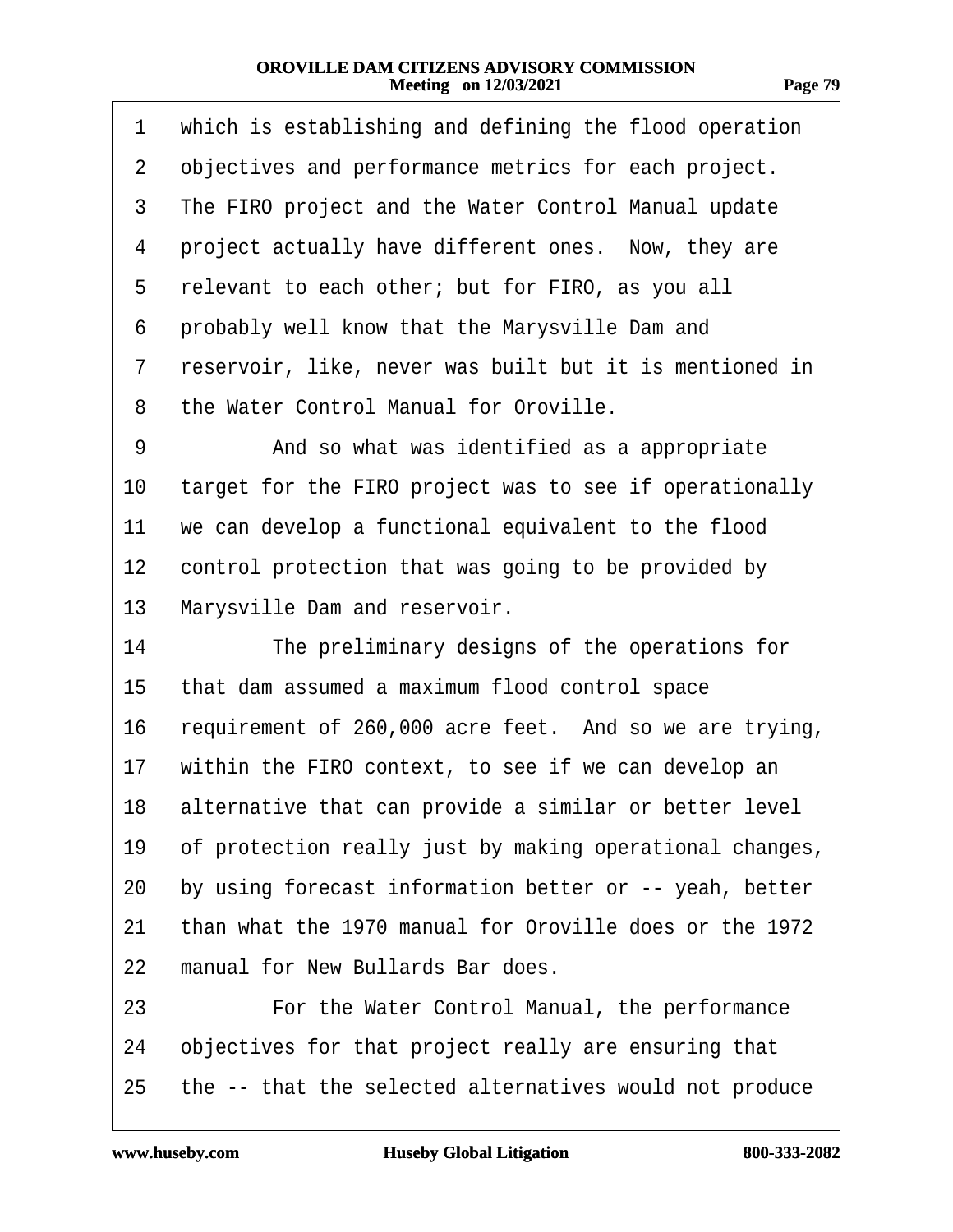1 which is establishing and defining the flood operation
2 objectives and performance metrics for each project.
3 The FIRO project and the Water Control Manual update
4 project actually have different ones. Now, they are
5 relevant to each other; but for FIRO, as you all
6 probably well know that the Marysville Dam and
7 reservoir, like, never was built but it is mentioned in
8 the Water Control Manual for Oroville.
9 And so what was identified as a appropriate
10 target for the FIRO project was to see if operationally
11 we can develop a functional equivalent to the flood
12 control protection that was going to be provided by
13 Marysville Dam and reservoir.
14 The preliminary designs of the operations for
15 that dam assumed a maximum flood control space
16 requirement of 260,000 acre feet. And so we are trying,
17 within the FIRO context, to see if we can develop an
18 alternative that can provide a similar or better level
19 of protection really just by making operational changes,
20 by using forecast information better or -- yeah, better
21 than what the 1970 manual for Oroville does or the 1972
22 manual for New Bullards Bar does.
23 For the Water Control Manual, the performance
24 objectives for that project really are ensuring that
25 the -- that the selected alternatives would not produce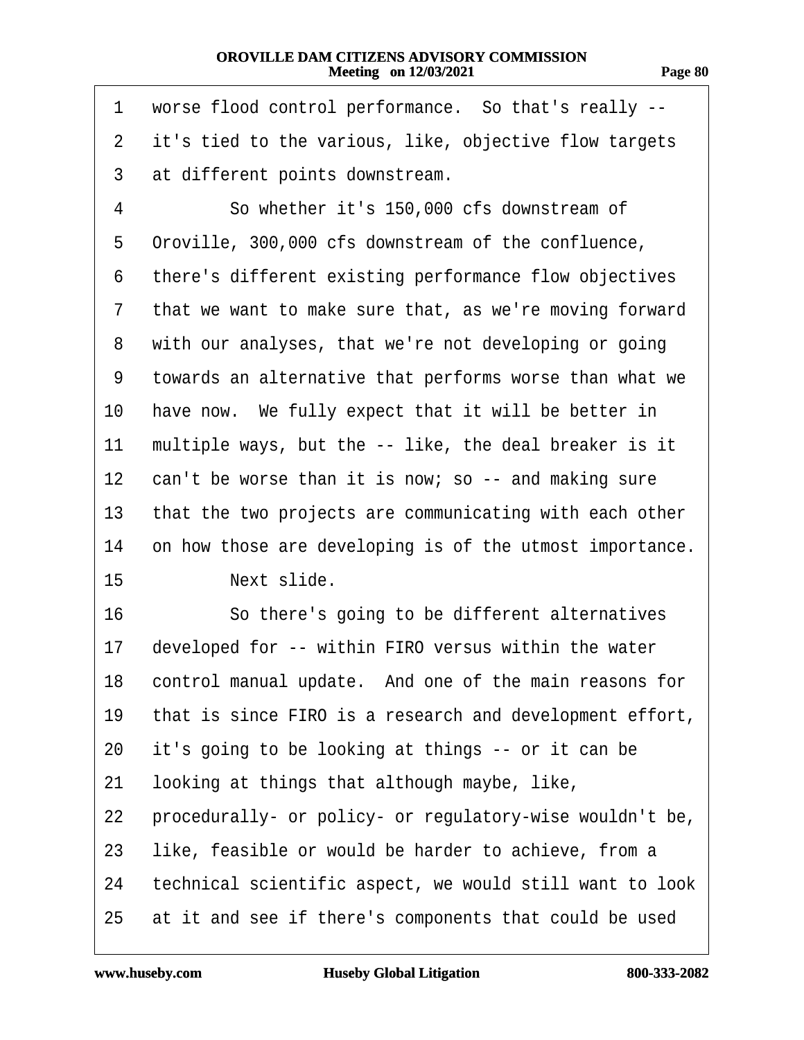1 worse flood control performance. So that's really --
2 it's tied to the various, like, objective flow targets
3 at different points downstream.
4 So whether it's 150,000 cfs downstream of
5 Oroville, 300,000 cfs downstream of the confluence,
6 there's different existing performance flow objectives
7 that we want to make sure that, as we're moving forward
8 with our analyses, that we're not developing or going
9 towards an alternative that performs worse than what we
10 have now. We fully expect that it will be better in
11 multiple ways, but the -- like, the deal breaker is it
12 can't be worse than it is now; so -- and making sure
13 that the two projects are communicating with each other
14 on how those are developing is of the utmost importance.
15 Next slide.
16 So there's going to be different alternatives
17 developed for -- within FIRO versus within the water
18 control manual update. And one of the main reasons for
19 that is since FIRO is a research and development effort,
20 it's going to be looking at things -- or it can be
21 looking at things that although maybe, like,
22 procedurally- or policy- or regulatory-wise wouldn't be,
23 like, feasible or would be harder to achieve, from a
24 technical scientific aspect, we would still want to look
25 at it and see if there's components that could be used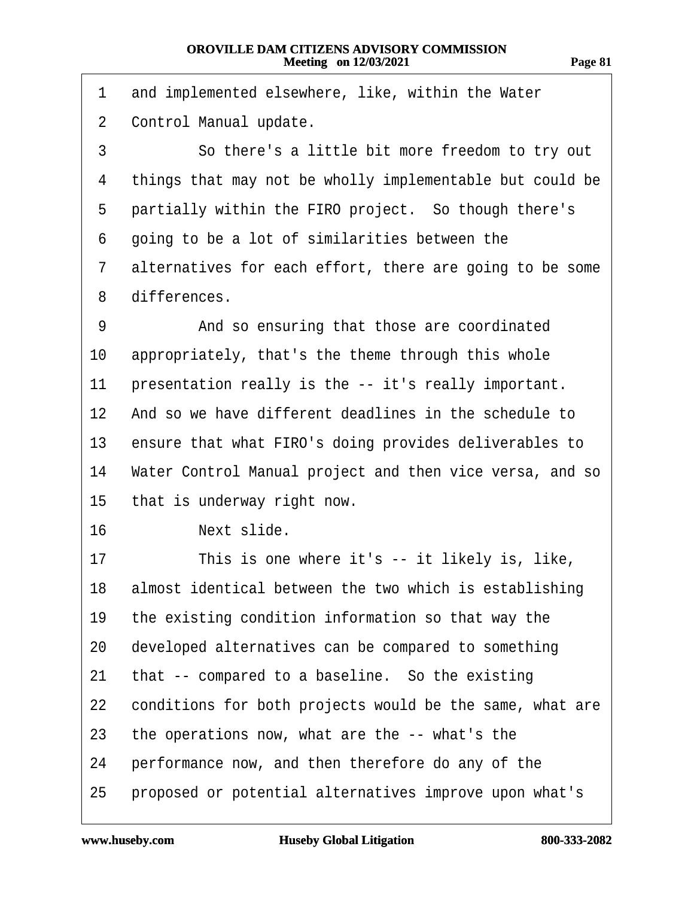1 and implemented elsewhere, like, within the Water
2 Control Manual update.
3 So there's a little bit more freedom to try out
4 things that may not be wholly implementable but could be
5 partially within the FIRO project. So though there's
6 going to be a lot of similarities between the
7 alternatives for each effort, there are going to be some
8 differences.
9 And so ensuring that those are coordinated
10 appropriately, that's the theme through this whole
11 presentation really is the -- it's really important.
12 And so we have different deadlines in the schedule to
13 ensure that what FIRO's doing provides deliverables to
14 Water Control Manual project and then vice versa, and so
15 that is underway right now.
16 Next slide.
17 This is one where it's -- it likely is, like,
18 almost identical between the two which is establishing
19 the existing condition information so that way the
20 developed alternatives can be compared to something
21 that -- compared to a baseline. So the existing
22 conditions for both projects would be the same, what are
23 the operations now, what are the -- what's the
24 performance now, and then therefore do any of the
25 proposed or potential alternatives improve upon what's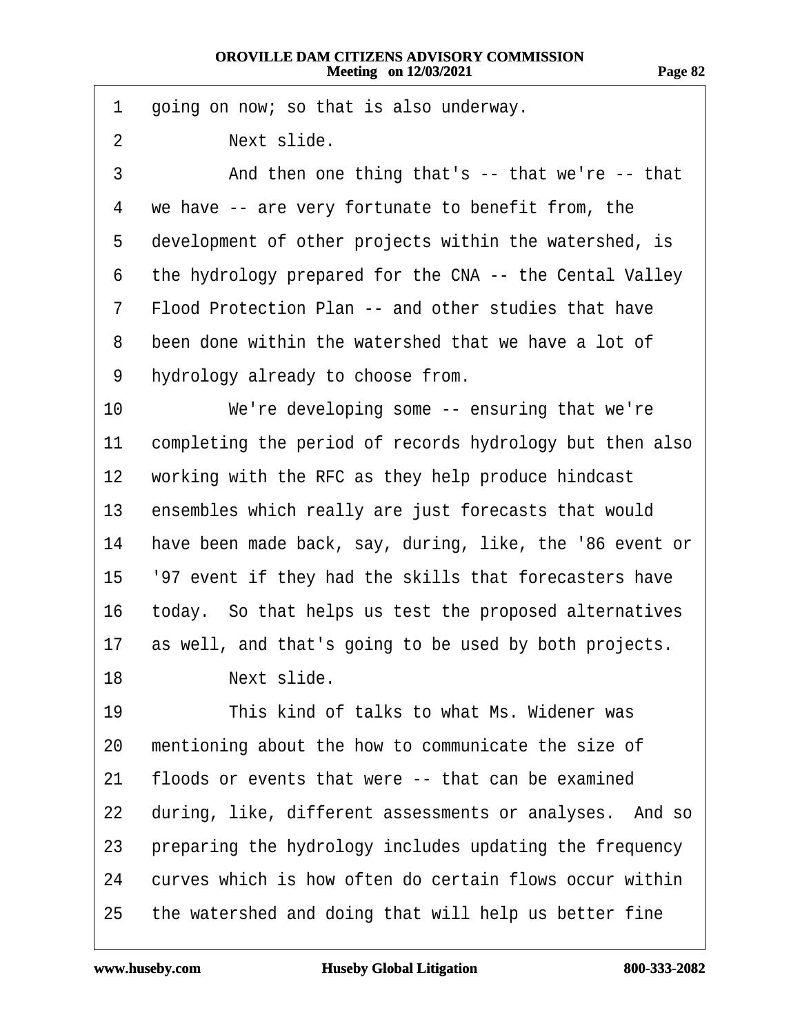1 going on now; so that is also underway.

2 Next slide.

3 And then one thing that's -- that we're -- that

4 we have -- are very fortunate to benefit from, the

5 development of other projects within the watershed, is

6 the hydrology prepared for the CNA -- the Cental Valley

7 Flood Protection Plan -- and other studies that have

8 been done within the watershed that we have a lot of

9 hydrology already to choose from.

10 We're developing some -- ensuring that we're

11 completing the period of records hydrology but then also

12 working with the RFC as they help produce hindcast

13 ensembles which really are just forecasts that would

14 have been made back, say, during, like, the '86 event or

15 '97 event if they had the skills that forecasters have

16 today. So that helps us test the proposed alternatives

17 as well, and that's going to be used by both projects.

18 Next slide.

19 This kind of talks to what Ms. Widener was

20 mentioning about the how to communicate the size of

21 floods or events that were -- that can be examined

22 during, like, different assessments or analyses. And so

23 preparing the hydrology includes updating the frequency

24 curves which is how often do certain flows occur within

25 the watershed and doing that will help us better fine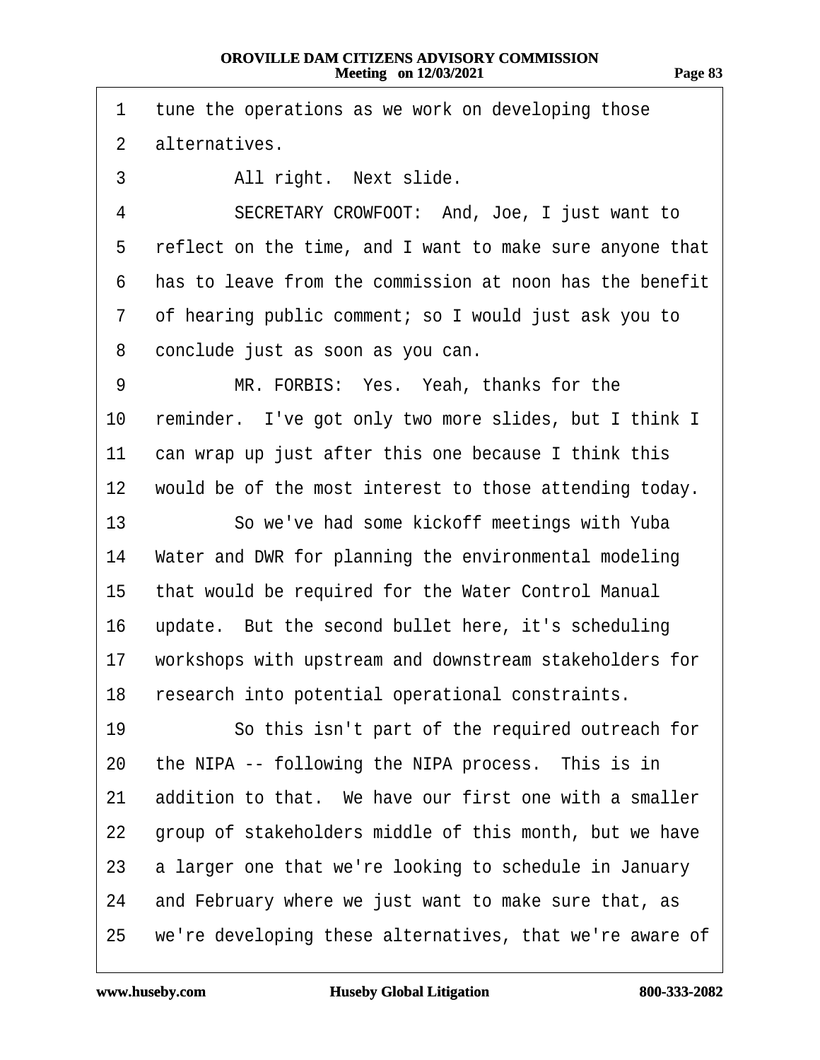1 tune the operations as we work on developing those
2 alternatives.
3 All right. Next slide.
4 SECRETARY CROWFOOT: And, Joe, I just want to
5 reflect on the time, and I want to make sure anyone that
6 has to leave from the commission at noon has the benefit
7 of hearing public comment; so I would just ask you to
8 conclude just as soon as you can.
9 MR. FORBIS: Yes. Yeah, thanks for the
10 reminder. I've got only two more slides, but I think I
11 can wrap up just after this one because I think this
12 would be of the most interest to those attending today.
13 So we've had some kickoff meetings with Yuba
14 Water and DWR for planning the environmental modeling
15 that would be required for the Water Control Manual
16 update. But the second bullet here, it's scheduling
17 workshops with upstream and downstream stakeholders for
18 research into potential operational constraints.
19 So this isn't part of the required outreach for
20 the NIPA -- following the NIPA process. This is in
21 addition to that. We have our first one with a smaller
22 group of stakeholders middle of this month, but we have
23 a larger one that we're looking to schedule in January
24 and February where we just want to make sure that, as
25 we're developing these alternatives, that we're aware of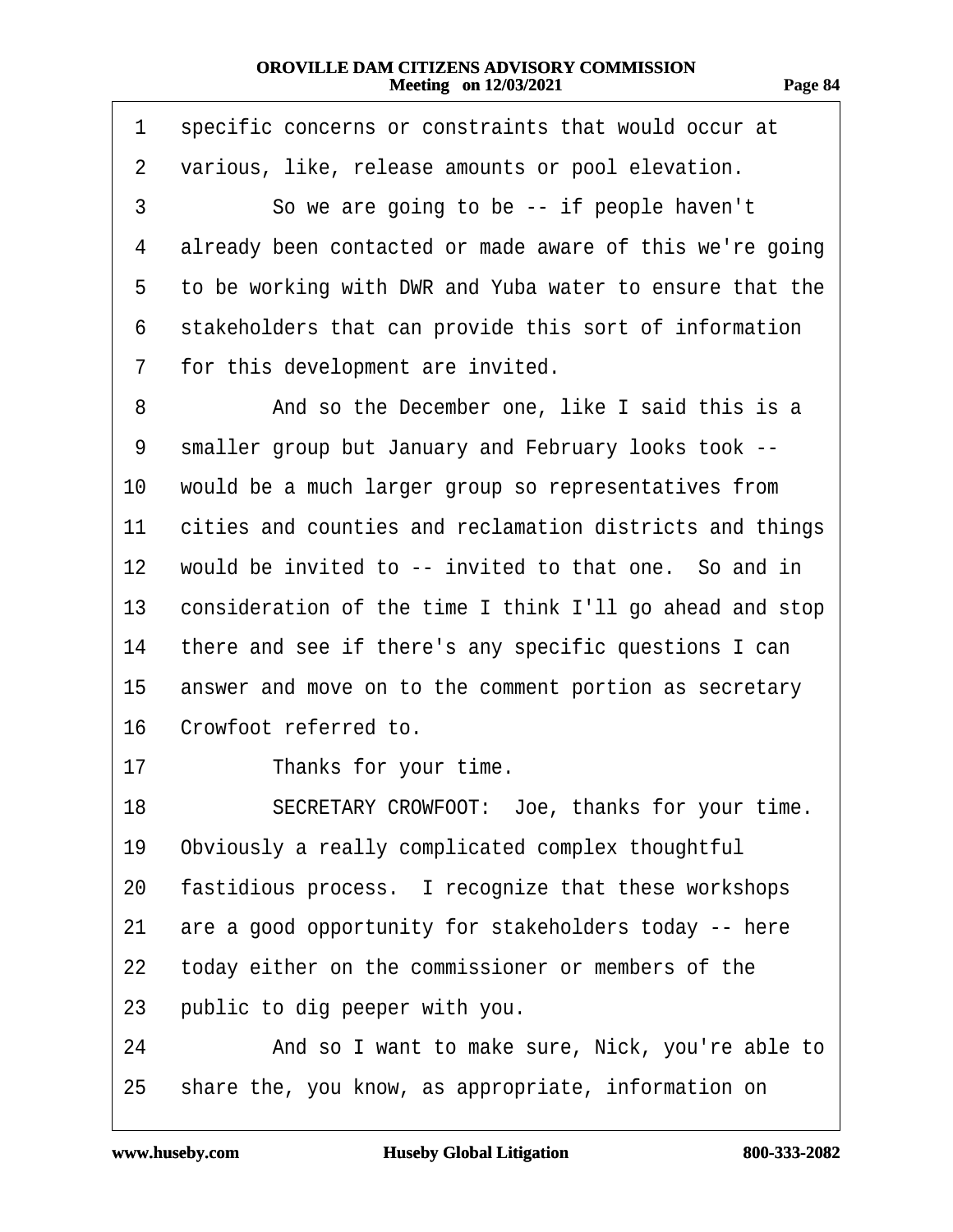1 specific concerns or constraints that would occur at
2 various, like, release amounts or pool elevation.
3 So we are going to be -- if people haven't
4 already been contacted or made aware of this we're going
5 to be working with DWR and Yuba water to ensure that the
6 stakeholders that can provide this sort of information
7 for this development are invited.
8 And so the December one, like I said this is a
9 smaller group but January and February looks took --
10 would be a much larger group so representatives from
11 cities and counties and reclamation districts and things
12 would be invited to -- invited to that one. So and in
13 consideration of the time I think I'll go ahead and stop
14 there and see if there's any specific questions I can
15 answer and move on to the comment portion as secretary
16 Crowfoot referred to.
17 Thanks for your time.
18 SECRETARY CROWFOOT: Joe, thanks for your time.
19 Obviously a really complicated complex thoughtful
20 fastidious process. I recognize that these workshops
21 are a good opportunity for stakeholders today -- here
22 today either on the commissioner or members of the
23 public to dig peeper with you.
24 And so I want to make sure, Nick, you're able to
25 share the, you know, as appropriate, information on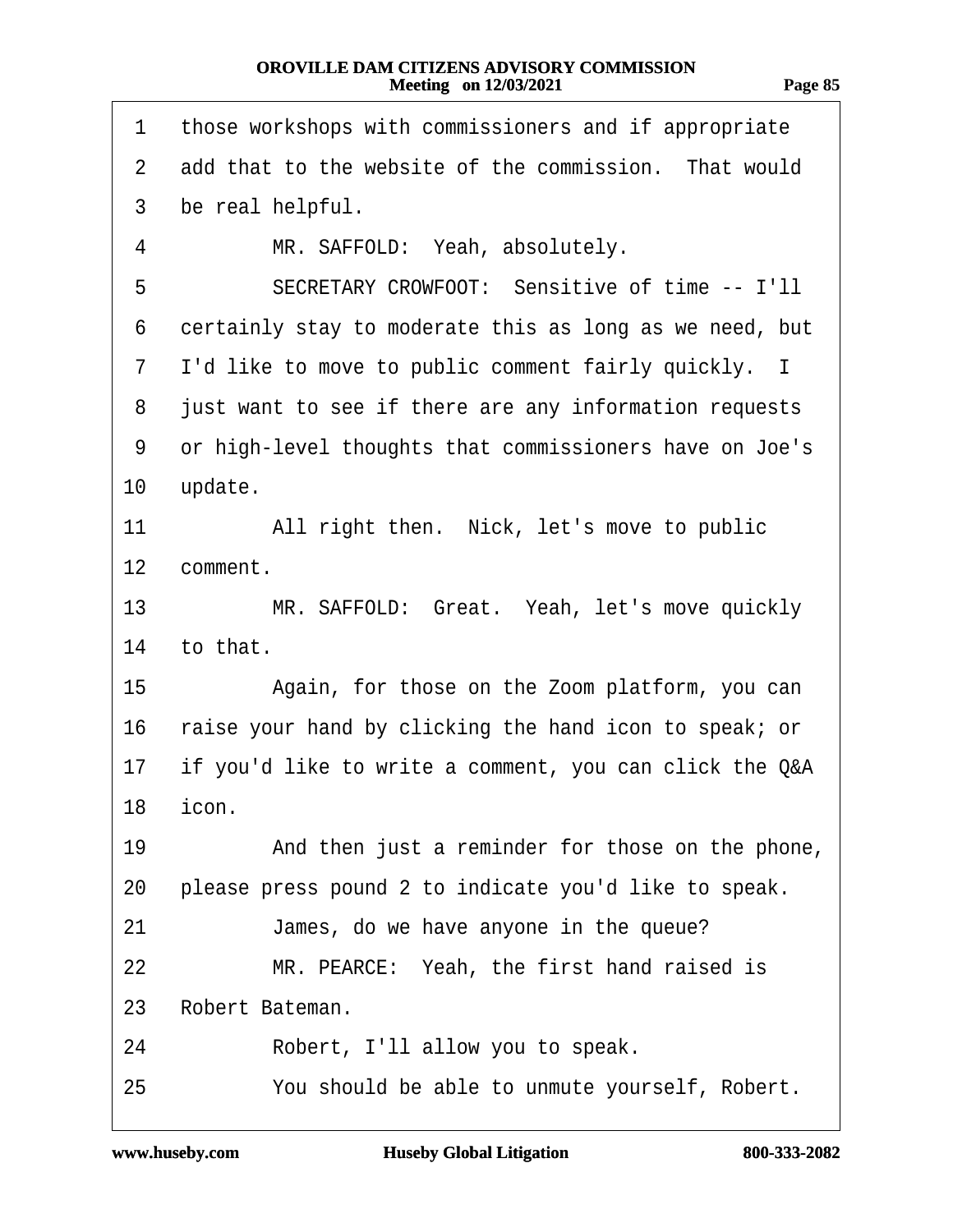1 those workshops with commissioners and if appropriate
2 add that to the website of the commission. That would
3 be real helpful.
4 MR. SAFFOLD: Yeah, absolutely.
5 SECRETARY CROWFOOT: Sensitive of time -- I'll
6 certainly stay to moderate this as long as we need, but
7 I'd like to move to public comment fairly quickly. I
8 just want to see if there are any information requests
9 or high-level thoughts that commissioners have on Joe's
10 update.
11 All right then. Nick, let's move to public
12 comment.
13 MR. SAFFOLD: Great. Yeah, let's move quickly
14 to that.
15 Again, for those on the Zoom platform, you can
16 raise your hand by clicking the hand icon to speak; or
17 if you'd like to write a comment, you can click the Q&A
18 icon.
19 And then just a reminder for those on the phone,
20 please press pound 2 to indicate you'd like to speak.
21 James, do we have anyone in the queue?
22 MR. PEARCE: Yeah, the first hand raised is
23 Robert Bateman.
24 Robert, I'll allow you to speak.
25 You should be able to unmute yourself, Robert.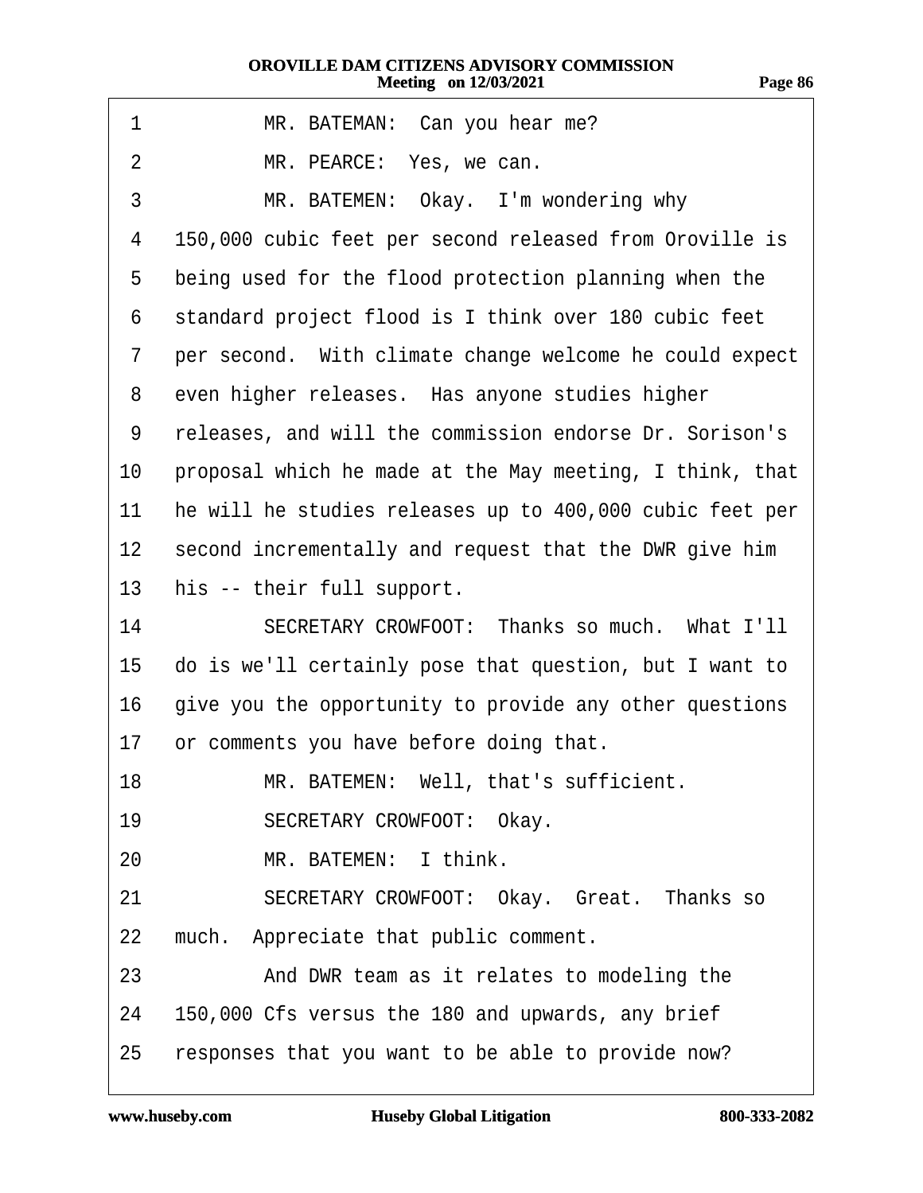1 MR. BATEMAN: Can you hear me?

2 MR. PEARCE: Yes, we can.

3 MR. BATEMEN: Okay. I'm wondering why

4 150,000 cubic feet per second released from Oroville is

5 being used for the flood protection planning when the

6 standard project flood is I think over 180 cubic feet

7 per second. With climate change welcome he could expect

8 even higher releases. Has anyone studies higher

9 releases, and will the commission endorse Dr. Sorison's

10 proposal which he made at the May meeting, I think, that

11 he will he studies releases up to 400,000 cubic feet per

12 second incrementally and request that the DWR give him

13 his -- their full support.

14 SECRETARY CROWFOOT: Thanks so much. What I'll

15 do is we'll certainly pose that question, but I want to

16 give you the opportunity to provide any other questions

17 or comments you have before doing that.

18 MR. BATEMEN: Well, that's sufficient.

19 SECRETARY CROWFOOT: Okay.

20 MR. BATEMEN: I think.

21 SECRETARY CROWFOOT: Okay. Great. Thanks so

22 much. Appreciate that public comment.

23 And DWR team as it relates to modeling the

24 150,000 Cfs versus the 180 and upwards, any brief

25 responses that you want to be able to provide now?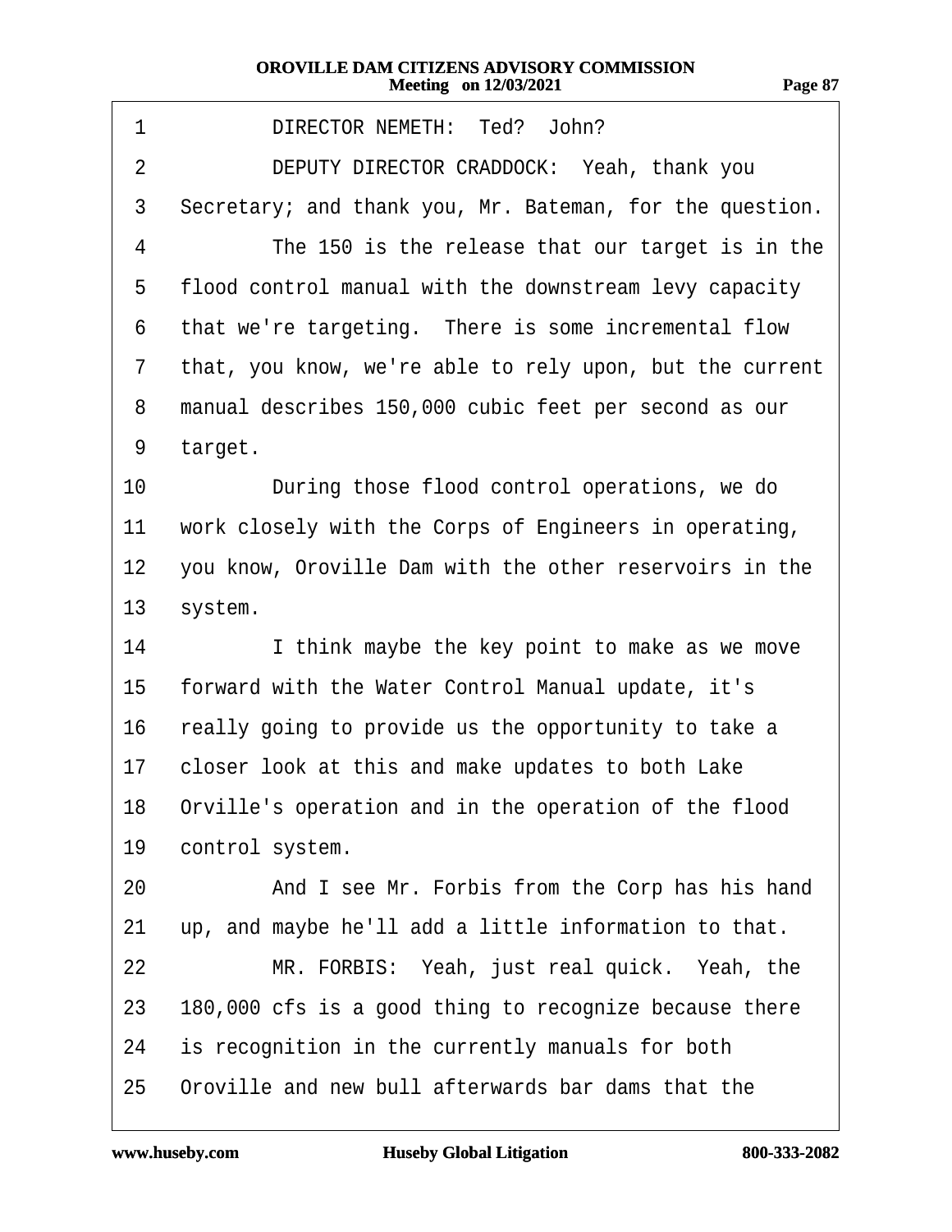1 DIRECTOR NEMETH: Ted? John?

2 DEPUTY DIRECTOR CRADDOCK: Yeah, thank you

3 Secretary; and thank you, Mr. Bateman, for the question.

4 The 150 is the release that our target is in the

5 flood control manual with the downstream levy capacity

6 that we're targeting. There is some incremental flow

7 that, you know, we're able to rely upon, but the current

8 manual describes 150,000 cubic feet per second as our

9 target.

10 During those flood control operations, we do

11 work closely with the Corps of Engineers in operating,

12 you know, Oroville Dam with the other reservoirs in the

13 system.

14 I think maybe the key point to make as we move

15 forward with the Water Control Manual update, it's

16 really going to provide us the opportunity to take a

17 closer look at this and make updates to both Lake

18 Orville's operation and in the operation of the flood

19 control system.

20 And I see Mr. Forbis from the Corp has his hand

21 up, and maybe he'll add a little information to that.

22 MR. FORBIS: Yeah, just real quick. Yeah, the

23 180,000 cfs is a good thing to recognize because there

24 is recognition in the currently manuals for both

25 Oroville and new bull afterwards bar dams that the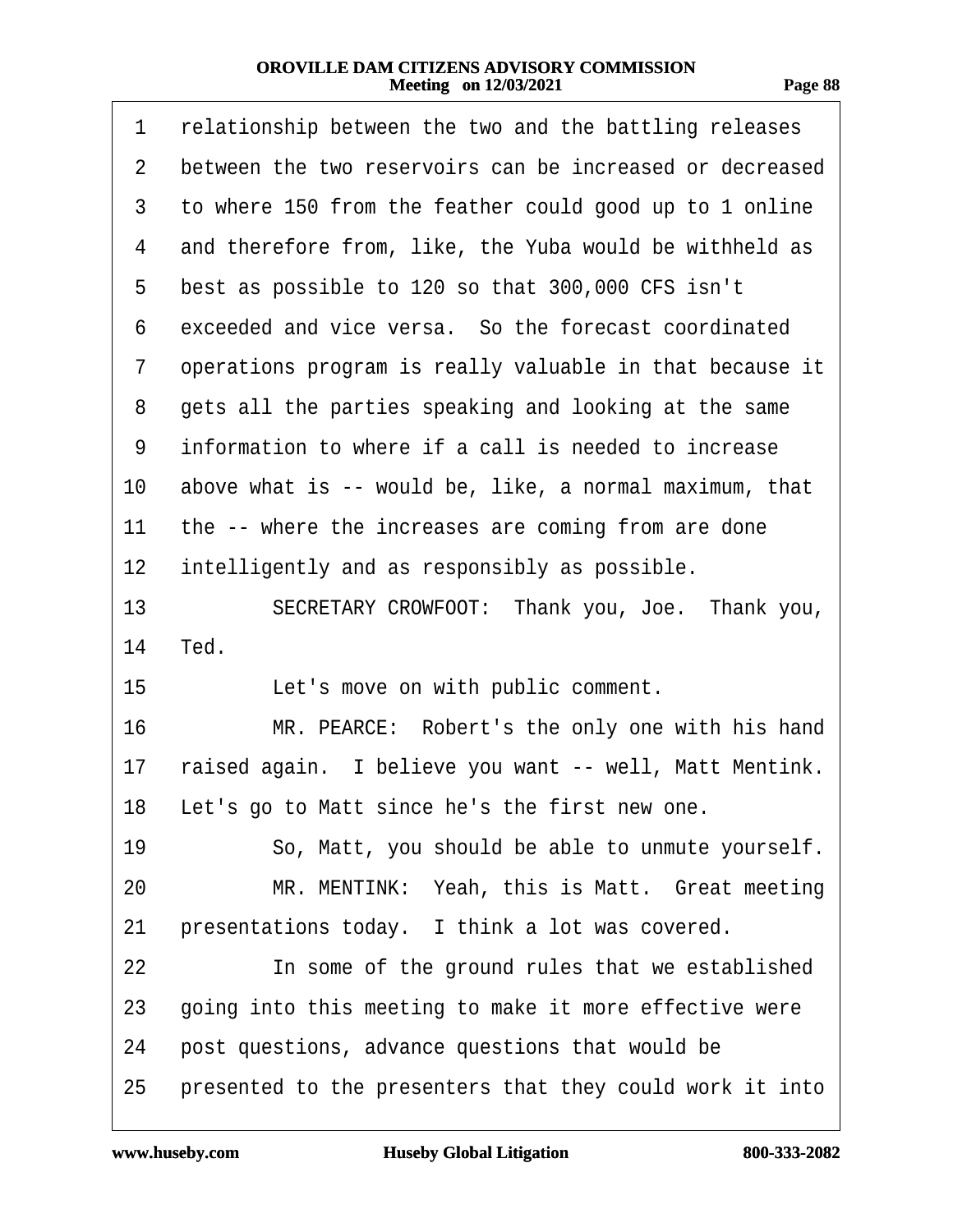1 relationship between the two and the battling releases
2 between the two reservoirs can be increased or decreased
3 to where 150 from the feather could good up to 1 online
4 and therefore from, like, the Yuba would be withheld as
5 best as possible to 120 so that 300,000 CFS isn't
6 exceeded and vice versa. So the forecast coordinated
7 operations program is really valuable in that because it
8 gets all the parties speaking and looking at the same
9 information to where if a call is needed to increase
10 above what is -- would be, like, a normal maximum, that
11 the -- where the increases are coming from are done
12 intelligently and as responsibly as possible.
13 SECRETARY CROWFOOT: Thank you, Joe. Thank you,
14 Ted.
15 Let's move on with public comment.
16 MR. PEARCE: Robert's the only one with his hand
17 raised again. I believe you want -- well, Matt Mentink.
18 Let's go to Matt since he's the first new one.
19 So, Matt, you should be able to unmute yourself.
20 MR. MENTINK: Yeah, this is Matt. Great meeting
21 presentations today. I think a lot was covered.
22 In some of the ground rules that we established
23 going into this meeting to make it more effective were
24 post questions, advance questions that would be
25 presented to the presenters that they could work it into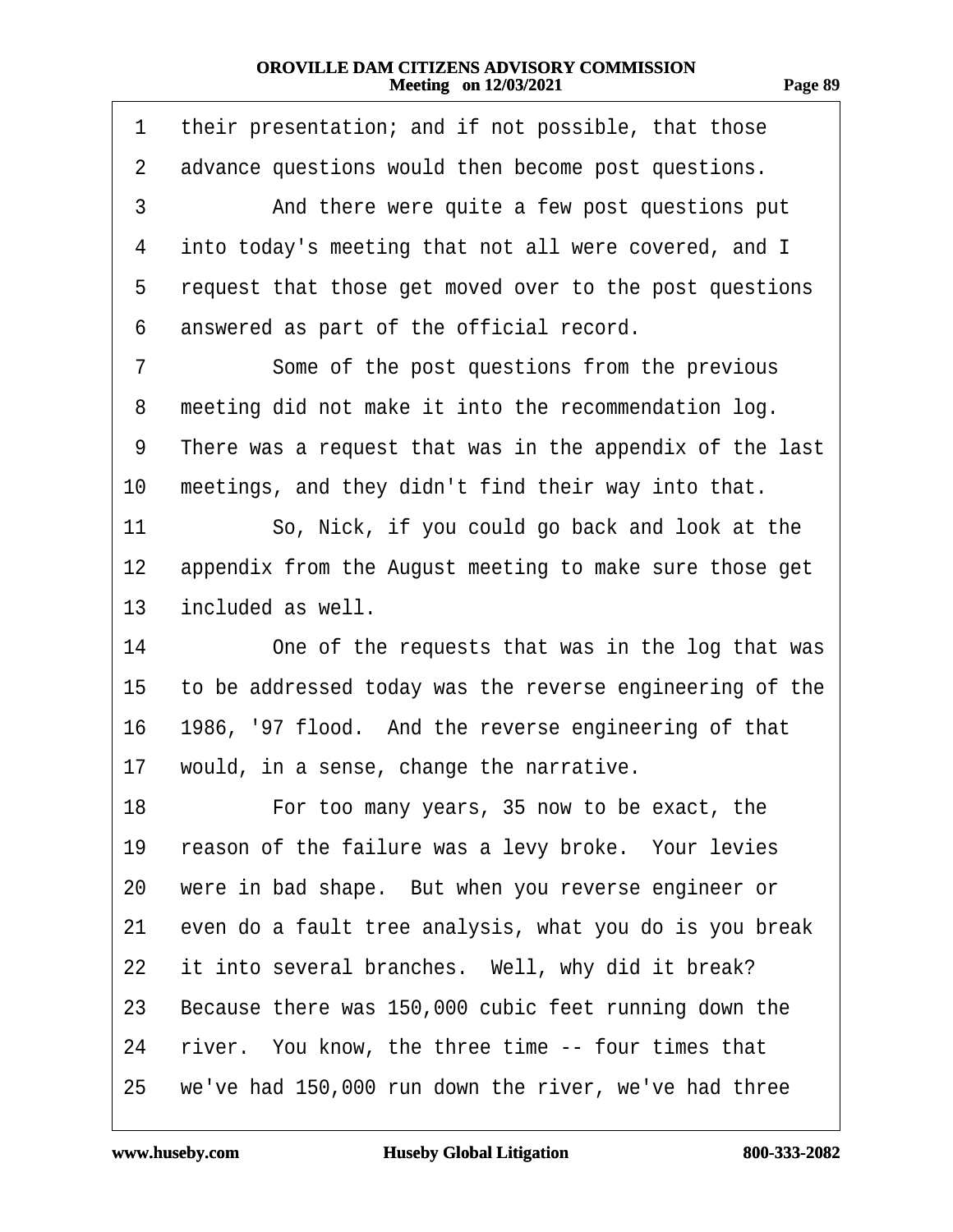1 their presentation; and if not possible, that those
2 advance questions would then become post questions.
3 And there were quite a few post questions put
4 into today's meeting that not all were covered, and I
5 request that those get moved over to the post questions
6 answered as part of the official record.
7 Some of the post questions from the previous
8 meeting did not make it into the recommendation log.
9 There was a request that was in the appendix of the last
10 meetings, and they didn't find their way into that.
11 So, Nick, if you could go back and look at the
12 appendix from the August meeting to make sure those get
13 included as well.
14 One of the requests that was in the log that was
15 to be addressed today was the reverse engineering of the
16 1986, '97 flood. And the reverse engineering of that
17 would, in a sense, change the narrative.
18 For too many years, 35 now to be exact, the
19 reason of the failure was a levy broke. Your levies
20 were in bad shape. But when you reverse engineer or
21 even do a fault tree analysis, what you do is you break
22 it into several branches. Well, why did it break?
23 Because there was 150,000 cubic feet running down the
24 river. You know, the three time -- four times that
25 we've had 150,000 run down the river, we've had three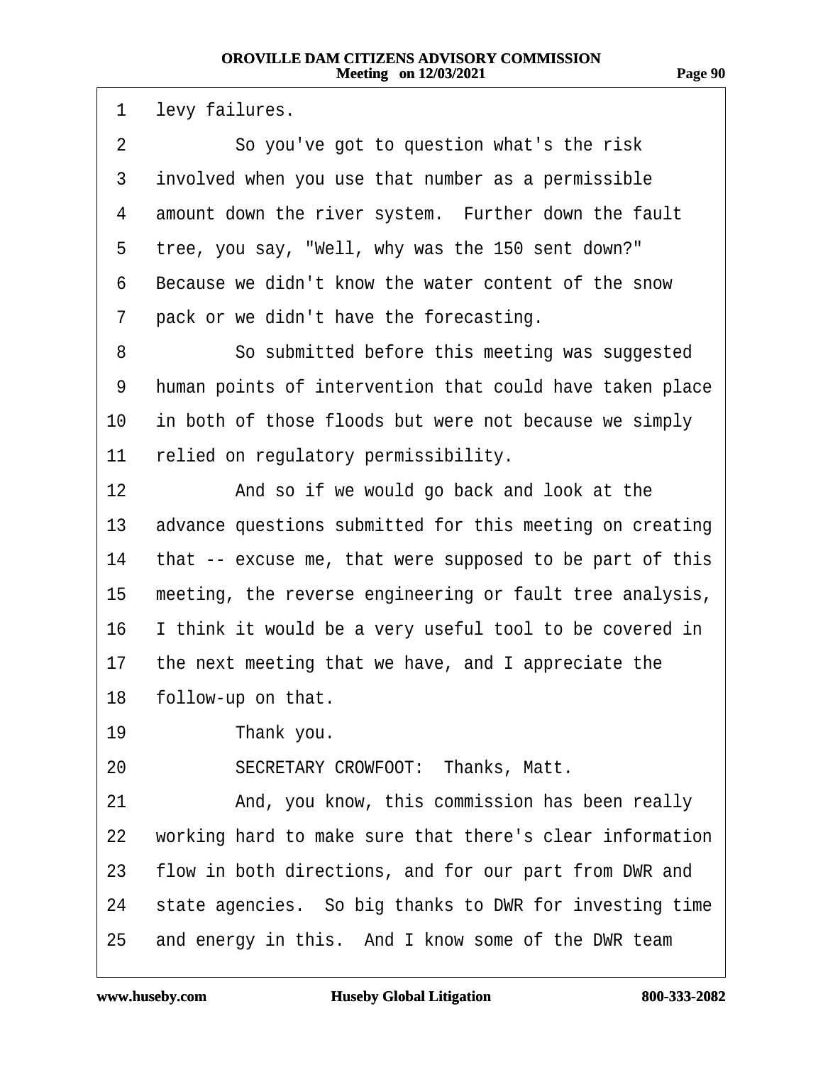1 levy failures.

2 So you've got to question what's the risk

3 involved when you use that number as a permissible

4 amount down the river system. Further down the fault

5 tree, you say, "Well, why was the 150 sent down?"

6 Because we didn't know the water content of the snow

7 pack or we didn't have the forecasting.

8 So submitted before this meeting was suggested

9 human points of intervention that could have taken place

10 in both of those floods but were not because we simply

11 relied on regulatory permissibility.

12 And so if we would go back and look at the

13 advance questions submitted for this meeting on creating

14 that -- excuse me, that were supposed to be part of this

15 meeting, the reverse engineering or fault tree analysis,

16 I think it would be a very useful tool to be covered in

17 the next meeting that we have, and I appreciate the

18 follow-up on that.

19 Thank you.

20 SECRETARY CROWFOOT: Thanks, Matt.

21 And, you know, this commission has been really

22 working hard to make sure that there's clear information

23 flow in both directions, and for our part from DWR and

24 state agencies. So big thanks to DWR for investing time

25 and energy in this. And I know some of the DWR team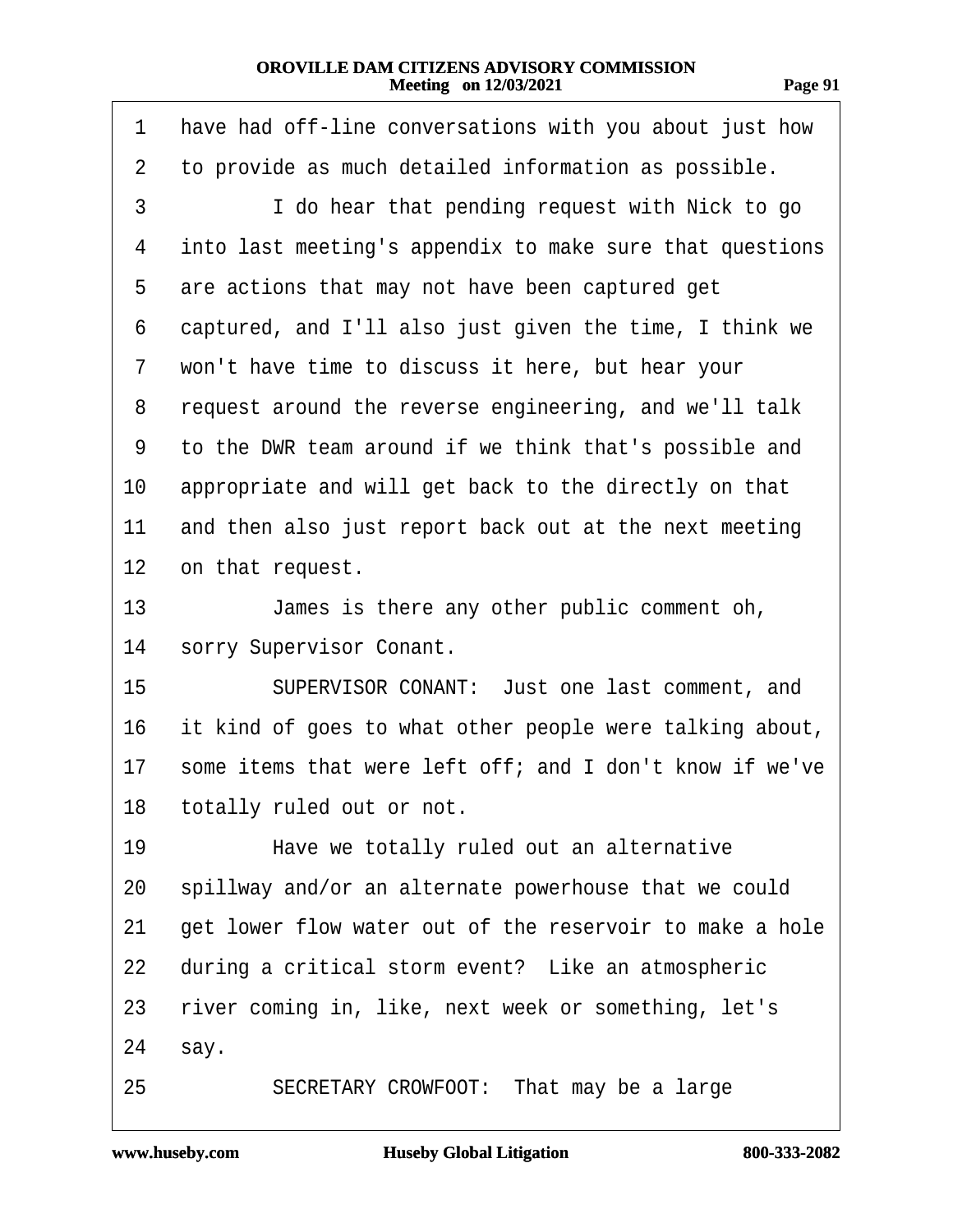1 have had off-line conversations with you about just how
2 to provide as much detailed information as possible.
3 I do hear that pending request with Nick to go
4 into last meeting's appendix to make sure that questions
5 are actions that may not have been captured get
6 captured, and I'll also just given the time, I think we
7 won't have time to discuss it here, but hear your
8 request around the reverse engineering, and we'll talk
9 to the DWR team around if we think that's possible and
10 appropriate and will get back to the directly on that
11 and then also just report back out at the next meeting
12 on that request.
13 James is there any other public comment oh,
14 sorry Supervisor Conant.
15 SUPERVISOR CONANT: Just one last comment, and
16 it kind of goes to what other people were talking about,
17 some items that were left off; and I don't know if we've
18 totally ruled out or not.
19 Have we totally ruled out an alternative
20 spillway and/or an alternate powerhouse that we could
21 get lower flow water out of the reservoir to make a hole
22 during a critical storm event? Like an atmospheric
23 river coming in, like, next week or something, let's
24 say.
25 SECRETARY CROWFOOT: That may be a large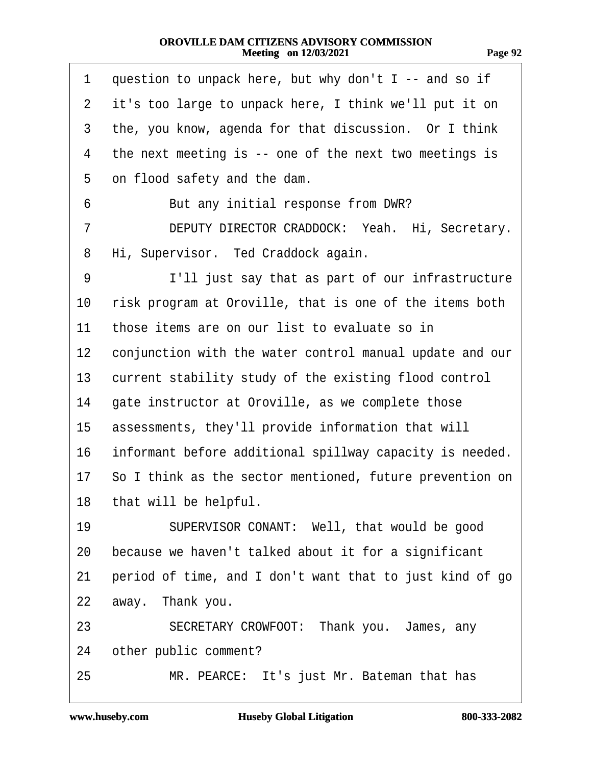1 question to unpack here, but why don't I -- and so if
2 it's too large to unpack here, I think we'll put it on
3 the, you know, agenda for that discussion. Or I think
4 the next meeting is -- one of the next two meetings is
5 on flood safety and the dam.

6 But any initial response from DWR?

7 DEPUTY DIRECTOR CRADDOCK: Yeah. Hi, Secretary.
8 Hi, Supervisor. Ted Craddock again.

9 I'll just say that as part of our infrastructure
10 risk program at Oroville, that is one of the items both
11 those items are on our list to evaluate so in
12 conjunction with the water control manual update and our
13 current stability study of the existing flood control
14 gate instructor at Oroville, as we complete those
15 assessments, they'll provide information that will
16 informant before additional spillway capacity is needed.
17 So I think as the sector mentioned, future prevention on
18 that will be helpful.

19 SUPERVISOR CONANT: Well, that would be good
20 because we haven't talked about it for a significant
21 period of time, and I don't want that to just kind of go
22 away. Thank you.

23 SECRETARY CROWFOOT: Thank you. James, any
24 other public comment?

25 MR. PEARCE: It's just Mr. Bateman that has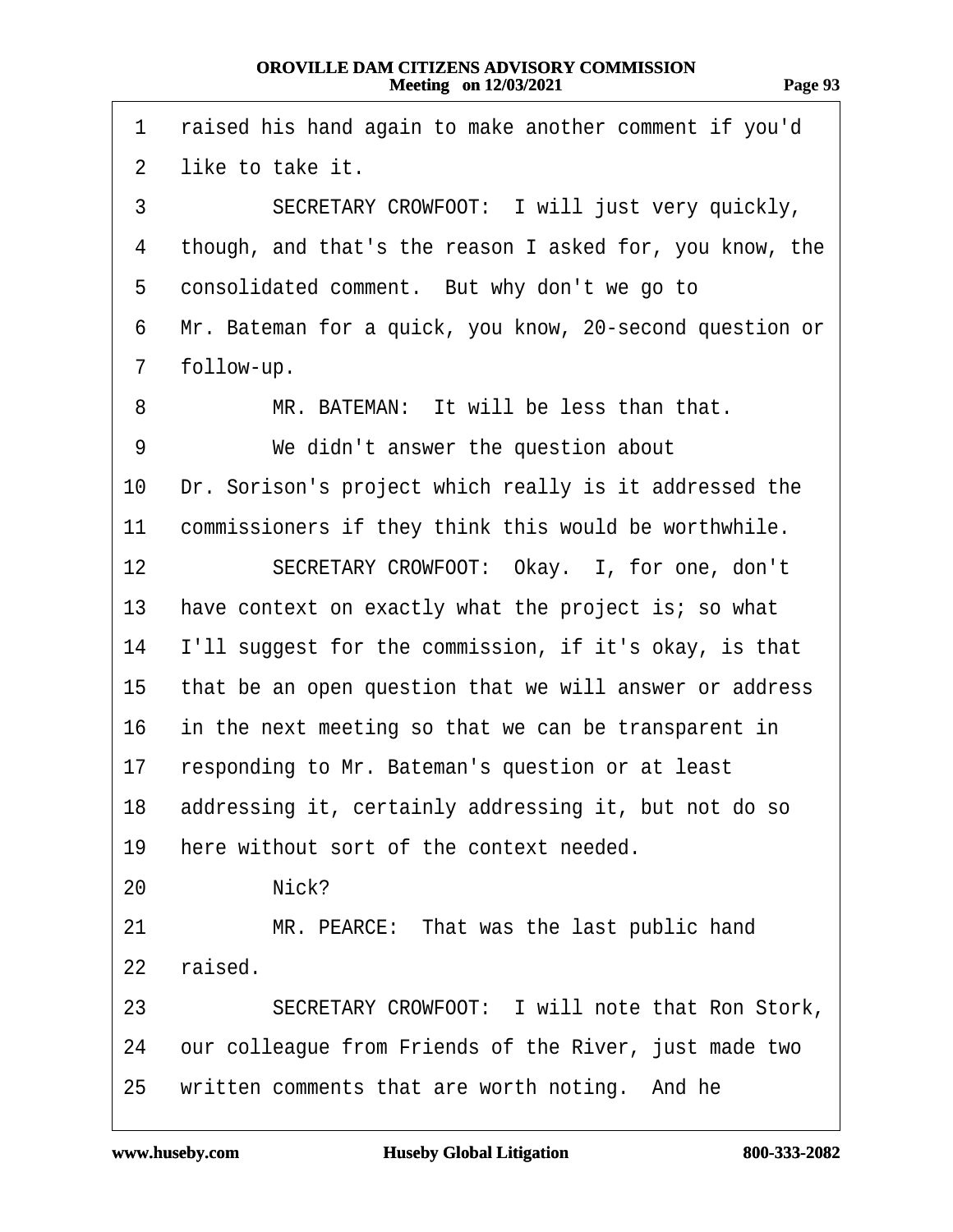1 raised his hand again to make another comment if you'd
2 like to take it.
3 SECRETARY CROWFOOT: I will just very quickly,
4 though, and that's the reason I asked for, you know, the
5 consolidated comment. But why don't we go to
6 Mr. Bateman for a quick, you know, 20-second question or
7 follow-up.
8 MR. BATEMAN: It will be less than that.
9 We didn't answer the question about
10 Dr. Sorison's project which really is it addressed the
11 commissioners if they think this would be worthwhile.
12 SECRETARY CROWFOOT: Okay. I, for one, don't
13 have context on exactly what the project is; so what
14 I'll suggest for the commission, if it's okay, is that
15 that be an open question that we will answer or address
16 in the next meeting so that we can be transparent in
17 responding to Mr. Bateman's question or at least
18 addressing it, certainly addressing it, but not do so
19 here without sort of the context needed.
20 Nick?
21 MR. PEARCE: That was the last public hand
22 raised.
23 SECRETARY CROWFOOT: I will note that Ron Stork,
24 our colleague from Friends of the River, just made two
25 written comments that are worth noting. And he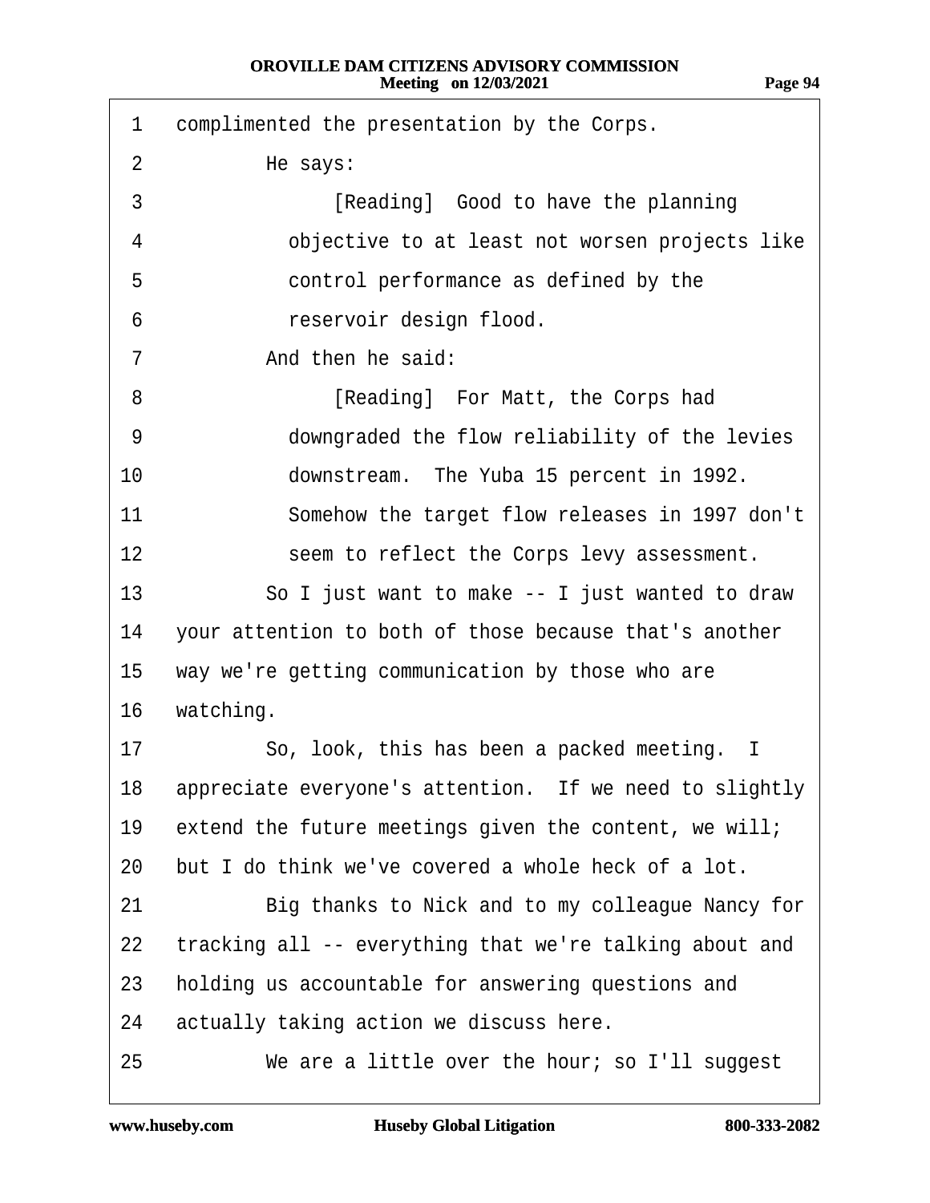1 complimented the presentation by the Corps.

2 He says:

3 [Reading] Good to have the planning

4 objective to at least not worsen projects like

5 control performance as defined by the

6 reservoir design flood.

7 And then he said:

8 [Reading] For Matt, the Corps had

9 downgraded the flow reliability of the levies

10 downstream. The Yuba 15 percent in 1992.

11 Somehow the target flow releases in 1997 don't

12 seem to reflect the Corps levy assessment.

13 So I just want to make -- I just wanted to draw

14 your attention to both of those because that's another

15 way we're getting communication by those who are

16 watching.

17 So, look, this has been a packed meeting. I

18 appreciate everyone's attention. If we need to slightly

19 extend the future meetings given the content, we will;

20 but I do think we've covered a whole heck of a lot.

21 Big thanks to Nick and to my colleague Nancy for

22 tracking all -- everything that we're talking about and

23 holding us accountable for answering questions and

24 actually taking action we discuss here.

25 We are a little over the hour; so I'll suggest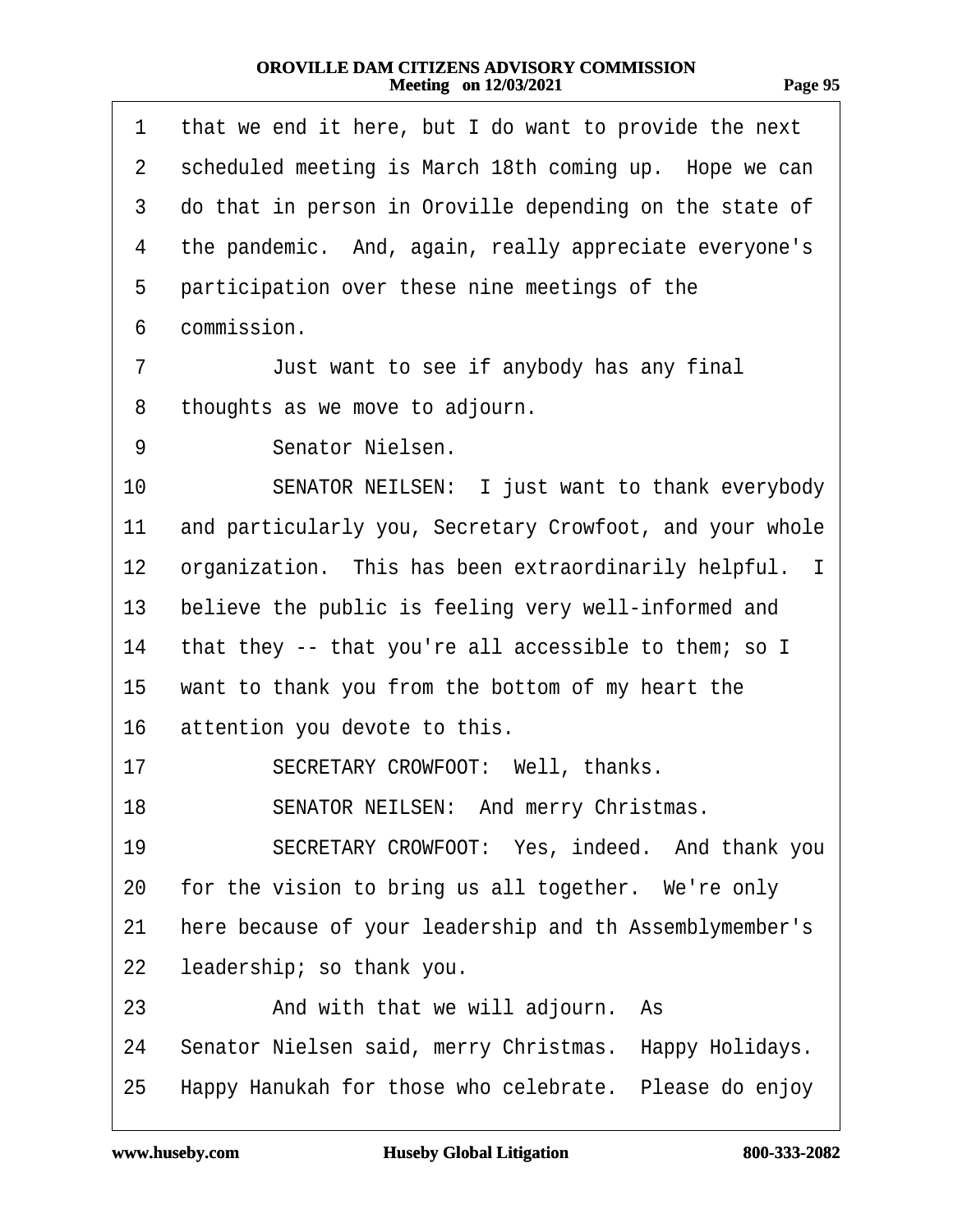1 that we end it here, but I do want to provide the next
2 scheduled meeting is March 18th coming up. Hope we can
3 do that in person in Oroville depending on the state of
4 the pandemic. And, again, really appreciate everyone's
5 participation over these nine meetings of the
6 commission.
7 Just want to see if anybody has any final
8 thoughts as we move to adjourn.
9 Senator Nielsen.
10 SENATOR NEILSEN: I just want to thank everybody
11 and particularly you, Secretary Crowfoot, and your whole
12 organization. This has been extraordinarily helpful. I
13 believe the public is feeling very well-informed and
14 that they -- that you're all accessible to them; so I
15 want to thank you from the bottom of my heart the
16 attention you devote to this.
17 SECRETARY CROWFOOT: Well, thanks.
18 SENATOR NEILSEN: And merry Christmas.
19 SECRETARY CROWFOOT: Yes, indeed. And thank you
20 for the vision to bring us all together. We're only
21 here because of your leadership and th Assemblymember's
22 leadership; so thank you.
23 And with that we will adjourn. As
24 Senator Nielsen said, merry Christmas. Happy Holidays.
25 Happy Hanukah for those who celebrate. Please do enjoy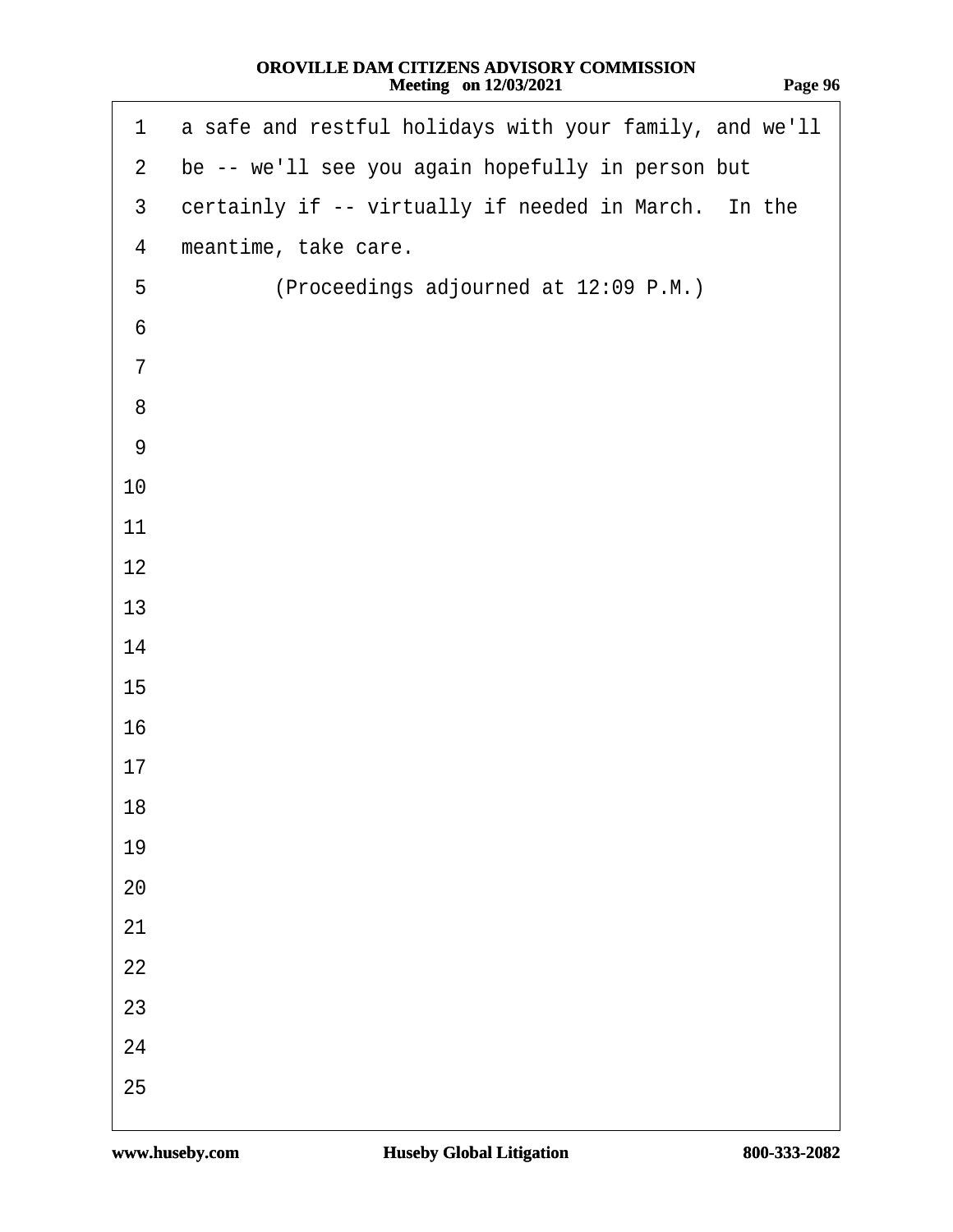1 a safe and restful holidays with your family, and we'll
2 be -- we'll see you again hopefully in person but
3 certainly if -- virtually if needed in March. In the
4 meantime, take care.
5 (Proceedings adjourned at 12:09 P.M.)
6
7
8
9
10
11
12
13
14
15
16
17
18
19
20
21
22
23
24
25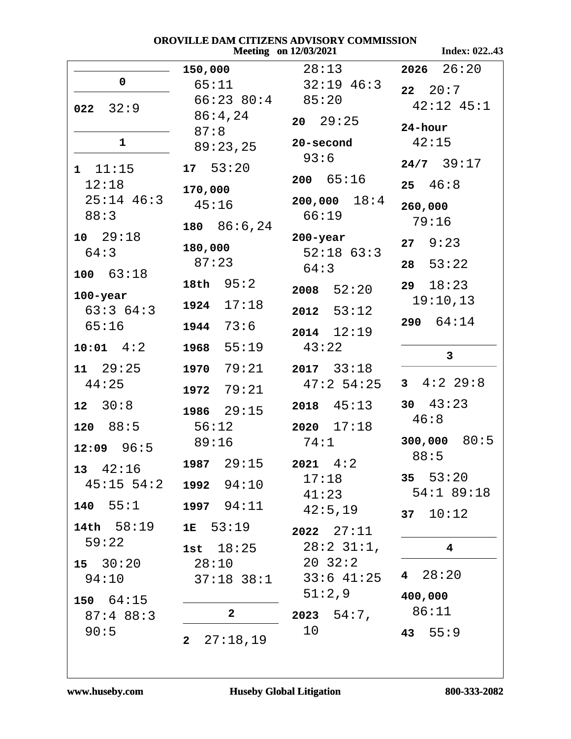# OROVILLE DAM CITIZENS ADVISORY COMMISSION

Meeting on 12/03/2021

Index: 022..43

**0**

**022** 32:9

**1**

**1** 11:15 12:18 25:14 46:3 88:3

**10** 29:18 64:3

**100** 63:18

**100-year** 63:3 64:3 65:16

**10:01** 4:2

**11** 29:25 44:25

**12** 30:8

**120** 88:5

**12:09** 96:5

**13** 42:16 45:15 54:2

**140** 55:1

**14th** 58:19 59:22

**15** 30:20 94:10

**150** 64:15 87:4 88:3 90:5

**150,000** 65:11 66:23 80:4 86:4,24 87:8 89:23,25

**17** 53:20

**170,000** 45:16

**180** 86:6,24

**180,000** 87:23

**18th** 95:2

**1924** 17:18

**1944** 73:6

**1968** 55:19

**1970** 79:21

**1972** 79:21

**1986** 29:15 56:12 89:16

**1987** 29:15

**1992** 94:10

**1997** 94:11

**1E** 53:19

**1st** 18:25 28:10 37:18 38:1

**2**

**2** 27:18,19 28:13 32:19 46:3 85:20

**20** 29:25

**20-second** 93:6

**200** 65:16

**200,000** 18:4 66:19

**200-year** 52:18 63:3 64:3

**2008** 52:20

**2012** 53:12

**2014** 12:19 43:22

**2017** 33:18 47:2 54:25

**2018** 45:13

**2020** 17:18 74:1

**2021** 4:2 17:18 41:23 42:5,19

**2022** 27:11 28:2 31:1, 20 32:2 33:6 41:25 51:2,9

**2023** 54:7, 10

**2026** 26:20

**22** 20:7 42:12 45:1

**24-hour** 42:15

**24/7** 39:17

**25** 46:8

**260,000** 79:16

**27** 9:23

**28** 53:22

**29** 18:23 19:10,13

**290** 64:14

**3**

**3** 4:2 29:8

**30** 43:23 46:8

**300,000** 80:5 88:5

**35** 53:20 54:1 89:18

**37** 10:12

**4**

**4** 28:20

**400,000** 86:11

**43** 55:9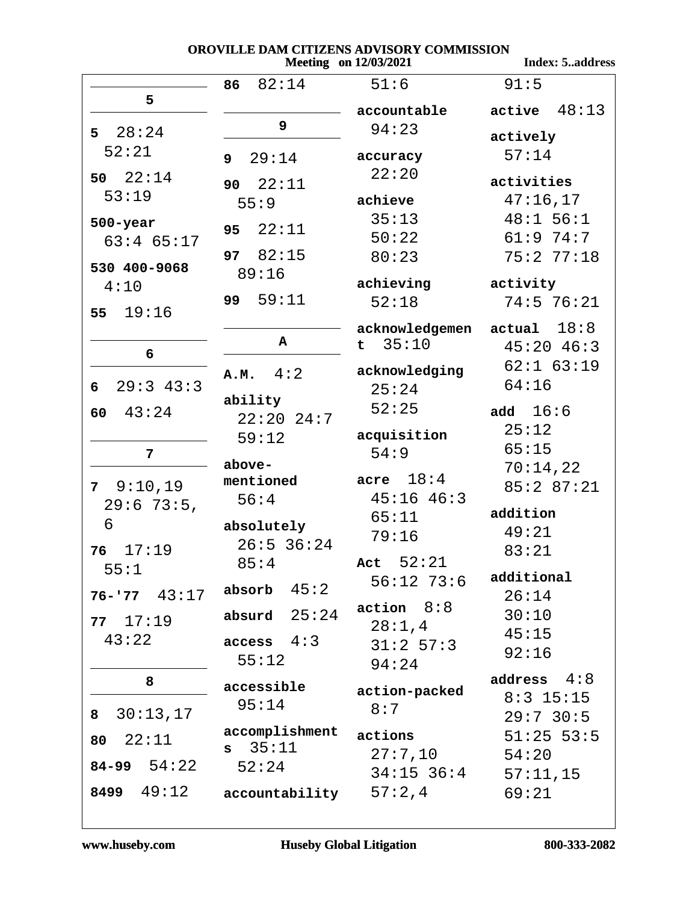## 5

**5** 28:24 52:21

**50** 22:14 53:19

**500-year** 63:4 65:17

**530 400-9068** 4:10

**55** 19:16

## 6

**6** 29:3 43:3

**60** 43:24

## 7

**7** 9:10,19 29:6 73:5, 6

**76** 17:19 55:1

**76-'77** 43:17

**77** 17:19 43:22

## 8

**8** 30:13,17

**80** 22:11

**84-99** 54:22

**8499** 49:12

**86** 82:14

## 9

**9** 29:14

**90** 22:11 55:9

**95** 22:11

**97** 82:15 89:16

**99** 59:11

## A

**A.M.** 4:2

**ability** 22:20 24:7 59:12

**above-mentioned** 56:4

**absolutely** 26:5 36:24 85:4

**absorb** 45:2

**absurd** 25:24

**access** 4:3 55:12

**accessible** 95:14

**accomplishments** 35:11 52:24

**accountability** 51:6

**accountable** 94:23

**accuracy** 22:20

**achieve** 35:13 50:22 80:23

**achieving** 52:18

**acknowledgement** 35:10

**acknowledging** 25:24 52:25

**acquisition** 54:9

**acre** 18:4 45:16 46:3 65:11 79:16

**Act** 52:21 56:12 73:6

**action** 8:8 28:1,4 31:2 57:3 94:24

**action-packed** 8:7

**actions** 27:7,10 34:15 36:4 57:2,4 91:5

**active** 48:13

**actively** 57:14

**activities** 47:16,17 48:1 56:1 61:9 74:7 75:2 77:18

**activity** 74:5 76:21

**actual** 18:8 45:20 46:3 62:1 63:19 64:16

**add** 16:6 25:12 65:15 70:14,22 85:2 87:21

**addition** 49:21 83:21

**additional** 26:14 30:10 45:15 92:16

**address** 4:8 8:3 15:15 29:7 30:5 51:25 53:5 54:20 57:11,15 69:21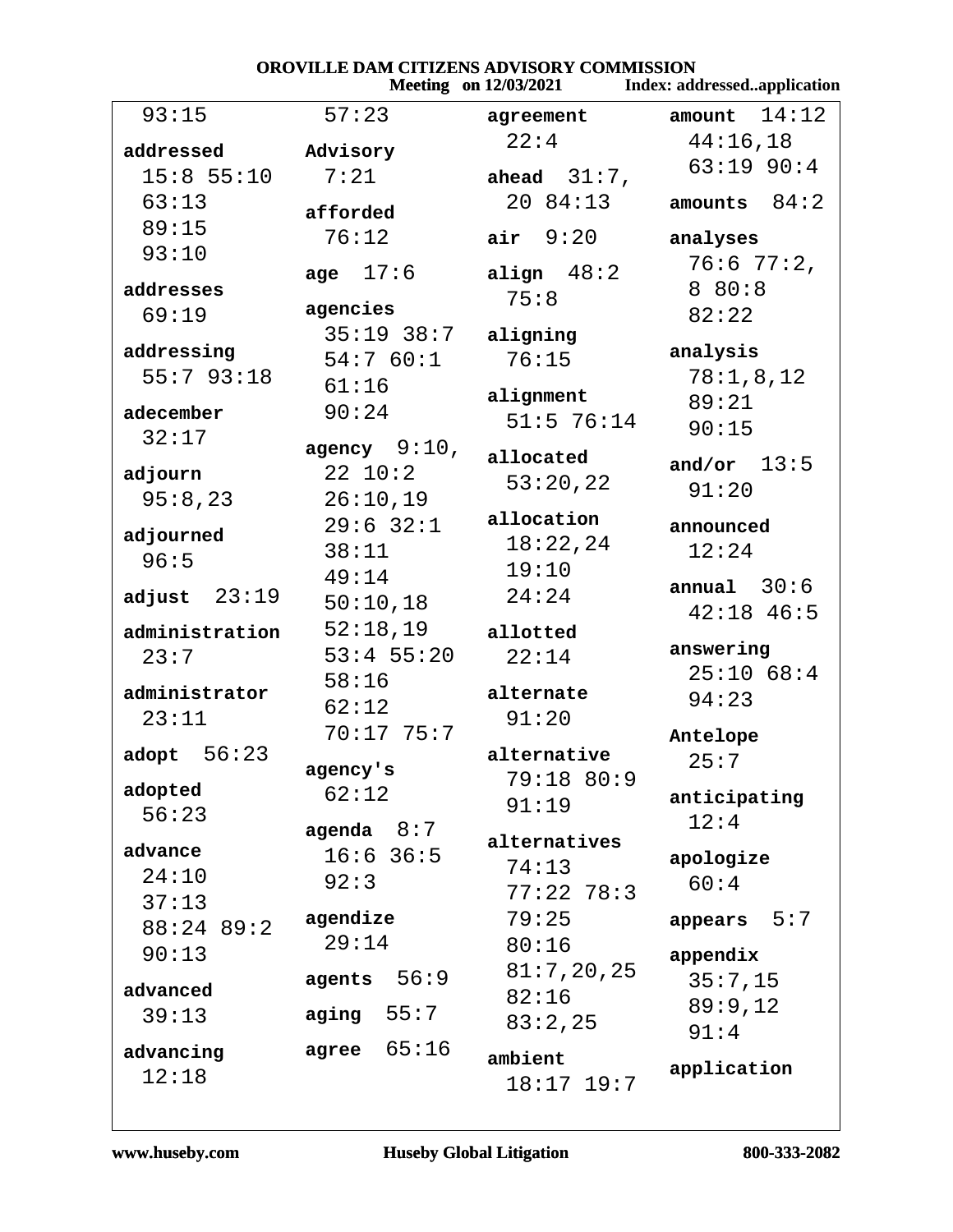93:15

**addressed** 15:8 55:10 63:13 89:15 93:10

**addresses** 69:19

**addressing** 55:7 93:18

**adecember** 32:17

**adjourn** 95:8,23

**adjourned** 96:5

**adjust** 23:19

**administration** 23:7

**administrator** 23:11

**adopt** 56:23

**adopted** 56:23

**advance** 24:10 37:13 88:24 89:2 90:13

**advanced** 39:13

**advancing** 12:18

57:23

**Advisory** 7:21

**afforded** 76:12

**age** 17:6

**agencies** 35:19 38:7 54:7 60:1 61:16 90:24

**agency** 9:10, 22 10:2 26:10,19 29:6 32:1 38:11 49:14 50:10,18 52:18,19 53:4 55:20 58:16 62:12 70:17 75:7

**agency's** 62:12

**agenda** 8:7 16:6 36:5 92:3

**agendize** 29:14

**agents** 56:9

**aging** 55:7

**agree** 65:16

**agreement** 22:4

**ahead** 31:7, 20 84:13

**air** 9:20

**align** 48:2 75:8

**aligning** 76:15

**alignment** 51:5 76:14

**allocated** 53:20,22

**allocation** 18:22,24 19:10 24:24

**allotted** 22:14

**alternate** 91:20

**alternative** 79:18 80:9 91:19

**alternatives** 74:13 77:22 78:3 79:25 80:16 81:7,20,25 82:16 83:2,25

**ambient** 18:17 19:7

**amount** 14:12 44:16,18 63:19 90:4

**amounts** 84:2

**analyses** 76:6 77:2, 8 80:8 82:22

**analysis** 78:1,8,12 89:21 90:15

**and/or** 13:5 91:20

**announced** 12:24

**annual** 30:6 42:18 46:5

**answering** 25:10 68:4 94:23

**Antelope** 25:7

**anticipating** 12:4

**apologize** 60:4

**appears** 5:7

**appendix** 35:7,15 89:9,12 91:4

**application**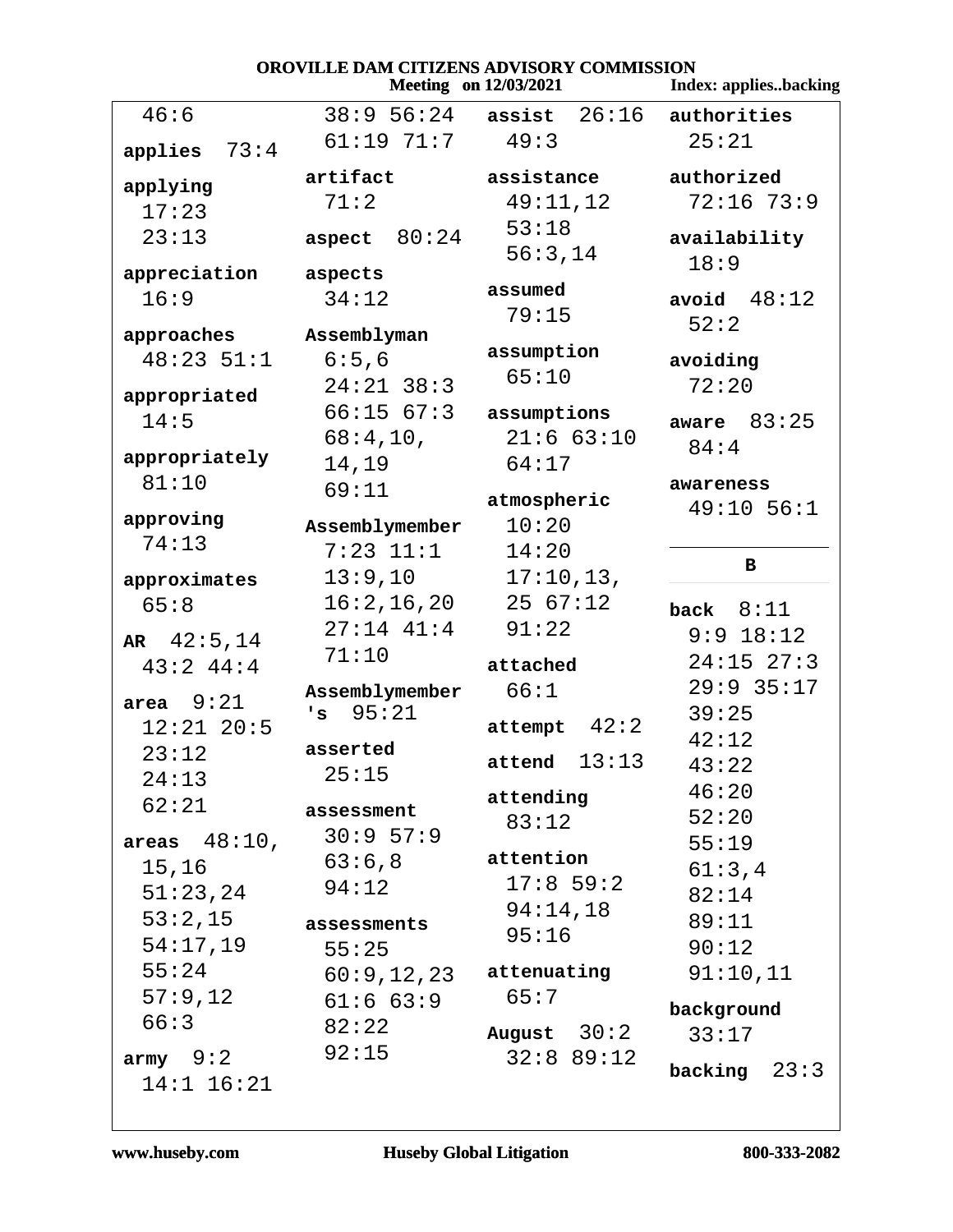46:6

**applies** 73:4

**applying** 17:23 23:13

**appreciation** 16:9

**approaches** 48:23 51:1

**appropriated** 14:5

**appropriately** 81:10

**approving** 74:13

**approximates** 65:8

**AR** 42:5,14 43:2 44:4

**area** 9:21 12:21 20:5 23:12 24:13 62:21

**areas** 48:10, 15,16 51:23,24 53:2,15 54:17,19 55:24 57:9,12 66:3

**army** 9:2 14:1 16:21

38:9 56:24 61:19 71:7

**artifact** 71:2

**aspect** 80:24

**aspects** 34:12

**Assemblyman** 6:5,6 24:21 38:3 66:15 67:3 68:4,10, 14,19 69:11

**Assemblymember** 7:23 11:1 13:9,10 16:2,16,20 27:14 41:4 71:10

**Assemblymember's** 95:21

**asserted** 25:15

**assessment** 30:9 57:9 63:6,8 94:12

**assessments** 55:25 60:9,12,23 61:6 63:9 82:22 92:15

**assist** 26:16 49:3

**assistance** 49:11,12 53:18 56:3,14

**assumed** 79:15

**assumption** 65:10

**assumptions** 21:6 63:10 64:17

**atmospheric** 10:20 14:20 17:10,13, 25 67:12 91:22

**attached** 66:1

**attempt** 42:2

**attend** 13:13

**attending** 83:12

**attention** 17:8 59:2 94:14,18 95:16

**attenuating** 65:7

**August** 30:2 32:8 89:12

**authorities** 25:21

**authorized** 72:16 73:9

**availability** 18:9

**avoid** 48:12 52:2

**avoiding** 72:20

**aware** 83:25 84:4

**awareness** 49:10 56:1

---

**B**

**back** 8:11 9:9 18:12 24:15 27:3 29:9 35:17 39:25 42:12 43:22 46:20 52:20 55:19 61:3,4 82:14 89:11 90:12 91:10,11

**background** 33:17

**backing** 23:3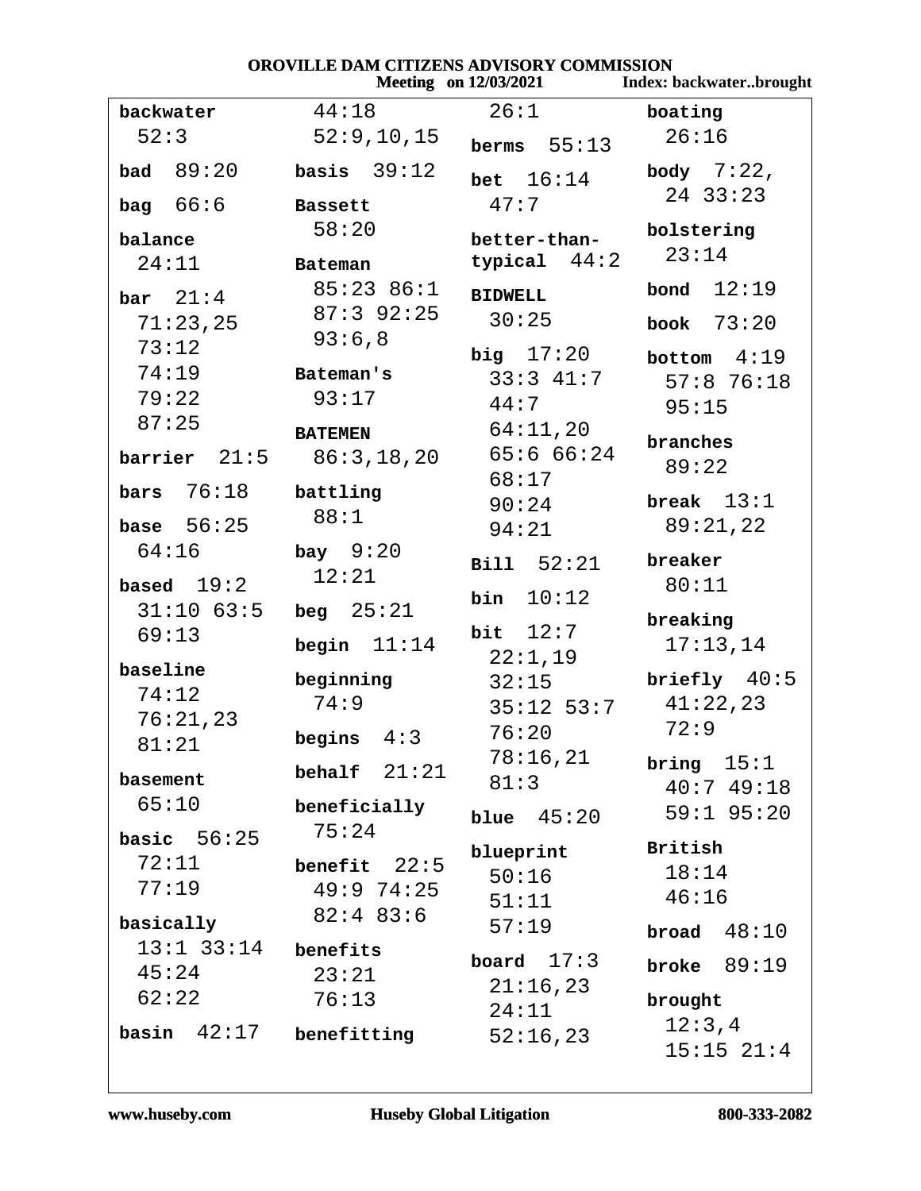**backwater** 52:3

**bad** 89:20

**bag** 66:6

**balance** 24:11

**bar** 21:4 71:23,25 73:12 74:19 79:22 87:25

**barrier** 21:5

**bars** 76:18

**base** 56:25 64:16

**based** 19:2 31:10 63:5 69:13

**baseline** 74:12 76:21,23 81:21

**basement** 65:10

**basic** 56:25 72:11 77:19

**basically** 13:1 33:14 45:24 62:22

**basin** 42:17 44:18 52:9,10,15

**basis** 39:12

**Bassett** 58:20

**Bateman** 85:23 86:1 87:3 92:25 93:6,8

**Bateman's** 93:17

**BATEMEN** 86:3,18,20

**battling** 88:1

**bay** 9:20 12:21

**beg** 25:21

**begin** 11:14

**beginning** 74:9

**begins** 4:3

**behalf** 21:21

**beneficially** 75:24

**benefit** 22:5 49:9 74:25 82:4 83:6

**benefits** 23:21 76:13

**benefitting** 26:1

**berms** 55:13

**bet** 16:14 47:7

**better-than-typical** 44:2

**BIDWELL** 30:25

**big** 17:20 33:3 41:7 44:7 64:11,20 65:6 66:24 68:17 90:24 94:21

**Bill** 52:21

**bin** 10:12

**bit** 12:7 22:1,19 32:15 35:12 53:7 76:20 78:16,21 81:3

**blue** 45:20

**blueprint** 50:16 51:11 57:19

**board** 17:3 21:16,23 24:11 52:16,23

**boating** 26:16

**body** 7:22, 24 33:23

**bolstering** 23:14

**bond** 12:19

**book** 73:20

**bottom** 4:19 57:8 76:18 95:15

**branches** 89:22

**break** 13:1 89:21,22

**breaker** 80:11

**breaking** 17:13,14

**briefly** 40:5 41:22,23 72:9

**bring** 15:1 40:7 49:18 59:1 95:20

**British** 18:14 46:16

**broad** 48:10

**broke** 89:19

**brought** 12:3,4 15:15 21:4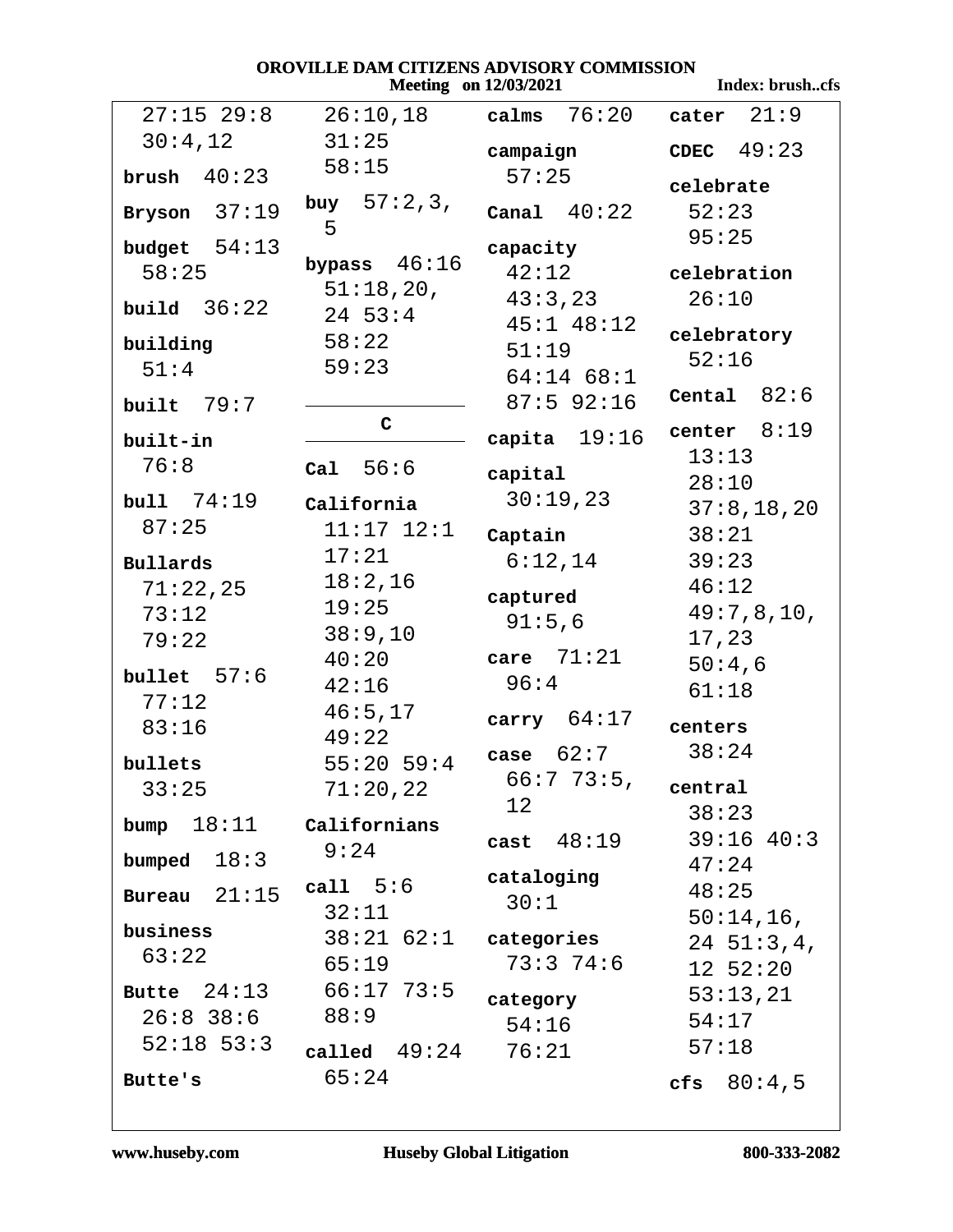27:15 29:8
30:4,12

**brush** 40:23

**Bryson** 37:19

**budget** 54:13
58:25

**build** 36:22

**building**
51:4

**built** 79:7

**built-in**
76:8

**bull** 74:19
87:25

**Bullards**
71:22,25
73:12
79:22

**bullet** 57:6
77:12
83:16

**bullets**
33:25

**bump** 18:11

**bumped** 18:3

**Bureau** 21:15

**business**
63:22

**Butte** 24:13
26:8 38:6
52:18 53:3

**Butte's**
26:10,18
31:25
58:15

**buy** 57:2,3,
5

**bypass** 46:16
51:18,20,
24 53:4
58:22
59:23

## C

**Cal** 56:6

**California**
11:17 12:1
17:21
18:2,16
19:25
38:9,10
40:20
42:16
46:5,17
49:22
55:20 59:4
71:20,22

**Californians**
9:24

**call** 5:6
32:11
38:21 62:1
65:19
66:17 73:5
88:9

**called** 49:24
65:24

**calms** 76:20

**campaign**
57:25

**Canal** 40:22

**capacity**
42:12
43:3,23
45:1 48:12
51:19
64:14 68:1
87:5 92:16

**capita** 19:16

**capital**
30:19,23

**Captain**
6:12,14

**captured**
91:5,6

**care** 71:21
96:4

**carry** 64:17

**case** 62:7
66:7 73:5,
12

**cast** 48:19

**cataloging**
30:1

**categories**
73:3 74:6

**category**
54:16
76:21

**cater** 21:9

**CDEC** 49:23

**celebrate**
52:23
95:25

**celebration**
26:10

**celebratory**
52:16

**Cental** 82:6

**center** 8:19
13:13
28:10
37:8,18,20
38:21
39:23
46:12
49:7,8,10,
17,23
50:4,6
61:18

**centers**
38:24

**central**
38:23
39:16 40:3
47:24
48:25
50:14,16,
24 51:3,4,
12 52:20
53:13,21
54:17
57:18

**cfs** 80:4,5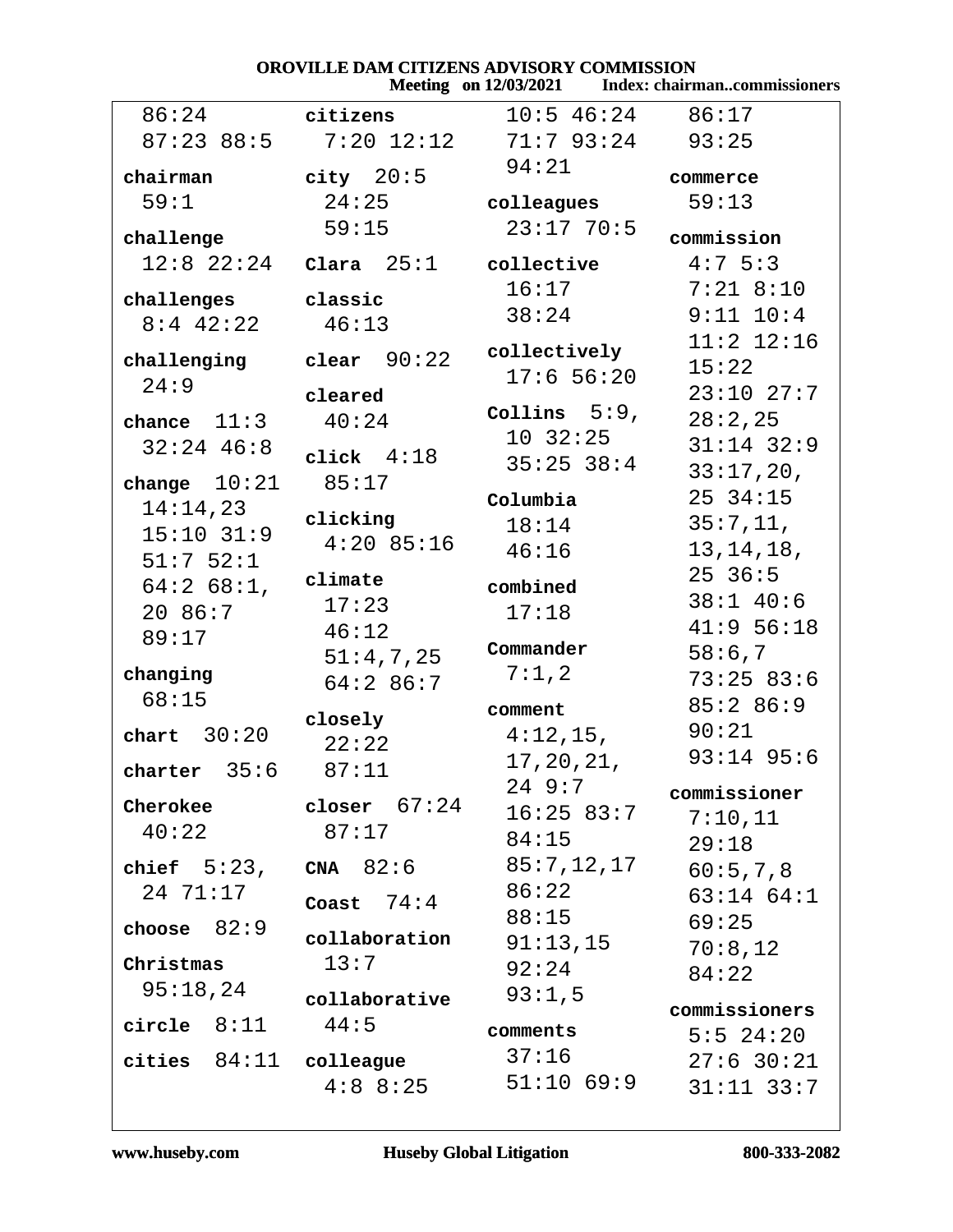86:24 87:23 88:5

**chairman** 59:1

**challenge** 12:8 22:24

**challenges** 8:4 42:22

**challenging** 24:9

**chance** 11:3 32:24 46:8

**change** 10:21 14:14,23 15:10 31:9 51:7 52:1 64:2 68:1, 20 86:7 89:17

**changing** 68:15

**chart** 30:20

**charter** 35:6

**Cherokee** 40:22

**chief** 5:23, 24 71:17

**choose** 82:9

**Christmas** 95:18,24

**circle** 8:11

**cities** 84:11

**citizens** 7:20 12:12

**city** 20:5 24:25 59:15

**Clara** 25:1

**classic** 46:13

**clear** 90:22

**cleared** 40:24

**click** 4:18 85:17

**clicking** 4:20 85:16

**climate** 17:23 46:12 51:4,7,25 64:2 86:7

**closely** 22:22 87:11

**closer** 67:24 87:17

**CNA** 82:6

**Coast** 74:4

**collaboration** 13:7

**collaborative** 44:5

**colleague** 4:8 8:25

10:5 46:24 71:7 93:24 94:21

**colleagues** 23:17 70:5

**collective** 16:17 38:24

**collectively** 17:6 56:20

**Collins** 5:9, 10 32:25 35:25 38:4

**Columbia** 18:14 46:16

**combined** 17:18

**Commander** 7:1,2

**comment** 4:12,15, 17,20,21, 24 9:7 16:25 83:7 84:15 85:7,12,17 86:22 88:15 91:13,15 92:24 93:1,5

**comments** 37:16 51:10 69:9

86:17 93:25

**commerce** 59:13

**commission** 4:7 5:3 7:21 8:10 9:11 10:4 11:2 12:16 15:22 23:10 27:7 28:2,25 31:14 32:9 33:17,20, 25 34:15 35:7,11, 13,14,18, 25 36:5 38:1 40:6 41:9 56:18 58:6,7 73:25 83:6 85:2 86:9 90:21 93:14 95:6

**commissioner** 7:10,11 29:18 60:5,7,8 63:14 64:1 69:25 70:8,12 84:22

**commissioners** 5:5 24:20 27:6 30:21 31:11 33:7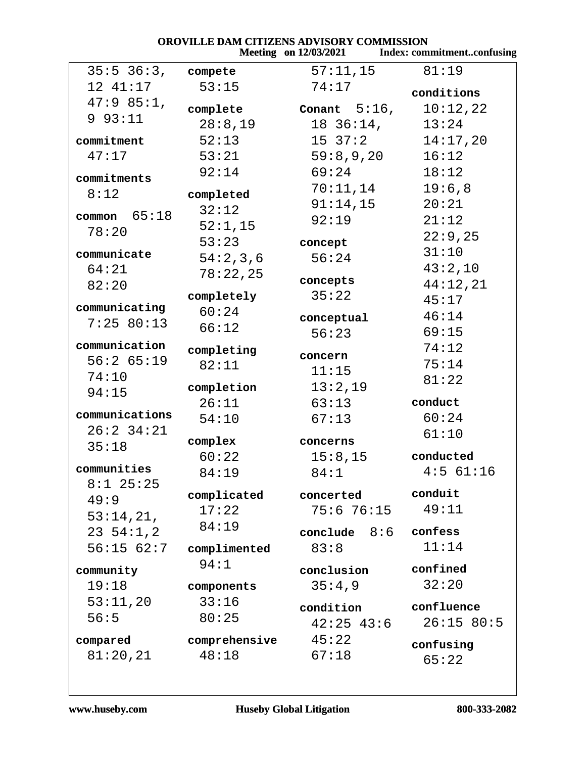35:5 36:3, 12 41:17 47:9 85:1, 9 93:11

**commitment** 47:17

**commitments** 8:12

**common** 65:18 78:20

**communicate** 64:21 82:20

**communicating** 7:25 80:13

**communication** 56:2 65:19 74:10 94:15

**communications** 26:2 34:21 35:18

**communities** 8:1 25:25 49:9 53:14,21, 23 54:1,2 56:15 62:7

**community** 19:18 53:11,20 56:5

**compared** 81:20,21

**compete** 53:15

**complete** 28:8,19 52:13 53:21 92:14

**completed** 32:12 52:1,15 53:23 54:2,3,6 78:22,25

**completely** 60:24 66:12

**completing** 82:11

**completion** 26:11 54:10

**complex** 60:22 84:19

**complicated** 17:22 84:19

**complimented** 94:1

**components** 33:16 80:25

**comprehensive** 48:18

57:11,15 74:17

**Conant** 5:16, 18 36:14, 15 37:2 59:8,9,20 69:24 70:11,14 91:14,15 92:19

**concept** 56:24

**concepts** 35:22

**conceptual** 56:23

**concern** 11:15 13:2,19 63:13 67:13

**concerns** 15:8,15 84:1

**concerted** 75:6 76:15

**conclude** 8:6 83:8

**conclusion** 35:4,9

**condition** 42:25 43:6 45:22 67:18

81:19

**conditions** 10:12,22 13:24 14:17,20 16:12 18:12 19:6,8 20:21 21:12 22:9,25 31:10 43:2,10 44:12,21 45:17 46:14 69:15 74:12 75:14 81:22

**conduct** 60:24 61:10

**conducted** 4:5 61:16

**conduit** 49:11

**confess** 11:14

**confined** 32:20

**confluence** 26:15 80:5

**confusing** 65:22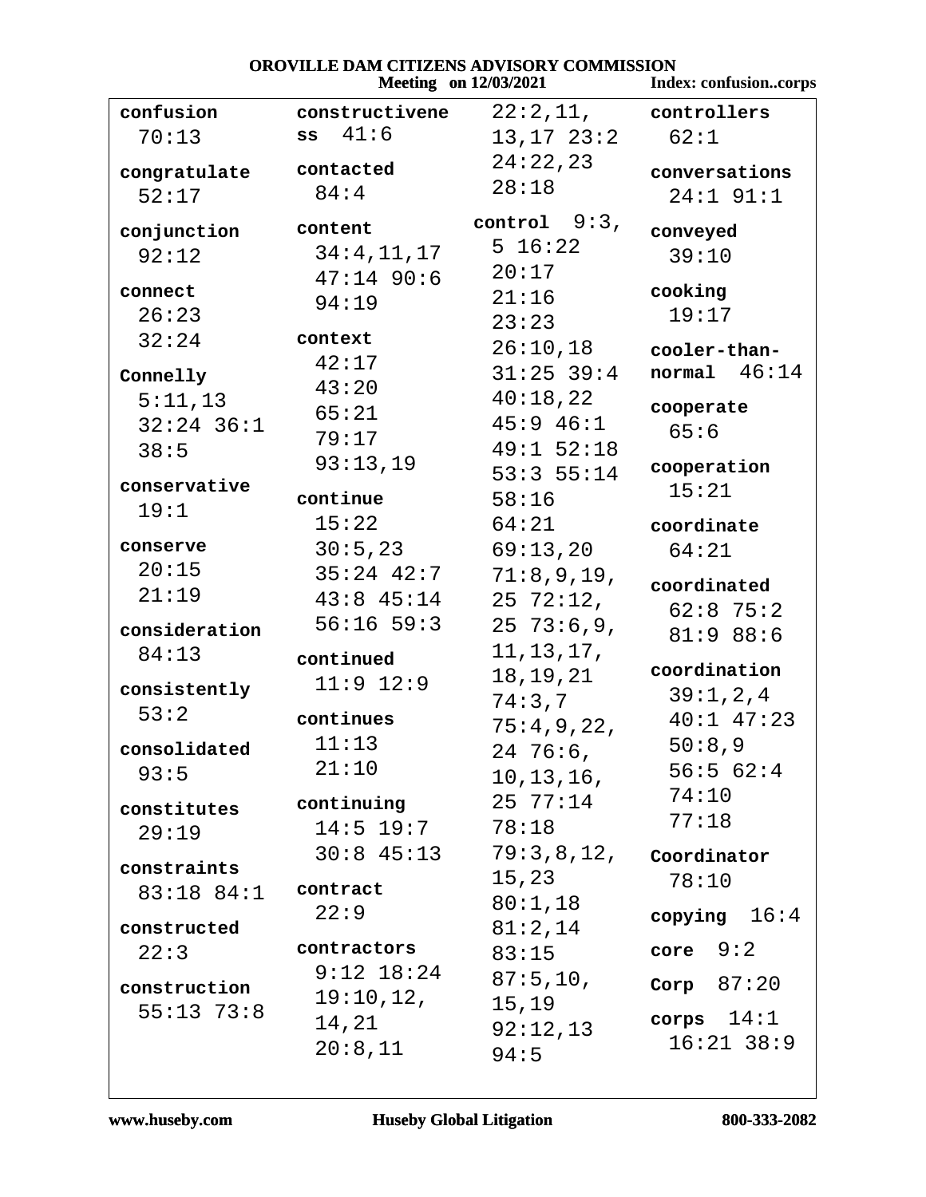**confusion** 70:13

**congratulate** 52:17

**conjunction** 92:12

**connect** 26:23 32:24

**Connelly** 5:11,13 32:24 36:1 38:5

**conservative** 19:1

**conserve** 20:15 21:19

**consideration** 84:13

**consistently** 53:2

**consolidated** 93:5

**constitutes** 29:19

**constraints** 83:18 84:1

**constructed** 22:3

**construction** 55:13 73:8

**constructiveness** 41:6

**contacted** 84:4

**content** 34:4,11,17 47:14 90:6 94:19

**context** 42:17 43:20 65:21 79:17 93:13,19

**continue** 15:22 30:5,23 35:24 42:7 43:8 45:14 56:16 59:3

**continued** 11:9 12:9

**continues** 11:13 21:10

**continuing** 14:5 19:7 30:8 45:13

**contract** 22:9

**contractors** 9:12 18:24 19:10,12,14,21 20:8,11 22:2,11,13,17 23:2 24:22,23 28:18

**control** 9:3,5 16:22 20:17 21:16 23:23 26:10,18 31:25 39:4 40:18,22 45:9 46:1 49:1 52:18 53:3 55:14 58:16 64:21 69:13,20 71:8,9,19,25 72:12,25 73:6,9,11,13,17,18,19,21 74:3,7 75:4,9,22,24 76:6,10,13,16,25 77:14 78:18 79:3,8,12,15,23 80:1,18 81:2,14 83:15 87:5,10,15,19 92:12,13 94:5

**controllers** 62:1

**conversations** 24:1 91:1

**conveyed** 39:10

**cooking** 19:17

**cooler-than-normal** 46:14

**cooperate** 65:6

**cooperation** 15:21

**coordinate** 64:21

**coordinated** 62:8 75:2 81:9 88:6

**coordination** 39:1,2,4 40:1 47:23 50:8,9 56:5 62:4 74:10 77:18

**Coordinator** 78:10

**copying** 16:4

**core** 9:2

**Corp** 87:20

**corps** 14:1 16:21 38:9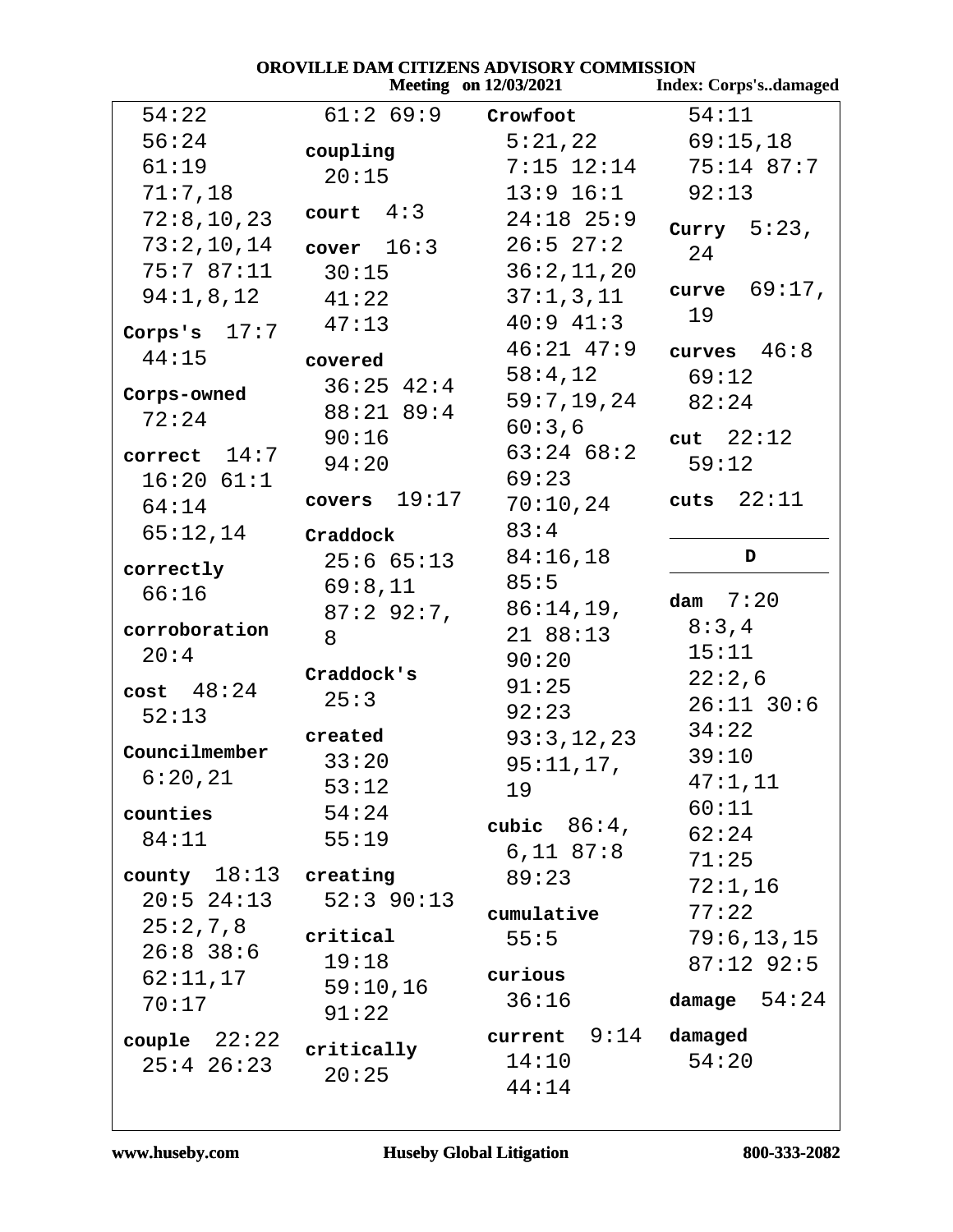54:22
56:24
61:19
71:7,18
72:8,10,23
73:2,10,14
75:7 87:11
94:1,8,12

**Corps's** 17:7
44:15

**Corps-owned**
72:24

**correct** 14:7
16:20 61:1
64:14
65:12,14

**correctly**
66:16

**corroboration**
20:4

**cost** 48:24
52:13

**Councilmember**
6:20,21

**counties**
84:11

**county** 18:13
20:5 24:13
25:2,7,8
26:8 38:6
62:11,17
70:17

**couple** 22:22
25:4 26:23

61:2 69:9

**coupling**
20:15

**court** 4:3

**cover** 16:3
30:15
41:22
47:13

**covered**
36:25 42:4
88:21 89:4
90:16
94:20

**covers** 19:17

**Craddock**
25:6 65:13
69:8,11
87:2 92:7,
8

**Craddock's**
25:3

**created**
33:20
53:12
54:24
55:19

**creating**
52:3 90:13

**critical**
19:18
59:10,16
91:22

**critically**
20:25

**Crowfoot**
5:21,22
7:15 12:14
13:9 16:1
24:18 25:9
26:5 27:2
36:2,11,20
37:1,3,11
40:9 41:3
46:21 47:9
58:4,12
59:7,19,24
60:3,6
63:24 68:2
69:23
70:10,24
83:4
84:16,18
85:5
86:14,19,
21 88:13
90:20
91:25
92:23
93:3,12,23
95:11,17,
19

**cubic** 86:4,
6,11 87:8
89:23

**cumulative**
55:5

**curious**
36:16

**current** 9:14
14:10
44:14

54:11
69:15,18
75:14 87:7
92:13

**Curry** 5:23,
24

**curve** 69:17,
19

**curves** 46:8
69:12
82:24

**cut** 22:12
59:12

**cuts** 22:11

## D

**dam** 7:20
8:3,4
15:11
22:2,6
26:11 30:6
34:22
39:10
47:1,11
60:11
62:24
71:25
72:1,16
77:22
79:6,13,15
87:12 92:5

**damage** 54:24

**damaged**
54:20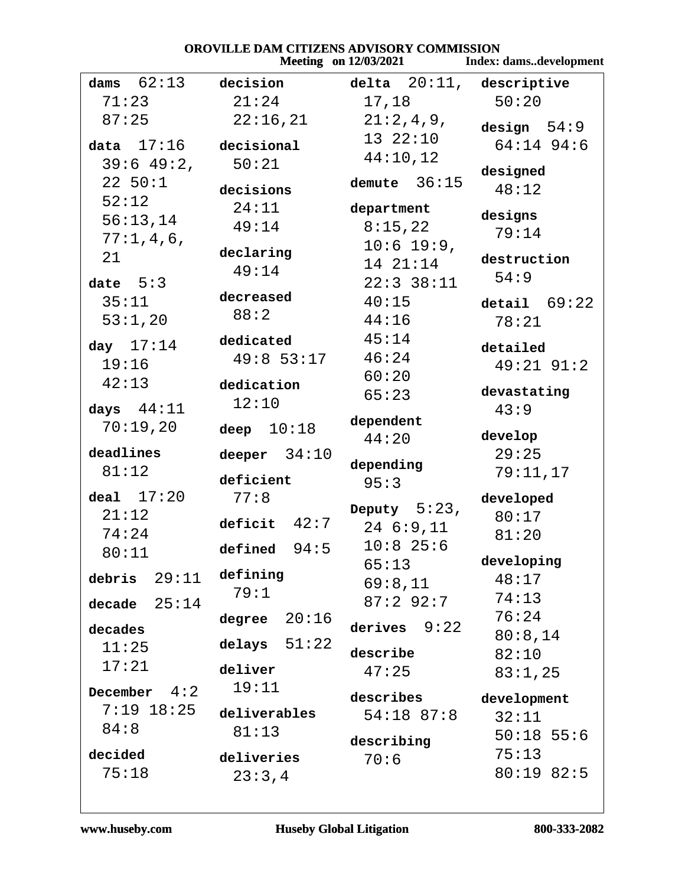**dams** 62:13 71:23 87:25

**data** 17:16 39:6 49:2, 22 50:1 52:12 56:13,14 77:1,4,6, 21

**date** 5:3 35:11 53:1,20

**day** 17:14 19:16 42:13

**days** 44:11 70:19,20

**deadlines** 81:12

**deal** 17:20 21:12 74:24 80:11

**debris** 29:11

**decade** 25:14

**decades** 11:25 17:21

**December** 4:2 7:19 18:25 84:8

**decided** 75:18

**decision** 21:24 22:16,21

**decisional** 50:21

**decisions** 24:11 49:14

**declaring** 49:14

**decreased** 88:2

**dedicated** 49:8 53:17

**dedication** 12:10

**deep** 10:18

**deeper** 34:10

**deficient** 77:8

**deficit** 42:7

**defined** 94:5

**defining** 79:1

**degree** 20:16

**delays** 51:22

**deliver** 19:11

**deliverables** 81:13

**deliveries** 23:3,4

**delta** 20:11, 17,18 21:2,4,9, 13 22:10 44:10,12

**demute** 36:15

**department** 8:15,22 10:6 19:9, 14 21:14 22:3 38:11 40:15 44:16 45:14 46:24 60:20 65:23

**dependent** 44:20

**depending** 95:3

**Deputy** 5:23, 24 6:9,11 10:8 25:6 65:13 69:8,11 87:2 92:7

**derives** 9:22

**describe** 47:25

**describes** 54:18 87:8

**describing** 70:6

**descriptive** 50:20

**design** 54:9 64:14 94:6

**designed** 48:12

**designs** 79:14

**destruction** 54:9

**detail** 69:22 78:21

**detailed** 49:21 91:2

**devastating** 43:9

**develop** 29:25 79:11,17

**developed** 80:17 81:20

**developing** 48:17 74:13 76:24 80:8,14 82:10 83:1,25

**development** 32:11 50:18 55:6 75:13 80:19 82:5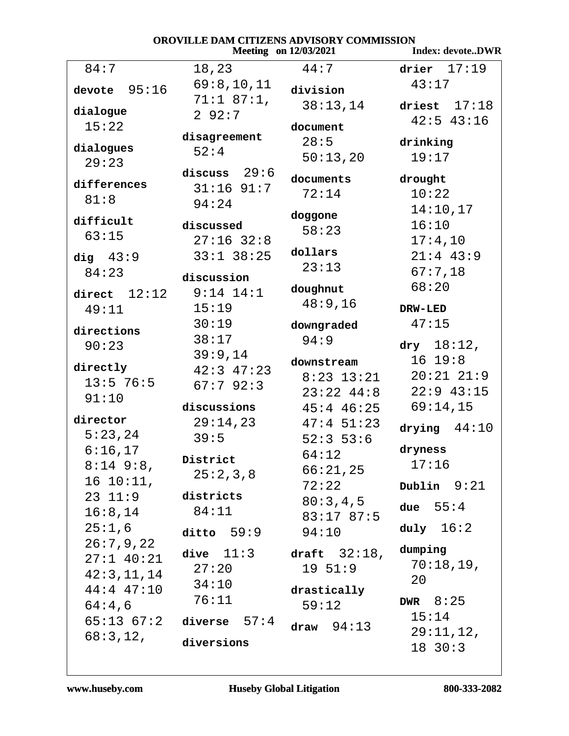84:7

**devote** 95:16

**dialogue** 15:22

**dialogues** 29:23

**differences** 81:8

**difficult** 63:15

**dig** 43:9 84:23

**direct** 12:12 49:11

**directions** 90:23

**directly** 13:5 76:5 91:10

**director** 5:23,24 6:16,17 8:14 9:8, 16 10:11, 23 11:9 16:8,14 25:1,6 26:7,9,22 27:1 40:21 42:3,11,14 44:4 47:10 64:4,6 65:13 67:2 68:3,12, 18,23 69:8,10,11 71:1 87:1, 2 92:7

**disagreement** 52:4

**discuss** 29:6 31:16 91:7 94:24

**discussed** 27:16 32:8 33:1 38:25

**discussion** 9:14 14:1 15:19 30:19 38:17 39:9,14 42:3 47:23 67:7 92:3

**discussions** 29:14,23 39:5

**District** 25:2,3,8

**districts** 84:11

**ditto** 59:9

**dive** 11:3 27:20 34:10 76:11

**diverse** 57:4

**diversions** 44:7

**division** 38:13,14

**document** 28:5 50:13,20

**documents** 72:14

**doggone** 58:23

**dollars** 23:13

**doughnut** 48:9,16

**downgraded** 94:9

**downstream** 8:23 13:21 23:22 44:8 45:4 46:25 47:4 51:23 52:3 53:6 64:12 66:21,25 72:22 80:3,4,5 83:17 87:5 94:10

**draft** 32:18, 19 51:9

**drastically** 59:12

**draw** 94:13

**drier** 17:19 43:17

**driest** 17:18 42:5 43:16

**drinking** 19:17

**drought** 10:22 14:10,17 16:10 17:4,10 21:4 43:9 67:7,18 68:20

**DRW-LED** 47:15

**dry** 18:12, 16 19:8 20:21 21:9 22:9 43:15 69:14,15

**drying** 44:10

**dryness** 17:16

**Dublin** 9:21

**due** 55:4

**duly** 16:2

**dumping** 70:18,19, 20

**DWR** 8:25 15:14 29:11,12, 18 30:3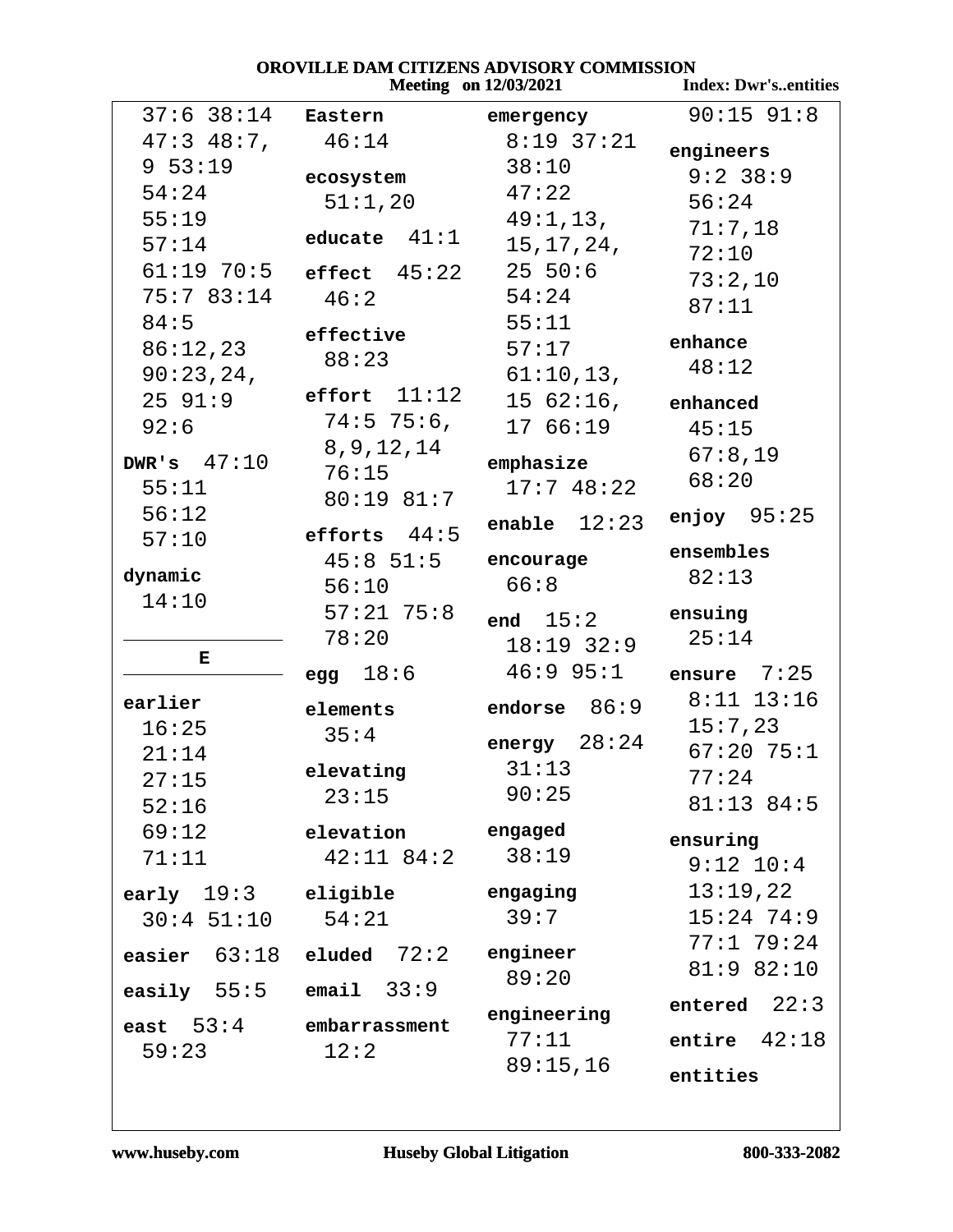37:6 38:14 47:3 48:7, 9 53:19 54:24 55:19 57:14 61:19 70:5 75:7 83:14 84:5 86:12,23 90:23,24, 25 91:9 92:6

**DWR's** 47:10 55:11 56:12 57:10

**dynamic** 14:10

**E**

**earlier** 16:25 21:14 27:15 52:16 69:12 71:11

**early** 19:3 30:4 51:10

**easier** 63:18

**easily** 55:5

**east** 53:4 59:23

**Eastern** 46:14

**ecosystem** 51:1,20

**educate** 41:1

**effect** 45:22 46:2

**effective** 88:23

**effort** 11:12 74:5 75:6, 8,9,12,14 76:15 80:19 81:7

**efforts** 44:5 45:8 51:5 56:10 57:21 75:8 78:20

**egg** 18:6

**elements** 35:4

**elevating** 23:15

**elevation** 42:11 84:2

**eligible** 54:21

**eluded** 72:2

**email** 33:9

**embarrassment** 12:2

**emergency** 8:19 37:21 38:10 47:22 49:1,13, 15,17,24, 25 50:6 54:24 55:11 57:17 61:10,13, 15 62:16, 17 66:19

**emphasize** 17:7 48:22

**enable** 12:23

**encourage** 66:8

**end** 15:2 18:19 32:9 46:9 95:1

**endorse** 86:9

**energy** 28:24 31:13 90:25

**engaged** 38:19

**engaging** 39:7

**engineer** 89:20

**engineering** 77:11 89:15,16

90:15 91:8

**engineers** 9:2 38:9 56:24 71:7,18 72:10 73:2,10 87:11

**enhance** 48:12

**enhanced** 45:15 67:8,19 68:20

**enjoy** 95:25

**ensembles** 82:13

**ensuing** 25:14

**ensure** 7:25 8:11 13:16 15:7,23 67:20 75:1 77:24 81:13 84:5

**ensuring** 9:12 10:4 13:19,22 15:24 74:9 77:1 79:24 81:9 82:10

**entered** 22:3

**entire** 42:18

**entities**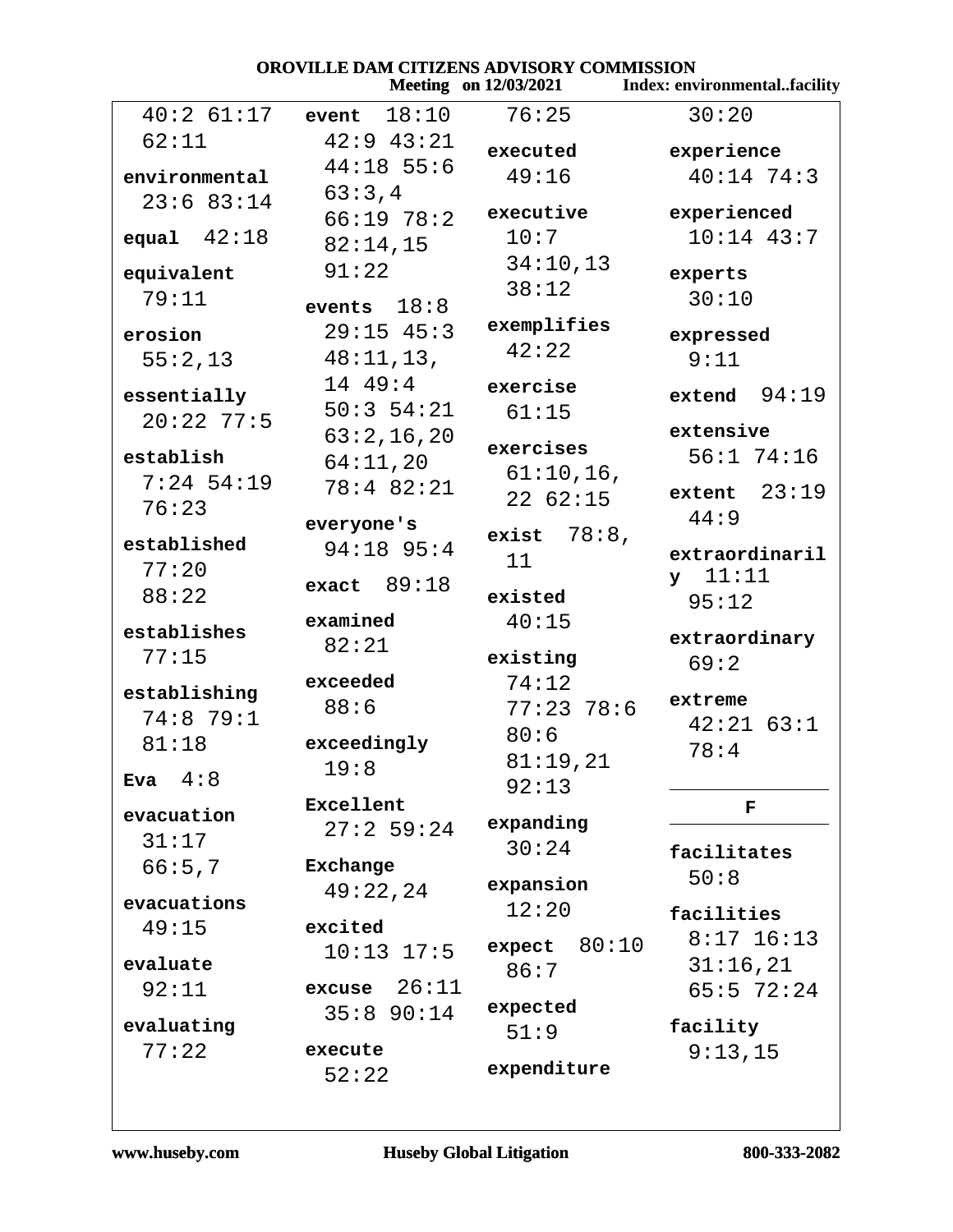40:2 61:17 62:11

**environmental** 23:6 83:14

**equal** 42:18

**equivalent** 79:11

**erosion** 55:2,13

**essentially** 20:22 77:5

**establish** 7:24 54:19 76:23

**established** 77:20 88:22

**establishes** 77:15

**establishing** 74:8 79:1 81:18

**Eva** 4:8

**evacuation** 31:17 66:5,7

**evacuations** 49:15

**evaluate** 92:11

**evaluating** 77:22

**event** 18:10 42:9 43:21 44:18 55:6 63:3,4 66:19 78:2 82:14,15 91:22

**events** 18:8 29:15 45:3 48:11,13, 14 49:4 50:3 54:21 63:2,16,20 64:11,20 78:4 82:21

**everyone's** 94:18 95:4

**exact** 89:18

**examined** 82:21

**exceeded** 88:6

**exceedingly** 19:8

**Excellent** 27:2 59:24

**Exchange** 49:22,24

**excited** 10:13 17:5

**excuse** 26:11 35:8 90:14

**execute** 52:22

76:25

**executed** 49:16

**executive** 10:7 34:10,13 38:12

**exemplifies** 42:22

**exercise** 61:15

**exercises** 61:10,16, 22 62:15

**exist** 78:8, 11

**existed** 40:15

**existing** 74:12 77:23 78:6 80:6 81:19,21 92:13

**expanding** 30:24

**expansion** 12:20

**expect** 80:10 86:7

**expected** 51:9

**expenditure**

30:20

**experience** 40:14 74:3

**experienced** 10:14 43:7

**experts** 30:10

**expressed** 9:11

**extend** 94:19

**extensive** 56:1 74:16

**extent** 23:19 44:9

**extraordinarily** 11:11 95:12

**extraordinary** 69:2

**extreme** 42:21 63:1 78:4

## F

**facilitates** 50:8

**facilities** 8:17 16:13 31:16,21 65:5 72:24

**facility** 9:13,15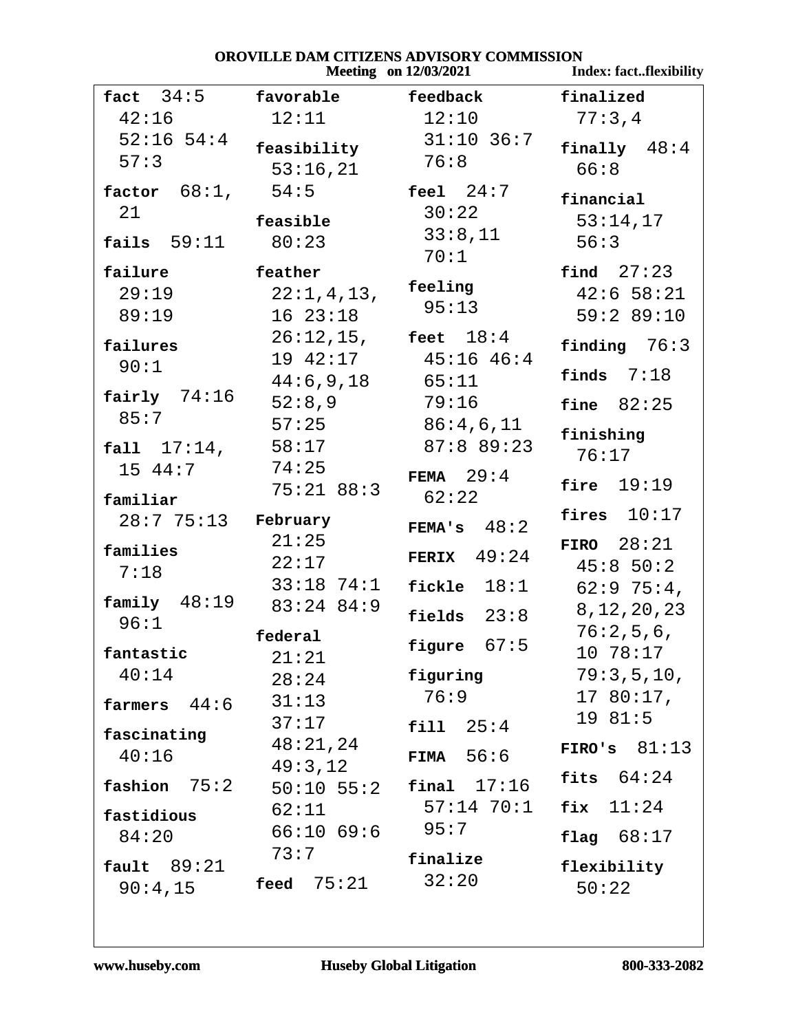**fact** 34:5 42:16 52:16 54:4 57:3

**factor** 68:1, 21

**fails** 59:11

**failure** 29:19 89:19

**failures** 90:1

**fairly** 74:16 85:7

**fall** 17:14, 15 44:7

**familiar** 28:7 75:13

**families** 7:18

**family** 48:19 96:1

**fantastic** 40:14

**farmers** 44:6

**fascinating** 40:16

**fashion** 75:2

**fastidious** 84:20

**fault** 89:21 90:4,15

**favorable** 12:11

**feasibility** 53:16,21 54:5

**feasible** 80:23

**feather** 22:1,4,13, 16 23:18 26:12,15, 19 42:17 44:6,9,18 52:8,9 57:25 58:17 74:25 75:21 88:3

**February** 21:25 22:17 33:18 74:1 83:24 84:9

**federal** 21:21 28:24 31:13 37:17 48:21,24 49:3,12 50:10 55:2 62:11 66:10 69:6 73:7

**feed** 75:21

**feedback** 12:10 31:10 36:7 76:8

**feel** 24:7 30:22 33:8,11 70:1

**feeling** 95:13

**feet** 18:4 45:16 46:4 65:11 79:16 86:4,6,11 87:8 89:23

**FEMA** 29:4 62:22

**FEMA's** 48:2

**FERIX** 49:24

**fickle** 18:1

**fields** 23:8

**figure** 67:5

**figuring** 76:9

**fill** 25:4

**FIMA** 56:6

**final** 17:16 57:14 70:1 95:7

**finalize** 32:20

**finalized** 77:3,4

**finally** 48:4 66:8

**financial** 53:14,17 56:3

**find** 27:23 42:6 58:21 59:2 89:10

**finding** 76:3

**finds** 7:18

**fine** 82:25

**finishing** 76:17

**fire** 19:19

**fires** 10:17

**FIRO** 28:21 45:8 50:2 62:9 75:4, 8,12,20,23 76:2,5,6, 10 78:17 79:3,5,10, 17 80:17, 19 81:5

**FIRO's** 81:13

**fits** 64:24

**fix** 11:24

**flag** 68:17

**flexibility** 50:22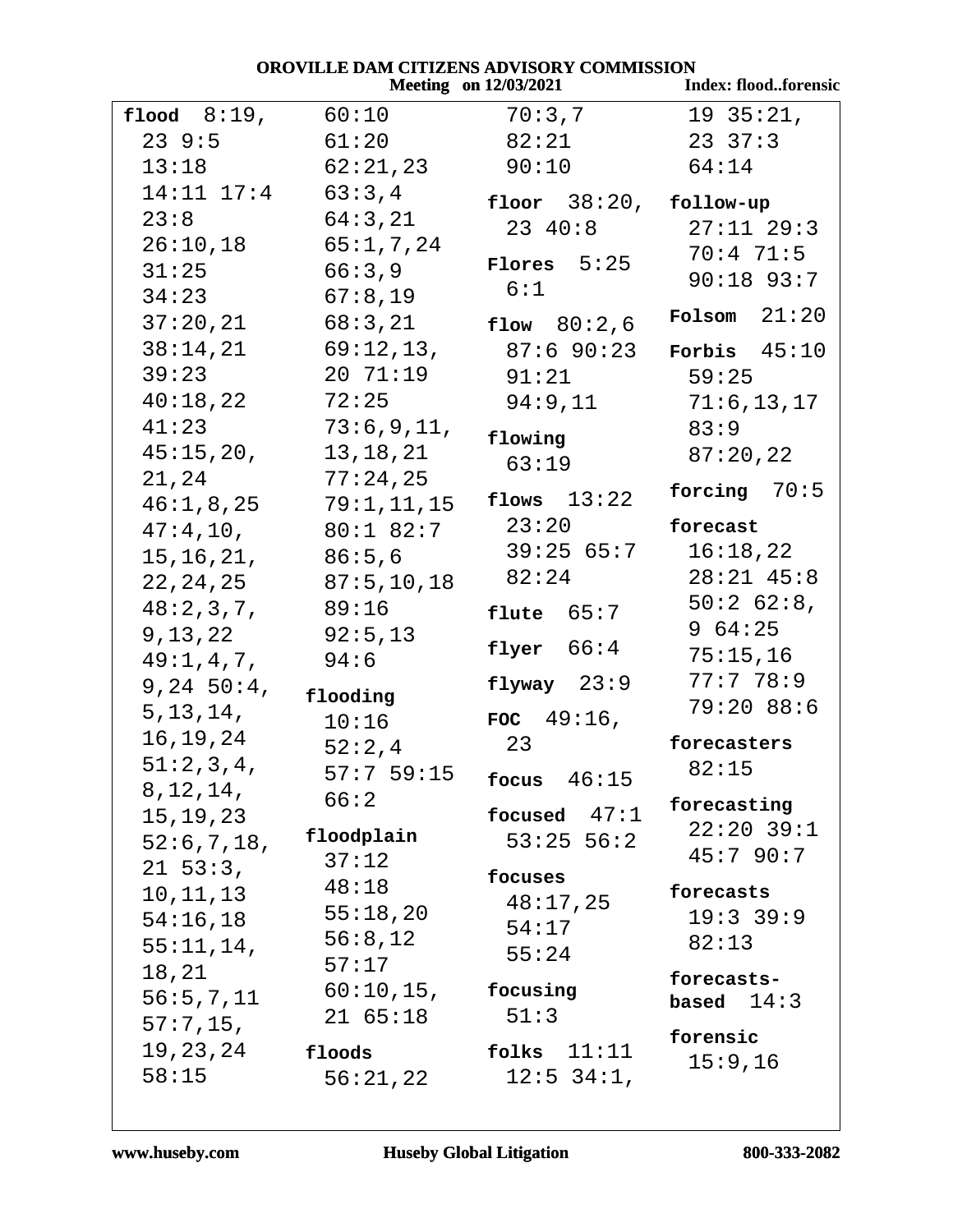**flood** 8:19, 23 9:5 13:18 14:11 17:4 23:8 26:10,18 31:25 34:23 37:20,21 38:14,21 39:23 40:18,22 41:23 45:15,20, 21,24 46:1,8,25 47:4,10, 15,16,21, 22,24,25 48:2,3,7, 9,13,22 49:1,4,7, 9,24 50:4, 5,13,14, 16,19,24 51:2,3,4, 8,12,14, 15,19,23 52:6,7,18, 21 53:3, 10,11,13 54:16,18 55:11,14, 18,21 56:5,7,11 57:7,15, 19,23,24 58:15 60:10 61:20 62:21,23 63:3,4 64:3,21 65:1,7,24 66:3,9 67:8,19 68:3,21 69:12,13, 20 71:19 72:25 73:6,9,11, 13,18,21 77:24,25 79:1,11,15 80:1 82:7 86:5,6 87:5,10,18 89:16 92:5,13 94:6

**flooding** 10:16 52:2,4 57:7 59:15 66:2

**floodplain** 37:12 48:18 55:18,20 56:8,12 57:17 60:10,15, 21 65:18

**floods** 56:21,22 70:3,7 82:21 90:10

**floor** 38:20, 23 40:8

**Flores** 5:25 6:1

**flow** 80:2,6 87:6 90:23 91:21 94:9,11

**flowing** 63:19

**flows** 13:22 23:20 39:25 65:7 82:24

**flute** 65:7

**flyer** 66:4

**flyway** 23:9

**FOC** 49:16, 23

**focus** 46:15

**focused** 47:1 53:25 56:2

**focuses** 48:17,25 54:17 55:24

**focusing** 51:3

**folks** 11:11 12:5 34:1, 19 35:21, 23 37:3 64:14

**follow-up** 27:11 29:3 70:4 71:5 90:18 93:7

**Folsom** 21:20

**Forbis** 45:10 59:25 71:6,13,17 83:9 87:20,22

**forcing** 70:5

**forecast** 16:18,22 28:21 45:8 50:2 62:8, 9 64:25 75:15,16 77:7 78:9 79:20 88:6

**forecasters** 82:15

**forecasting** 22:20 39:1 45:7 90:7

**forecasts** 19:3 39:9 82:13

**forecasts-based** 14:3

**forensic** 15:9,16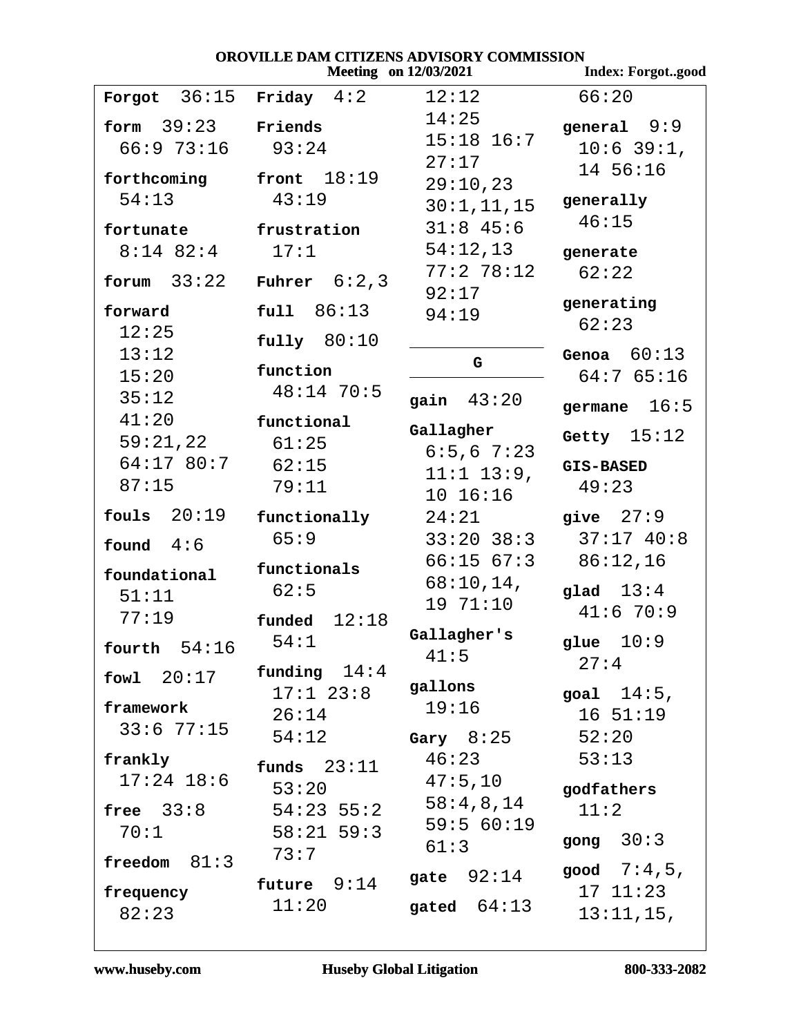**Forgot** 36:15

**form** 39:23 66:9 73:16

**forthcoming** 54:13

**fortunate** 8:14 82:4

**forum** 33:22

**forward** 12:25 13:12 15:20 35:12 41:20 59:21,22 64:17 80:7 87:15

**fouls** 20:19

**found** 4:6

**foundational** 51:11 77:19

**fourth** 54:16

**fowl** 20:17

**framework** 33:6 77:15

**frankly** 17:24 18:6

**free** 33:8 70:1

**freedom** 81:3

**frequency** 82:23

**Friday** 4:2

**Friends** 93:24

**front** 18:19 43:19

**frustration** 17:1

**Fuhrer** 6:2,3

**full** 86:13

**fully** 80:10

**function** 48:14 70:5

**functional** 61:25 62:15 79:11

**functionally** 65:9

**functionals** 62:5

**funded** 12:18 54:1

**funding** 14:4 17:1 23:8 26:14 54:12

**funds** 23:11 53:20 54:23 55:2 58:21 59:3 73:7

**future** 9:14 11:20 12:12 14:25 15:18 16:7 27:17 29:10,23 30:1,11,15 31:8 45:6 54:12,13 77:2 78:12 92:17 94:19

## G

**gain** 43:20

**Gallagher** 6:5,6 7:23 11:1 13:9, 10 16:16 24:21 33:20 38:3 66:15 67:3 68:10,14, 19 71:10

**Gallagher's** 41:5

**gallons** 19:16

**Gary** 8:25 46:23 47:5,10 58:4,8,14 59:5 60:19 61:3

**gate** 92:14

**gated** 64:13

66:20

**general** 9:9 10:6 39:1, 14 56:16

**generally** 46:15

**generate** 62:22

**generating** 62:23

**Genoa** 60:13 64:7 65:16

**germane** 16:5

**Getty** 15:12

**GIS-BASED** 49:23

**give** 27:9 37:17 40:8 86:12,16

**glad** 13:4 41:6 70:9

**glue** 10:9 27:4

**goal** 14:5, 16 51:19 52:20 53:13

**godfathers** 11:2

**gong** 30:3

**good** 7:4,5, 17 11:23 13:11,15,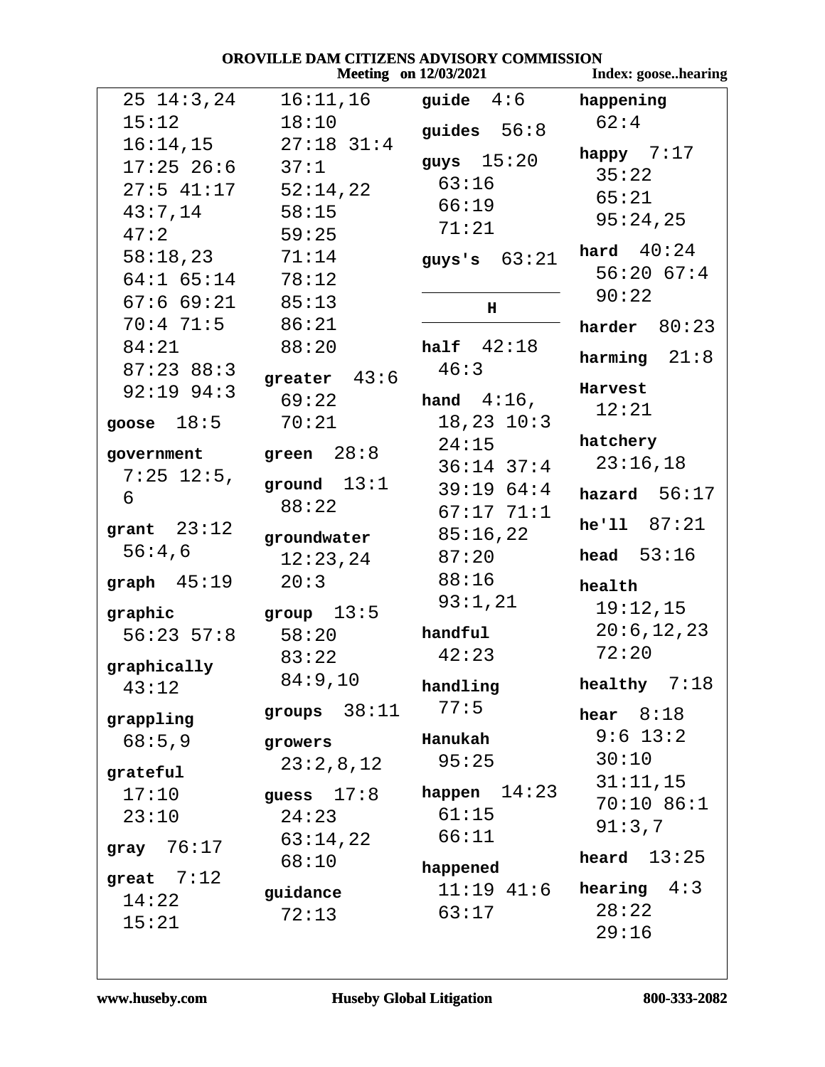25 14:3,24 15:12 16:14,15 17:25 26:6 27:5 41:17 43:7,14 47:2 58:18,23 64:1 65:14 67:6 69:21 70:4 71:5 84:21 87:23 88:3 92:19 94:3

**goose** 18:5

**government** 7:25 12:5, 6

**grant** 23:12 56:4,6

**graph** 45:19

**graphic** 56:23 57:8

**graphically** 43:12

**grappling** 68:5,9

**grateful** 17:10 23:10

**gray** 76:17

**great** 7:12 14:22 15:21 16:11,16 18:10 27:18 31:4 37:1 52:14,22 58:15 59:25 71:14 78:12 85:13 86:21 88:20

**greater** 43:6 69:22 70:21

**green** 28:8

**ground** 13:1 88:22

**groundwater** 12:23,24 20:3

**group** 13:5 58:20 83:22 84:9,10

**groups** 38:11

**growers** 23:2,8,12

**guess** 17:8 24:23 63:14,22 68:10

**guidance** 72:13

**guide** 4:6

**guides** 56:8

**guys** 15:20 63:16 66:19 71:21

**guys's** 63:21

## H

**half** 42:18 46:3

**hand** 4:16, 18,23 10:3 24:15 36:14 37:4 39:19 64:4 67:17 71:1 85:16,22 87:20 88:16 93:1,21

**handful** 42:23

**handling** 77:5

**Hanukah** 95:25

**happen** 14:23 61:15 66:11

**happened** 11:19 41:6 63:17

**happening** 62:4

**happy** 7:17 35:22 65:21 95:24,25

**hard** 40:24 56:20 67:4 90:22

**harder** 80:23

**harming** 21:8

**Harvest** 12:21

**hatchery** 23:16,18

**hazard** 56:17

**he'll** 87:21

**head** 53:16

**health** 19:12,15 20:6,12,23 72:20

**healthy** 7:18

**hear** 8:18 9:6 13:2 30:10 31:11,15 70:10 86:1 91:3,7

**heard** 13:25

**hearing** 4:3 28:22 29:16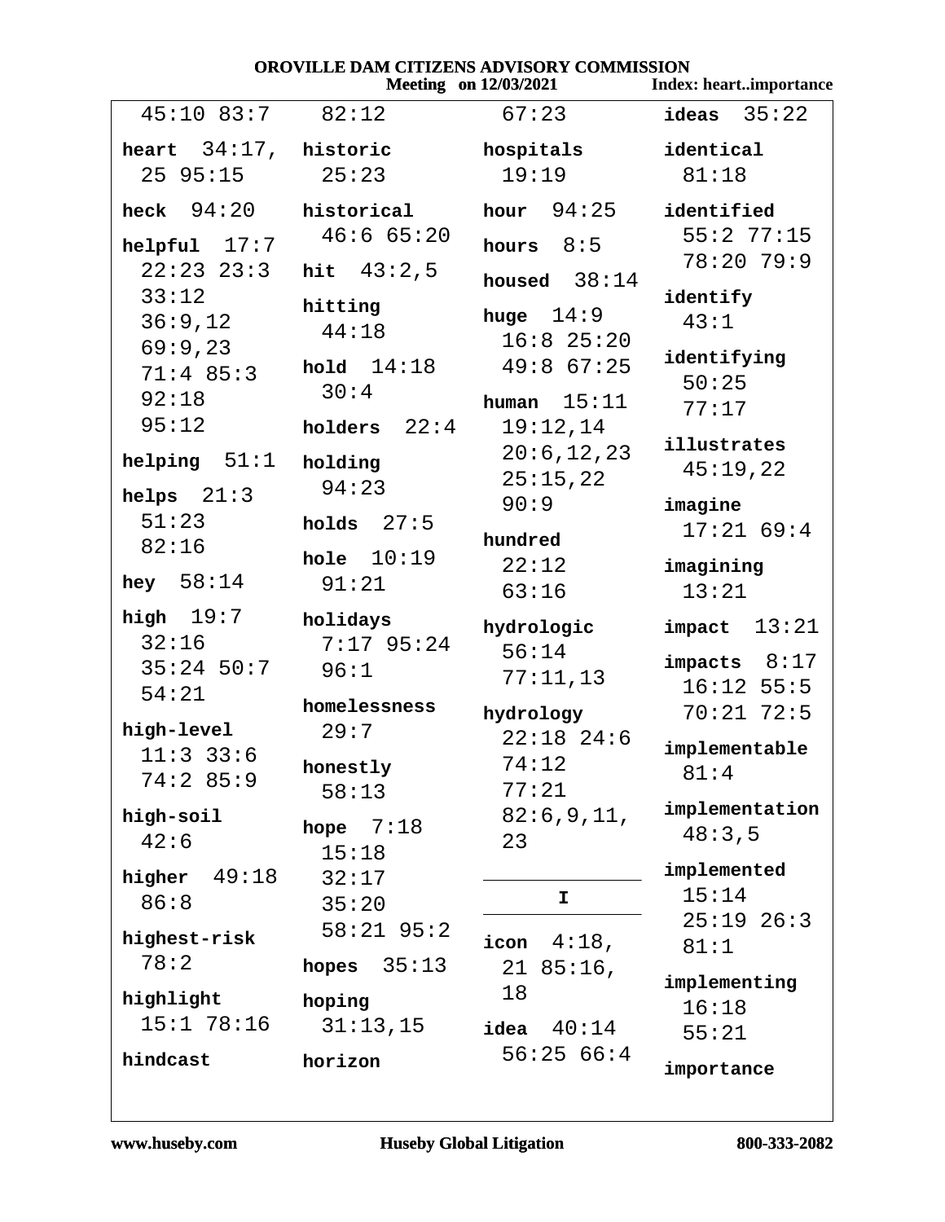45:10 83:7

**heart** 34:17, 25 95:15

**heck** 94:20

**helpful** 17:7 22:23 23:3 33:12 36:9,12 69:9,23 71:4 85:3 92:18 95:12

**helping** 51:1

**helps** 21:3 51:23 82:16

**hey** 58:14

**high** 19:7 32:16 35:24 50:7 54:21

**high-level** 11:3 33:6 74:2 85:9

**high-soil** 42:6

**higher** 49:18 86:8

**highest-risk** 78:2

**highlight** 15:1 78:16

**hindcast** 82:12

**historic** 25:23

**historical** 46:6 65:20

**hit** 43:2,5

**hitting** 44:18

**hold** 14:18 30:4

**holders** 22:4

**holding** 94:23

**holds** 27:5

**hole** 10:19 91:21

**holidays** 7:17 95:24 96:1

**homelessness** 29:7

**honestly** 58:13

**hope** 7:18 15:18 32:17 35:20 58:21 95:2

**hopes** 35:13

**hoping** 31:13,15

**horizon** 67:23

**hospitals** 19:19

**hour** 94:25

**hours** 8:5

**housed** 38:14

**huge** 14:9 16:8 25:20 49:8 67:25

**human** 15:11 19:12,14 20:6,12,23 25:15,22 90:9

**hundred** 22:12 63:16

**hydrologic** 56:14 77:11,13

**hydrology** 22:18 24:6 74:12 77:21 82:6,9,11, 23

## I

**icon** 4:18, 21 85:16, 18

**idea** 40:14 56:25 66:4

**ideas** 35:22

**identical** 81:18

**identified** 55:2 77:15 78:20 79:9

**identify** 43:1

**identifying** 50:25 77:17

**illustrates** 45:19,22

**imagine** 17:21 69:4

**imagining** 13:21

**impact** 13:21

**impacts** 8:17 16:12 55:5 70:21 72:5

**implementable** 81:4

**implementation** 48:3,5

**implemented** 15:14 25:19 26:3 81:1

**implementing** 16:18 55:21

**importance**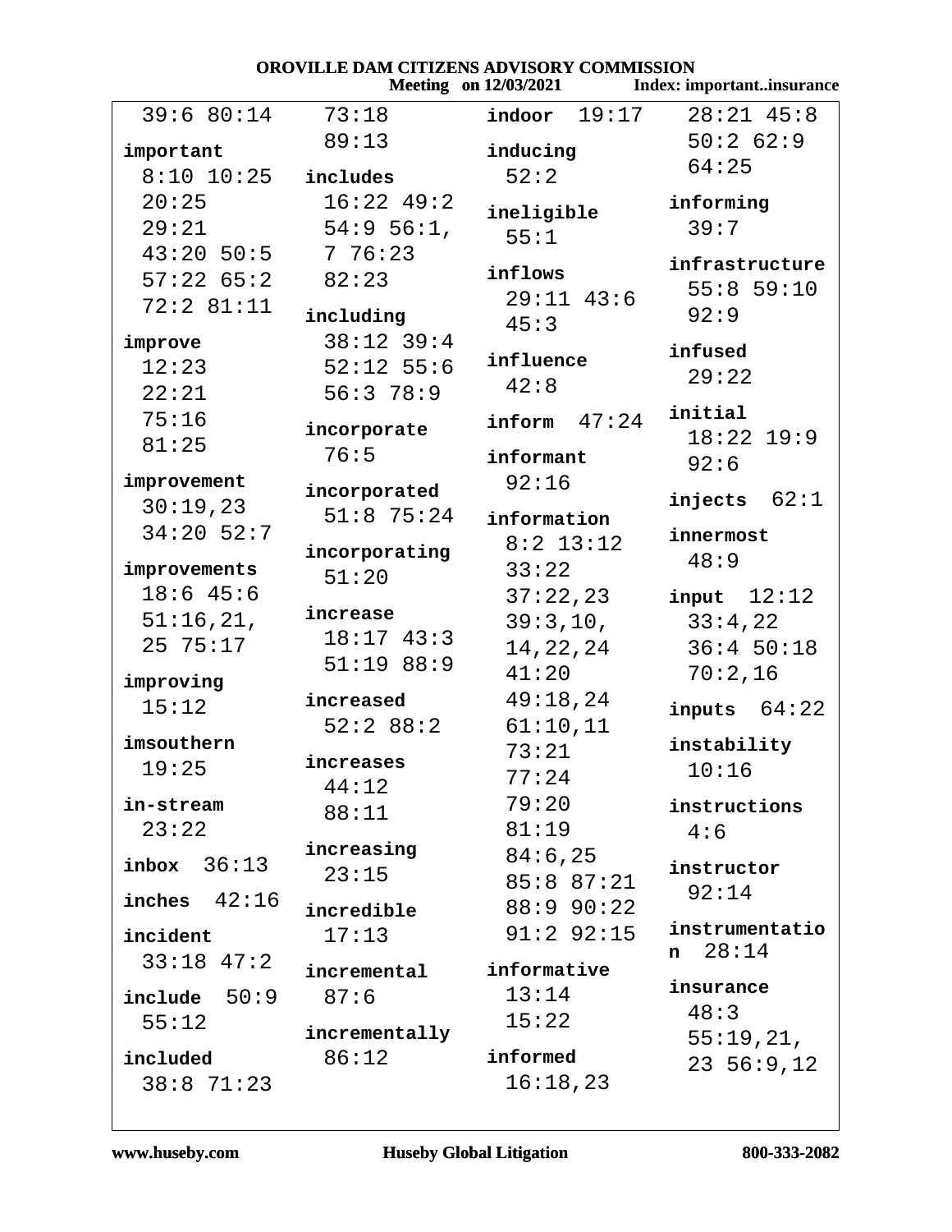39:6 80:14

**important**
8:10 10:25 20:25 29:21 43:20 50:5 57:22 65:2 72:2 81:11

**improve**
12:23 22:21 75:16 81:25

**improvement**
30:19,23 34:20 52:7

**improvements**
18:6 45:6 51:16,21, 25 75:17

**improving**
15:12

**imsouthern**
19:25

**in-stream**
23:22

**inbox** 36:13

**inches** 42:16

**incident**
33:18 47:2

**include** 50:9 55:12

**included**
38:8 71:23

73:18 89:13

**includes**
16:22 49:2 54:9 56:1, 7 76:23 82:23

**including**
38:12 39:4 52:12 55:6 56:3 78:9

**incorporate**
76:5

**incorporated**
51:8 75:24

**incorporating**
51:20

**increase**
18:17 43:3 51:19 88:9

**increased**
52:2 88:2

**increases**
44:12 88:11

**increasing**
23:15

**incredible**
17:13

**incremental**
87:6

**incrementally**
86:12

**indoor** 19:17

**inducing**
52:2

**ineligible**
55:1

**inflows**
29:11 43:6 45:3

**influence**
42:8

**inform** 47:24

**informant**
92:16

**information**
8:2 13:12 33:22 37:22,23 39:3,10, 14,22,24 41:20 49:18,24 61:10,11 73:21 77:24 79:20 81:19 84:6,25 85:8 87:21 88:9 90:22 91:2 92:15

**informative**
13:14 15:22

**informed**
16:18,23

28:21 45:8 50:2 62:9 64:25

**informing**
39:7

**infrastructure**
55:8 59:10 92:9

**infused**
29:22

**initial**
18:22 19:9 92:6

**injects** 62:1

**innermost**
48:9

**input** 12:12 33:4,22 36:4 50:18 70:2,16

**inputs** 64:22

**instability**
10:16

**instructions**
4:6

**instructor**
92:14

**instrumentation** 28:14

**insurance**
48:3 55:19,21, 23 56:9,12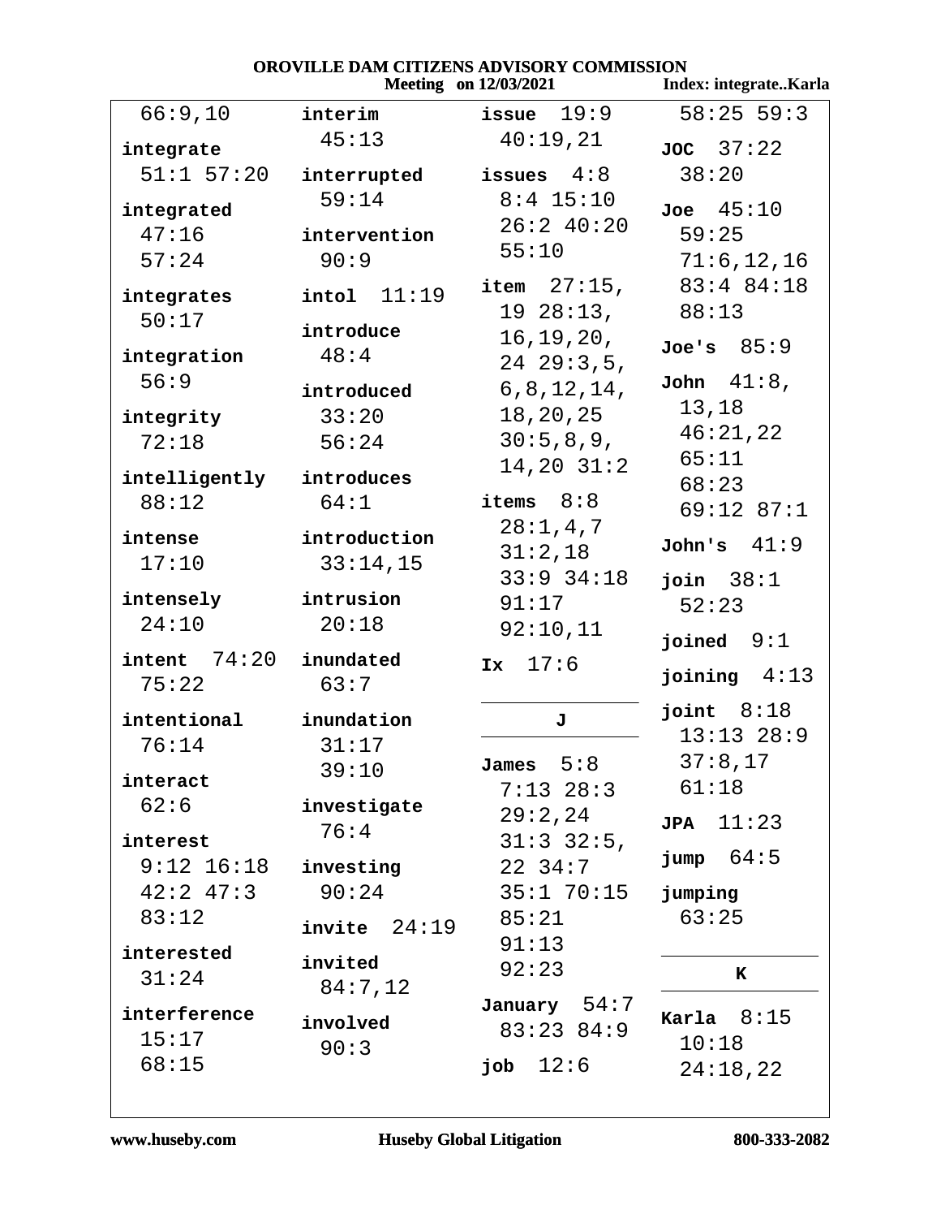66:9,10

**integrate** 51:1 57:20

**integrated** 47:16 57:24

**integrates** 50:17

**integration** 56:9

**integrity** 72:18

**intelligently** 88:12

**intense** 17:10

**intensely** 24:10

**intent** 74:20 75:22

**intentional** 76:14

**interact** 62:6

**interest** 9:12 16:18 42:2 47:3 83:12

**interested** 31:24

**interference** 15:17 68:15

**interim** 45:13

**interrupted** 59:14

**intervention** 90:9

**intol** 11:19

**introduce** 48:4

**introduced** 33:20 56:24

**introduces** 64:1

**introduction** 33:14,15

**intrusion** 20:18

**inundated** 63:7

**inundation** 31:17 39:10

**investigate** 76:4

**investing** 90:24

**invite** 24:19

**invited** 84:7,12

**involved** 90:3

**issue** 19:9 40:19,21

**issues** 4:8 8:4 15:10 26:2 40:20 55:10

**item** 27:15, 19 28:13, 16,19,20, 24 29:3,5, 6,8,12,14, 18,20,25 30:5,8,9, 14,20 31:2

**items** 8:8 28:1,4,7 31:2,18 33:9 34:18 91:17 92:10,11

**Ix** 17:6

## J

**James** 5:8 7:13 28:3 29:2,24 31:3 32:5, 22 34:7 35:1 70:15 85:21 91:13 92:23

**January** 54:7 83:23 84:9

**job** 12:6

58:25 59:3

**JOC** 37:22 38:20

**Joe** 45:10 59:25 71:6,12,16 83:4 84:18 88:13

**Joe's** 85:9

**John** 41:8, 13,18 46:21,22 65:11 68:23 69:12 87:1

**John's** 41:9

**join** 38:1 52:23

**joined** 9:1

**joining** 4:13

**joint** 8:18 13:13 28:9 37:8,17 61:18

**JPA** 11:23

**jump** 64:5

**jumping** 63:25

## K

**Karla** 8:15 10:18 24:18,22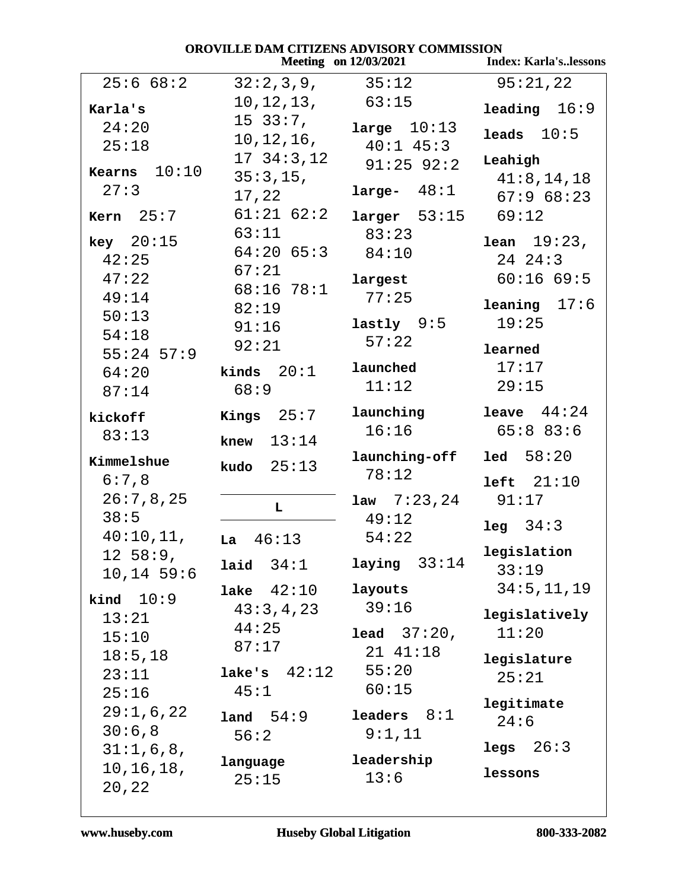25:6 68:2

**Karla's** 24:20 25:18

**Kearns** 10:10 27:3

**Kern** 25:7

**key** 20:15 42:25 47:22 49:14 50:13 54:18 55:24 57:9 64:20 87:14

**kickoff** 83:13

**Kimmelshue** 6:7,8 26:7,8,25 38:5 40:10,11, 12 58:9, 10,14 59:6

**kind** 10:9 13:21 15:10 18:5,18 23:11 25:16 29:1,6,22 30:6,8 31:1,6,8, 10,16,18, 20,22 32:2,3,9, 10,12,13, 15 33:7, 10,12,16, 17 34:3,12 35:3,15, 17,22 61:21 62:2 63:11 64:20 65:3 67:21 68:16 78:1 82:19 91:16 92:21

**kinds** 20:1 68:9

**Kings** 25:7

**knew** 13:14

**kudo** 25:13

## L

**La** 46:13

**laid** 34:1

**lake** 42:10 43:3,4,23 44:25 87:17

**lake's** 42:12 45:1

**land** 54:9 56:2

**language** 25:15 35:12 63:15

**large** 10:13 40:1 45:3 91:25 92:2

**large-** 48:1

**larger** 53:15 83:23 84:10

**largest** 77:25

**lastly** 9:5 57:22

**launched** 11:12

**launching** 16:16

**launching-off** 78:12

**law** 7:23,24 49:12 54:22

**laying** 33:14

**layouts** 39:16

**lead** 37:20, 21 41:18 55:20 60:15

**leaders** 8:1 9:1,11

**leadership** 13:6 95:21,22

**leading** 16:9

**leads** 10:5

**Leahigh** 41:8,14,18 67:9 68:23 69:12

**lean** 19:23, 24 24:3 60:16 69:5

**leaning** 17:6 19:25

**learned** 17:17 29:15

**leave** 44:24 65:8 83:6

**led** 58:20

**left** 21:10 91:17

**leg** 34:3

**legislation** 33:19 34:5,11,19

**legislatively** 11:20

**legislature** 25:21

**legitimate** 24:6

**legs** 26:3

**lessons**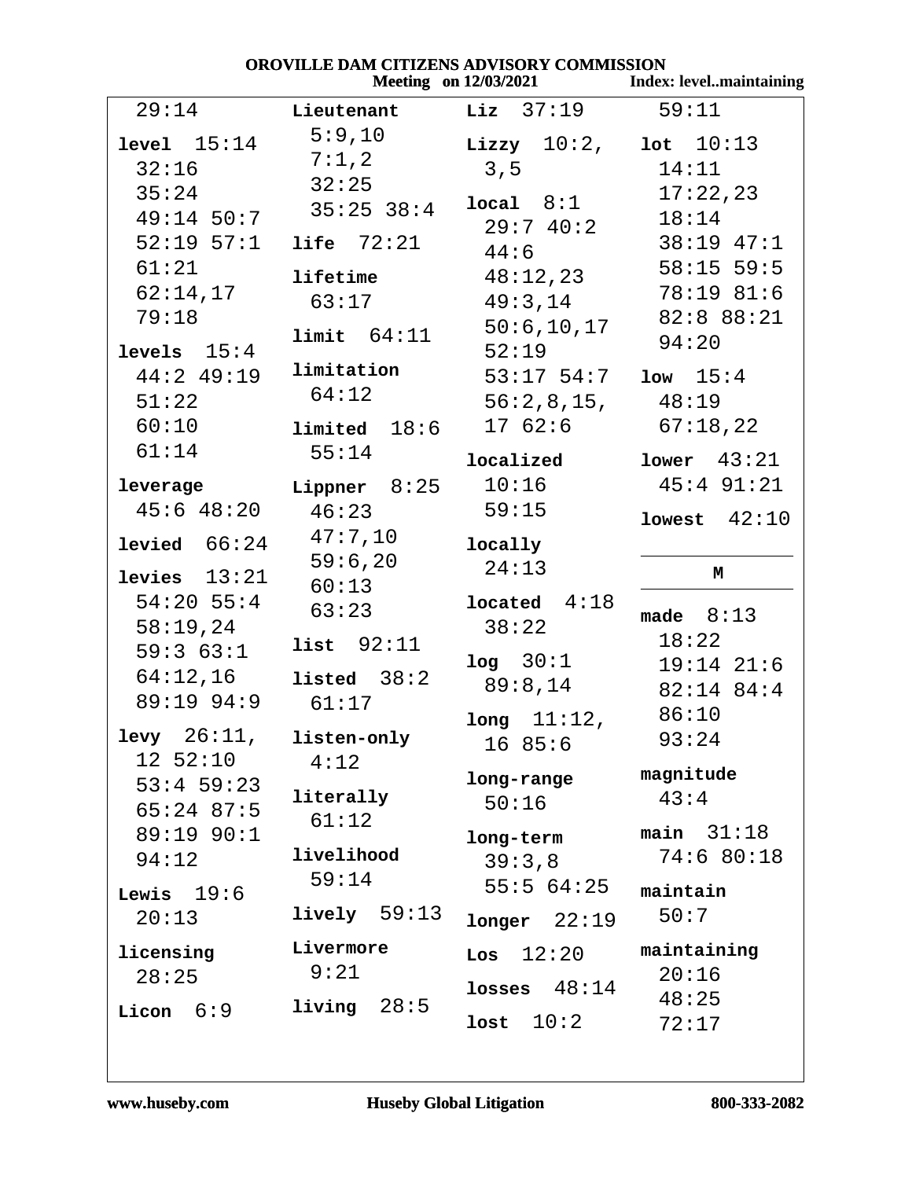29:14

**level** 15:14 32:16 35:24 49:14 50:7 52:19 57:1 61:21 62:14,17 79:18

**levels** 15:4 44:2 49:19 51:22 60:10 61:14

**leverage** 45:6 48:20

**levied** 66:24

**levies** 13:21 54:20 55:4 58:19,24 59:3 63:1 64:12,16 89:19 94:9

**levy** 26:11, 12 52:10 53:4 59:23 65:24 87:5 89:19 90:1 94:12

**Lewis** 19:6 20:13

**licensing** 28:25

**Licon** 6:9

**Lieutenant** 5:9,10 7:1,2 32:25 35:25 38:4

**life** 72:21

**lifetime** 63:17

**limit** 64:11

**limitation** 64:12

**limited** 18:6 55:14

**Lippner** 8:25 46:23 47:7,10 59:6,20 60:13 63:23

**list** 92:11

**listed** 38:2 61:17

**listen-only** 4:12

**literally** 61:12

**livelihood** 59:14

**lively** 59:13

**Livermore** 9:21

**living** 28:5

**Liz** 37:19

**Lizzy** 10:2, 3,5

**local** 8:1 29:7 40:2 44:6 48:12,23 49:3,14 50:6,10,17 52:19 53:17 54:7 56:2,8,15, 17 62:6

**localized** 10:16 59:15

**locally** 24:13

**located** 4:18 38:22

**log** 30:1 89:8,14

**long** 11:12, 16 85:6

**long-range** 50:16

**long-term** 39:3,8 55:5 64:25

**longer** 22:19

**Los** 12:20

**losses** 48:14

**lost** 10:2

59:11

**lot** 10:13 14:11 17:22,23 18:14 38:19 47:1 58:15 59:5 78:19 81:6 82:8 88:21 94:20

**low** 15:4 48:19 67:18,22

**lower** 43:21 45:4 91:21

**lowest** 42:10

## M

**made** 8:13 18:22 19:14 21:6 82:14 84:4 86:10 93:24

**magnitude** 43:4

**main** 31:18 74:6 80:18

**maintain** 50:7

**maintaining** 20:16 48:25 72:17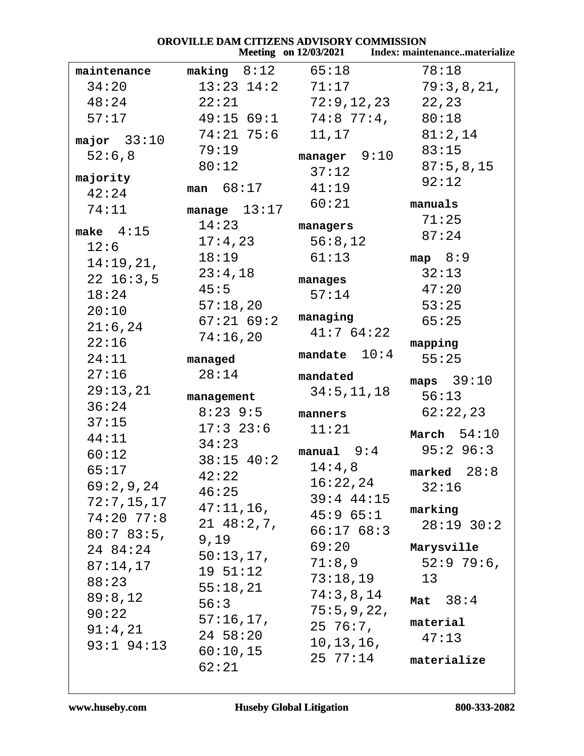**maintenance** 34:20 48:24 57:17

**major** 33:10 52:6,8

**majority** 42:24 74:11

**make** 4:15 12:6 14:19,21, 22 16:3,5 18:24 20:10 21:6,24 22:16 24:11 27:16 29:13,21 36:24 37:15 44:11 60:12 65:17 69:2,9,24 72:7,15,17 74:20 77:8 80:7 83:5, 24 84:24 87:14,17 88:23 89:8,12 90:22 91:4,21 93:1 94:13

**making** 8:12 13:23 14:2 22:21 49:15 69:1 74:21 75:6 79:19 80:12

**man** 68:17

**manage** 13:17 14:23 17:4,23 18:19 23:4,18 45:5 57:18,20 67:21 69:2 74:16,20

**managed** 28:14

**management** 8:23 9:5 17:3 23:6 34:23 38:15 40:2 42:22 46:25 47:11,16, 21 48:2,7, 9,19 50:13,17, 19 51:12 55:18,21 56:3 57:16,17, 24 58:20 60:10,15 62:21 65:18 71:17 72:9,12,23 74:8 77:4, 11,17

**manager** 9:10 37:12 41:19 60:21

**managers** 56:8,12 61:13

**manages** 57:14

**managing** 41:7 64:22

**mandate** 10:4

**mandated** 34:5,11,18

**manners** 11:21

**manual** 9:4 14:4,8 16:22,24 39:4 44:15 45:9 65:1 66:17 68:3 69:20 71:8,9 73:18,19 74:3,8,14 75:5,9,22, 25 76:7, 10,13,16, 25 77:14 78:18 79:3,8,21, 22,23 80:18 81:2,14 83:15 87:5,8,15 92:12

**manuals** 71:25 87:24

**map** 8:9 32:13 47:20 53:25 65:25

**mapping** 55:25

**maps** 39:10 56:13 62:22,23

**March** 54:10 95:2 96:3

**marked** 28:8 32:16

**marking** 28:19 30:2

**Marysville** 52:9 79:6, 13

**Mat** 38:4

**material** 47:13

**materialize**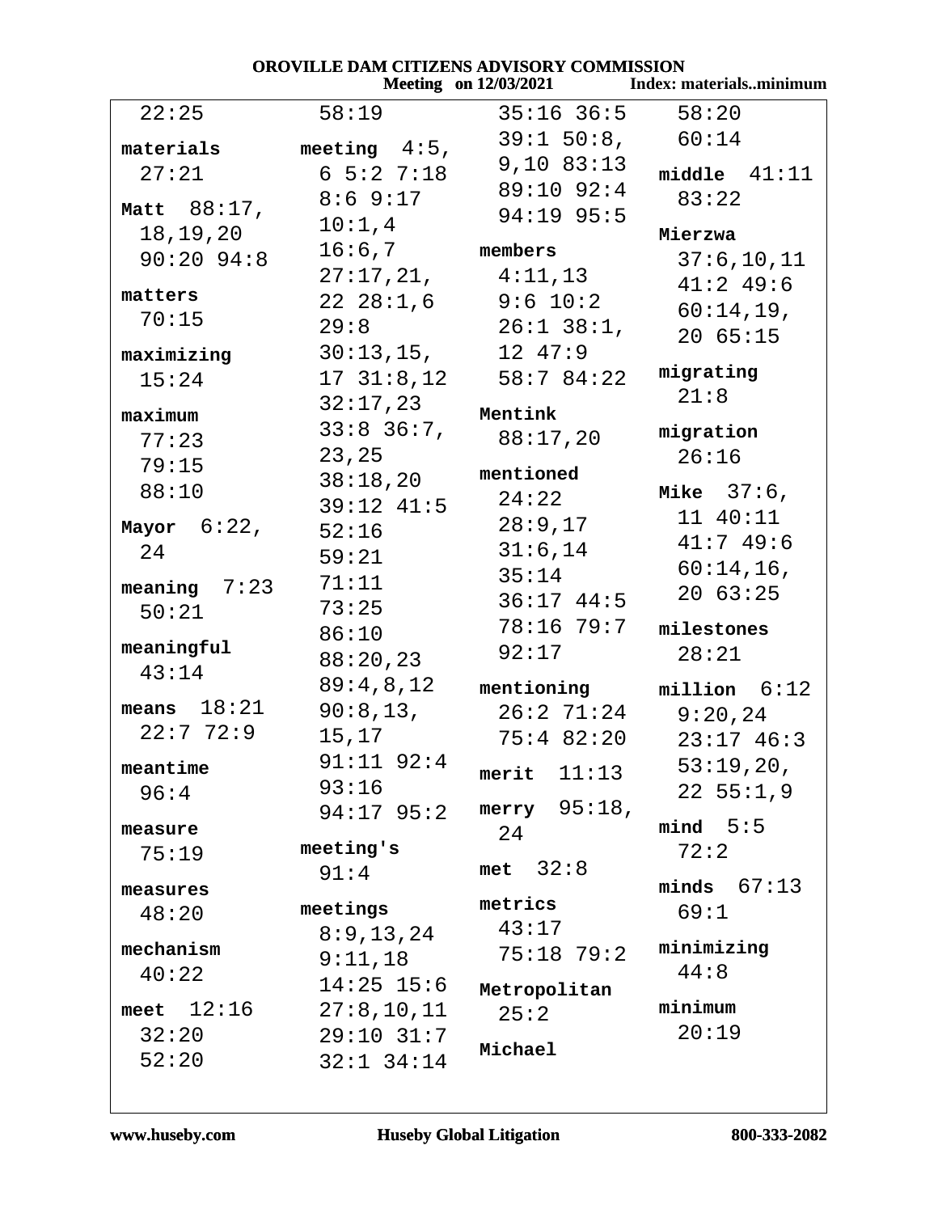22:25

**materials**
27:21

**Matt** 88:17, 18,19,20 90:20 94:8

**matters**
70:15

**maximizing**
15:24

**maximum**
77:23 79:15 88:10

**Mayor** 6:22, 24

**meaning** 7:23 50:21

**meaningful**
43:14

**means** 18:21 22:7 72:9

**meantime**
96:4

**measure**
75:19

**measures**
48:20

**mechanism**
40:22

**meet** 12:16 32:20 52:20

58:19

**meeting** 4:5, 6 5:2 7:18 8:6 9:17 10:1,4 16:6,7 27:17,21, 22 28:1,6 29:8 30:13,15, 17 31:8,12 32:17,23 33:8 36:7, 23,25 38:18,20 39:12 41:5 52:16 59:21 71:11 73:25 86:10 88:20,23 89:4,8,12 90:8,13, 15,17 91:11 92:4 93:16 94:17 95:2

**meeting's**
91:4

**meetings**
8:9,13,24 9:11,18 14:25 15:6 27:8,10,11 29:10 31:7 32:1 34:14

35:16 36:5 39:1 50:8, 9,10 83:13 89:10 92:4 94:19 95:5

**members**
4:11,13 9:6 10:2 26:1 38:1, 12 47:9 58:7 84:22

**Mentink**
88:17,20

**mentioned**
24:22 28:9,17 31:6,14 35:14 36:17 44:5 78:16 79:7 92:17

**mentioning**
26:2 71:24 75:4 82:20

**merit** 11:13

**merry** 95:18, 24

**met** 32:8

**metrics**
43:17 75:18 79:2

**Metropolitan**
25:2

**Michael**

58:20 60:14

**middle** 41:11 83:22

**Mierzwa**
37:6,10,11 41:2 49:6 60:14,19, 20 65:15

**migrating**
21:8

**migration**
26:16

**Mike** 37:6, 11 40:11 41:7 49:6 60:14,16, 20 63:25

**milestones**
28:21

**million** 6:12 9:20,24 23:17 46:3 53:19,20, 22 55:1,9

**mind** 5:5 72:2

**minds** 67:13 69:1

**minimizing**
44:8

**minimum**
20:19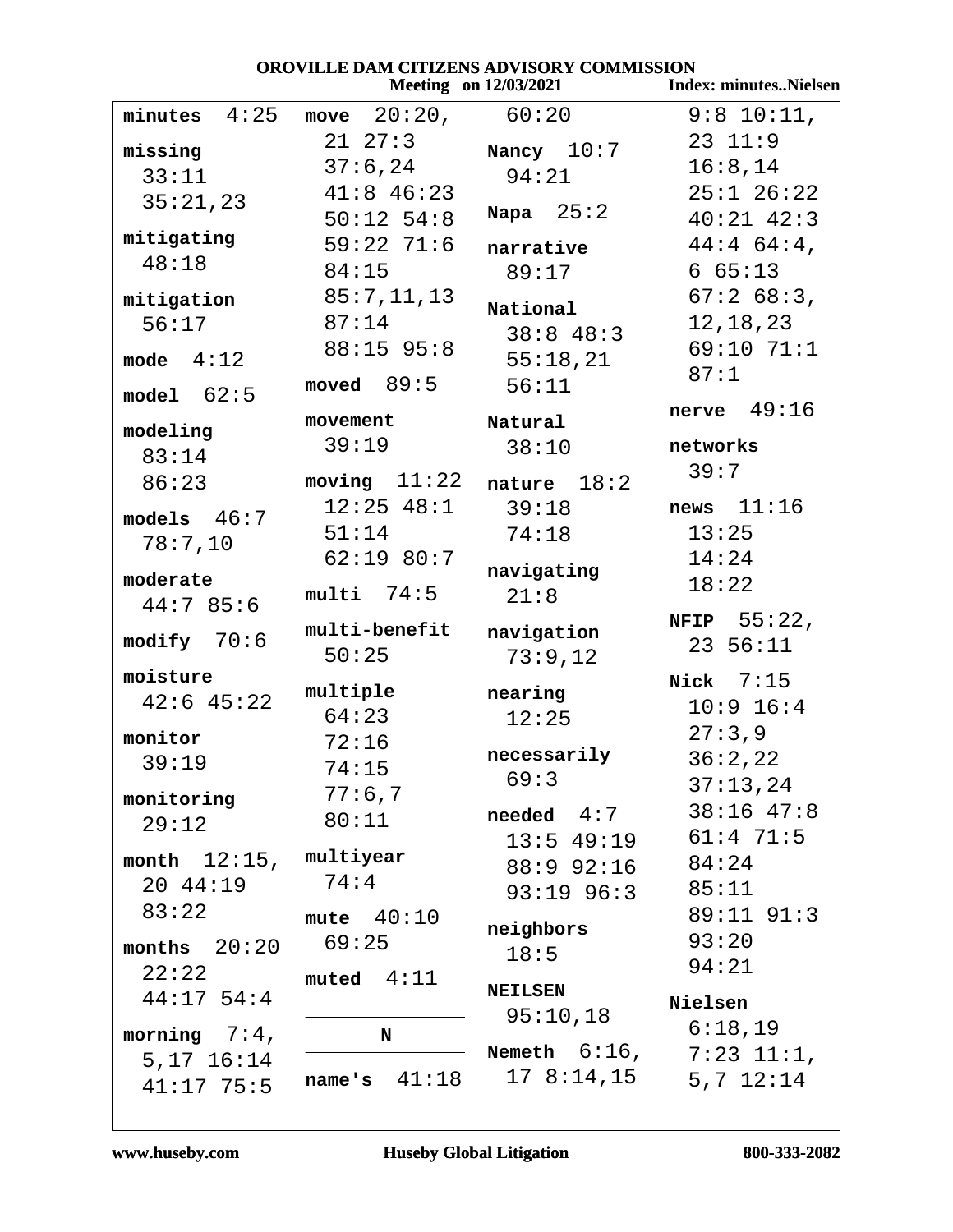# OROVILLE DAM CITIZENS ADVISORY COMMISSION

Meeting on 12/03/2021 — Index: minutes..Nielsen

**minutes** 4:25

**missing** 33:11 35:21,23

**mitigating** 48:18

**mitigation** 56:17

**mode** 4:12

**model** 62:5

**modeling** 83:14 86:23

**models** 46:7 78:7,10

**moderate** 44:7 85:6

**modify** 70:6

**moisture** 42:6 45:22

**monitor** 39:19

**monitoring** 29:12

**month** 12:15, 20 44:19 83:22

**months** 20:20 22:22 44:17 54:4

**morning** 7:4, 5,17 16:14 41:17 75:5

**move** 20:20, 21 27:3 37:6,24 41:8 46:23 50:12 54:8 59:22 71:6 84:15 85:7,11,13 87:14 88:15 95:8

**moved** 89:5

**movement** 39:19

**moving** 11:22 12:25 48:1 51:14 62:19 80:7

**multi** 74:5

**multi-benefit** 50:25

**multiple** 64:23 72:16 74:15 77:6,7 80:11

**multiyear** 74:4

**mute** 40:10 69:25

**muted** 4:11

**N**

**name's** 41:18 60:20

**Nancy** 10:7 94:21

**Napa** 25:2

**narrative** 89:17

**National** 38:8 48:3 55:18,21 56:11

**Natural** 38:10

**nature** 18:2 39:18 74:18

**navigating** 21:8

**navigation** 73:9,12

**nearing** 12:25

**necessarily** 69:3

**needed** 4:7 13:5 49:19 88:9 92:16 93:19 96:3

**neighbors** 18:5

**NEILSEN** 95:10,18

**Nemeth** 6:16, 17 8:14,15 9:8 10:11, 23 11:9 16:8,14 25:1 26:22 40:21 42:3 44:4 64:4, 6 65:13 67:2 68:3, 12,18,23 69:10 71:1 87:1

**nerve** 49:16

**networks** 39:7

**news** 11:16 13:25 14:24 18:22

**NFIP** 55:22, 23 56:11

**Nick** 7:15 10:9 16:4 27:3,9 36:2,22 37:13,24 38:16 47:8 61:4 71:5 84:24 85:11 89:11 91:3 93:20 94:21

**Nielsen** 6:18,19 7:23 11:1, 5,7 12:14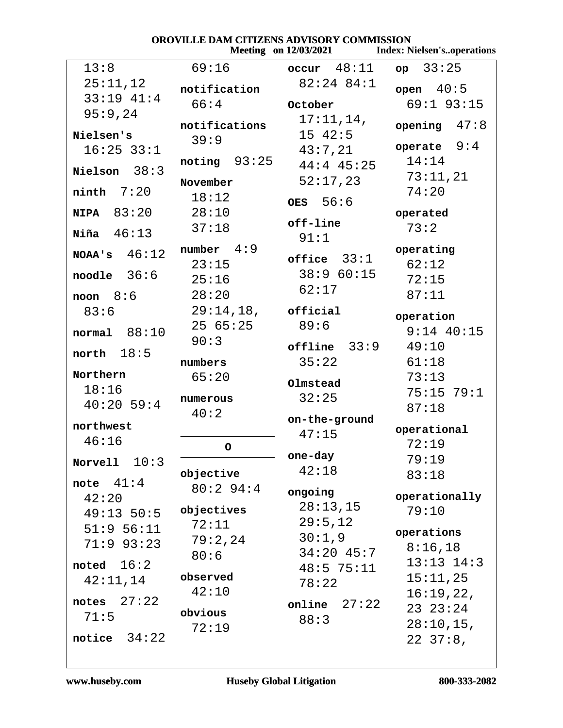13:8 25:11,12 33:19 41:4 95:9,24

**Nielsen's** 16:25 33:1

**Nielson** 38:3

**ninth** 7:20

**NIPA** 83:20

**Niña** 46:13

**NOAA's** 46:12

**noodle** 36:6

**noon** 8:6 83:6

**normal** 88:10

**north** 18:5

**Northern** 18:16 40:20 59:4

**northwest** 46:16

**Norvell** 10:3

**note** 41:4 42:20 49:13 50:5 51:9 56:11 71:9 93:23

**noted** 16:2 42:11,14

**notes** 27:22 71:5

**notice** 34:22

69:16

**notification** 66:4

**notifications** 39:9

**noting** 93:25

**November** 18:12 28:10 37:18

**number** 4:9 23:15 25:16 28:20 29:14,18, 25 65:25 90:3

**numbers** 65:20

**numerous** 40:2

## O

**objective** 80:2 94:4

**objectives** 72:11 79:2,24 80:6

**observed** 42:10

**obvious** 72:19

**occur** 48:11 82:24 84:1

**October** 17:11,14, 15 42:5 43:7,21 44:4 45:25 52:17,23

**OES** 56:6

**off-line** 91:1

**office** 33:1 38:9 60:15 62:17

**official** 89:6

**offline** 33:9 35:22

**Olmstead** 32:25

**on-the-ground** 47:15

**one-day** 42:18

**ongoing** 28:13,15 29:5,12 30:1,9 34:20 45:7 48:5 75:11 78:22

**online** 27:22 88:3

**op** 33:25

**open** 40:5 69:1 93:15

**opening** 47:8

**operate** 9:4 14:14 73:11,21 74:20

**operated** 73:2

**operating** 62:12 72:15 87:11

**operation** 9:14 40:15 49:10 61:18 73:13 75:15 79:1 87:18

**operational** 72:19 79:19 83:18

**operationally** 79:10

**operations** 8:16,18 13:13 14:3 15:11,25 16:19,22, 23 23:24 28:10,15, 22 37:8,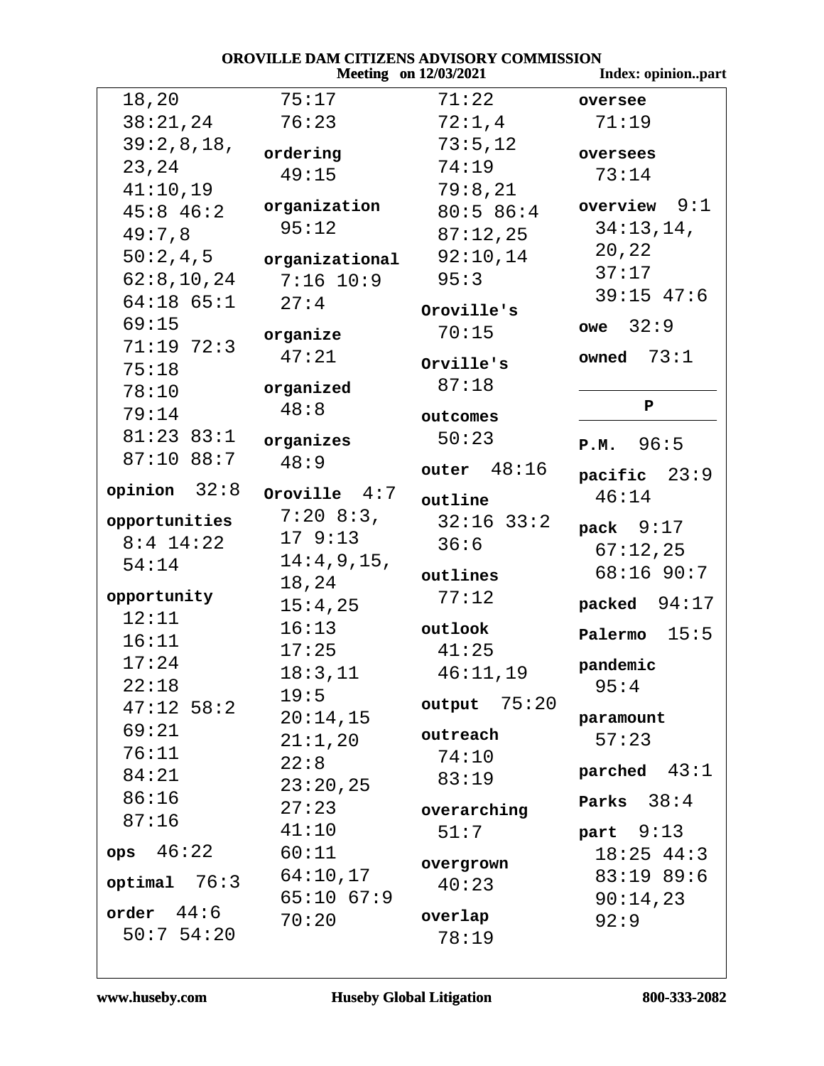18,20 38:21,24 39:2,8,18, 23,24 41:10,19 45:8 46:2 49:7,8 50:2,4,5 62:8,10,24 64:18 65:1 69:15 71:19 72:3 75:18 78:10 79:14 81:23 83:1 87:10 88:7

**opinion** 32:8

**opportunities** 8:4 14:22 54:14

**opportunity** 12:11 16:11 17:24 22:18 47:12 58:2 69:21 76:11 84:21 86:16 87:16

**ops** 46:22

**optimal** 76:3

**order** 44:6 50:7 54:20 75:17 76:23

**ordering** 49:15

**organization** 95:12

**organizational** 7:16 10:9 27:4

**organize** 47:21

**organized** 48:8

**organizes** 48:9

**Oroville** 4:7 7:20 8:3, 17 9:13 14:4,9,15, 18,24 15:4,25 16:13 17:25 18:3,11 19:5 20:14,15 21:1,20 22:8 23:20,25 27:23 41:10 60:11 64:10,17 65:10 67:9 70:20 71:22 72:1,4 73:5,12 74:19 79:8,21 80:5 86:4 87:12,25 92:10,14 95:3

**Oroville's** 70:15

**Orville's** 87:18

**outcomes** 50:23

**outer** 48:16

**outline** 32:16 33:2 36:6

**outlines** 77:12

**outlook** 41:25 46:11,19

**output** 75:20

**outreach** 74:10 83:19

**overarching** 51:7

**overgrown** 40:23

**overlap** 78:19

**oversee** 71:19

**oversees** 73:14

**overview** 9:1 34:13,14, 20,22 37:17 39:15 47:6

**owe** 32:9

**owned** 73:1

## P

**P.M.** 96:5

**pacific** 23:9 46:14

**pack** 9:17 67:12,25 68:16 90:7

**packed** 94:17

**Palermo** 15:5

**pandemic** 95:4

**paramount** 57:23

**parched** 43:1

**Parks** 38:4

**part** 9:13 18:25 44:3 83:19 89:6 90:14,23 92:9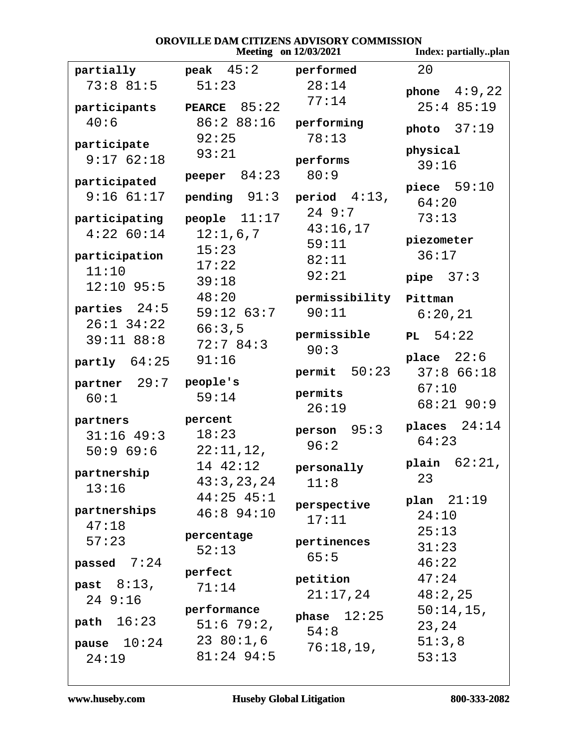**partially** 73:8 81:5

**participants** 40:6

**participate** 9:17 62:18

**participated** 9:16 61:17

**participating** 4:22 60:14

**participation** 11:10 12:10 95:5

**parties** 24:5 26:1 34:22 39:11 88:8

**partly** 64:25

**partner** 29:7 60:1

**partners** 31:16 49:3 50:9 69:6

**partnership** 13:16

**partnerships** 47:18 57:23

**passed** 7:24

**past** 8:13, 24 9:16

**path** 16:23

**pause** 10:24 24:19

**peak** 45:2 51:23

**PEARCE** 85:22 86:2 88:16 92:25 93:21

**peeper** 84:23

**pending** 91:3

**people** 11:17 12:1,6,7 15:23 17:22 39:18 48:20 59:12 63:7 66:3,5 72:7 84:3 91:16

**people's** 59:14

**percent** 18:23 22:11,12, 14 42:12 43:3,23,24 44:25 45:1 46:8 94:10

**percentage** 52:13

**perfect** 71:14

**performance** 51:6 79:2, 23 80:1,6 81:24 94:5

**performed** 28:14 77:14

**performing** 78:13

**performs** 80:9

**period** 4:13, 24 9:7 43:16,17 59:11 82:11 92:21

**permissibility** 90:11

**permissible** 90:3

**permit** 50:23

**permits** 26:19

**person** 95:3 96:2

**personally** 11:8

**perspective** 17:11

**pertinences** 65:5

**petition** 21:17,24

**phase** 12:25 54:8 76:18,19, 20

**phone** 4:9,22 25:4 85:19

**photo** 37:19

**physical** 39:16

**piece** 59:10 64:20 73:13

**piezometer** 36:17

**pipe** 37:3

**Pittman** 6:20,21

**PL** 54:22

**place** 22:6 37:8 66:18 67:10 68:21 90:9

**places** 24:14 64:23

**plain** 62:21, 23

**plan** 21:19 24:10 25:13 31:23 46:22 47:24 48:2,25 50:14,15, 23,24 51:3,8 53:13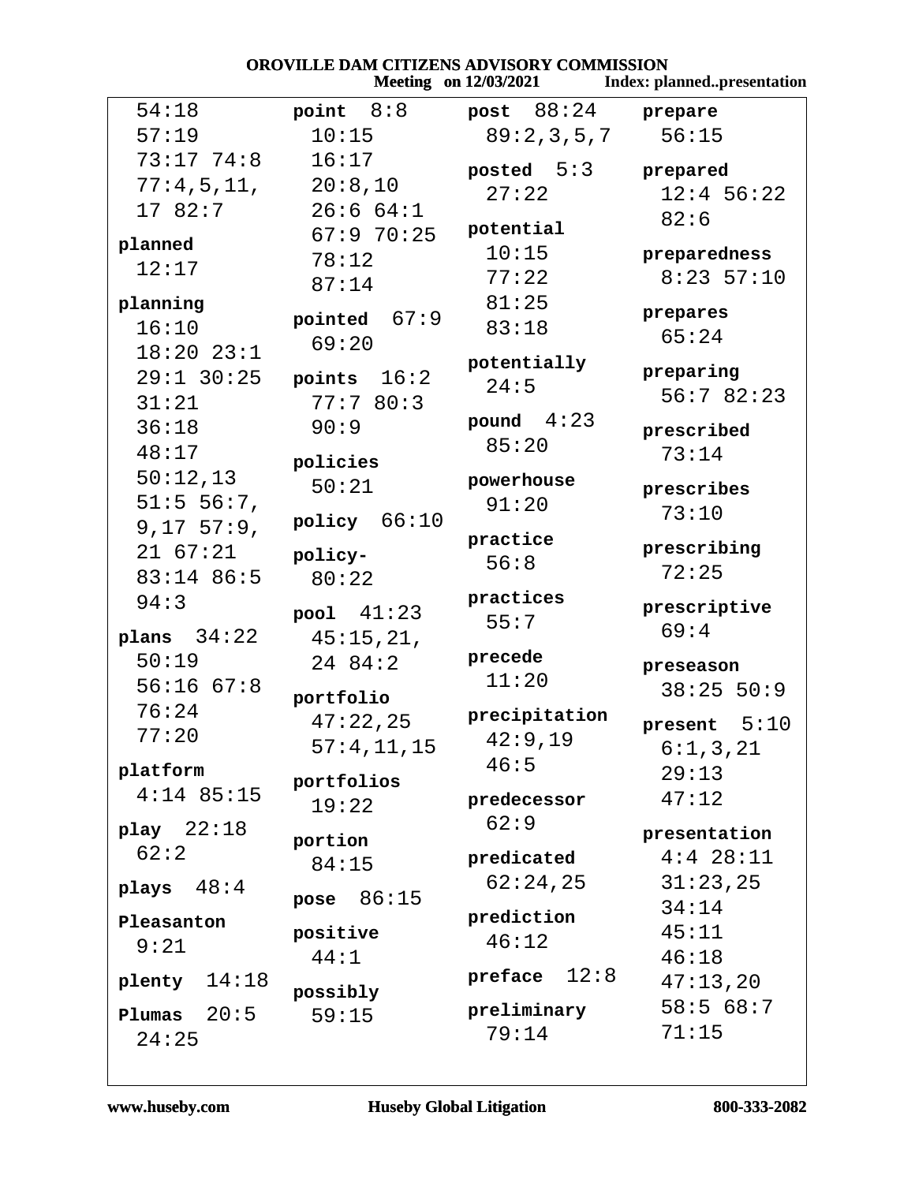54:18
57:19
73:17 74:8
77:4,5,11,
17 82:7

**planned**
12:17

**planning**
16:10
18:20 23:1
29:1 30:25
31:21
36:18
48:17
50:12,13
51:5 56:7,
9,17 57:9,
21 67:21
83:14 86:5
94:3

**plans** 34:22
50:19
56:16 67:8
76:24
77:20

**platform**
4:14 85:15

**play** 22:18
62:2

**plays** 48:4

**Pleasanton**
9:21

**plenty** 14:18

**Plumas** 20:5
24:25

**point** 8:8
10:15
16:17
20:8,10
26:6 64:1
67:9 70:25
78:12
87:14

**pointed** 67:9
69:20

**points** 16:2
77:7 80:3
90:9

**policies**
50:21

**policy** 66:10

**policy-**
80:22

**pool** 41:23
45:15,21,
24 84:2

**portfolio**
47:22,25
57:4,11,15

**portfolios**
19:22

**portion**
84:15

**pose** 86:15

**positive**
44:1

**possibly**
59:15

**post** 88:24
89:2,3,5,7

**posted** 5:3
27:22

**potential**
10:15
77:22
81:25
83:18

**potentially**
24:5

**pound** 4:23
85:20

**powerhouse**
91:20

**practice**
56:8

**practices**
55:7

**precede**
11:20

**precipitation**
42:9,19
46:5

**predecessor**
62:9

**predicated**
62:24,25

**prediction**
46:12

**preface** 12:8

**preliminary**
79:14

**prepare**
56:15

**prepared**
12:4 56:22
82:6

**preparedness**
8:23 57:10

**prepares**
65:24

**preparing**
56:7 82:23

**prescribed**
73:14

**prescribes**
73:10

**prescribing**
72:25

**prescriptive**
69:4

**preseason**
38:25 50:9

**present** 5:10
6:1,3,21
29:13
47:12

**presentation**
4:4 28:11
31:23,25
34:14
45:11
46:18
47:13,20
58:5 68:7
71:15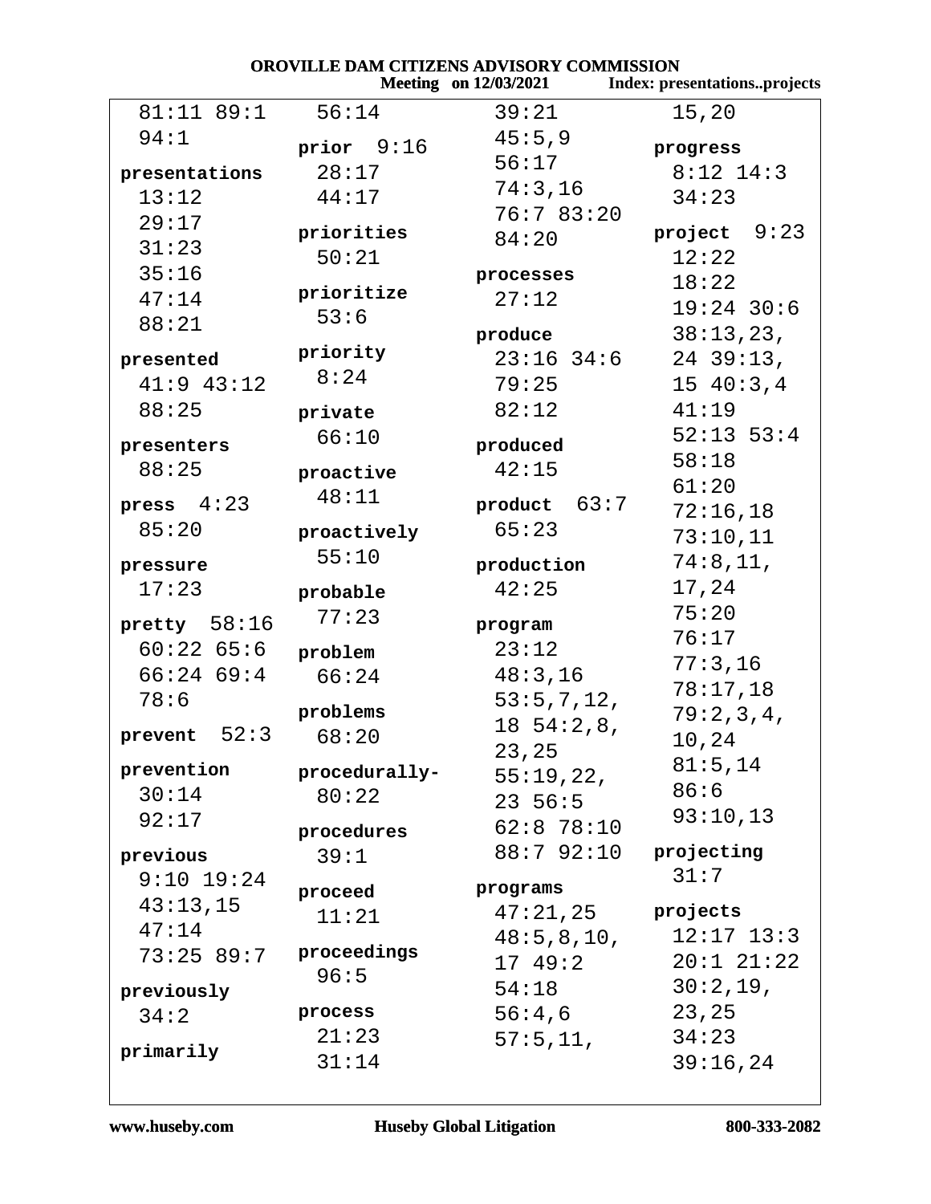81:11 89:1 94:1

**presentations** 13:12 29:17 31:23 35:16 47:14 88:21

**presented** 41:9 43:12 88:25

**presenters** 88:25

**press** 4:23 85:20

**pressure** 17:23

**pretty** 58:16 60:22 65:6 66:24 69:4 78:6

**prevent** 52:3

**prevention** 30:14 92:17

**previous** 9:10 19:24 43:13,15 47:14 73:25 89:7

**previously** 34:2

**primarily** 56:14

**prior** 9:16 28:17 44:17

**priorities** 50:21

**prioritize** 53:6

**priority** 8:24

**private** 66:10

**proactive** 48:11

**proactively** 55:10

**probable** 77:23

**problem** 66:24

**problems** 68:20

**procedurally-** 80:22

**procedures** 39:1

**proceed** 11:21

**proceedings** 96:5

**process** 21:23 31:14 39:21 45:5,9 56:17 74:3,16 76:7 83:20 84:20

**processes** 27:12

**produce** 23:16 34:6 79:25 82:12

**produced** 42:15

**product** 63:7 65:23

**production** 42:25

**program** 23:12 48:3,16 53:5,7,12, 18 54:2,8, 23,25 55:19,22, 23 56:5 62:8 78:10 88:7 92:10

**programs** 47:21,25 48:5,8,10, 17 49:2 54:18 56:4,6 57:5,11, 15,20

**progress** 8:12 14:3 34:23

**project** 9:23 12:22 18:22 19:24 30:6 38:13,23, 24 39:13, 15 40:3,4 41:19 52:13 53:4 58:18 61:20 72:16,18 73:10,11 74:8,11, 17,24 75:20 76:17 77:3,16 78:17,18 79:2,3,4, 10,24 81:5,14 86:6 93:10,13

**projecting** 31:7

**projects** 12:17 13:3 20:1 21:22 30:2,19, 23,25 34:23 39:16,24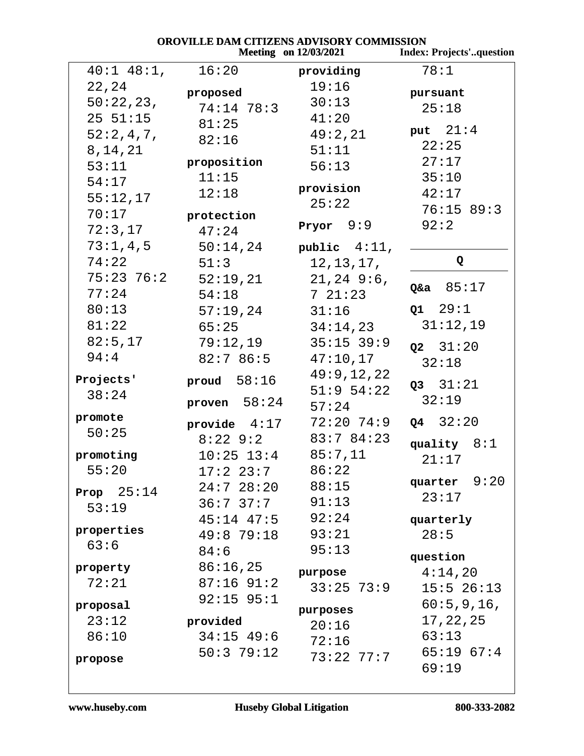40:1 48:1, 22,24 50:22,23, 25 51:15 52:2,4,7, 8,14,21 53:11 54:17 55:12,17 70:17 72:3,17 73:1,4,5 74:22 75:23 76:2 77:24 80:13 81:22 82:5,17 94:4

**Projects'** 38:24

**promote** 50:25

**promoting** 55:20

**Prop** 25:14 53:19

**properties** 63:6

**property** 72:21

**proposal** 23:12 86:10

**propose** 16:20

**proposed** 74:14 78:3 81:25 82:16

**proposition** 11:15 12:18

**protection** 47:24 50:14,24 51:3 52:19,21 54:18 57:19,24 65:25 79:12,19 82:7 86:5

**proud** 58:16

**proven** 58:24

**provide** 4:17 8:22 9:2 10:25 13:4 17:2 23:7 24:7 28:20 36:7 37:7 45:14 47:5 49:8 79:18 84:6 86:16,25 87:16 91:2 92:15 95:1

**provided** 34:15 49:6 50:3 79:12

**providing** 19:16 30:13 41:20 49:2,21 51:11 56:13

**provision** 25:22

**Pryor** 9:9

**public** 4:11, 12,13,17, 21,24 9:6, 7 21:23 31:16 34:14,23 35:15 39:9 47:10,17 49:9,12,22 51:9 54:22 57:24 72:20 74:9 83:7 84:23 85:7,11 86:22 88:15 91:13 92:24 93:21 95:13

**purpose** 33:25 73:9

**purposes** 20:16 72:16 73:22 77:7 78:1

**pursuant** 25:18

**put** 21:4 22:25 27:17 35:10 42:17 76:15 89:3 92:2

## Q

**Q&a** 85:17

**Q1** 29:1 31:12,19

**Q2** 31:20 32:18

**Q3** 31:21 32:19

**Q4** 32:20

**quality** 8:1 21:17

**quarter** 9:20 23:17

**quarterly** 28:5

**question** 4:14,20 15:5 26:13 60:5,9,16, 17,22,25 63:13 65:19 67:4 69:19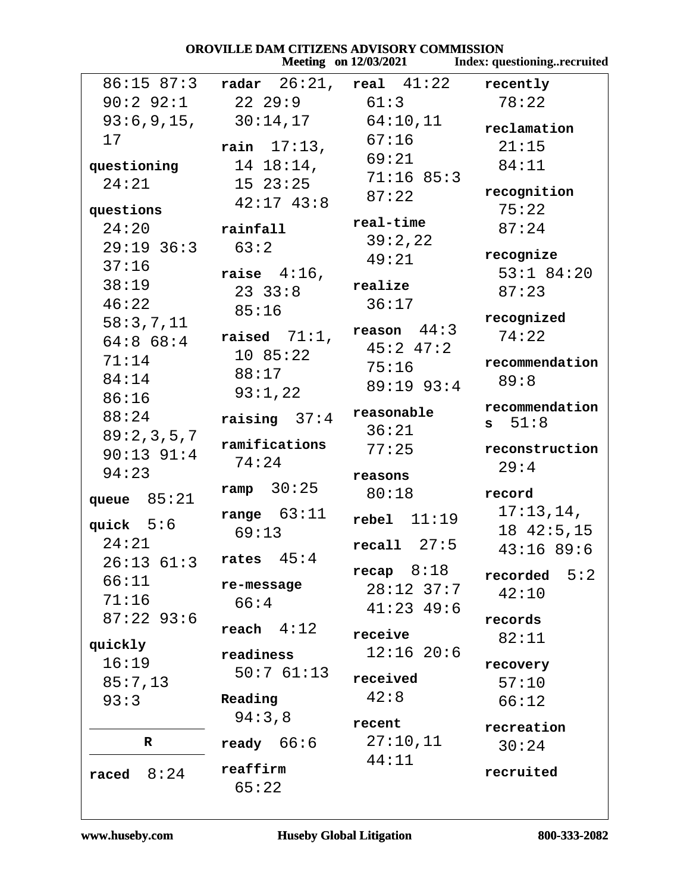86:15 87:3 90:2 92:1 93:6,9,15, 17

**questioning** 24:21

**questions** 24:20 29:19 36:3 37:16 38:19 46:22 58:3,7,11 64:8 68:4 71:14 84:14 86:16 88:24 89:2,3,5,7 90:13 91:4 94:23

**queue** 85:21

**quick** 5:6 24:21 26:13 61:3 66:11 71:16 87:22 93:6

**quickly** 16:19 85:7,13 93:3

## R

**raced** 8:24

**radar** 26:21, 22 29:9 30:14,17

**rain** 17:13, 14 18:14, 15 23:25 42:17 43:8

**rainfall** 63:2

**raise** 4:16, 23 33:8 85:16

**raised** 71:1, 10 85:22 88:17 93:1,22

**raising** 37:4

**ramifications** 74:24

**ramp** 30:25

**range** 63:11 69:13

**rates** 45:4

**re-message** 66:4

**reach** 4:12

**readiness** 50:7 61:13

**Reading** 94:3,8

**ready** 66:6

**reaffirm** 65:22

**real** 41:22 61:3 64:10,11 67:16 69:21 71:16 85:3 87:22

**real-time** 39:2,22 49:21

**realize** 36:17

**reason** 44:3 45:2 47:2 75:16 89:19 93:4

**reasonable** 36:21 77:25

**reasons** 80:18

**rebel** 11:19

**recall** 27:5

**recap** 8:18 28:12 37:7 41:23 49:6

**receive** 12:16 20:6

**received** 42:8

**recent** 27:10,11 44:11

**recently** 78:22

**reclamation** 21:15 84:11

**recognition** 75:22 87:24

**recognize** 53:1 84:20 87:23

**recognized** 74:22

**recommendation** 89:8

**recommendations** 51:8

**reconstruction** 29:4

**record** 17:13,14, 18 42:5,15 43:16 89:6

**recorded** 5:2 42:10

**records** 82:11

**recovery** 57:10 66:12

**recreation** 30:24

**recruited**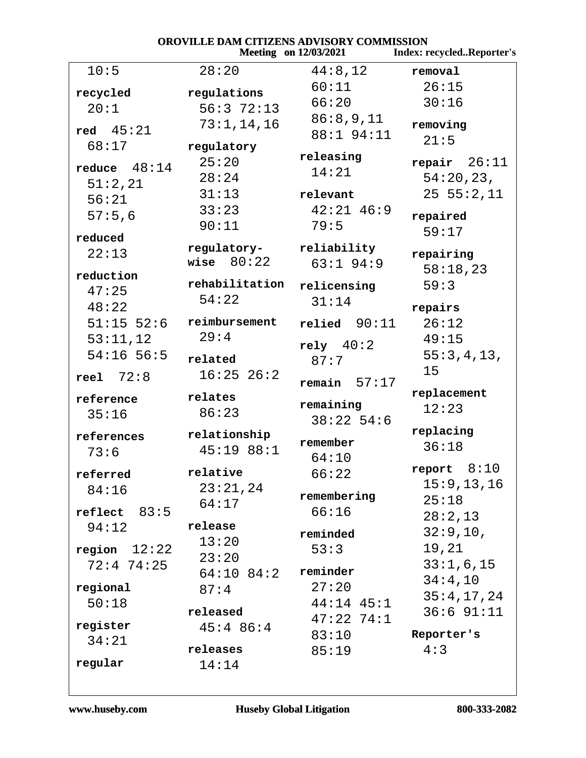10:5

**recycled** 20:1

**red** 45:21 68:17

**reduce** 48:14 51:2,21 56:21 57:5,6

**reduced** 22:13

**reduction** 47:25 48:22 51:15 52:6 53:11,12 54:16 56:5

**reel** 72:8

**reference** 35:16

**references** 73:6

**referred** 84:16

**reflect** 83:5 94:12

**region** 12:22 72:4 74:25

**regional** 50:18

**register** 34:21

**regular** 28:20

**regulations** 56:3 72:13 73:1,14,16

**regulatory** 25:20 28:24 31:13 33:23 90:11

**regulatory-wise** 80:22

**rehabilitation** 54:22

**reimbursement** 29:4

**related** 16:25 26:2

**relates** 86:23

**relationship** 45:19 88:1

**relative** 23:21,24 64:17

**release** 13:20 23:20 64:10 84:2 87:4

**released** 45:4 86:4

**releases** 14:14 44:8,12 60:11 66:20 86:8,9,11 88:1 94:11

**releasing** 14:21

**relevant** 42:21 46:9 79:5

**reliability** 63:1 94:9

**relicensing** 31:14

**relied** 90:11

**rely** 40:2 87:7

**remain** 57:17

**remaining** 38:22 54:6

**remember** 64:10 66:22

**remembering** 66:16

**reminded** 53:3

**reminder** 27:20 44:14 45:1 47:22 74:1 83:10 85:19

**removal** 26:15 30:16

**removing** 21:5

**repair** 26:11 54:20,23, 25 55:2,11

**repaired** 59:17

**repairing** 58:18,23 59:3

**repairs** 26:12 49:15 55:3,4,13, 15

**replacement** 12:23

**replacing** 36:18

**report** 8:10 15:9,13,16 25:18 28:2,13 32:9,10, 19,21 33:1,6,15 34:4,10 35:4,17,24 36:6 91:11

**Reporter's** 4:3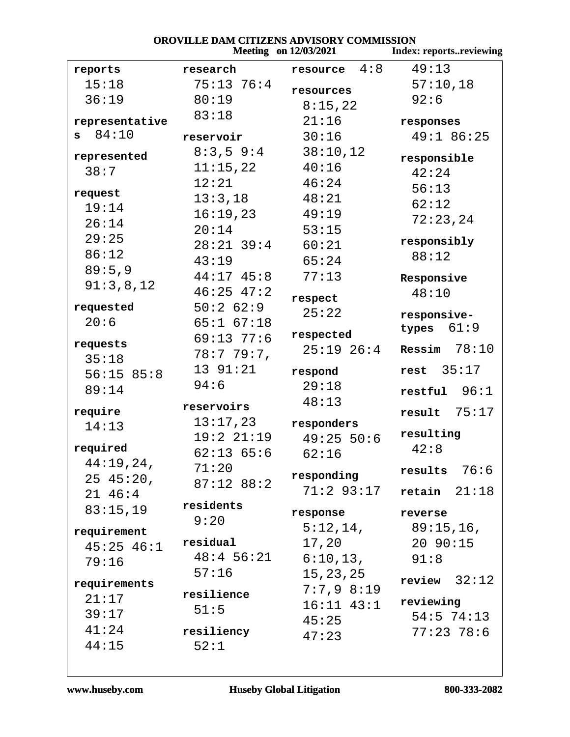reports 15:18 36:19

representatives 84:10

represented 38:7

request 19:14 26:14 29:25 86:12 89:5,9 91:3,8,12

requested 20:6

requests 35:18 56:15 85:8 89:14

require 14:13

required 44:19,24, 25 45:20, 21 46:4 83:15,19

requirement 45:25 46:1 79:16

requirements 21:17 39:17 41:24 44:15

research 75:13 76:4 80:19 83:18

reservoir 8:3,5 9:4 11:15,22 12:21 13:3,18 16:19,23 20:14 28:21 39:4 43:19 44:17 45:8 46:25 47:2 50:2 62:9 65:1 67:18 69:13 77:6 78:7 79:7, 13 91:21 94:6

reservoirs 13:17,23 19:2 21:19 62:13 65:6 71:20 87:12 88:2

residents 9:20

residual 48:4 56:21 57:16

resilience 51:5

resiliency 52:1

resource 4:8

resources 8:15,22 21:16 30:16 38:10,12 40:16 46:24 48:21 49:19 53:15 60:21 65:24 77:13

respect 25:22

respected 25:19 26:4

respond 29:18 48:13

responders 49:25 50:6 62:16

responding 71:2 93:17

response 5:12,14, 17,20 6:10,13, 15,23,25 7:7,9 8:19 16:11 43:1 45:25 47:23 49:13 57:10,18 92:6

responses 49:1 86:25

responsible 42:24 56:13 62:12 72:23,24

responsibly 88:12

Responsive 48:10

responsive-types 61:9

Ressim 78:10

rest 35:17

restful 96:1

result 75:17

resulting 42:8

results 76:6

retain 21:18

reverse 89:15,16, 20 90:15 91:8

review 32:12

reviewing 54:5 74:13 77:23 78:6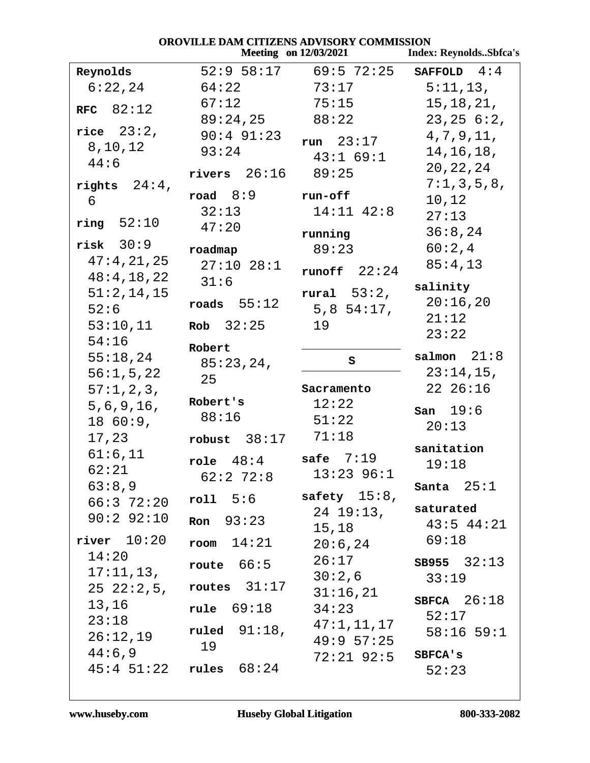**Reynolds** 6:22,24

**RFC** 82:12

**rice** 23:2, 8,10,12 44:6

**rights** 24:4, 6

**ring** 52:10

**risk** 30:9 47:4,21,25 48:4,18,22 51:2,14,15 52:6 53:10,11 54:16 55:18,24 56:1,5,22 57:1,2,3, 5,6,9,16, 18 60:9, 17,23 61:6,11 62:21 63:8,9 66:3 72:20 90:2 92:10

**river** 10:20 14:20 17:11,13, 25 22:2,5, 13,16 23:18 26:12,19 44:6,9 45:4 51:22 52:9 58:17 64:22 67:12 89:24,25 90:4 91:23 93:24

**rivers** 26:16

**road** 8:9 32:13 47:20

**roadmap** 27:10 28:1 31:6

**roads** 55:12

**Rob** 32:25

**Robert** 85:23,24, 25

**Robert's** 88:16

**robust** 38:17

**role** 48:4 62:2 72:8

**roll** 5:6

**Ron** 93:23

**room** 14:21

**route** 66:5

**routes** 31:17

**rule** 69:18

**ruled** 91:18, 19

**rules** 68:24 69:5 72:25 73:17 75:15 88:22

**run** 23:17 43:1 69:1 89:25

**run-off** 14:11 42:8

**running** 89:23

**runoff** 22:24

**rural** 53:2, 5,8 54:17, 19

## S

**Sacramento** 12:22 51:22 71:18

**safe** 7:19 13:23 96:1

**safety** 15:8, 24 19:13, 15,18 20:6,24 26:17 30:2,6 31:16,21 34:23 47:1,11,17 49:9 57:25 72:21 92:5

**SAFFOLD** 4:4 5:11,13, 15,18,21, 23,25 6:2, 4,7,9,11, 14,16,18, 20,22,24 7:1,3,5,8, 10,12 27:13 36:8,24 60:2,4 85:4,13

**salinity** 20:16,20 21:12 23:22

**salmon** 21:8 23:14,15, 22 26:16

**San** 19:6 20:13

**sanitation** 19:18

**Santa** 25:1

**saturated** 43:5 44:21 69:18

**SB955** 32:13 33:19

**SBFCA** 26:18 52:17 58:16 59:1

**SBFCA's** 52:23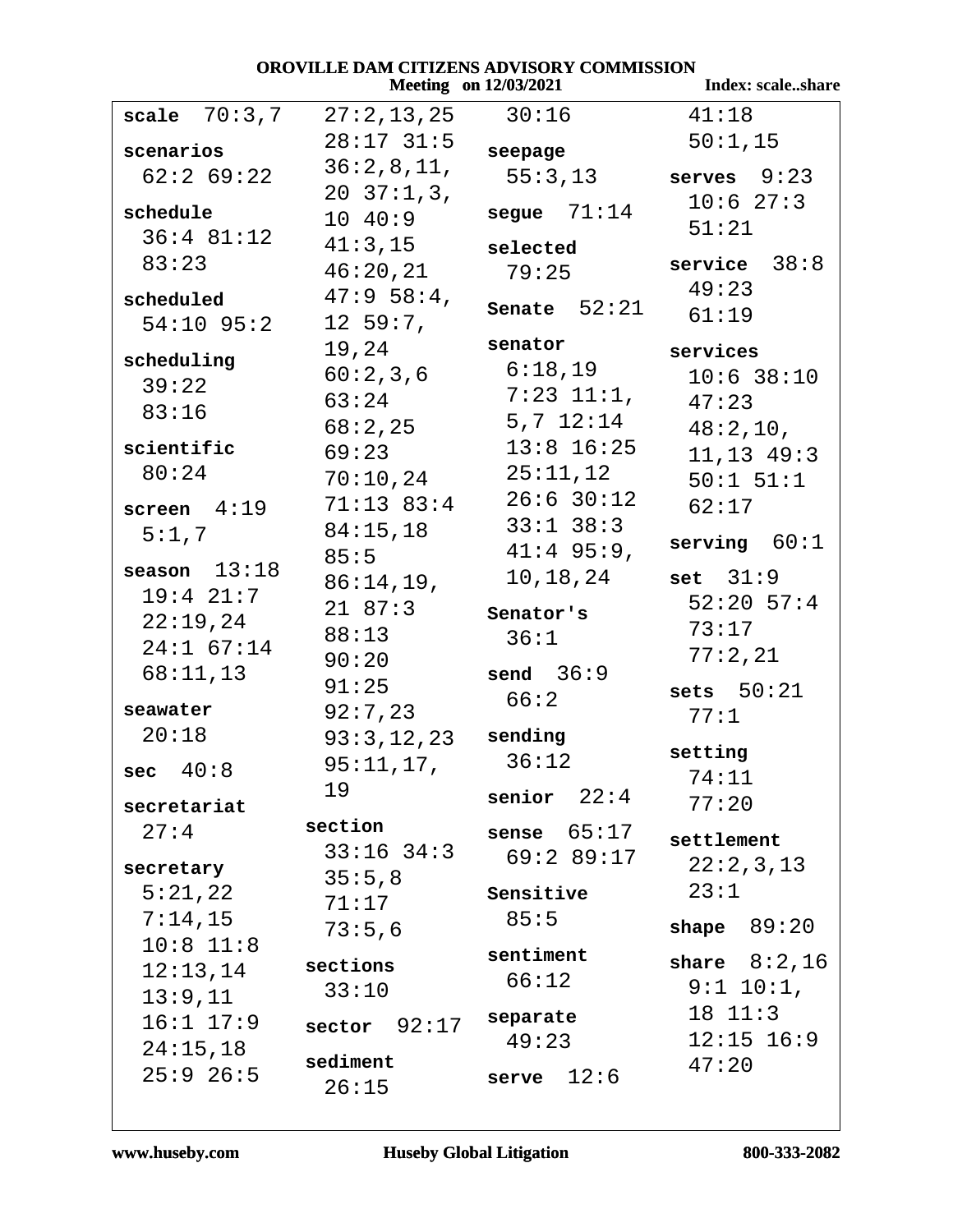**scale** 70:3,7

**scenarios** 62:2 69:22

**schedule** 36:4 81:12 83:23

**scheduled** 54:10 95:2

**scheduling** 39:22 83:16

**scientific** 80:24

**screen** 4:19 5:1,7

**season** 13:18 19:4 21:7 22:19,24 24:1 67:14 68:11,13

**seawater** 20:18

**sec** 40:8

**secretariat** 27:4

**secretary** 5:21,22 7:14,15 10:8 11:8 12:13,14 13:9,11 16:1 17:9 24:15,18 25:9 26:5 27:2,13,25 28:17 31:5 36:2,8,11, 20 37:1,3, 10 40:9 41:3,15 46:20,21 47:9 58:4, 12 59:7, 19,24 60:2,3,6 63:24 68:2,25 69:23 70:10,24 71:13 83:4 84:15,18 85:5 86:14,19, 21 87:3 88:13 90:20 91:25 92:7,23 93:3,12,23 95:11,17, 19

**section** 33:16 34:3 35:5,8 71:17 73:5,6

**sections** 33:10

**sector** 92:17

**sediment** 26:15 30:16

**seepage** 55:3,13

**segue** 71:14

**selected** 79:25

**Senate** 52:21

**senator** 6:18,19 7:23 11:1, 5,7 12:14 13:8 16:25 25:11,12 26:6 30:12 33:1 38:3 41:4 95:9, 10,18,24

**Senator's** 36:1

**send** 36:9 66:2

**sending** 36:12

**senior** 22:4

**sense** 65:17 69:2 89:17

**Sensitive** 85:5

**sentiment** 66:12

**separate** 49:23

**serve** 12:6 41:18 50:1,15

**serves** 9:23 10:6 27:3 51:21

**service** 38:8 49:23 61:19

**services** 10:6 38:10 47:23 48:2,10, 11,13 49:3 50:1 51:1 62:17

**serving** 60:1

**set** 31:9 52:20 57:4 73:17 77:2,21

**sets** 50:21 77:1

**setting** 74:11 77:20

**settlement** 22:2,3,13 23:1

**shape** 89:20

**share** 8:2,16 9:1 10:1, 18 11:3 12:15 16:9 47:20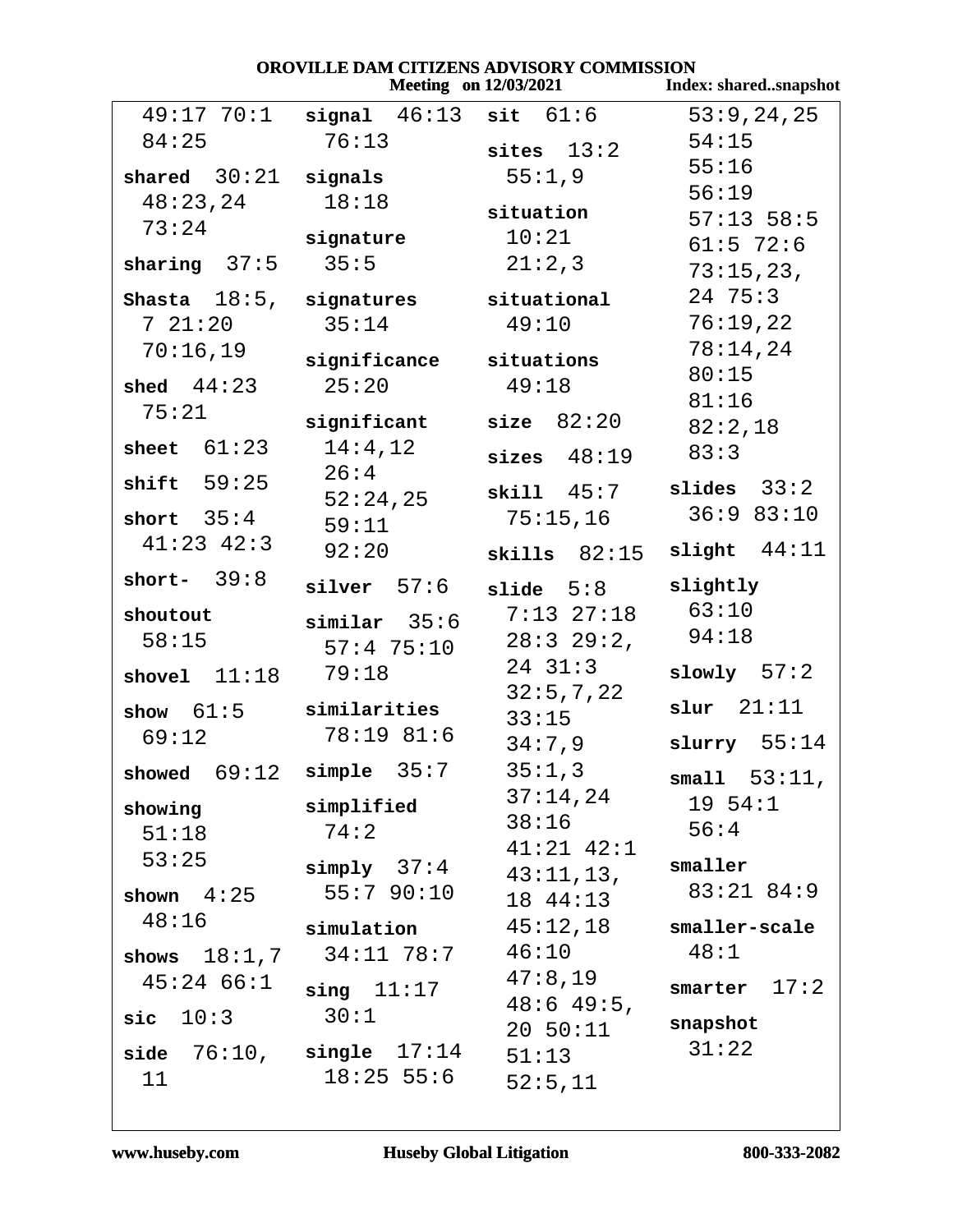49:17 70:1 84:25

**shared** 30:21 48:23,24 73:24

**sharing** 37:5

**Shasta** 18:5, 7 21:20 70:16,19

**shed** 44:23 75:21

**sheet** 61:23

**shift** 59:25

**short** 35:4 41:23 42:3

**short-** 39:8

**shoutout** 58:15

**shovel** 11:18

**show** 61:5 69:12

**showed** 69:12

**showing** 51:18 53:25

**shown** 4:25 48:16

**shows** 18:1,7 45:24 66:1

**sic** 10:3

**side** 76:10, 11

**signal** 46:13 76:13

**signals** 18:18

**signature** 35:5

**signatures** 35:14

**significance** 25:20

**significant** 14:4,12 26:4 52:24,25 59:11 92:20

**silver** 57:6

**similar** 35:6 57:4 75:10 79:18

**similarities** 78:19 81:6

**simple** 35:7

**simplified** 74:2

**simply** 37:4 55:7 90:10

**simulation** 34:11 78:7

**sing** 11:17 30:1

**single** 17:14 18:25 55:6

**sit** 61:6

**sites** 13:2 55:1,9

**situation** 10:21 21:2,3

**situational** 49:10

**situations** 49:18

**size** 82:20

**sizes** 48:19

**skill** 45:7 75:15,16

**skills** 82:15

**slide** 5:8 7:13 27:18 28:3 29:2, 24 31:3 32:5,7,22 33:15 34:7,9 35:1,3 37:14,24 38:16 41:21 42:1 43:11,13, 18 44:13 45:12,18 46:10 47:8,19 48:6 49:5, 20 50:11 51:13 52:5,11 53:9,24,25 54:15 55:16 56:19 57:13 58:5 61:5 72:6 73:15,23, 24 75:3 76:19,22 78:14,24 80:15 81:16 82:2,18 83:3

**slides** 33:2 36:9 83:10

**slight** 44:11

**slightly** 63:10 94:18

**slowly** 57:2

**slur** 21:11

**slurry** 55:14

**small** 53:11, 19 54:1 56:4

**smaller** 83:21 84:9

**smaller-scale** 48:1

**smarter** 17:2

**snapshot** 31:22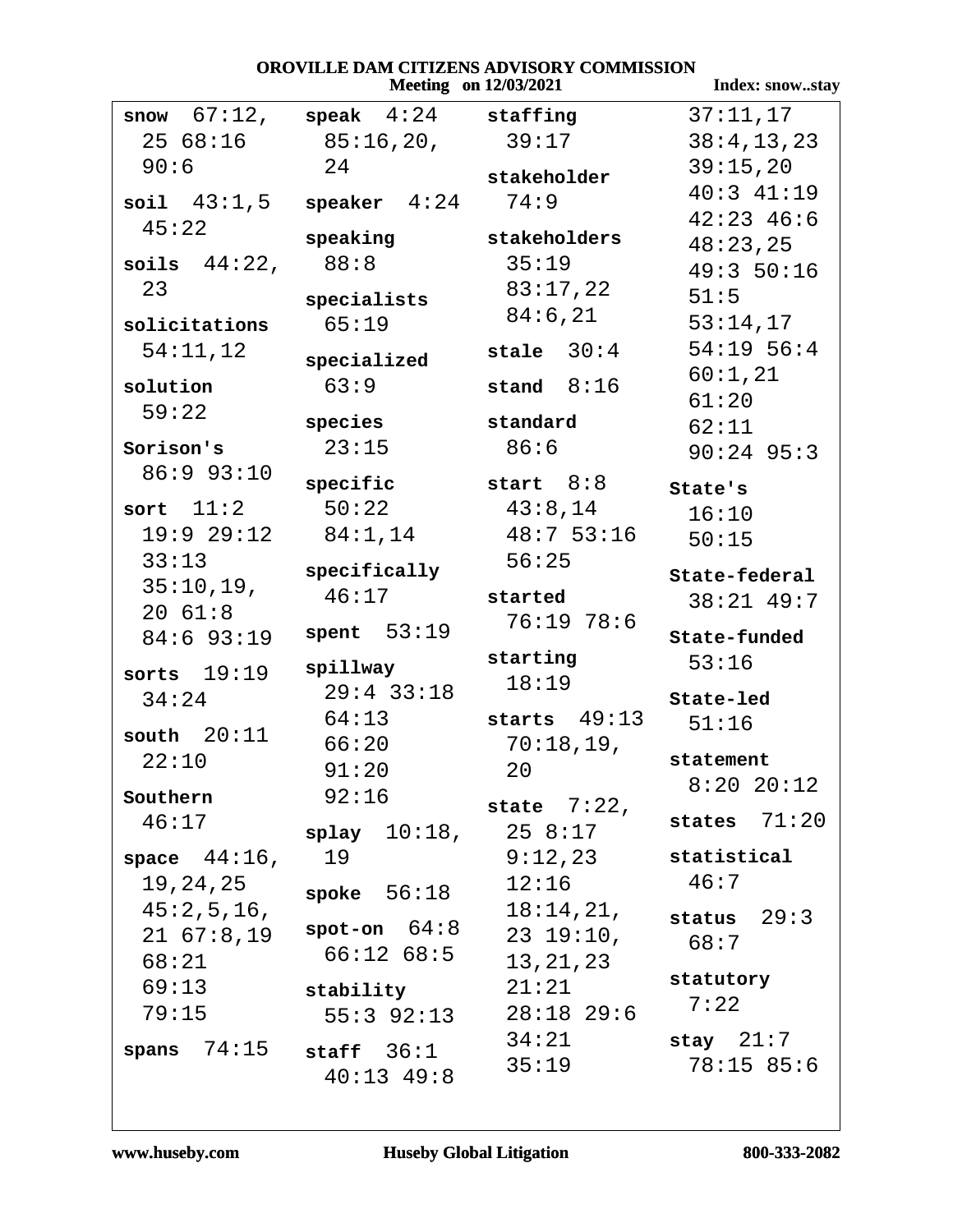**snow** 67:12, 25 68:16 90:6

**soil** 43:1,5 45:22

**soils** 44:22, 23

**solicitations** 54:11,12

**solution** 59:22

**Sorison's** 86:9 93:10

**sort** 11:2 19:9 29:12 33:13 35:10,19, 20 61:8 84:6 93:19

**sorts** 19:19 34:24

**south** 20:11 22:10

**Southern** 46:17

**space** 44:16, 19,24,25 45:2,5,16, 21 67:8,19 68:21 69:13 79:15

**spans** 74:15

**speak** 4:24 85:16,20, 24

**speaker** 4:24

**speaking** 88:8

**specialists** 65:19

**specialized** 63:9

**species** 23:15

**specific** 50:22 84:1,14

**specifically** 46:17

**spent** 53:19

**spillway** 29:4 33:18 64:13 66:20 91:20 92:16

**splay** 10:18, 19

**spoke** 56:18

**spot-on** 64:8 66:12 68:5

**stability** 55:3 92:13

**staff** 36:1 40:13 49:8

**staffing** 39:17

**stakeholder** 74:9

**stakeholders** 35:19 83:17,22 84:6,21

**stale** 30:4

**stand** 8:16

**standard** 86:6

**start** 8:8 43:8,14 48:7 53:16 56:25

**started** 76:19 78:6

**starting** 18:19

**starts** 49:13 70:18,19, 20

**state** 7:22, 25 8:17 9:12,23 12:16 18:14,21, 23 19:10, 13,21,23 21:21 28:18 29:6 34:21 35:19 37:11,17 38:4,13,23 39:15,20 40:3 41:19 42:23 46:6 48:23,25 49:3 50:16 51:5 53:14,17 54:19 56:4 60:1,21 61:20 62:11 90:24 95:3

**State's** 16:10 50:15

**State-federal** 38:21 49:7

**State-funded** 53:16

**State-led** 51:16

**statement** 8:20 20:12

**states** 71:20

**statistical** 46:7

**status** 29:3 68:7

**statutory** 7:22

**stay** 21:7 78:15 85:6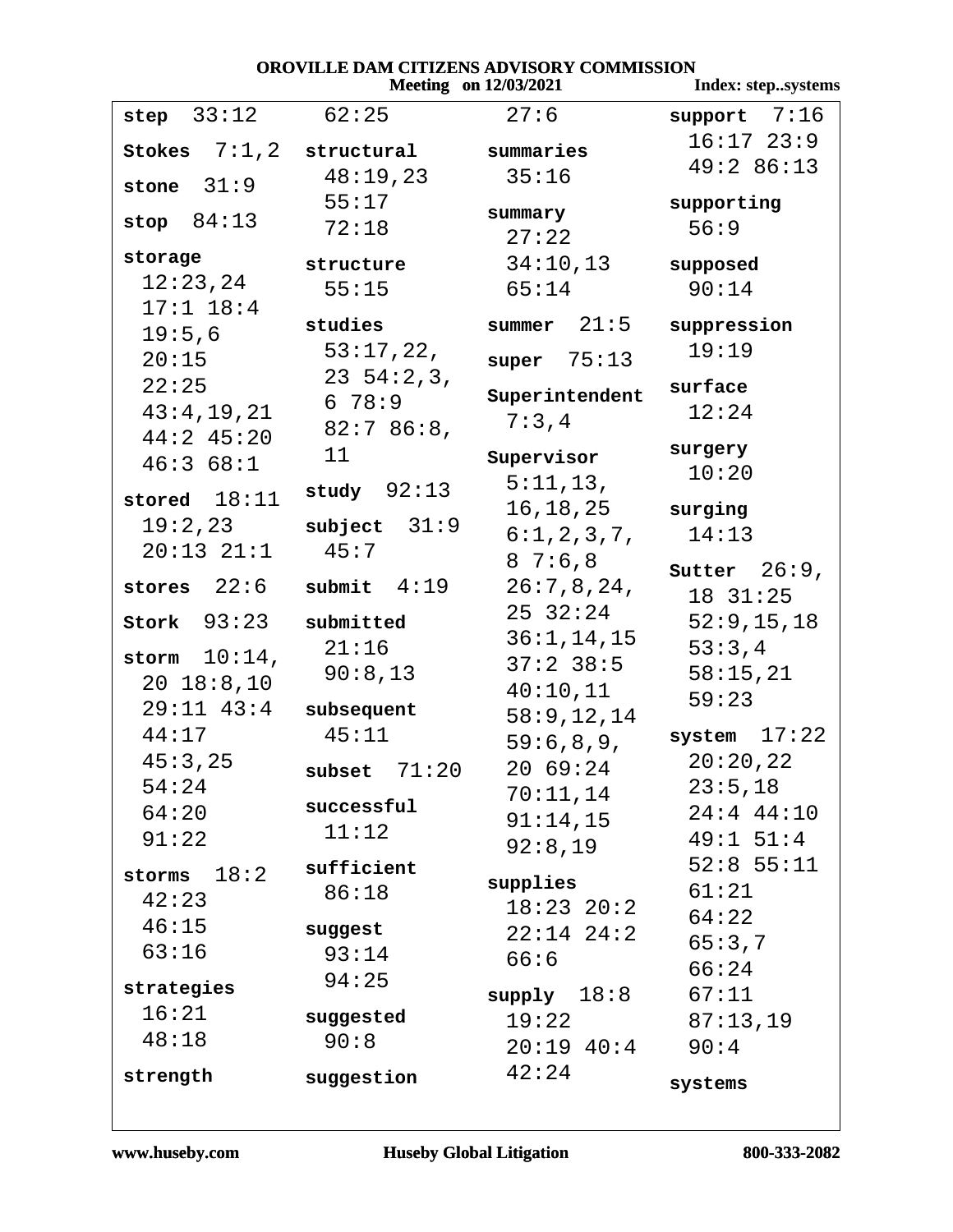**OROVILLE DAM CITIZENS ADVISORY COMMISSION**
**Meeting on 12/03/2021** **Index: step..systems**

**step** 33:12

**Stokes** 7:1,2

**stone** 31:9

**stop** 84:13

**storage** 12:23,24 17:1 18:4 19:5,6 20:15 22:25 43:4,19,21 44:2 45:20 46:3 68:1

**stored** 18:11 19:2,23 20:13 21:1

**stores** 22:6

**Stork** 93:23

**storm** 10:14, 20 18:8,10 29:11 43:4 44:17 45:3,25 54:24 64:20 91:22

**storms** 18:2 42:23 46:15 63:16

**strategies** 16:21 48:18

**strength** 62:25

**structural** 48:19,23 55:17 72:18

**structure** 55:15

**studies** 53:17,22, 23 54:2,3, 6 78:9 82:7 86:8, 11

**study** 92:13

**subject** 31:9 45:7

**submit** 4:19

**submitted** 21:16 90:8,13

**subsequent** 45:11

**subset** 71:20

**successful** 11:12

**sufficient** 86:18

**suggest** 93:14 94:25

**suggested** 90:8

**suggestion** 27:6

**summaries** 35:16

**summary** 27:22 34:10,13 65:14

**summer** 21:5

**super** 75:13

**Superintendent** 7:3,4

**Supervisor** 5:11,13, 16,18,25 6:1,2,3,7, 8 7:6,8 26:7,8,24, 25 32:24 36:1,14,15 37:2 38:5 40:10,11 58:9,12,14 59:6,8,9, 20 69:24 70:11,14 91:14,15 92:8,19

**supplies** 18:23 20:2 22:14 24:2 66:6

**supply** 18:8 19:22 20:19 40:4 42:24

**support** 7:16 16:17 23:9 49:2 86:13

**supporting** 56:9

**supposed** 90:14

**suppression** 19:19

**surface** 12:24

**surgery** 10:20

**surging** 14:13

**Sutter** 26:9, 18 31:25 52:9,15,18 53:3,4 58:15,21 59:23

**system** 17:22 20:20,22 23:5,18 24:4 44:10 49:1 51:4 52:8 55:11 61:21 64:22 65:3,7 66:24 67:11 87:13,19 90:4

**systems**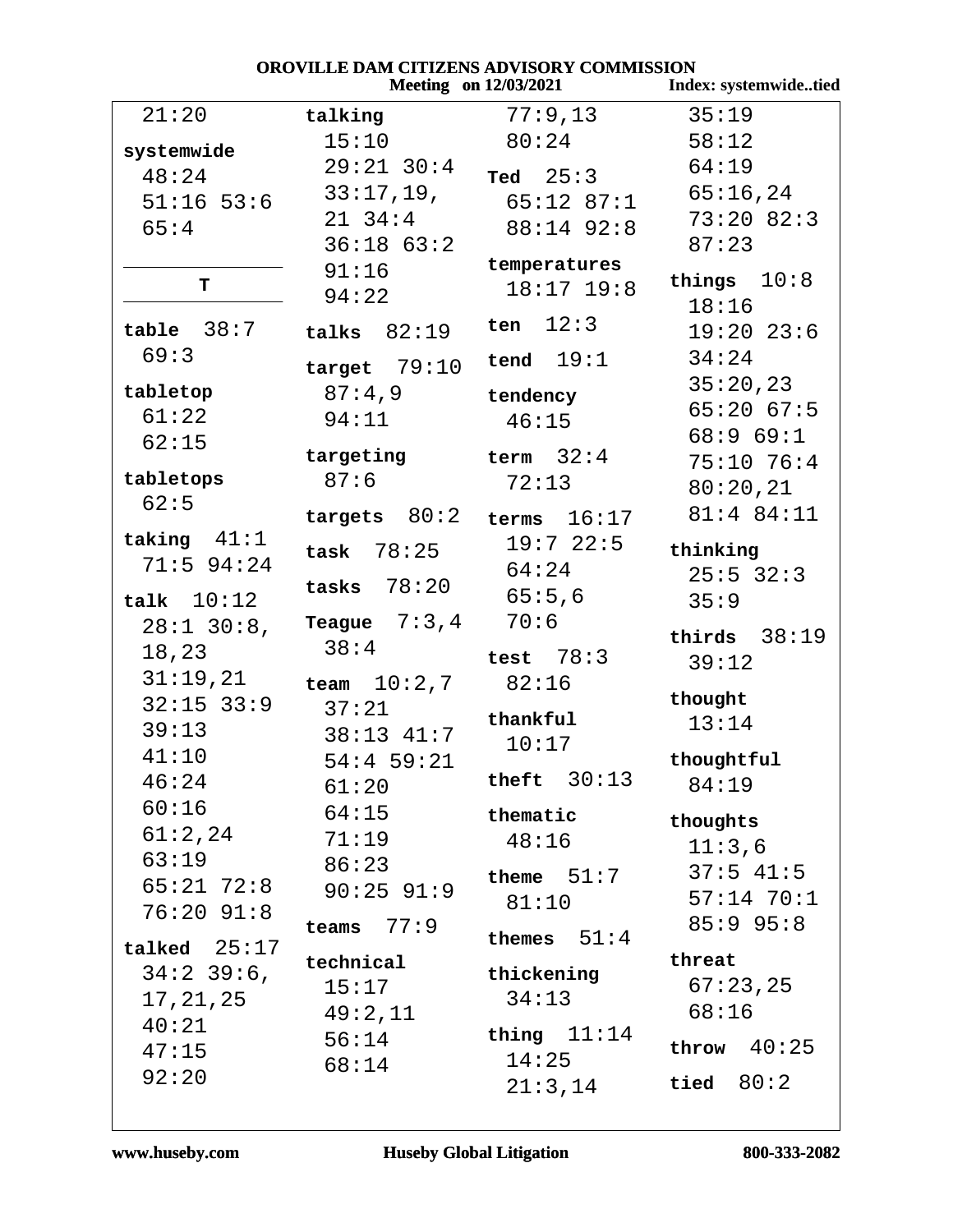21:20

**systemwide** 48:24 51:16 53:6 65:4

## T

**table** 38:7 69:3

**tabletop** 61:22 62:15

**tabletops** 62:5

**taking** 41:1 71:5 94:24

**talk** 10:12 28:1 30:8, 18,23 31:19,21 32:15 33:9 39:13 41:10 46:24 60:16 61:2,24 63:19 65:21 72:8 76:20 91:8

**talked** 25:17 34:2 39:6, 17,21,25 40:21 47:15 92:20

**talking** 15:10 29:21 30:4 33:17,19, 21 34:4 36:18 63:2 91:16 94:22

**talks** 82:19

**target** 79:10 87:4,9 94:11

**targeting** 87:6

**targets** 80:2

**task** 78:25

**tasks** 78:20

**Teague** 7:3,4 38:4

**team** 10:2,7 37:21 38:13 41:7 54:4 59:21 61:20 64:15 71:19 86:23 90:25 91:9

**teams** 77:9

**technical** 15:17 49:2,11 56:14 68:14

77:9,13 80:24

**Ted** 25:3 65:12 87:1 88:14 92:8

**temperatures** 18:17 19:8

**ten** 12:3

**tend** 19:1

**tendency** 46:15

**term** 32:4 72:13

**terms** 16:17 19:7 22:5 64:24 65:5,6 70:6

**test** 78:3 82:16

**thankful** 10:17

**theft** 30:13

**thematic** 48:16

**theme** 51:7 81:10

**themes** 51:4

**thickening** 34:13

**thing** 11:14 14:25 21:3,14

35:19 58:12 64:19 65:16,24 73:20 82:3 87:23

**things** 10:8 18:16 19:20 23:6 34:24 35:20,23 65:20 67:5 68:9 69:1 75:10 76:4 80:20,21 81:4 84:11

**thinking** 25:5 32:3 35:9

**thirds** 38:19 39:12

**thought** 13:14

**thoughtful** 84:19

**thoughts** 11:3,6 37:5 41:5 57:14 70:1 85:9 95:8

**threat** 67:23,25 68:16

**throw** 40:25

**tied** 80:2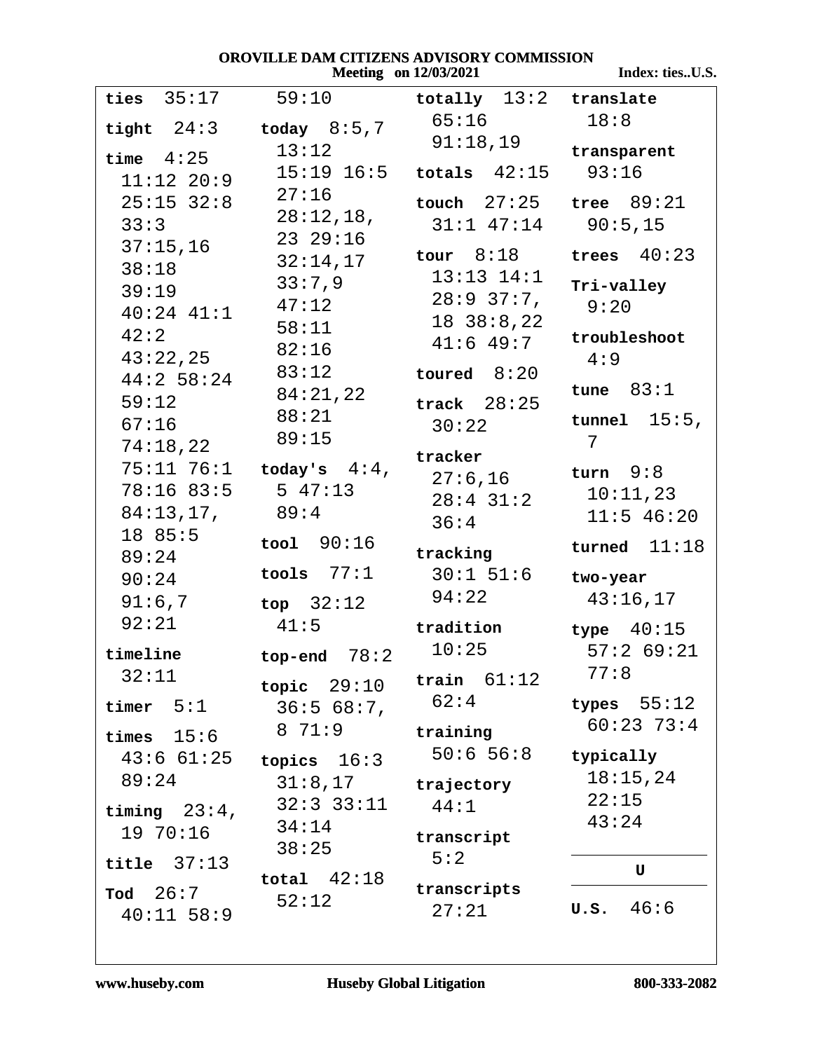**ties** 35:17 59:10

**tight** 24:3

**time** 4:25 11:12 20:9 25:15 32:8 33:3 37:15,16 38:18 39:19 40:24 41:1 42:2 43:22,25 44:2 58:24 59:12 67:16 74:18,22 75:11 76:1 78:16 83:5 84:13,17, 18 85:5 89:24 90:24 91:6,7 92:21

**timeline** 32:11

**timer** 5:1

**times** 15:6 43:6 61:25 89:24

**timing** 23:4, 19 70:16

**title** 37:13

**Tod** 26:7 40:11 58:9

**today** 8:5,7 13:12 15:19 16:5 27:16 28:12,18, 23 29:16 32:14,17 33:7,9 47:12 58:11 82:16 83:12 84:21,22 88:21 89:15

**today's** 4:4, 5 47:13 89:4

**tool** 90:16

**tools** 77:1

**top** 32:12 41:5

**top-end** 78:2

**topic** 29:10 36:5 68:7, 8 71:9

**topics** 16:3 31:8,17 32:3 33:11 34:14 38:25

**total** 42:18 52:12

**totally** 13:2 65:16 91:18,19

**totals** 42:15

**touch** 27:25 31:1 47:14

**tour** 8:18 13:13 14:1 28:9 37:7, 18 38:8,22 41:6 49:7

**toured** 8:20

**track** 28:25 30:22

**tracker** 27:6,16 28:4 31:2 36:4

**tracking** 30:1 51:6 94:22

**tradition** 10:25

**train** 61:12 62:4

**training** 50:6 56:8

**trajectory** 44:1

**transcript** 5:2

**transcripts** 27:21

**translate** 18:8

**transparent** 93:16

**tree** 89:21 90:5,15

**trees** 40:23

**Tri-valley** 9:20

**troubleshoot** 4:9

**tune** 83:1

**tunnel** 15:5, 7

**turn** 9:8 10:11,23 11:5 46:20

**turned** 11:18

**two-year** 43:16,17

**type** 40:15 57:2 69:21 77:8

**types** 55:12 60:23 73:4

**typically** 18:15,24 22:15 43:24

## U

**U.S.** 46:6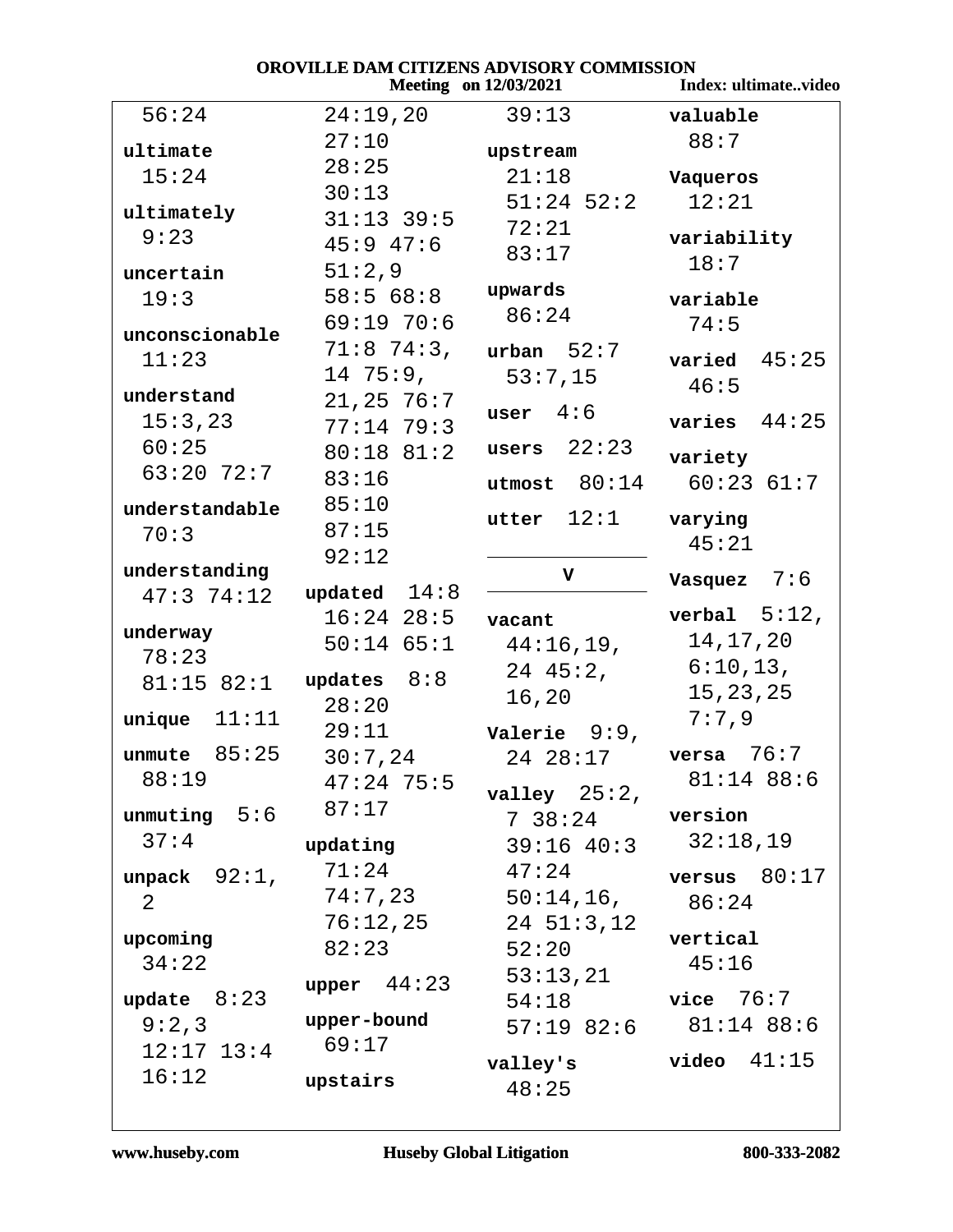56:24

**ultimate**
15:24

**ultimately**
9:23

**uncertain**
19:3

**unconscionable**
11:23

**understand**
15:3,23
60:25
63:20 72:7

**understandable**
70:3

**understanding**
47:3 74:12

**underway**
78:23
81:15 82:1

**unique** 11:11

**unmute** 85:25
88:19

**unmuting** 5:6
37:4

**unpack** 92:1,
2

**upcoming**
34:22

**update** 8:23
9:2,3
12:17 13:4
16:12
24:19,20
27:10
28:25
30:13
31:13 39:5
45:9 47:6
51:2,9
58:5 68:8
69:19 70:6
71:8 74:3,
14 75:9,
21,25 76:7
77:14 79:3
80:18 81:2
83:16
85:10
87:15
92:12

**updated** 14:8
16:24 28:5
50:14 65:1

**updates** 8:8
28:20
29:11
30:7,24
47:24 75:5
87:17

**updating**
71:24
74:7,23
76:12,25
82:23

**upper** 44:23

**upper-bound**
69:17

**upstairs**
39:13

**upstream**
21:18
51:24 52:2
72:21
83:17

**upwards**
86:24

**urban** 52:7
53:7,15

**user** 4:6

**users** 22:23

**utmost** 80:14

**utter** 12:1

## V

**vacant**
44:16,19,
24 45:2,
16,20

**Valerie** 9:9,
24 28:17

**valley** 25:2,
7 38:24
39:16 40:3
47:24
50:14,16,
24 51:3,12
52:20
53:13,21
54:18
57:19 82:6

**valley's**
48:25

**valuable**
88:7

**Vaqueros**
12:21

**variability**
18:7

**variable**
74:5

**varied** 45:25
46:5

**varies** 44:25

**variety**
60:23 61:7

**varying**
45:21

**Vasquez** 7:6

**verbal** 5:12,
14,17,20
6:10,13,
15,23,25
7:7,9

**versa** 76:7
81:14 88:6

**version**
32:18,19

**versus** 80:17
86:24

**vertical**
45:16

**vice** 76:7
81:14 88:6

**video** 41:15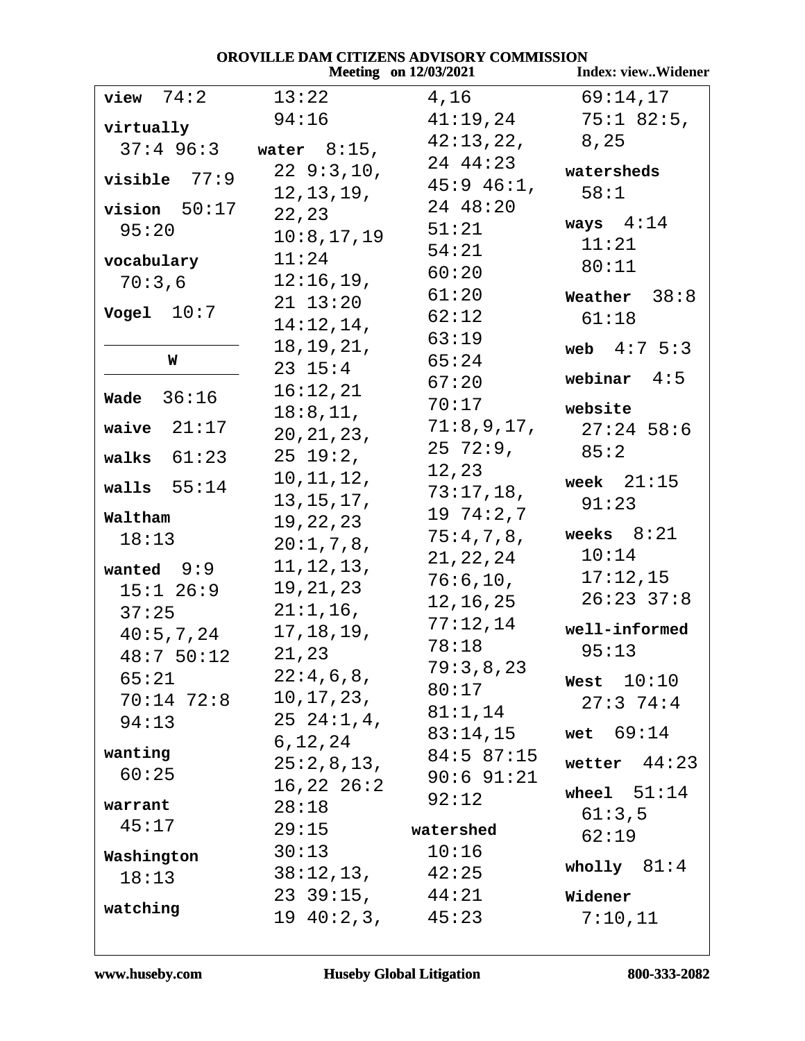view 74:2

virtually 37:4 96:3

visible 77:9

vision 50:17 95:20

vocabulary 70:3,6

Vogel 10:7

**W**

Wade 36:16

waive 21:17

walks 61:23

walls 55:14

Waltham 18:13

wanted 9:9 15:1 26:9 37:25 40:5,7,24 48:7 50:12 65:21 70:14 72:8 94:13

wanting 60:25

warrant 45:17

Washington 18:13

watching 13:22 94:16

water 8:15, 22 9:3,10, 12,13,19, 22,23 10:8,17,19 11:24 12:16,19, 21 13:20 14:12,14, 18,19,21, 23 15:4 16:12,21 18:8,11, 20,21,23, 25 19:2, 10,11,12, 13,15,17, 19,22,23 20:1,7,8, 11,12,13, 19,21,23 21:1,16, 17,18,19, 21,23 22:4,6,8, 10,17,23, 25 24:1,4, 6,12,24 25:2,8,13, 16,22 26:2 28:18 29:15 30:13 38:12,13, 23 39:15, 19 40:2,3, 4,16 41:19,24 42:13,22, 24 44:23 45:9 46:1, 24 48:20 51:21 54:21 60:20 61:20 62:12 63:19 65:24 67:20 70:17 71:8,9,17, 25 72:9, 12,23 73:17,18, 19 74:2,7 75:4,7,8, 21,22,24 76:6,10, 12,16,25 77:12,14 78:18 79:3,8,23 80:17 81:1,14 83:14,15 84:5 87:15 90:6 91:21 92:12

watershed 10:16 42:25 44:21 45:23 69:14,17 75:1 82:5, 8,25

watersheds 58:1

ways 4:14 11:21 80:11

Weather 38:8 61:18

web 4:7 5:3

webinar 4:5

website 27:24 58:6 85:2

week 21:15 91:23

weeks 8:21 10:14 17:12,15 26:23 37:8

well-informed 95:13

West 10:10 27:3 74:4

wet 69:14

wetter 44:23

wheel 51:14 61:3,5 62:19

wholly 81:4

Widener 7:10,11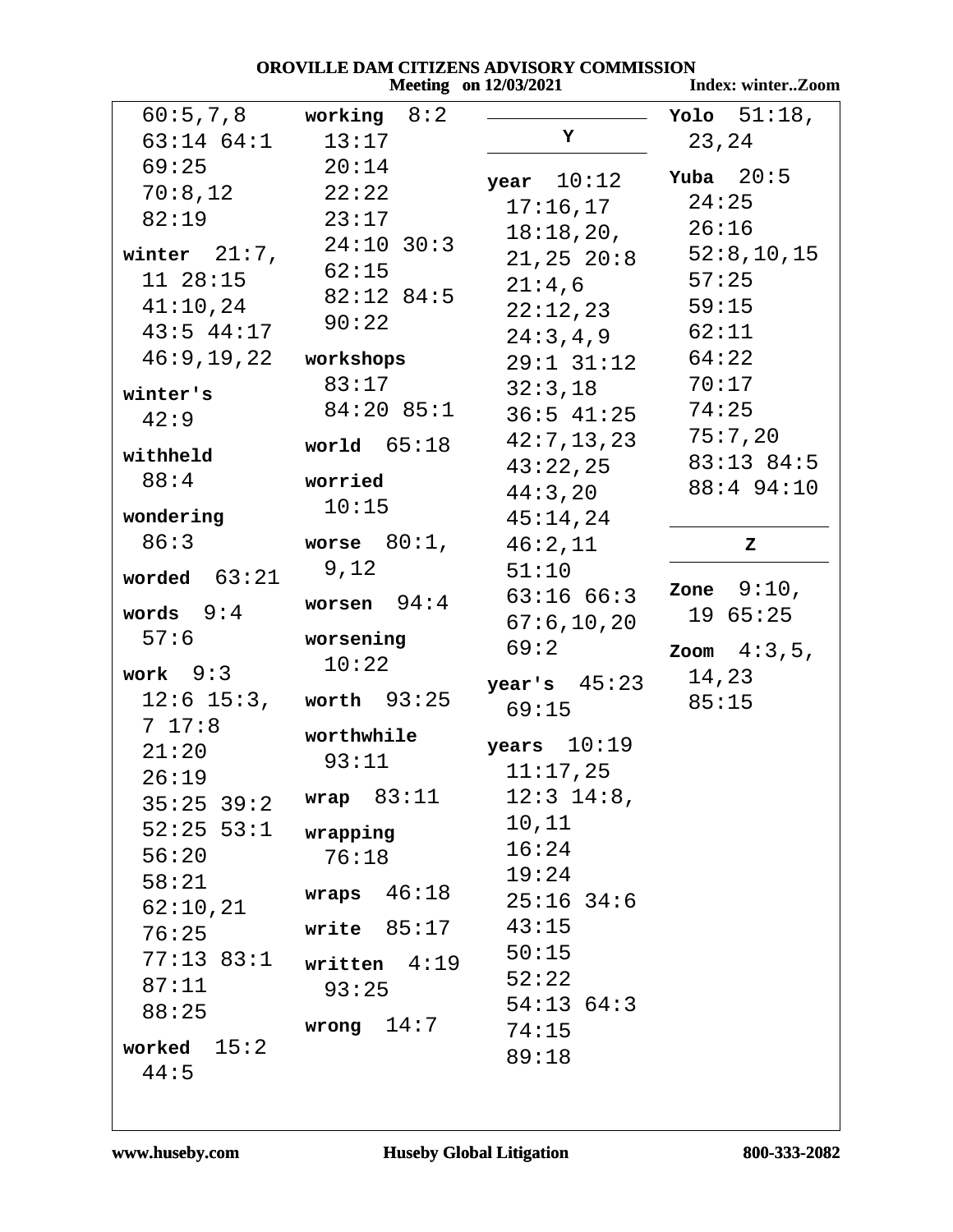60:5,7,8
63:14 64:1
69:25
70:8,12
82:19

**winter** 21:7, 11 28:15 41:10,24 43:5 44:17 46:9,19,22

**winter's** 42:9

**withheld** 88:4

**wondering** 86:3

**worded** 63:21

**words** 9:4 57:6

**work** 9:3 12:6 15:3, 7 17:8 21:20 26:19 35:25 39:2 52:25 53:1 56:20 58:21 62:10,21 76:25 77:13 83:1 87:11 88:25

**worked** 15:2 44:5

**working** 8:2 13:17 20:14 22:22 23:17 24:10 30:3 62:15 82:12 84:5 90:22

**workshops** 83:17 84:20 85:1

**world** 65:18

**worried** 10:15

**worse** 80:1, 9,12

**worsen** 94:4

**worsening** 10:22

**worth** 93:25

**worthwhile** 93:11

**wrap** 83:11

**wrapping** 76:18

**wraps** 46:18

**write** 85:17

**written** 4:19 93:25

**wrong** 14:7

## Y

**year** 10:12 17:16,17 18:18,20, 21,25 20:8 21:4,6 22:12,23 24:3,4,9 29:1 31:12 32:3,18 36:5 41:25 42:7,13,23 43:22,25 44:3,20 45:14,24 46:2,11 51:10 63:16 66:3 67:6,10,20 69:2

**year's** 45:23 69:15

**years** 10:19 11:17,25 12:3 14:8, 10,11 16:24 19:24 25:16 34:6 43:15 50:15 52:22 54:13 64:3 74:15 89:18

**Yolo** 51:18, 23,24

**Yuba** 20:5 24:25 26:16 52:8,10,15 57:25 59:15 62:11 64:22 70:17 74:25 75:7,20 83:13 84:5 88:4 94:10

## Z

**Zone** 9:10, 19 65:25

**Zoom** 4:3,5, 14,23 85:15